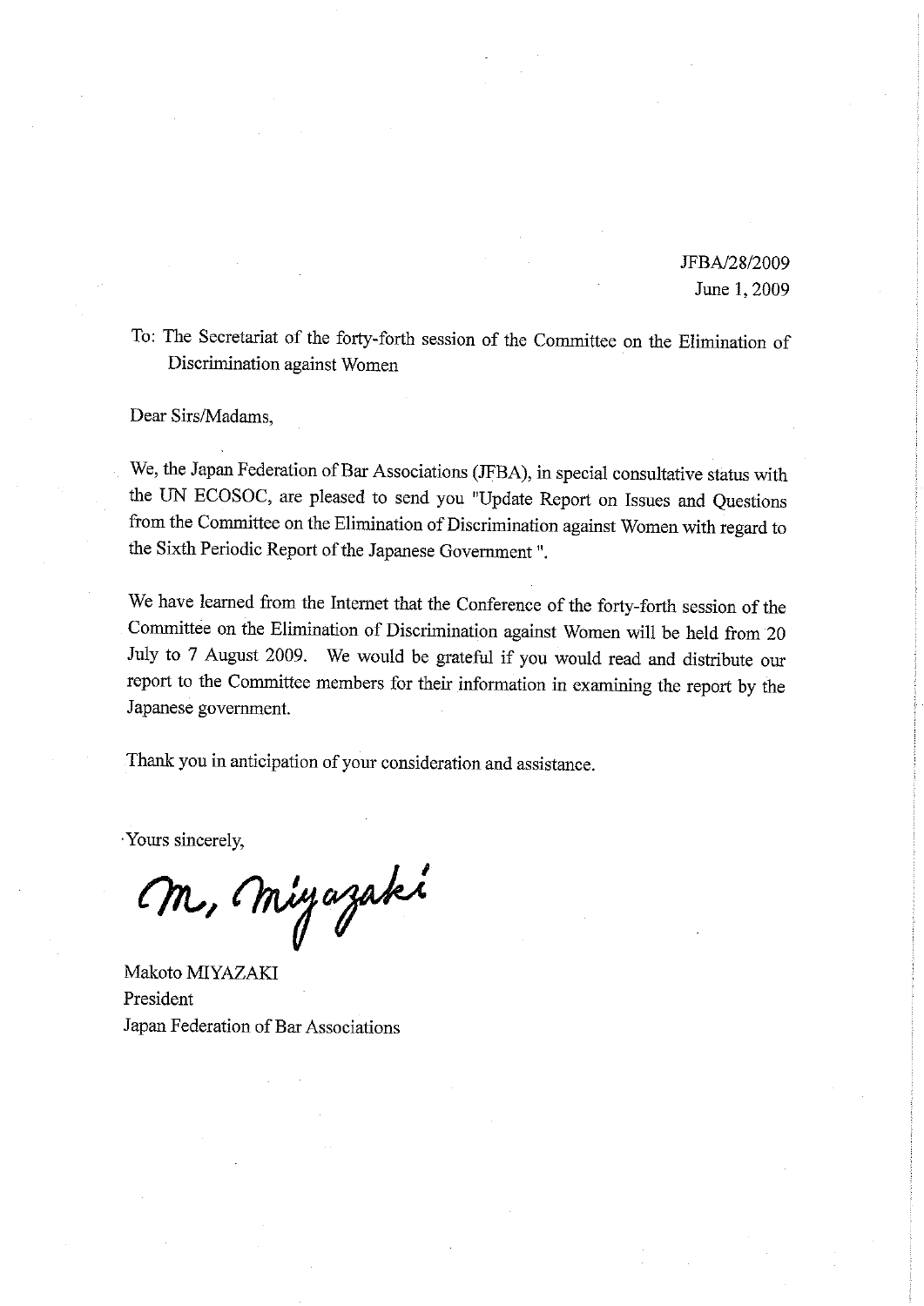JFBA/28/2009
June 1, 2009

To: The Secretariat of the forty-forth session of the Committee on the Elimination of Discrimination against Women

Dear Sirs/Madams,

We, the Japan Federation of Bar Associations (JFBA), in special consultative status with the UN ECOSOC, are pleased to send you "Update Report on Issues and Questions from the Committee on the Elimination of Discrimination against Women with regard to the Sixth Periodic Report of the Japanese Government ".

We have learned from the Internet that the Conference of the forty-forth session of the Committee on the Elimination of Discrimination against Women will be held from 20 July to 7 August 2009. We would be grateful if you would read and distribute our report to the Committee members for their information in examining the report by the Japanese government.

Thank you in anticipation of your consideration and assistance.

Yours sincerely,

M. Miyazaki

Makoto MIYAZAKI
President
Japan Federation of Bar Associations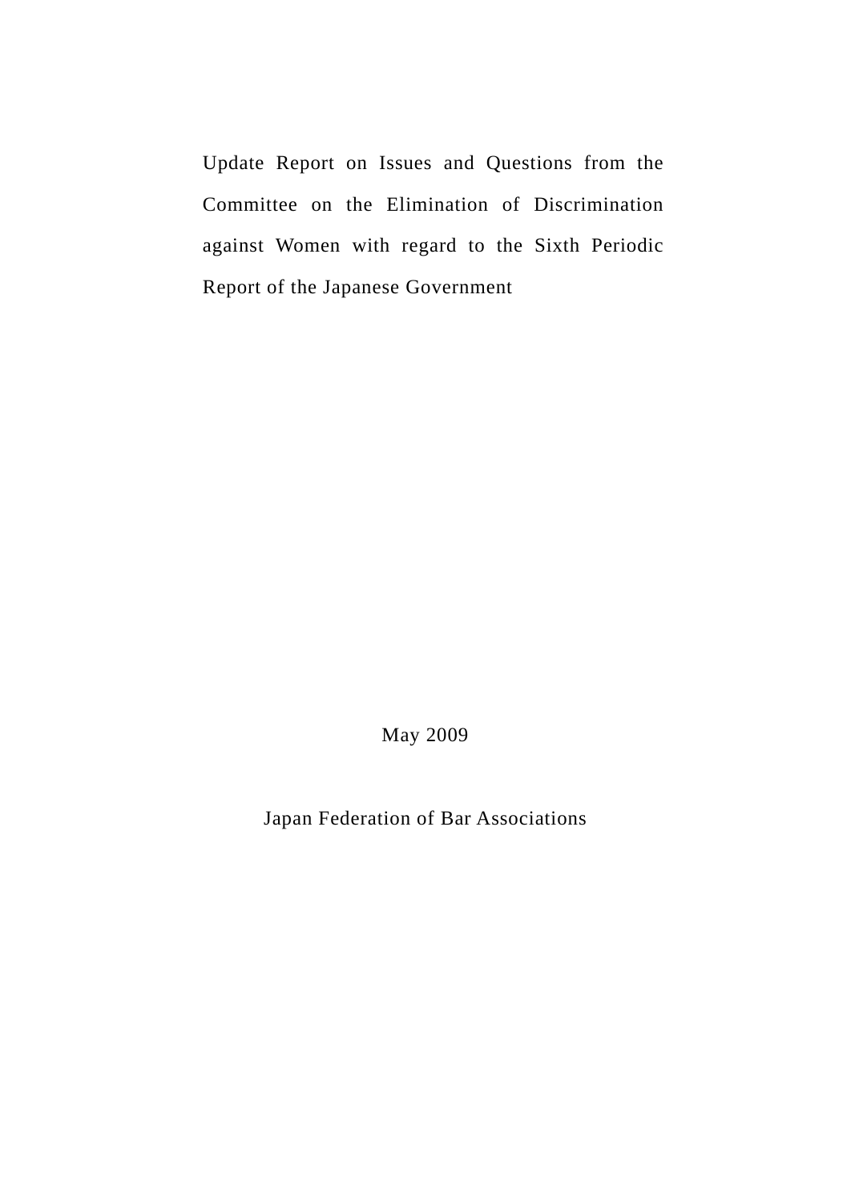# Update Report on Issues and Questions from the Committee on the Elimination of Discrimination against Women with regard to the Sixth Periodic Report of the Japanese Government

May 2009

Japan Federation of Bar Associations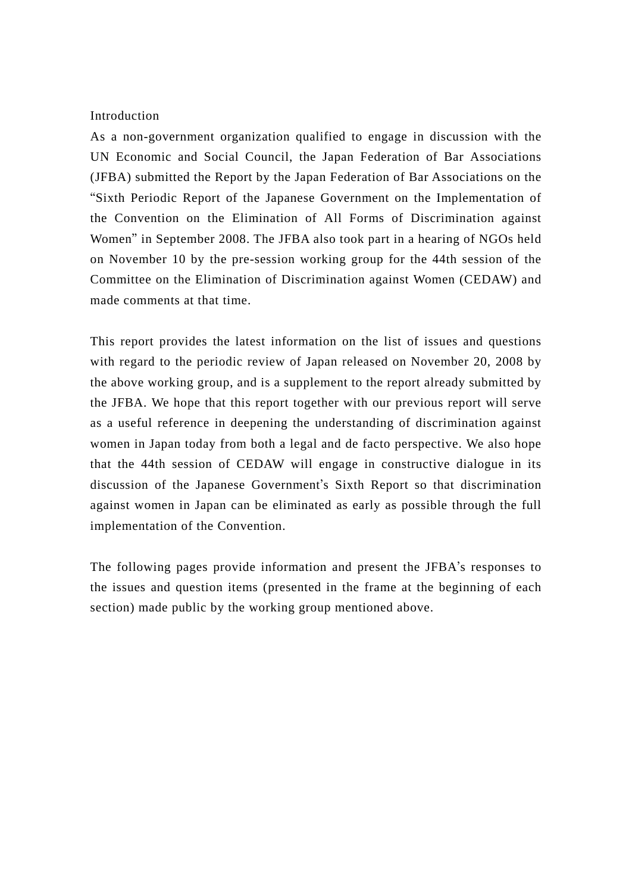## Introduction

As a non-government organization qualified to engage in discussion with the UN Economic and Social Council, the Japan Federation of Bar Associations (JFBA) submitted the Report by the Japan Federation of Bar Associations on the "Sixth Periodic Report of the Japanese Government on the Implementation of the Convention on the Elimination of All Forms of Discrimination against Women" in September 2008. The JFBA also took part in a hearing of NGOs held on November 10 by the pre-session working group for the 44th session of the Committee on the Elimination of Discrimination against Women (CEDAW) and made comments at that time.

This report provides the latest information on the list of issues and questions with regard to the periodic review of Japan released on November 20, 2008 by the above working group, and is a supplement to the report already submitted by the JFBA. We hope that this report together with our previous report will serve as a useful reference in deepening the understanding of discrimination against women in Japan today from both a legal and de facto perspective. We also hope that the 44th session of CEDAW will engage in constructive dialogue in its discussion of the Japanese Government's Sixth Report so that discrimination against women in Japan can be eliminated as early as possible through the full implementation of the Convention.

The following pages provide information and present the JFBA's responses to the issues and question items (presented in the frame at the beginning of each section) made public by the working group mentioned above.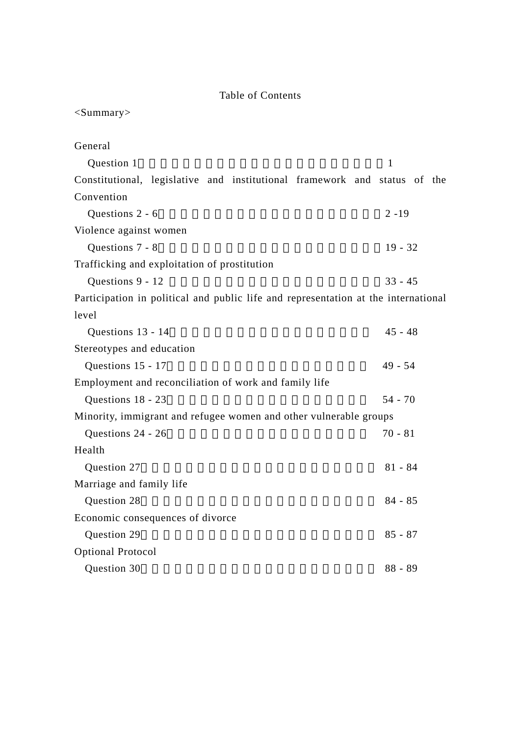# Table of Contents

<Summary>

General

Question 1 ... 1

Constitutional, legislative and institutional framework and status of the Convention

Questions 2 - 6 ... 2 -19

Violence against women

Questions 7 - 8 ... 19 - 32

Trafficking and exploitation of prostitution

Questions 9 - 12 ... 33 - 45

Participation in political and public life and representation at the international level

Questions 13 - 14 ... 45 - 48

Stereotypes and education

Questions 15 - 17 ... 49 - 54

Employment and reconciliation of work and family life

Questions 18 - 23 ... 54 - 70

Minority, immigrant and refugee women and other vulnerable groups

Questions 24 - 26 ... 70 - 81

Health

Question 27 ... 81 - 84

Marriage and family life

Question 28 ... 84 - 85

Economic consequences of divorce

Question 29 ... 85 - 87

Optional Protocol

Question 30 ... 88 - 89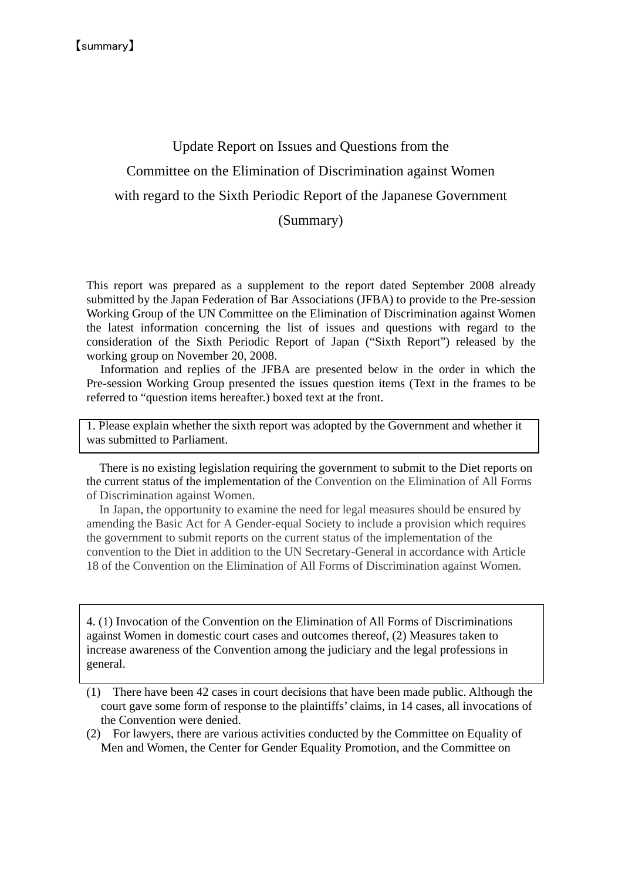【summary】

# Update Report on Issues and Questions from the Committee on the Elimination of Discrimination against Women with regard to the Sixth Periodic Report of the Japanese Government (Summary)

This report was prepared as a supplement to the report dated September 2008 already submitted by the Japan Federation of Bar Associations (JFBA) to provide to the Pre-session Working Group of the UN Committee on the Elimination of Discrimination against Women the latest information concerning the list of issues and questions with regard to the consideration of the Sixth Periodic Report of Japan ("Sixth Report") released by the working group on November 20, 2008.

Information and replies of the JFBA are presented below in the order in which the Pre-session Working Group presented the issues question items (Text in the frames to be referred to "question items hereafter.) boxed text at the front.

> 1. Please explain whether the sixth report was adopted by the Government and whether it was submitted to Parliament.

There is no existing legislation requiring the government to submit to the Diet reports on the current status of the implementation of the Convention on the Elimination of All Forms of Discrimination against Women.

In Japan, the opportunity to examine the need for legal measures should be ensured by amending the Basic Act for A Gender-equal Society to include a provision which requires the government to submit reports on the current status of the implementation of the convention to the Diet in addition to the UN Secretary-General in accordance with Article 18 of the Convention on the Elimination of All Forms of Discrimination against Women.

> 4. (1) Invocation of the Convention on the Elimination of All Forms of Discriminations against Women in domestic court cases and outcomes thereof, (2) Measures taken to increase awareness of the Convention among the judiciary and the legal professions in general.

(1) There have been 42 cases in court decisions that have been made public. Although the court gave some form of response to the plaintiffs' claims, in 14 cases, all invocations of the Convention were denied.

(2) For lawyers, there are various activities conducted by the Committee on Equality of Men and Women, the Center for Gender Equality Promotion, and the Committee on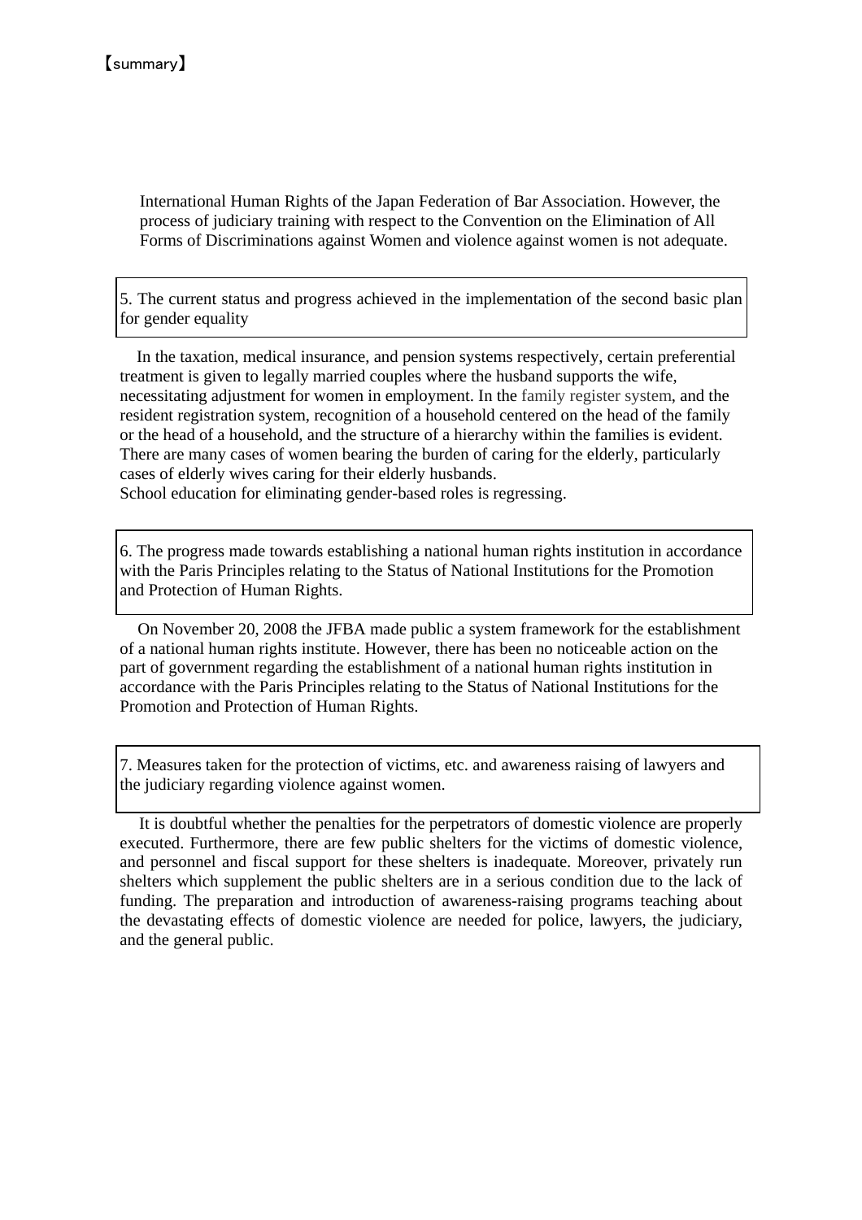【summary】

International Human Rights of the Japan Federation of Bar Association. However, the process of judiciary training with respect to the Convention on the Elimination of All Forms of Discriminations against Women and violence against women is not adequate.

### 5. The current status and progress achieved in the implementation of the second basic plan for gender equality

In the taxation, medical insurance, and pension systems respectively, certain preferential treatment is given to legally married couples where the husband supports the wife, necessitating adjustment for women in employment. In the family register system, and the resident registration system, recognition of a household centered on the head of the family or the head of a household, and the structure of a hierarchy within the families is evident. There are many cases of women bearing the burden of caring for the elderly, particularly cases of elderly wives caring for their elderly husbands.
School education for eliminating gender-based roles is regressing.

### 6. The progress made towards establishing a national human rights institution in accordance with the Paris Principles relating to the Status of National Institutions for the Promotion and Protection of Human Rights.

On November 20, 2008 the JFBA made public a system framework for the establishment of a national human rights institute. However, there has been no noticeable action on the part of government regarding the establishment of a national human rights institution in accordance with the Paris Principles relating to the Status of National Institutions for the Promotion and Protection of Human Rights.

### 7. Measures taken for the protection of victims, etc. and awareness raising of lawyers and the judiciary regarding violence against women.

It is doubtful whether the penalties for the perpetrators of domestic violence are properly executed. Furthermore, there are few public shelters for the victims of domestic violence, and personnel and fiscal support for these shelters is inadequate. Moreover, privately run shelters which supplement the public shelters are in a serious condition due to the lack of funding. The preparation and introduction of awareness-raising programs teaching about the devastating effects of domestic violence are needed for police, lawyers, the judiciary, and the general public.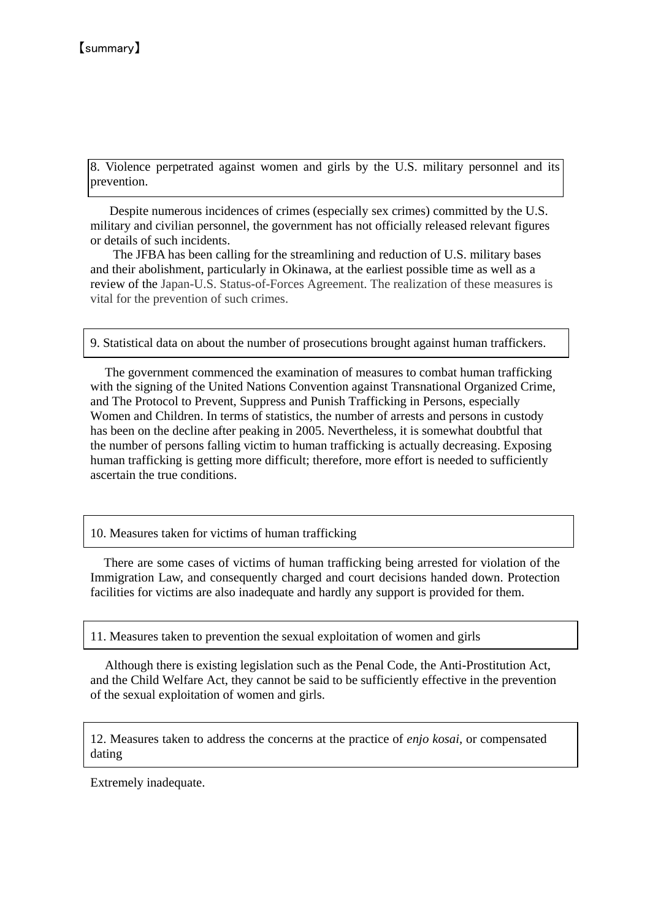【summary】

## 8. Violence perpetrated against women and girls by the U.S. military personnel and its prevention.

Despite numerous incidences of crimes (especially sex crimes) committed by the U.S. military and civilian personnel, the government has not officially released relevant figures or details of such incidents.

The JFBA has been calling for the streamlining and reduction of U.S. military bases and their abolishment, particularly in Okinawa, at the earliest possible time as well as a review of the Japan-U.S. Status-of-Forces Agreement. The realization of these measures is vital for the prevention of such crimes.

## 9. Statistical data on about the number of prosecutions brought against human traffickers.

The government commenced the examination of measures to combat human trafficking with the signing of the United Nations Convention against Transnational Organized Crime, and The Protocol to Prevent, Suppress and Punish Trafficking in Persons, especially Women and Children. In terms of statistics, the number of arrests and persons in custody has been on the decline after peaking in 2005. Nevertheless, it is somewhat doubtful that the number of persons falling victim to human trafficking is actually decreasing. Exposing human trafficking is getting more difficult; therefore, more effort is needed to sufficiently ascertain the true conditions.

## 10. Measures taken for victims of human trafficking

There are some cases of victims of human trafficking being arrested for violation of the Immigration Law, and consequently charged and court decisions handed down. Protection facilities for victims are also inadequate and hardly any support is provided for them.

## 11. Measures taken to prevention the sexual exploitation of women and girls

Although there is existing legislation such as the Penal Code, the Anti-Prostitution Act, and the Child Welfare Act, they cannot be said to be sufficiently effective in the prevention of the sexual exploitation of women and girls.

## 12. Measures taken to address the concerns at the practice of *enjo kosai*, or compensated dating

Extremely inadequate.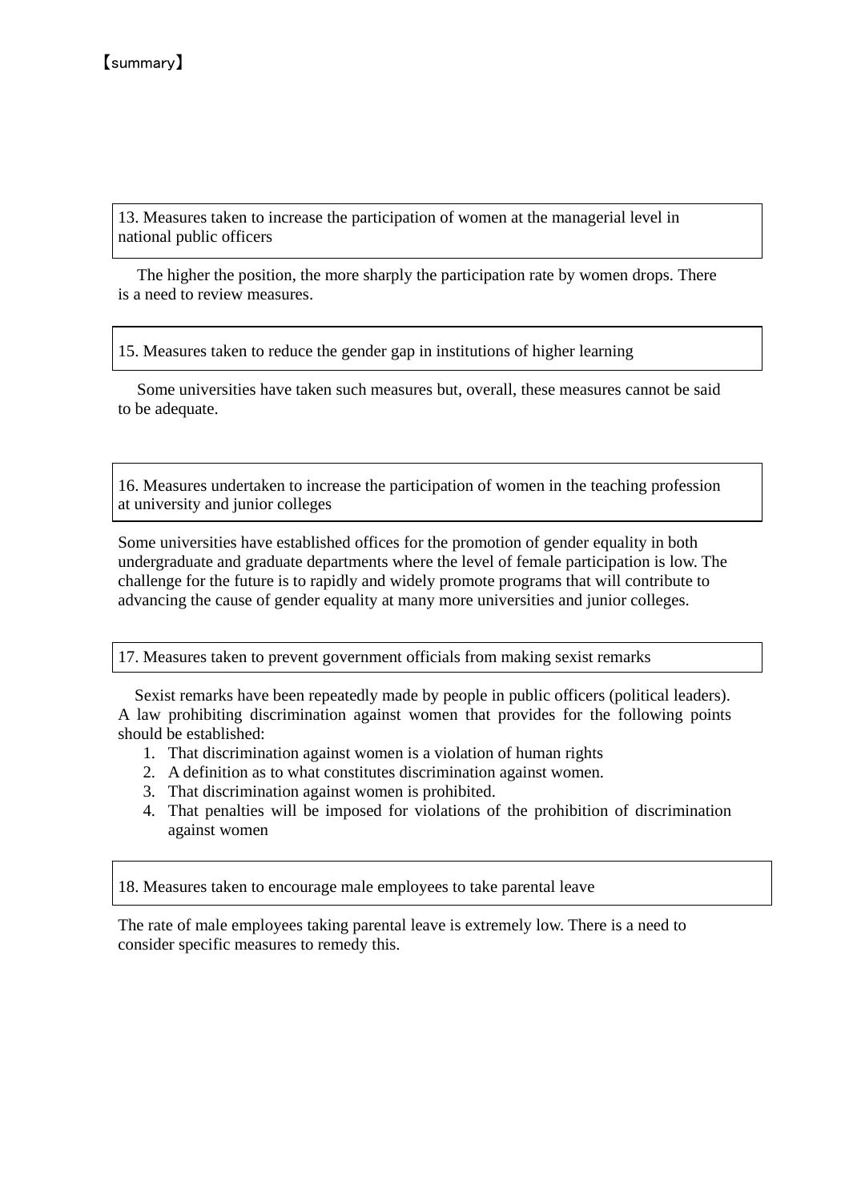【summary】

### 13. Measures taken to increase the participation of women at the managerial level in national public officers

The higher the position, the more sharply the participation rate by women drops. There is a need to review measures.

### 15. Measures taken to reduce the gender gap in institutions of higher learning

Some universities have taken such measures but, overall, these measures cannot be said to be adequate.

### 16. Measures undertaken to increase the participation of women in the teaching profession at university and junior colleges

Some universities have established offices for the promotion of gender equality in both undergraduate and graduate departments where the level of female participation is low. The challenge for the future is to rapidly and widely promote programs that will contribute to advancing the cause of gender equality at many more universities and junior colleges.

### 17. Measures taken to prevent government officials from making sexist remarks

Sexist remarks have been repeatedly made by people in public officers (political leaders). A law prohibiting discrimination against women that provides for the following points should be established:

1. That discrimination against women is a violation of human rights
2. A definition as to what constitutes discrimination against women.
3. That discrimination against women is prohibited.
4. That penalties will be imposed for violations of the prohibition of discrimination against women

### 18. Measures taken to encourage male employees to take parental leave

The rate of male employees taking parental leave is extremely low. There is a need to consider specific measures to remedy this.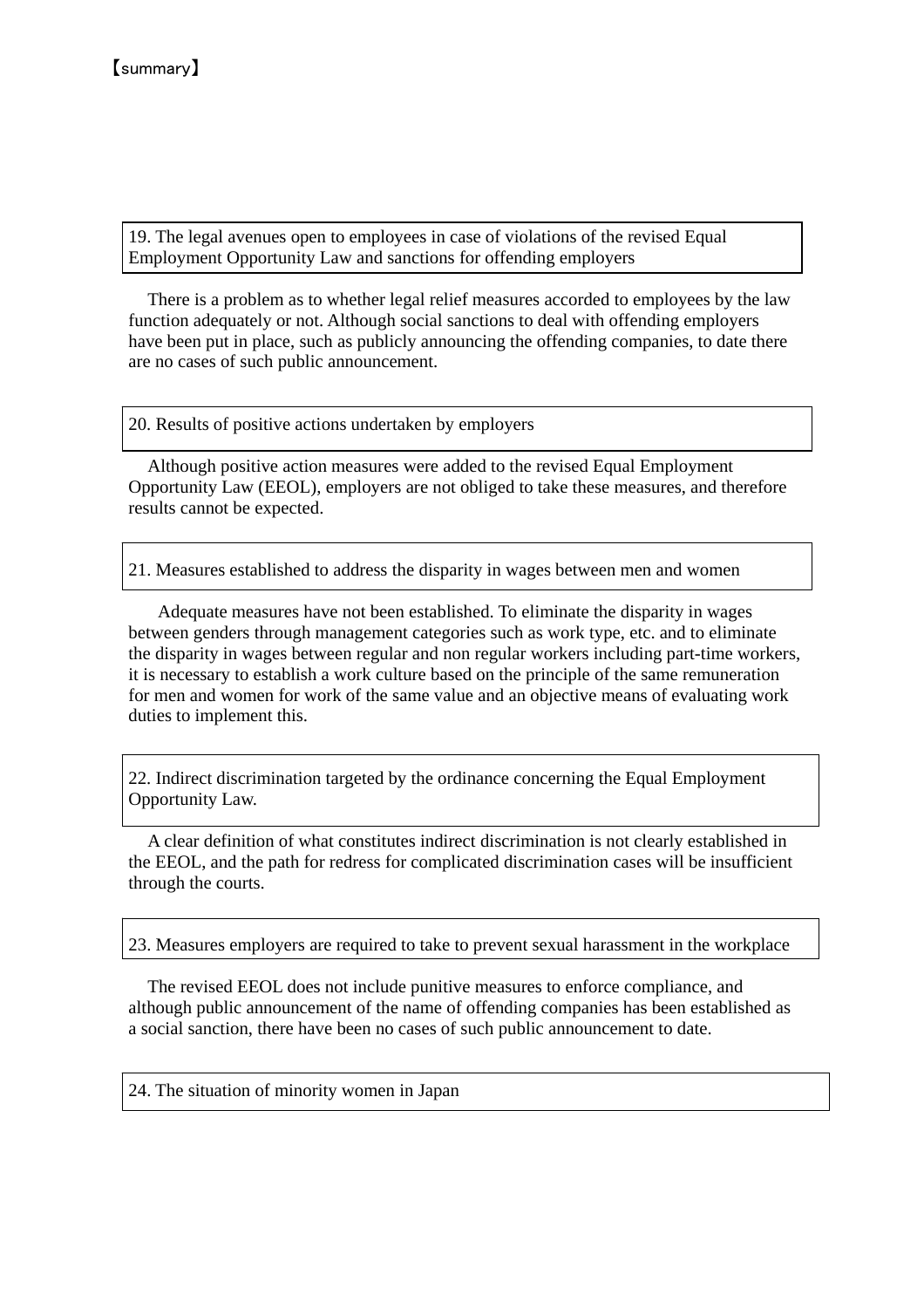【summary】

## 19. The legal avenues open to employees in case of violations of the revised Equal Employment Opportunity Law and sanctions for offending employers

There is a problem as to whether legal relief measures accorded to employees by the law function adequately or not. Although social sanctions to deal with offending employers have been put in place, such as publicly announcing the offending companies, to date there are no cases of such public announcement.

## 20. Results of positive actions undertaken by employers

Although positive action measures were added to the revised Equal Employment Opportunity Law (EEOL), employers are not obliged to take these measures, and therefore results cannot be expected.

## 21. Measures established to address the disparity in wages between men and women

Adequate measures have not been established. To eliminate the disparity in wages between genders through management categories such as work type, etc. and to eliminate the disparity in wages between regular and non regular workers including part-time workers, it is necessary to establish a work culture based on the principle of the same remuneration for men and women for work of the same value and an objective means of evaluating work duties to implement this.

## 22. Indirect discrimination targeted by the ordinance concerning the Equal Employment Opportunity Law.

A clear definition of what constitutes indirect discrimination is not clearly established in the EEOL, and the path for redress for complicated discrimination cases will be insufficient through the courts.

## 23. Measures employers are required to take to prevent sexual harassment in the workplace

The revised EEOL does not include punitive measures to enforce compliance, and although public announcement of the name of offending companies has been established as a social sanction, there have been no cases of such public announcement to date.

## 24. The situation of minority women in Japan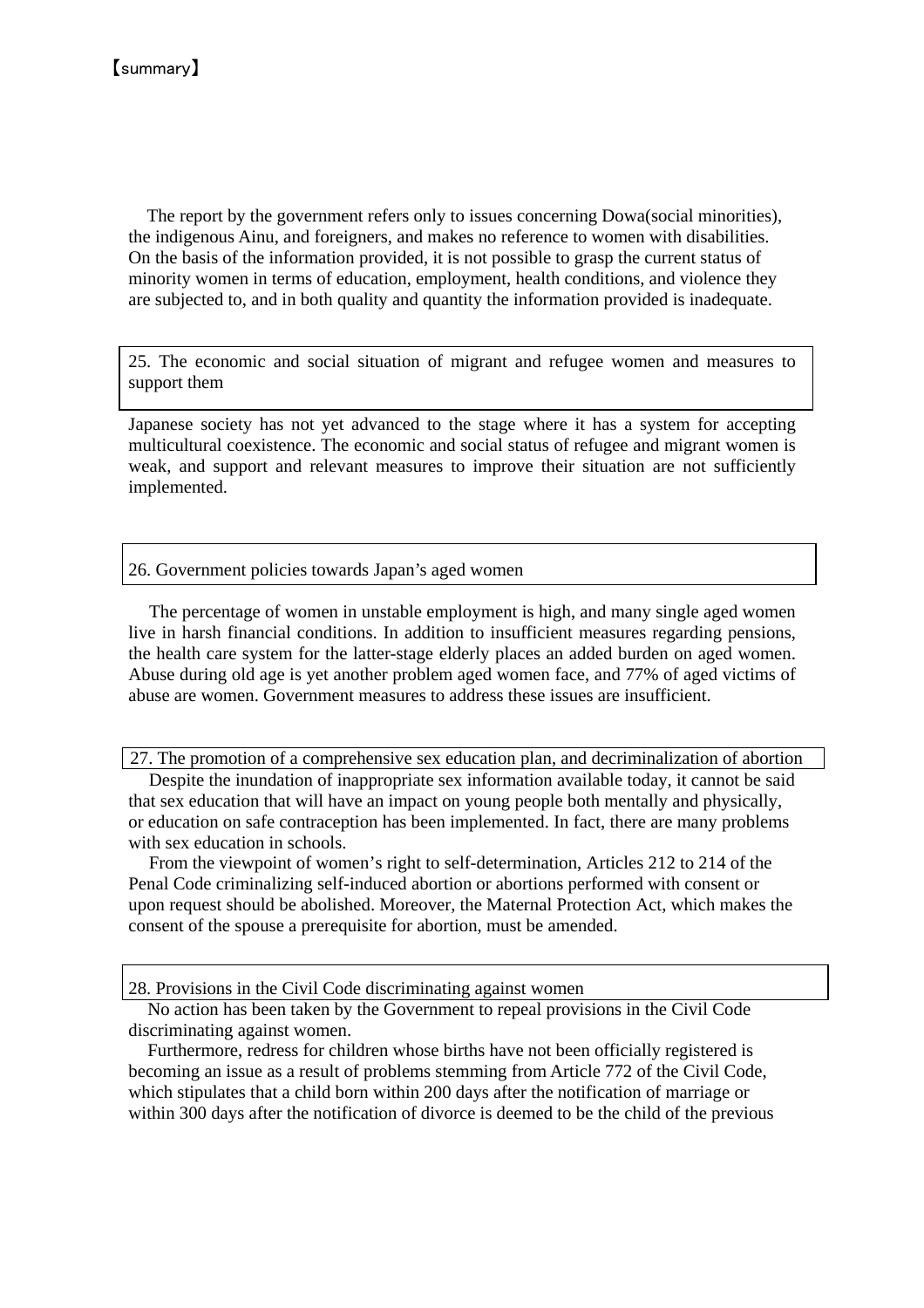【summary】

The report by the government refers only to issues concerning Dowa(social minorities), the indigenous Ainu, and foreigners, and makes no reference to women with disabilities. On the basis of the information provided, it is not possible to grasp the current status of minority women in terms of education, employment, health conditions, and violence they are subjected to, and in both quality and quantity the information provided is inadequate.

### 25. The economic and social situation of migrant and refugee women and measures to support them

Japanese society has not yet advanced to the stage where it has a system for accepting multicultural coexistence. The economic and social status of refugee and migrant women is weak, and support and relevant measures to improve their situation are not sufficiently implemented.

### 26. Government policies towards Japan's aged women

The percentage of women in unstable employment is high, and many single aged women live in harsh financial conditions. In addition to insufficient measures regarding pensions, the health care system for the latter-stage elderly places an added burden on aged women. Abuse during old age is yet another problem aged women face, and 77% of aged victims of abuse are women. Government measures to address these issues are insufficient.

### 27. The promotion of a comprehensive sex education plan, and decriminalization of abortion

Despite the inundation of inappropriate sex information available today, it cannot be said that sex education that will have an impact on young people both mentally and physically, or education on safe contraception has been implemented. In fact, there are many problems with sex education in schools.

From the viewpoint of women's right to self-determination, Articles 212 to 214 of the Penal Code criminalizing self-induced abortion or abortions performed with consent or upon request should be abolished. Moreover, the Maternal Protection Act, which makes the consent of the spouse a prerequisite for abortion, must be amended.

### 28. Provisions in the Civil Code discriminating against women

No action has been taken by the Government to repeal provisions in the Civil Code discriminating against women.

Furthermore, redress for children whose births have not been officially registered is becoming an issue as a result of problems stemming from Article 772 of the Civil Code, which stipulates that a child born within 200 days after the notification of marriage or within 300 days after the notification of divorce is deemed to be the child of the previous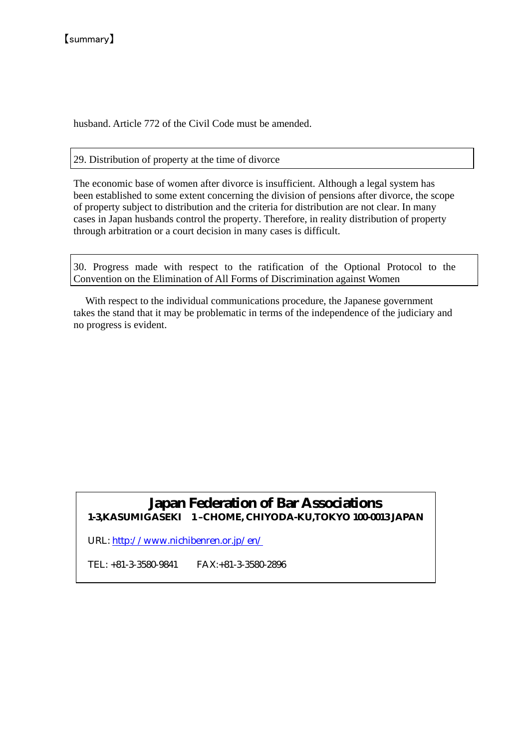husband. Article 772 of the Civil Code must be amended.

## 29. Distribution of property at the time of divorce

The economic base of women after divorce is insufficient. Although a legal system has been established to some extent concerning the division of pensions after divorce, the scope of property subject to distribution and the criteria for distribution are not clear. In many cases in Japan husbands control the property. Therefore, in reality distribution of property through arbitration or a court decision in many cases is difficult.

## 30. Progress made with respect to the ratification of the Optional Protocol to the Convention on the Elimination of All Forms of Discrimination against Women

With respect to the individual communications procedure, the Japanese government takes the stand that it may be problematic in terms of the independence of the judiciary and no progress is evident.

**Japan Federation of Bar Associations**

**1-3,KASUMIGASEKI 1-CHOME, CHIYODA-KU,TOKYO 100-0013 JAPAN**

URL: http://www.nichibenren.or.jp/en/

TEL: +81-3-3580-9841 FAX:+81-3-3580-2896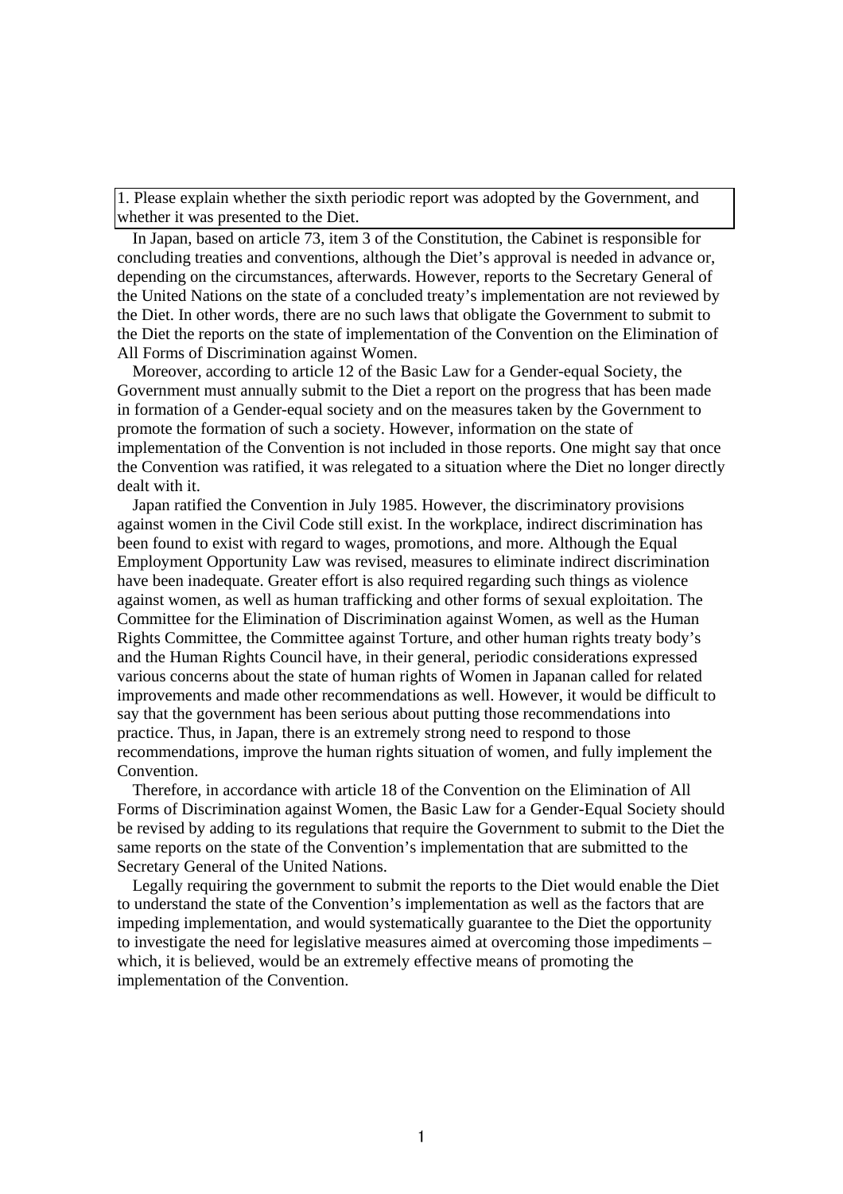1. Please explain whether the sixth periodic report was adopted by the Government, and whether it was presented to the Diet.

In Japan, based on article 73, item 3 of the Constitution, the Cabinet is responsible for concluding treaties and conventions, although the Diet's approval is needed in advance or, depending on the circumstances, afterwards. However, reports to the Secretary General of the United Nations on the state of a concluded treaty's implementation are not reviewed by the Diet. In other words, there are no such laws that obligate the Government to submit to the Diet the reports on the state of implementation of the Convention on the Elimination of All Forms of Discrimination against Women.

Moreover, according to article 12 of the Basic Law for a Gender-equal Society, the Government must annually submit to the Diet a report on the progress that has been made in formation of a Gender-equal society and on the measures taken by the Government to promote the formation of such a society. However, information on the state of implementation of the Convention is not included in those reports. One might say that once the Convention was ratified, it was relegated to a situation where the Diet no longer directly dealt with it.

Japan ratified the Convention in July 1985. However, the discriminatory provisions against women in the Civil Code still exist. In the workplace, indirect discrimination has been found to exist with regard to wages, promotions, and more. Although the Equal Employment Opportunity Law was revised, measures to eliminate indirect discrimination have been inadequate. Greater effort is also required regarding such things as violence against women, as well as human trafficking and other forms of sexual exploitation. The Committee for the Elimination of Discrimination against Women, as well as the Human Rights Committee, the Committee against Torture, and other human rights treaty body's and the Human Rights Council have, in their general, periodic considerations expressed various concerns about the state of human rights of Women in Japanan called for related improvements and made other recommendations as well. However, it would be difficult to say that the government has been serious about putting those recommendations into practice. Thus, in Japan, there is an extremely strong need to respond to those recommendations, improve the human rights situation of women, and fully implement the Convention.

Therefore, in accordance with article 18 of the Convention on the Elimination of All Forms of Discrimination against Women, the Basic Law for a Gender-Equal Society should be revised by adding to its regulations that require the Government to submit to the Diet the same reports on the state of the Convention's implementation that are submitted to the Secretary General of the United Nations.

Legally requiring the government to submit the reports to the Diet would enable the Diet to understand the state of the Convention's implementation as well as the factors that are impeding implementation, and would systematically guarantee to the Diet the opportunity to investigate the need for legislative measures aimed at overcoming those impediments – which, it is believed, would be an extremely effective means of promoting the implementation of the Convention.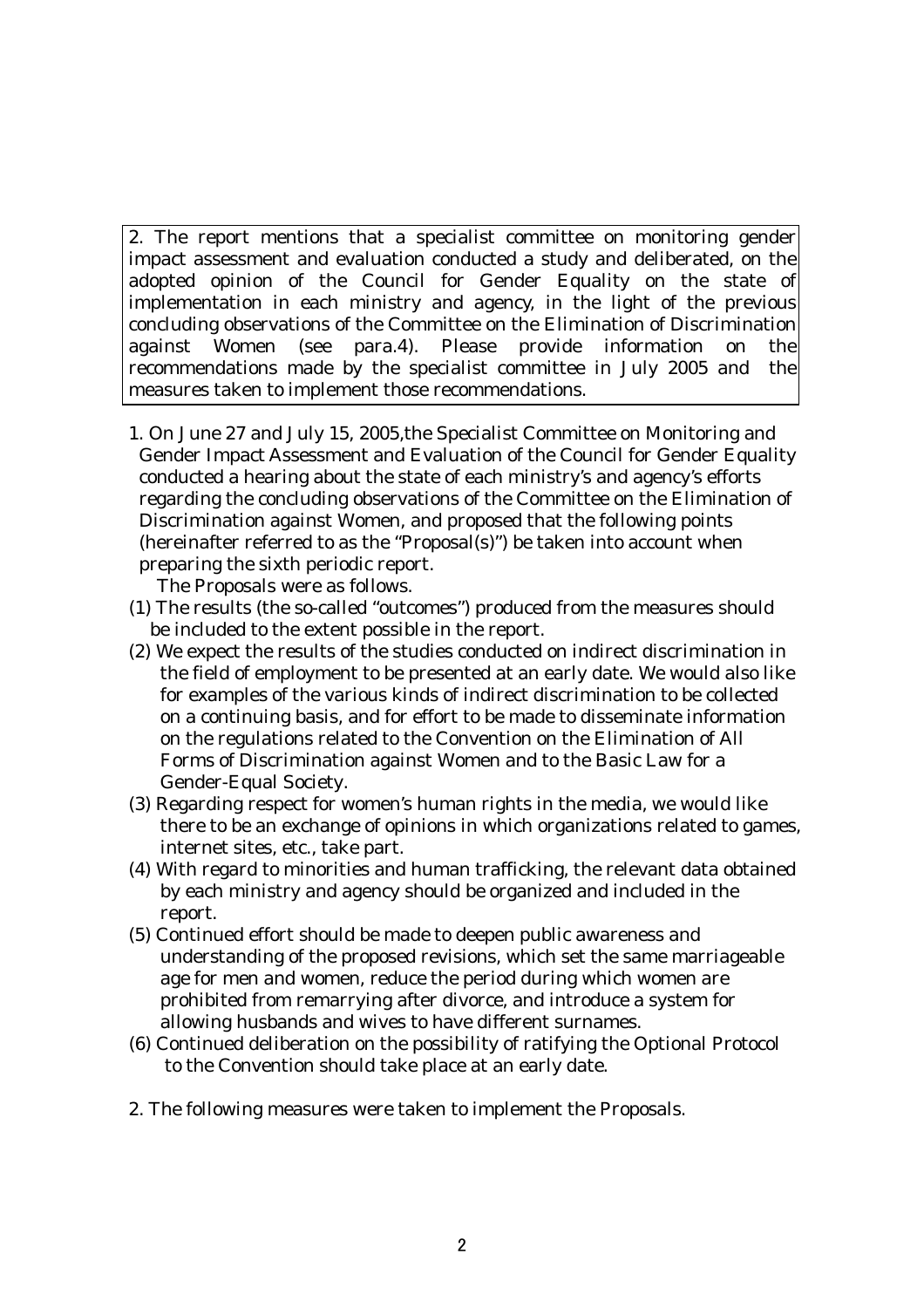> 2. The report mentions that a specialist committee on monitoring gender impact assessment and evaluation conducted a study and deliberated, on the adopted opinion of the Council for Gender Equality on the state of implementation in each ministry and agency, in the light of the previous concluding observations of the Committee on the Elimination of Discrimination against Women (see para.4). Please provide information on the recommendations made by the specialist committee in July 2005 and the measures taken to implement those recommendations.

1. On June 27 and July 15, 2005,the Specialist Committee on Monitoring and Gender Impact Assessment and Evaluation of the Council for Gender Equality conducted a hearing about the state of each ministry's and agency's efforts regarding the concluding observations of the Committee on the Elimination of Discrimination against Women, and proposed that the following points (hereinafter referred to as the "Proposal(s)") be taken into account when preparing the sixth periodic report.

   The Proposals were as follows.

(1) The results (the so-called "outcomes") produced from the measures should be included to the extent possible in the report.

(2) We expect the results of the studies conducted on indirect discrimination in the field of employment to be presented at an early date. We would also like for examples of the various kinds of indirect discrimination to be collected on a continuing basis, and for effort to be made to disseminate information on the regulations related to the Convention on the Elimination of All Forms of Discrimination against Women and to the Basic Law for a Gender-Equal Society.

(3) Regarding respect for women's human rights in the media, we would like there to be an exchange of opinions in which organizations related to games, internet sites, etc., take part.

(4) With regard to minorities and human trafficking, the relevant data obtained by each ministry and agency should be organized and included in the report.

(5) Continued effort should be made to deepen public awareness and understanding of the proposed revisions, which set the same marriageable age for men and women, reduce the period during which women are prohibited from remarrying after divorce, and introduce a system for allowing husbands and wives to have different surnames.

(6) Continued deliberation on the possibility of ratifying the Optional Protocol to the Convention should take place at an early date.

2. The following measures were taken to implement the Proposals.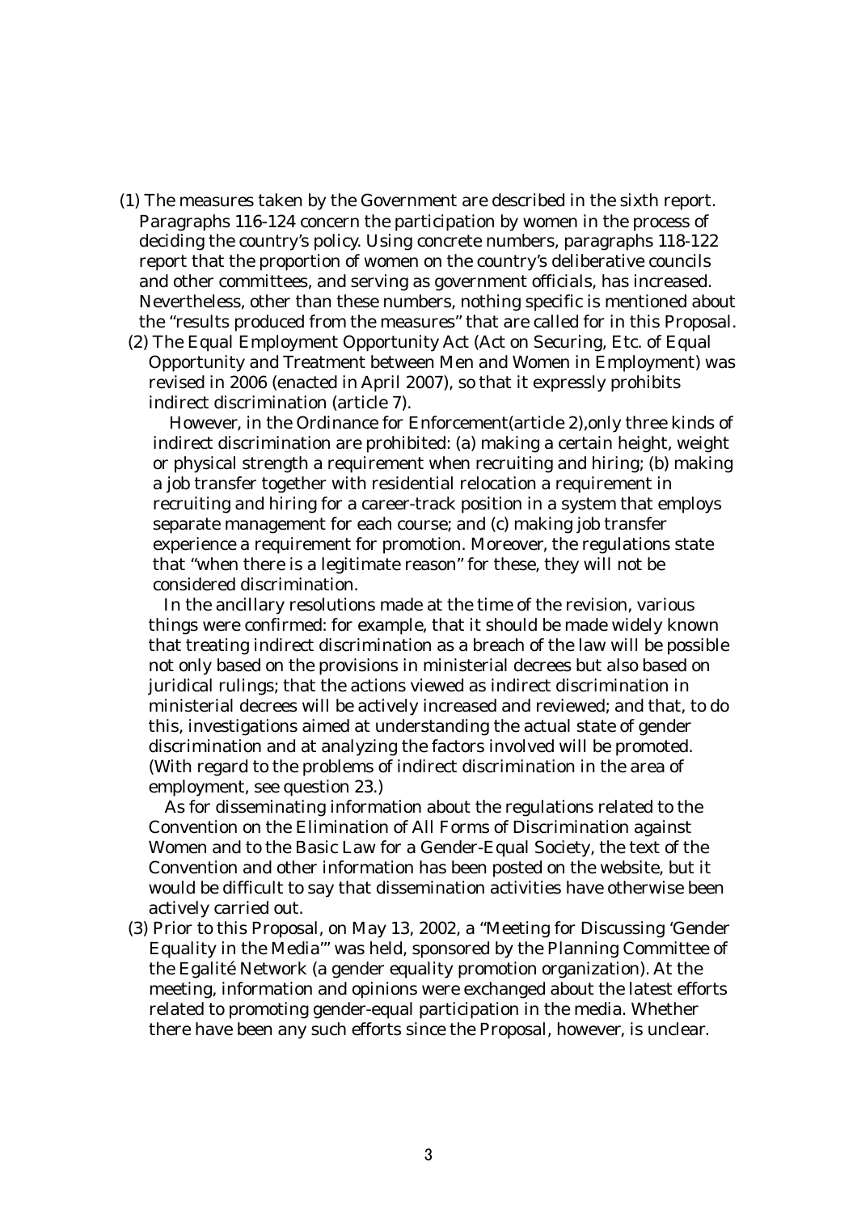(1) The measures taken by the Government are described in the sixth report. Paragraphs 116-124 concern the participation by women in the process of deciding the country's policy. Using concrete numbers, paragraphs 118-122 report that the proportion of women on the country's deliberative councils and other committees, and serving as government officials, has increased. Nevertheless, other than these numbers, nothing specific is mentioned about the "results produced from the measures" that are called for in this Proposal.

(2) The Equal Employment Opportunity Act (Act on Securing, Etc. of Equal Opportunity and Treatment between Men and Women in Employment) was revised in 2006 (enacted in April 2007), so that it expressly prohibits indirect discrimination (article 7).

However, in the Ordinance for Enforcement(article 2),only three kinds of indirect discrimination are prohibited: (a) making a certain height, weight or physical strength a requirement when recruiting and hiring; (b) making a job transfer together with residential relocation a requirement in recruiting and hiring for a career-track position in a system that employs separate management for each course; and (c) making job transfer experience a requirement for promotion. Moreover, the regulations state that "when there is a legitimate reason" for these, they will not be considered discrimination.

In the ancillary resolutions made at the time of the revision, various things were confirmed: for example, that it should be made widely known that treating indirect discrimination as a breach of the law will be possible not only based on the provisions in ministerial decrees but also based on juridical rulings; that the actions viewed as indirect discrimination in ministerial decrees will be actively increased and reviewed; and that, to do this, investigations aimed at understanding the actual state of gender discrimination and at analyzing the factors involved will be promoted. (With regard to the problems of indirect discrimination in the area of employment, see question 23.)

As for disseminating information about the regulations related to the Convention on the Elimination of All Forms of Discrimination against Women and to the Basic Law for a Gender-Equal Society, the text of the Convention and other information has been posted on the website, but it would be difficult to say that dissemination activities have otherwise been actively carried out.

(3) Prior to this Proposal, on May 13, 2002, a "Meeting for Discussing 'Gender Equality in the Media'" was held, sponsored by the Planning Committee of the Egalité Network (a gender equality promotion organization). At the meeting, information and opinions were exchanged about the latest efforts related to promoting gender-equal participation in the media. Whether there have been any such efforts since the Proposal, however, is unclear.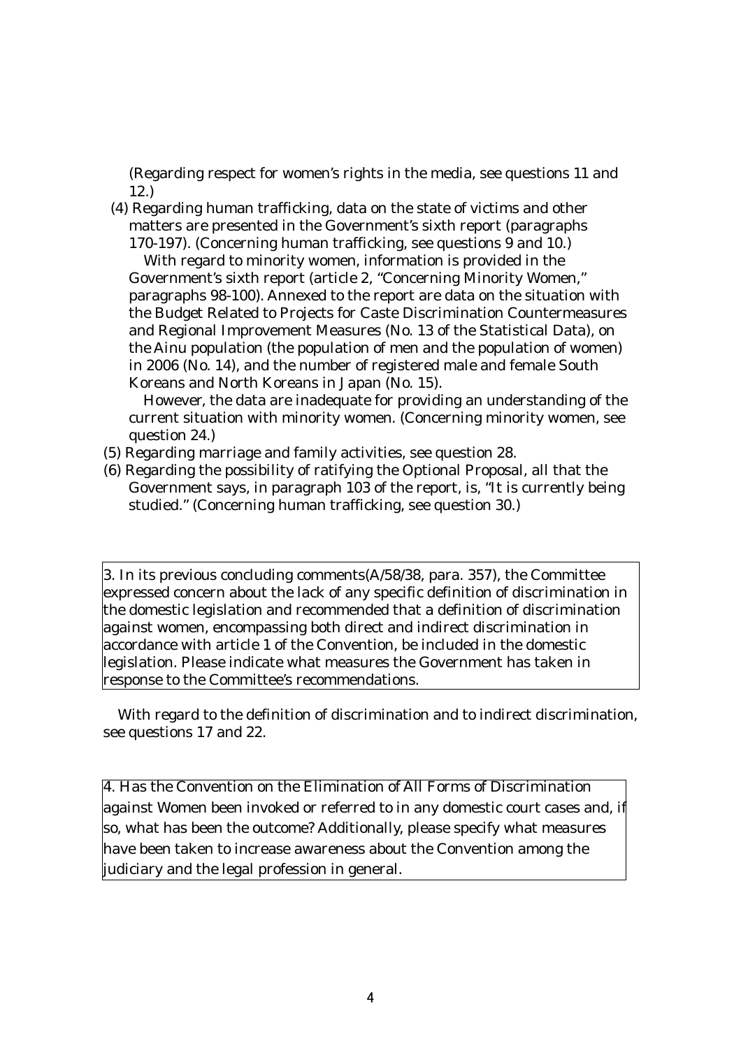(Regarding respect for women's rights in the media, see questions 11 and 12.)

(4) Regarding human trafficking, data on the state of victims and other matters are presented in the Government's sixth report (paragraphs 170-197). (Concerning human trafficking, see questions 9 and 10.)

With regard to minority women, information is provided in the Government's sixth report (article 2, "Concerning Minority Women," paragraphs 98-100). Annexed to the report are data on the situation with the Budget Related to Projects for Caste Discrimination Countermeasures and Regional Improvement Measures (No. 13 of the Statistical Data), on the Ainu population (the population of men and the population of women) in 2006 (No. 14), and the number of registered male and female South Koreans and North Koreans in Japan (No. 15).

However, the data are inadequate for providing an understanding of the current situation with minority women. (Concerning minority women, see question 24.)

(5) Regarding marriage and family activities, see question 28.

(6) Regarding the possibility of ratifying the Optional Proposal, all that the Government says, in paragraph 103 of the report, is, "It is currently being studied." (Concerning human trafficking, see question 30.)

3. In its previous concluding comments(A/58/38, para. 357), the Committee expressed concern about the lack of any specific definition of discrimination in the domestic legislation and recommended that a definition of discrimination against women, encompassing both direct and indirect discrimination in accordance with article 1 of the Convention, be included in the domestic legislation. Please indicate what measures the Government has taken in response to the Committee's recommendations.

With regard to the definition of discrimination and to indirect discrimination, see questions 17 and 22.

4. Has the Convention on the Elimination of All Forms of Discrimination against Women been invoked or referred to in any domestic court cases and, if so, what has been the outcome? Additionally, please specify what measures have been taken to increase awareness about the Convention among the judiciary and the legal profession in general.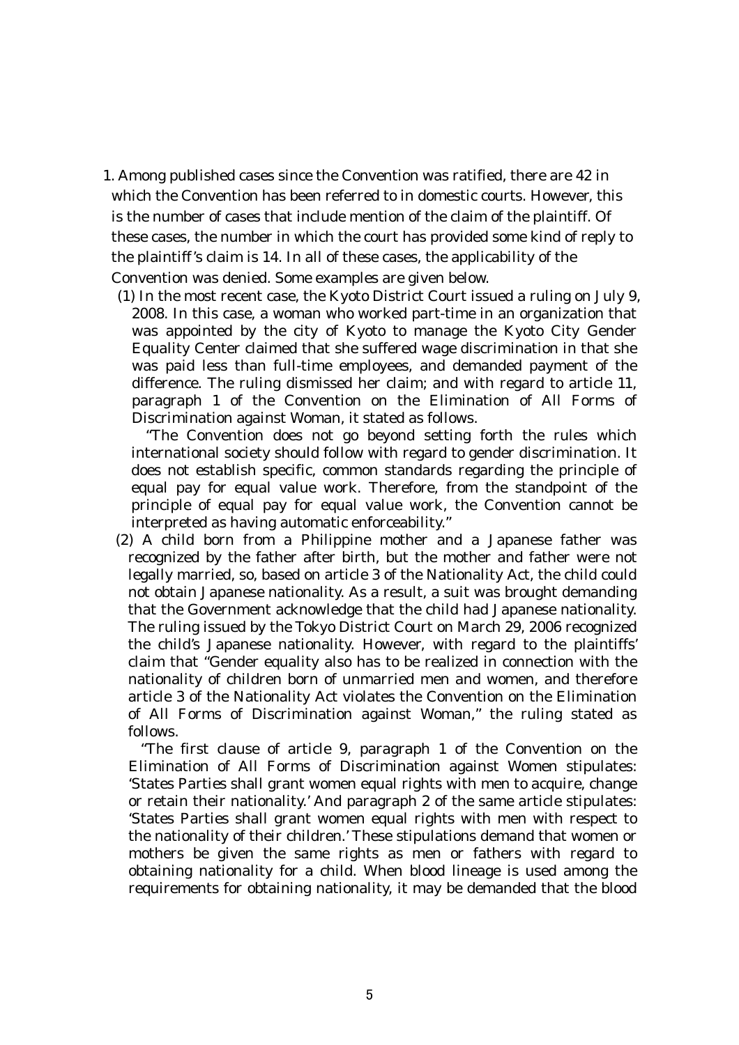1. Among published cases since the Convention was ratified, there are 42 in which the Convention has been referred to in domestic courts. However, this is the number of cases that include mention of the claim of the plaintiff. Of these cases, the number in which the court has provided some kind of reply to the plaintiff's claim is 14. In all of these cases, the applicability of the Convention was denied. Some examples are given below.

   (1) In the most recent case, the Kyoto District Court issued a ruling on July 9, 2008. In this case, a woman who worked part-time in an organization that was appointed by the city of Kyoto to manage the Kyoto City Gender Equality Center claimed that she suffered wage discrimination in that she was paid less than full-time employees, and demanded payment of the difference. The ruling dismissed her claim; and with regard to article 11, paragraph 1 of the Convention on the Elimination of All Forms of Discrimination against Woman, it stated as follows.

   "The Convention does not go beyond setting forth the rules which international society should follow with regard to gender discrimination. It does not establish specific, common standards regarding the principle of equal pay for equal value work. Therefore, from the standpoint of the principle of equal pay for equal value work, the Convention cannot be interpreted as having automatic enforceability."

   (2) A child born from a Philippine mother and a Japanese father was recognized by the father after birth, but the mother and father were not legally married, so, based on article 3 of the Nationality Act, the child could not obtain Japanese nationality. As a result, a suit was brought demanding that the Government acknowledge that the child had Japanese nationality. The ruling issued by the Tokyo District Court on March 29, 2006 recognized the child's Japanese nationality. However, with regard to the plaintiffs' claim that "Gender equality also has to be realized in connection with the nationality of children born of unmarried men and women, and therefore article 3 of the Nationality Act violates the Convention on the Elimination of All Forms of Discrimination against Woman," the ruling stated as follows.

   "The first clause of article 9, paragraph 1 of the Convention on the Elimination of All Forms of Discrimination against Women stipulates: 'States Parties shall grant women equal rights with men to acquire, change or retain their nationality.' And paragraph 2 of the same article stipulates: 'States Parties shall grant women equal rights with men with respect to the nationality of their children.' These stipulations demand that women or mothers be given the same rights as men or fathers with regard to obtaining nationality for a child. When blood lineage is used among the requirements for obtaining nationality, it may be demanded that the blood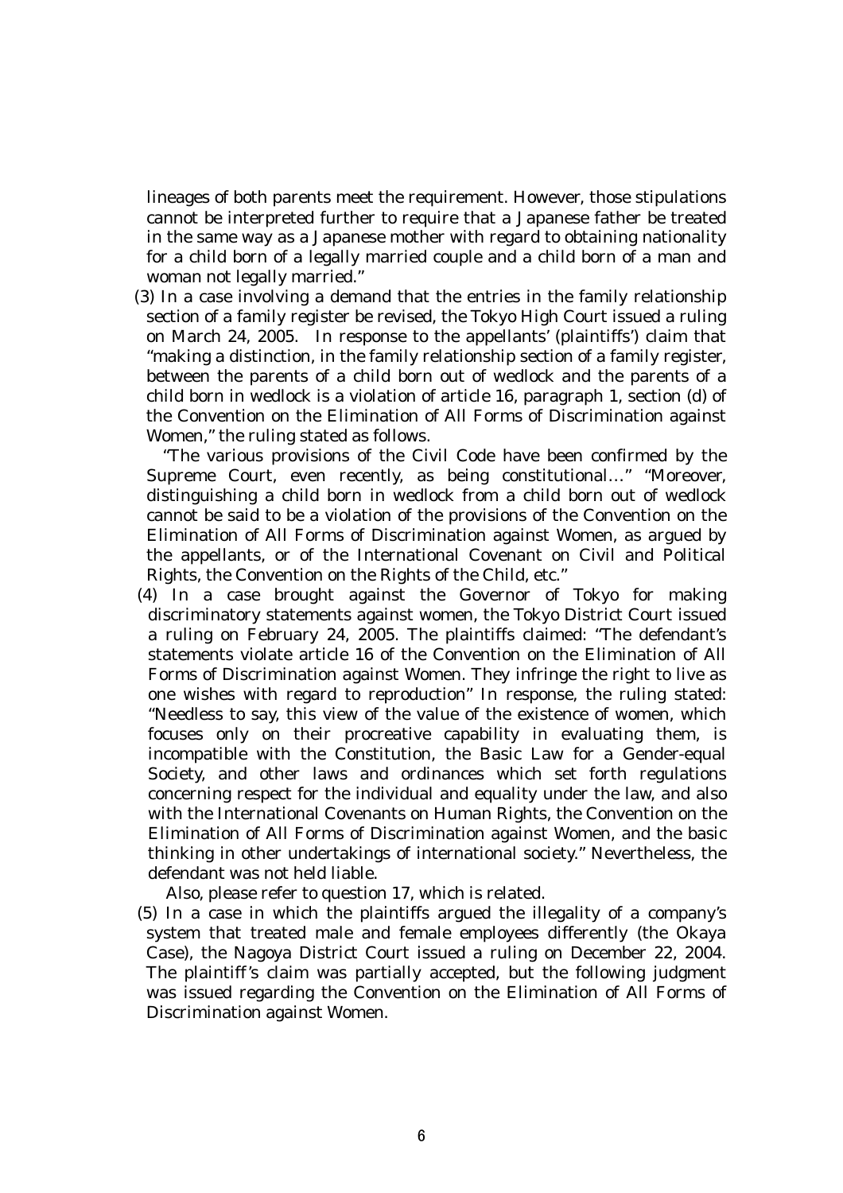lineages of both parents meet the requirement. However, those stipulations cannot be interpreted further to require that a Japanese father be treated in the same way as a Japanese mother with regard to obtaining nationality for a child born of a legally married couple and a child born of a man and woman not legally married."

(3) In a case involving a demand that the entries in the family relationship section of a family register be revised, the Tokyo High Court issued a ruling on March 24, 2005. In response to the appellants' (plaintiffs') claim that "making a distinction, in the family relationship section of a family register, between the parents of a child born out of wedlock and the parents of a child born in wedlock is a violation of article 16, paragraph 1, section (d) of the Convention on the Elimination of All Forms of Discrimination against Women," the ruling stated as follows.

"The various provisions of the Civil Code have been confirmed by the Supreme Court, even recently, as being constitutional…" "Moreover, distinguishing a child born in wedlock from a child born out of wedlock cannot be said to be a violation of the provisions of the Convention on the Elimination of All Forms of Discrimination against Women, as argued by the appellants, or of the International Covenant on Civil and Political Rights, the Convention on the Rights of the Child, etc."

(4) In a case brought against the Governor of Tokyo for making discriminatory statements against women, the Tokyo District Court issued a ruling on February 24, 2005. The plaintiffs claimed: "The defendant's statements violate article 16 of the Convention on the Elimination of All Forms of Discrimination against Women. They infringe the right to live as one wishes with regard to reproduction" In response, the ruling stated: "Needless to say, this view of the value of the existence of women, which focuses only on their procreative capability in evaluating them, is incompatible with the Constitution, the Basic Law for a Gender-equal Society, and other laws and ordinances which set forth regulations concerning respect for the individual and equality under the law, and also with the International Covenants on Human Rights, the Convention on the Elimination of All Forms of Discrimination against Women, and the basic thinking in other undertakings of international society." Nevertheless, the defendant was not held liable.

Also, please refer to question 17, which is related.

(5) In a case in which the plaintiffs argued the illegality of a company's system that treated male and female employees differently (the Okaya Case), the Nagoya District Court issued a ruling on December 22, 2004. The plaintiff's claim was partially accepted, but the following judgment was issued regarding the Convention on the Elimination of All Forms of Discrimination against Women.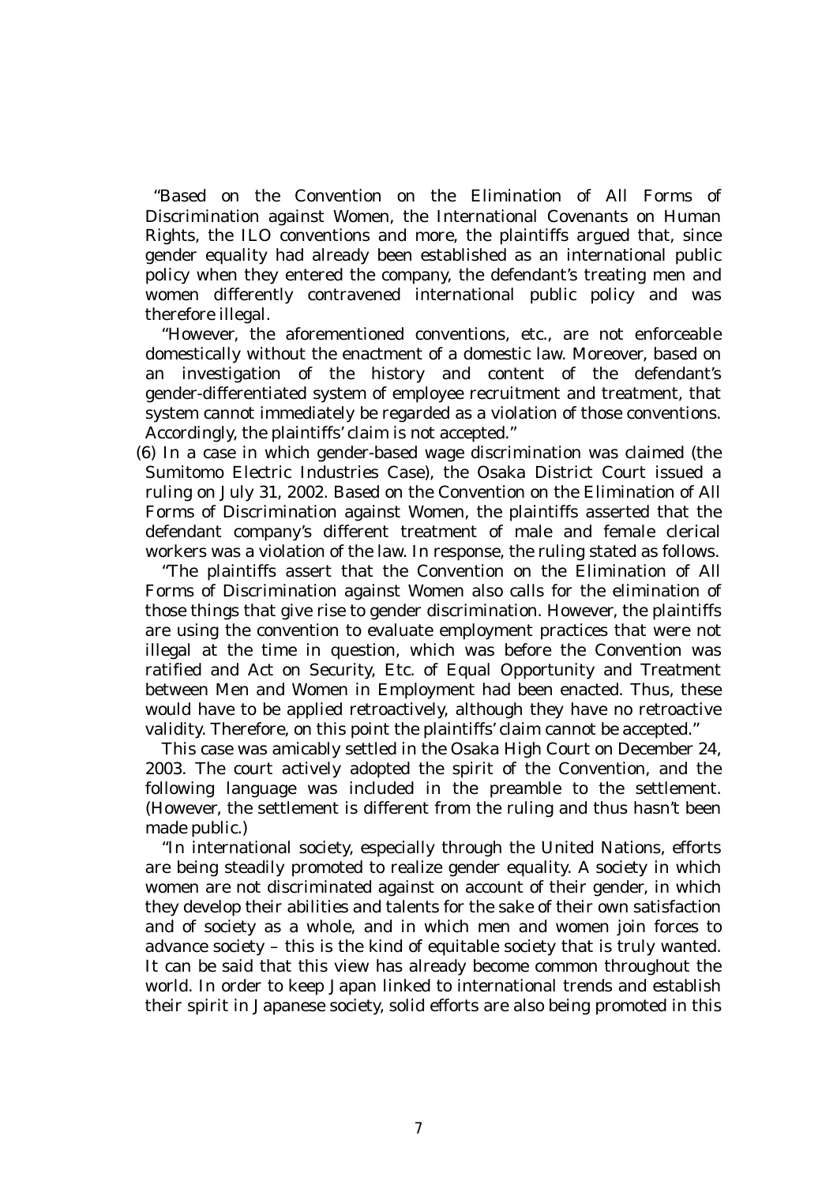"Based on the Convention on the Elimination of All Forms of Discrimination against Women, the International Covenants on Human Rights, the ILO conventions and more, the plaintiffs argued that, since gender equality had already been established as an international public policy when they entered the company, the defendant's treating men and women differently contravened international public policy and was therefore illegal.

"However, the aforementioned conventions, etc., are not enforceable domestically without the enactment of a domestic law. Moreover, based on an investigation of the history and content of the defendant's gender-differentiated system of employee recruitment and treatment, that system cannot immediately be regarded as a violation of those conventions. Accordingly, the plaintiffs' claim is not accepted."

(6) In a case in which gender-based wage discrimination was claimed (the Sumitomo Electric Industries Case), the Osaka District Court issued a ruling on July 31, 2002. Based on the Convention on the Elimination of All Forms of Discrimination against Women, the plaintiffs asserted that the defendant company's different treatment of male and female clerical workers was a violation of the law. In response, the ruling stated as follows.

"The plaintiffs assert that the Convention on the Elimination of All Forms of Discrimination against Women also calls for the elimination of those things that give rise to gender discrimination. However, the plaintiffs are using the convention to evaluate employment practices that were not illegal at the time in question, which was before the Convention was ratified and Act on Security, Etc. of Equal Opportunity and Treatment between Men and Women in Employment had been enacted. Thus, these would have to be applied retroactively, although they have no retroactive validity. Therefore, on this point the plaintiffs' claim cannot be accepted."

This case was amicably settled in the Osaka High Court on December 24, 2003. The court actively adopted the spirit of the Convention, and the following language was included in the preamble to the settlement. (However, the settlement is different from the ruling and thus hasn't been made public.)

"In international society, especially through the United Nations, efforts are being steadily promoted to realize gender equality. A society in which women are not discriminated against on account of their gender, in which they develop their abilities and talents for the sake of their own satisfaction and of society as a whole, and in which men and women join forces to advance society – this is the kind of equitable society that is truly wanted. It can be said that this view has already become common throughout the world. In order to keep Japan linked to international trends and establish their spirit in Japanese society, solid efforts are also being promoted in this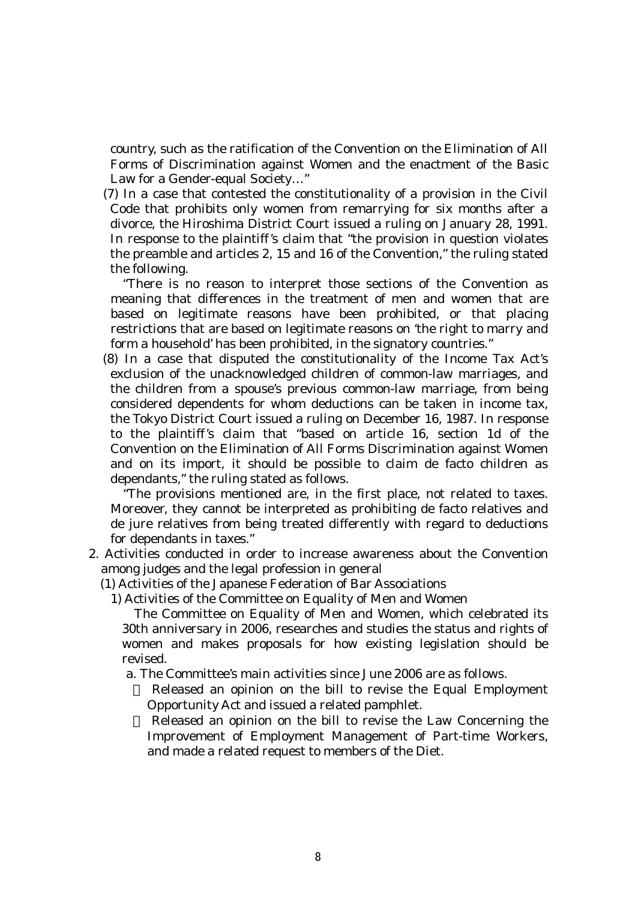country, such as the ratification of the Convention on the Elimination of All Forms of Discrimination against Women and the enactment of the Basic Law for a Gender-equal Society…"

(7) In a case that contested the constitutionality of a provision in the Civil Code that prohibits only women from remarrying for six months after a divorce, the Hiroshima District Court issued a ruling on January 28, 1991. In response to the plaintiff's claim that "the provision in question violates the preamble and articles 2, 15 and 16 of the Convention," the ruling stated the following.

"There is no reason to interpret those sections of the Convention as meaning that differences in the treatment of men and women that are based on legitimate reasons have been prohibited, or that placing restrictions that are based on legitimate reasons on 'the right to marry and form a household' has been prohibited, in the signatory countries."

(8) In a case that disputed the constitutionality of the Income Tax Act's exclusion of the unacknowledged children of common-law marriages, and the children from a spouse's previous common-law marriage, from being considered dependents for whom deductions can be taken in income tax, the Tokyo District Court issued a ruling on December 16, 1987. In response to the plaintiff's claim that "based on article 16, section 1d of the Convention on the Elimination of All Forms Discrimination against Women and on its import, it should be possible to claim de facto children as dependants," the ruling stated as follows.

"The provisions mentioned are, in the first place, not related to taxes. Moreover, they cannot be interpreted as prohibiting de facto relatives and de jure relatives from being treated differently with regard to deductions for dependants in taxes."

2. Activities conducted in order to increase awareness about the Convention among judges and the legal profession in general

(1) Activities of the Japanese Federation of Bar Associations

1) Activities of the Committee on Equality of Men and Women

The Committee on Equality of Men and Women, which celebrated its 30th anniversary in 2006, researches and studies the status and rights of women and makes proposals for how existing legislation should be revised.

a. The Committee's main activities since June 2006 are as follows.

- Released an opinion on the bill to revise the Equal Employment Opportunity Act and issued a related pamphlet.
- Released an opinion on the bill to revise the Law Concerning the Improvement of Employment Management of Part-time Workers, and made a related request to members of the Diet.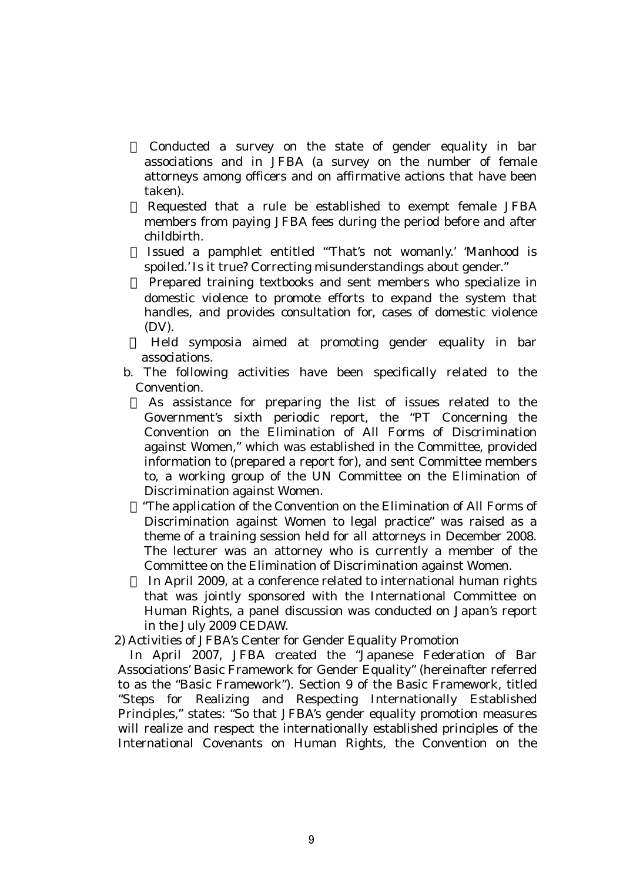- Conducted a survey on the state of gender equality in bar associations and in JFBA (a survey on the number of female attorneys among officers and on affirmative actions that have been taken).
- Requested that a rule be established to exempt female JFBA members from paying JFBA fees during the period before and after childbirth.
- Issued a pamphlet entitled "'That's not womanly.' 'Manhood is spoiled.' Is it true? Correcting misunderstandings about gender."
- Prepared training textbooks and sent members who specialize in domestic violence to promote efforts to expand the system that handles, and provides consultation for, cases of domestic violence (DV).
- Held symposia aimed at promoting gender equality in bar associations.

b. The following activities have been specifically related to the Convention.

- As assistance for preparing the list of issues related to the Government's sixth periodic report, the "PT Concerning the Convention on the Elimination of All Forms of Discrimination against Women," which was established in the Committee, provided information to (prepared a report for), and sent Committee members to, a working group of the UN Committee on the Elimination of Discrimination against Women.
- "The application of the Convention on the Elimination of All Forms of Discrimination against Women to legal practice" was raised as a theme of a training session held for all attorneys in December 2008. The lecturer was an attorney who is currently a member of the Committee on the Elimination of Discrimination against Women.
- In April 2009, at a conference related to international human rights that was jointly sponsored with the International Committee on Human Rights, a panel discussion was conducted on Japan's report in the July 2009 CEDAW.

2) Activities of JFBA's Center for Gender Equality Promotion

In April 2007, JFBA created the "Japanese Federation of Bar Associations' Basic Framework for Gender Equality" (hereinafter referred to as the "Basic Framework"). Section 9 of the Basic Framework, titled "Steps for Realizing and Respecting Internationally Established Principles," states: "So that JFBA's gender equality promotion measures will realize and respect the internationally established principles of the International Covenants on Human Rights, the Convention on the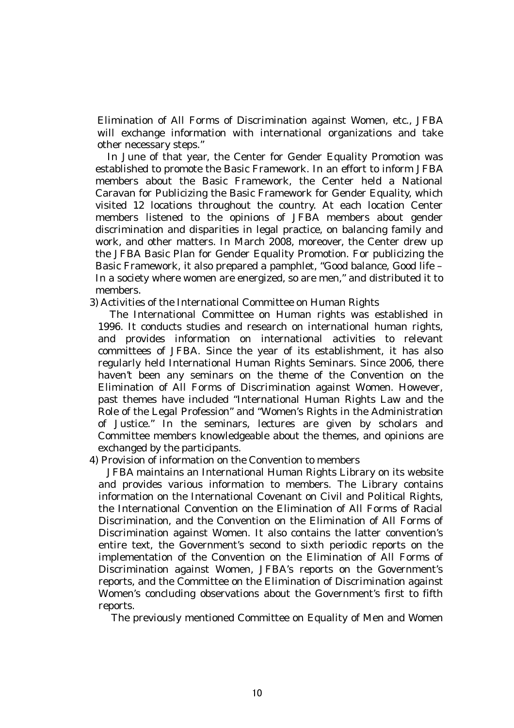Elimination of All Forms of Discrimination against Women, etc., JFBA will exchange information with international organizations and take other necessary steps."

In June of that year, the Center for Gender Equality Promotion was established to promote the Basic Framework. In an effort to inform JFBA members about the Basic Framework, the Center held a National Caravan for Publicizing the Basic Framework for Gender Equality, which visited 12 locations throughout the country. At each location Center members listened to the opinions of JFBA members about gender discrimination and disparities in legal practice, on balancing family and work, and other matters. In March 2008, moreover, the Center drew up the JFBA Basic Plan for Gender Equality Promotion. For publicizing the Basic Framework, it also prepared a pamphlet, "Good balance, Good life – In a society where women are energized, so are men," and distributed it to members.

3) Activities of the International Committee on Human Rights

The International Committee on Human rights was established in 1996. It conducts studies and research on international human rights, and provides information on international activities to relevant committees of JFBA. Since the year of its establishment, it has also regularly held International Human Rights Seminars. Since 2006, there haven't been any seminars on the theme of the Convention on the Elimination of All Forms of Discrimination against Women. However, past themes have included "International Human Rights Law and the Role of the Legal Profession" and "Women's Rights in the Administration of Justice." In the seminars, lectures are given by scholars and Committee members knowledgeable about the themes, and opinions are exchanged by the participants.

4) Provision of information on the Convention to members

JFBA maintains an International Human Rights Library on its website and provides various information to members. The Library contains information on the International Covenant on Civil and Political Rights, the International Convention on the Elimination of All Forms of Racial Discrimination, and the Convention on the Elimination of All Forms of Discrimination against Women. It also contains the latter convention's entire text, the Government's second to sixth periodic reports on the implementation of the Convention on the Elimination of All Forms of Discrimination against Women, JFBA's reports on the Government's reports, and the Committee on the Elimination of Discrimination against Women's concluding observations about the Government's first to fifth reports.

The previously mentioned Committee on Equality of Men and Women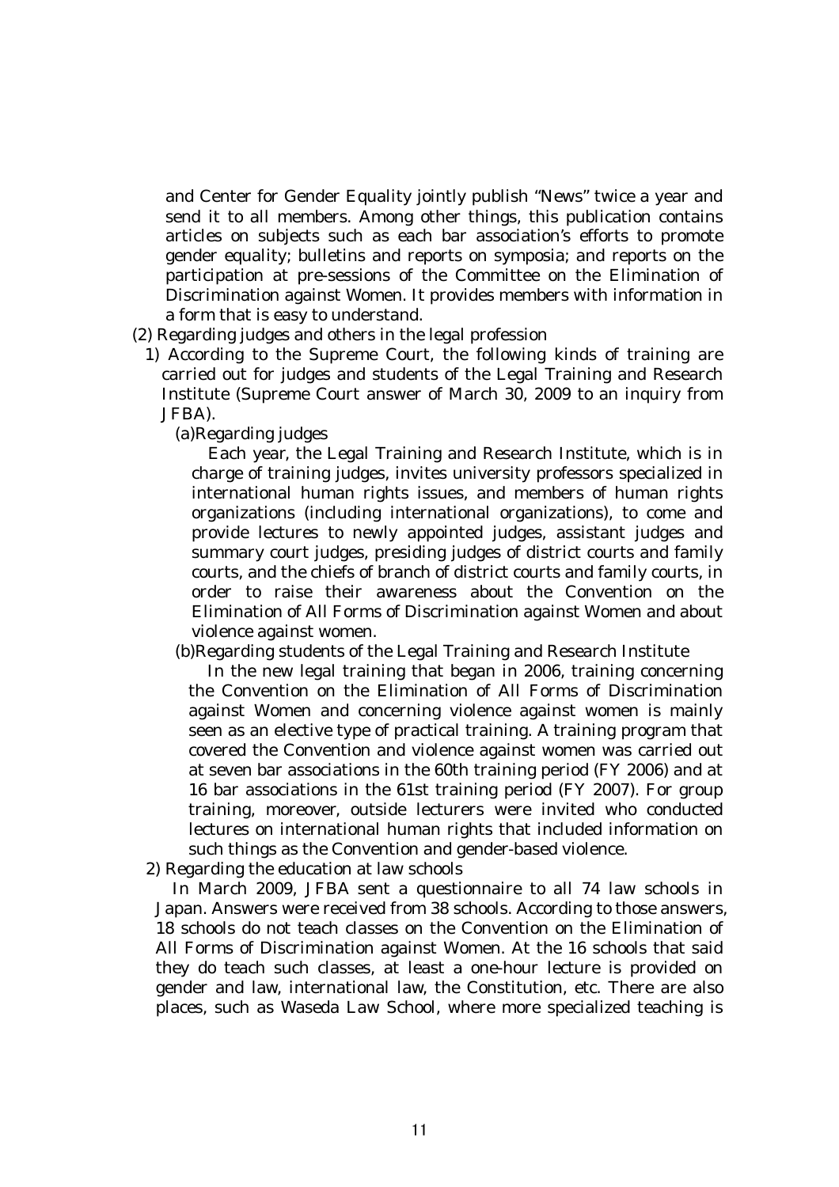and Center for Gender Equality jointly publish "News" twice a year and send it to all members. Among other things, this publication contains articles on subjects such as each bar association's efforts to promote gender equality; bulletins and reports on symposia; and reports on the participation at pre-sessions of the Committee on the Elimination of Discrimination against Women. It provides members with information in a form that is easy to understand.

(2) Regarding judges and others in the legal profession

1) According to the Supreme Court, the following kinds of training are carried out for judges and students of the Legal Training and Research Institute (Supreme Court answer of March 30, 2009 to an inquiry from JFBA).

(a)Regarding judges

Each year, the Legal Training and Research Institute, which is in charge of training judges, invites university professors specialized in international human rights issues, and members of human rights organizations (including international organizations), to come and provide lectures to newly appointed judges, assistant judges and summary court judges, presiding judges of district courts and family courts, and the chiefs of branch of district courts and family courts, in order to raise their awareness about the Convention on the Elimination of All Forms of Discrimination against Women and about violence against women.

(b)Regarding students of the Legal Training and Research Institute

In the new legal training that began in 2006, training concerning the Convention on the Elimination of All Forms of Discrimination against Women and concerning violence against women is mainly seen as an elective type of practical training. A training program that covered the Convention and violence against women was carried out at seven bar associations in the 60th training period (FY 2006) and at 16 bar associations in the 61st training period (FY 2007). For group training, moreover, outside lecturers were invited who conducted lectures on international human rights that included information on such things as the Convention and gender-based violence.

2) Regarding the education at law schools

In March 2009, JFBA sent a questionnaire to all 74 law schools in Japan. Answers were received from 38 schools. According to those answers, 18 schools do not teach classes on the Convention on the Elimination of All Forms of Discrimination against Women. At the 16 schools that said they do teach such classes, at least a one-hour lecture is provided on gender and law, international law, the Constitution, etc. There are also places, such as Waseda Law School, where more specialized teaching is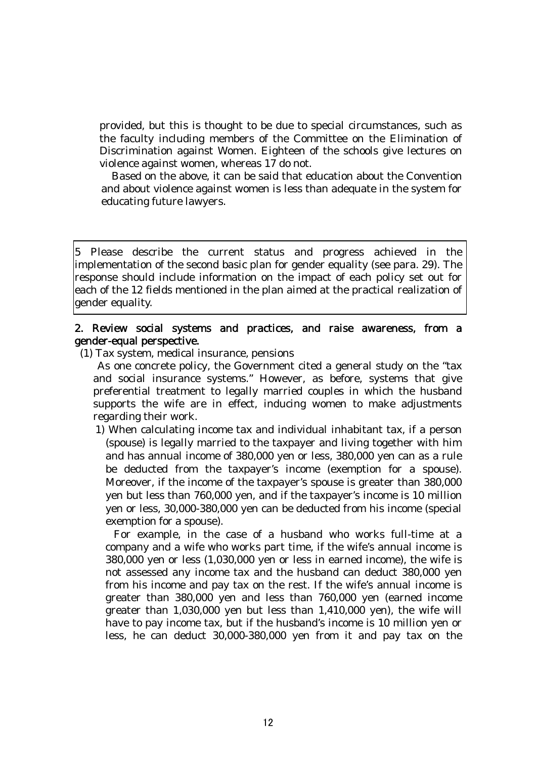provided, but this is thought to be due to special circumstances, such as the faculty including members of the Committee on the Elimination of Discrimination against Women. Eighteen of the schools give lectures on violence against women, whereas 17 do not.

Based on the above, it can be said that education about the Convention and about violence against women is less than adequate in the system for educating future lawyers.

> 5 Please describe the current status and progress achieved in the implementation of the second basic plan for gender equality (see para. 29). The response should include information on the impact of each policy set out for each of the 12 fields mentioned in the plan aimed at the practical realization of gender equality.

**2. Review social systems and practices, and raise awareness, from a gender-equal perspective.**

(1) Tax system, medical insurance, pensions

As one concrete policy, the Government cited a general study on the "tax and social insurance systems." However, as before, systems that give preferential treatment to legally married couples in which the husband supports the wife are in effect, inducing women to make adjustments regarding their work.

1) When calculating income tax and individual inhabitant tax, if a person (spouse) is legally married to the taxpayer and living together with him and has annual income of 380,000 yen or less, 380,000 yen can as a rule be deducted from the taxpayer's income (exemption for a spouse). Moreover, if the income of the taxpayer's spouse is greater than 380,000 yen but less than 760,000 yen, and if the taxpayer's income is 10 million yen or less, 30,000-380,000 yen can be deducted from his income (special exemption for a spouse).

For example, in the case of a husband who works full-time at a company and a wife who works part time, if the wife's annual income is 380,000 yen or less (1,030,000 yen or less in earned income), the wife is not assessed any income tax and the husband can deduct 380,000 yen from his income and pay tax on the rest. If the wife's annual income is greater than 380,000 yen and less than 760,000 yen (earned income greater than 1,030,000 yen but less than 1,410,000 yen), the wife will have to pay income tax, but if the husband's income is 10 million yen or less, he can deduct 30,000-380,000 yen from it and pay tax on the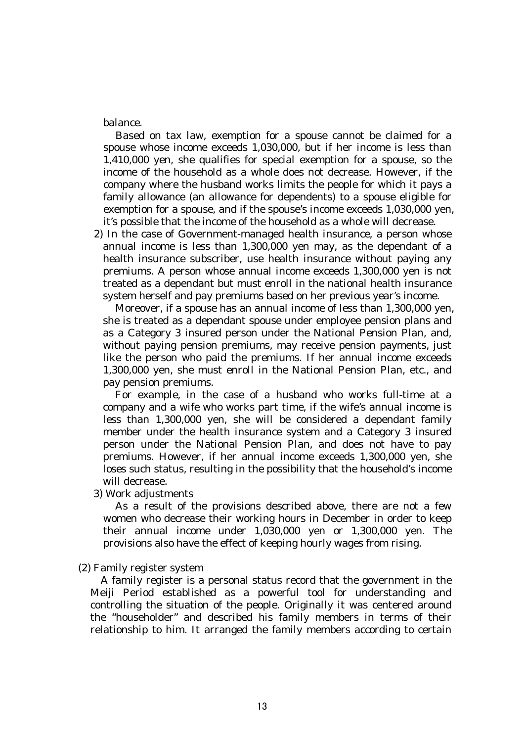balance.

Based on tax law, exemption for a spouse cannot be claimed for a spouse whose income exceeds 1,030,000, but if her income is less than 1,410,000 yen, she qualifies for special exemption for a spouse, so the income of the household as a whole does not decrease. However, if the company where the husband works limits the people for which it pays a family allowance (an allowance for dependents) to a spouse eligible for exemption for a spouse, and if the spouse's income exceeds 1,030,000 yen, it's possible that the income of the household as a whole will decrease.

2) In the case of Government-managed health insurance, a person whose annual income is less than 1,300,000 yen may, as the dependant of a health insurance subscriber, use health insurance without paying any premiums. A person whose annual income exceeds 1,300,000 yen is not treated as a dependant but must enroll in the national health insurance system herself and pay premiums based on her previous year's income.

Moreover, if a spouse has an annual income of less than 1,300,000 yen, she is treated as a dependant spouse under employee pension plans and as a Category 3 insured person under the National Pension Plan, and, without paying pension premiums, may receive pension payments, just like the person who paid the premiums. If her annual income exceeds 1,300,000 yen, she must enroll in the National Pension Plan, etc., and pay pension premiums.

For example, in the case of a husband who works full-time at a company and a wife who works part time, if the wife's annual income is less than 1,300,000 yen, she will be considered a dependant family member under the health insurance system and a Category 3 insured person under the National Pension Plan, and does not have to pay premiums. However, if her annual income exceeds 1,300,000 yen, she loses such status, resulting in the possibility that the household's income will decrease.

3) Work adjustments

As a result of the provisions described above, there are not a few women who decrease their working hours in December in order to keep their annual income under 1,030,000 yen or 1,300,000 yen. The provisions also have the effect of keeping hourly wages from rising.

(2) Family register system

A family register is a personal status record that the government in the Meiji Period established as a powerful tool for understanding and controlling the situation of the people. Originally it was centered around the "householder" and described his family members in terms of their relationship to him. It arranged the family members according to certain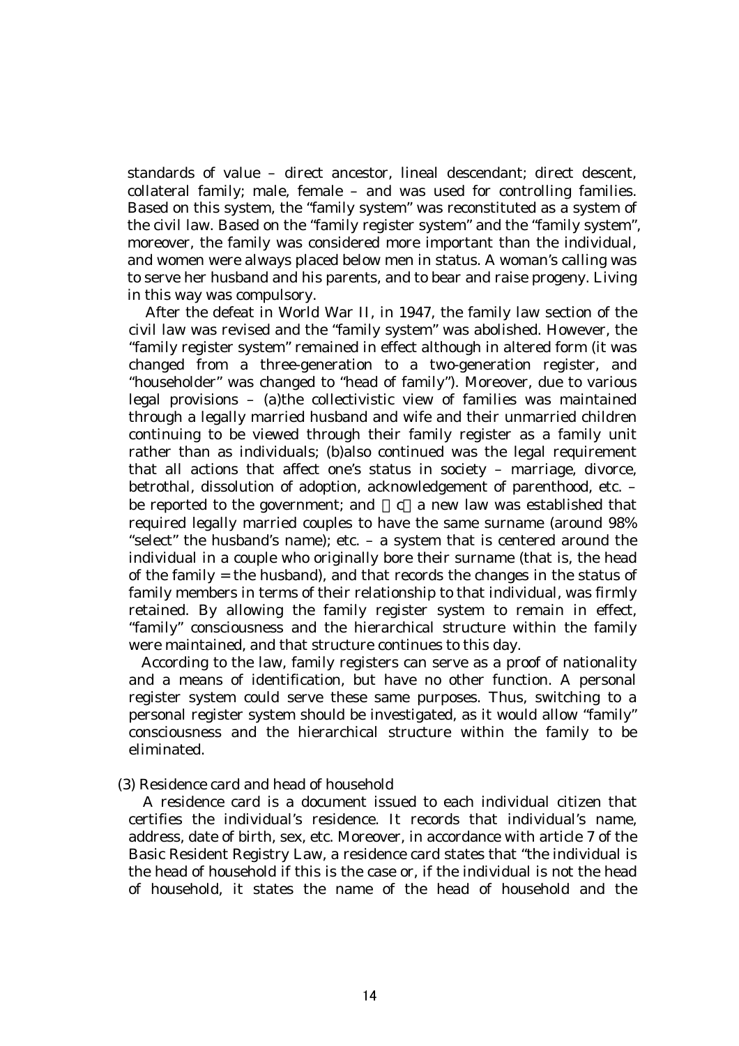standards of value – direct ancestor, lineal descendant; direct descent, collateral family; male, female – and was used for controlling families. Based on this system, the "family system" was reconstituted as a system of the civil law. Based on the "family register system" and the "family system", moreover, the family was considered more important than the individual, and women were always placed below men in status. A woman's calling was to serve her husband and his parents, and to bear and raise progeny. Living in this way was compulsory.

After the defeat in World War II, in 1947, the family law section of the civil law was revised and the "family system" was abolished. However, the "family register system" remained in effect although in altered form (it was changed from a three-generation to a two-generation register, and "householder" was changed to "head of family"). Moreover, due to various legal provisions – (a)the collectivistic view of families was maintained through a legally married husband and wife and their unmarried children continuing to be viewed through their family register as a family unit rather than as individuals; (b)also continued was the legal requirement that all actions that affect one's status in society – marriage, divorce, betrothal, dissolution of adoption, acknowledgement of parenthood, etc. – be reported to the government; and （c）a new law was established that required legally married couples to have the same surname (around 98% "select" the husband's name); etc. – a system that is centered around the individual in a couple who originally bore their surname (that is, the head of the family = the husband), and that records the changes in the status of family members in terms of their relationship to that individual, was firmly retained. By allowing the family register system to remain in effect, "family" consciousness and the hierarchical structure within the family were maintained, and that structure continues to this day.

According to the law, family registers can serve as a proof of nationality and a means of identification, but have no other function. A personal register system could serve these same purposes. Thus, switching to a personal register system should be investigated, as it would allow "family" consciousness and the hierarchical structure within the family to be eliminated.

(3) Residence card and head of household

A residence card is a document issued to each individual citizen that certifies the individual's residence. It records that individual's name, address, date of birth, sex, etc. Moreover, in accordance with article 7 of the Basic Resident Registry Law, a residence card states that "the individual is the head of household if this is the case or, if the individual is not the head of household, it states the name of the head of household and the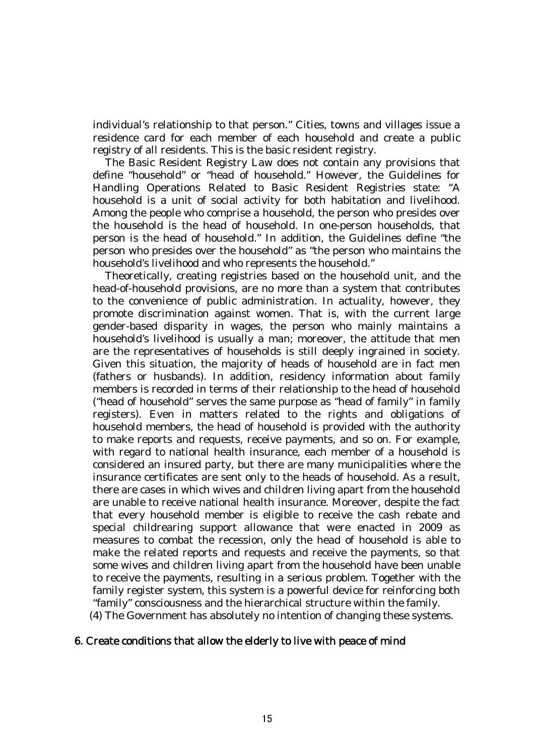individual's relationship to that person." Cities, towns and villages issue a residence card for each member of each household and create a public registry of all residents. This is the basic resident registry.

The Basic Resident Registry Law does not contain any provisions that define "household" or "head of household." However, the Guidelines for Handling Operations Related to Basic Resident Registries state: "A household is a unit of social activity for both habitation and livelihood. Among the people who comprise a household, the person who presides over the household is the head of household. In one-person households, that person is the head of household." In addition, the Guidelines define "the person who presides over the household" as "the person who maintains the household's livelihood and who represents the household."

Theoretically, creating registries based on the household unit, and the head-of-household provisions, are no more than a system that contributes to the convenience of public administration. In actuality, however, they promote discrimination against women. That is, with the current large gender-based disparity in wages, the person who mainly maintains a household's livelihood is usually a man; moreover, the attitude that men are the representatives of households is still deeply ingrained in society. Given this situation, the majority of heads of household are in fact men (fathers or husbands). In addition, residency information about family members is recorded in terms of their relationship to the head of household ("head of household" serves the same purpose as "head of family" in family registers). Even in matters related to the rights and obligations of household members, the head of household is provided with the authority to make reports and requests, receive payments, and so on. For example, with regard to national health insurance, each member of a household is considered an insured party, but there are many municipalities where the insurance certificates are sent only to the heads of household. As a result, there are cases in which wives and children living apart from the household are unable to receive national health insurance. Moreover, despite the fact that every household member is eligible to receive the cash rebate and special childrearing support allowance that were enacted in 2009 as measures to combat the recession, only the head of household is able to make the related reports and requests and receive the payments, so that some wives and children living apart from the household have been unable to receive the payments, resulting in a serious problem. Together with the family register system, this system is a powerful device for reinforcing both "family" consciousness and the hierarchical structure within the family.

(4) The Government has absolutely no intention of changing these systems.

## 6. Create conditions that allow the elderly to live with peace of mind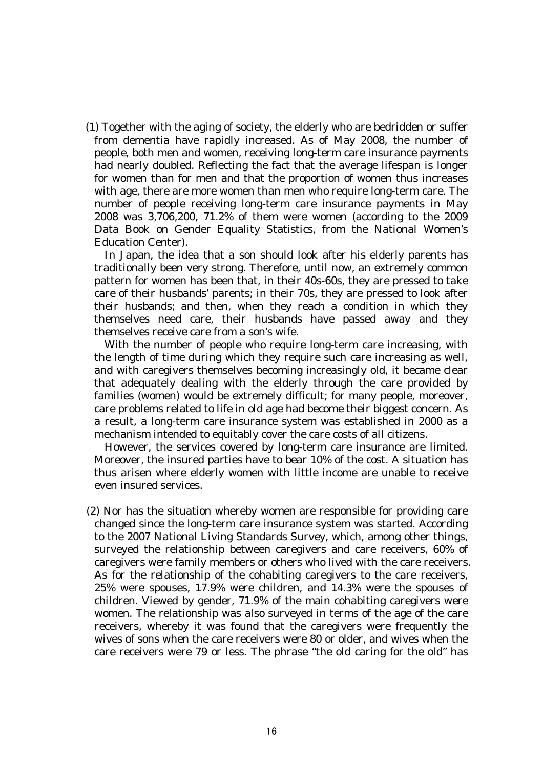(1) Together with the aging of society, the elderly who are bedridden or suffer from dementia have rapidly increased. As of May 2008, the number of people, both men and women, receiving long-term care insurance payments had nearly doubled. Reflecting the fact that the average lifespan is longer for women than for men and that the proportion of women thus increases with age, there are more women than men who require long-term care. The number of people receiving long-term care insurance payments in May 2008 was 3,706,200, 71.2% of them were women (according to the 2009 Data Book on Gender Equality Statistics, from the National Women's Education Center).

In Japan, the idea that a son should look after his elderly parents has traditionally been very strong. Therefore, until now, an extremely common pattern for women has been that, in their 40s-60s, they are pressed to take care of their husbands' parents; in their 70s, they are pressed to look after their husbands; and then, when they reach a condition in which they themselves need care, their husbands have passed away and they themselves receive care from a son's wife.

With the number of people who require long-term care increasing, with the length of time during which they require such care increasing as well, and with caregivers themselves becoming increasingly old, it became clear that adequately dealing with the elderly through the care provided by families (women) would be extremely difficult; for many people, moreover, care problems related to life in old age had become their biggest concern. As a result, a long-term care insurance system was established in 2000 as a mechanism intended to equitably cover the care costs of all citizens.

However, the services covered by long-term care insurance are limited. Moreover, the insured parties have to bear 10% of the cost. A situation has thus arisen where elderly women with little income are unable to receive even insured services.

(2) Nor has the situation whereby women are responsible for providing care changed since the long-term care insurance system was started. According to the 2007 National Living Standards Survey, which, among other things, surveyed the relationship between caregivers and care receivers, 60% of caregivers were family members or others who lived with the care receivers. As for the relationship of the cohabiting caregivers to the care receivers, 25% were spouses, 17.9% were children, and 14.3% were the spouses of children. Viewed by gender, 71.9% of the main cohabiting caregivers were women. The relationship was also surveyed in terms of the age of the care receivers, whereby it was found that the caregivers were frequently the wives of sons when the care receivers were 80 or older, and wives when the care receivers were 79 or less. The phrase "the old caring for the old" has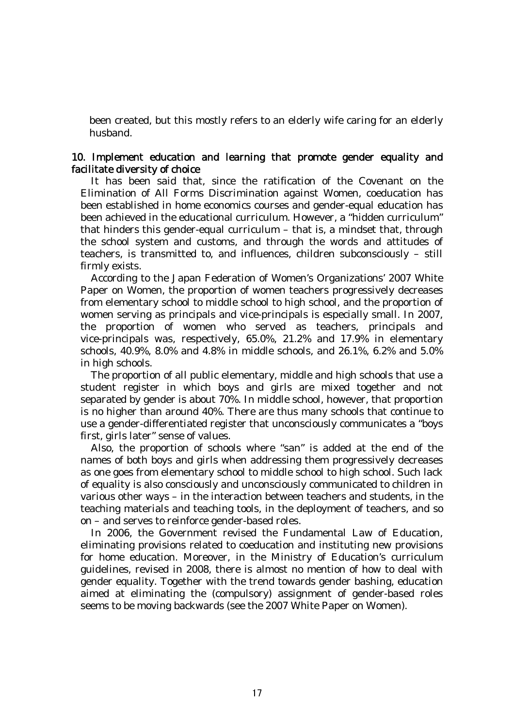been created, but this mostly refers to an elderly wife caring for an elderly husband.

**10. Implement education and learning that promote gender equality and facilitate diversity of choice**

It has been said that, since the ratification of the Covenant on the Elimination of All Forms Discrimination against Women, coeducation has been established in home economics courses and gender-equal education has been achieved in the educational curriculum. However, a "hidden curriculum" that hinders this gender-equal curriculum – that is, a mindset that, through the school system and customs, and through the words and attitudes of teachers, is transmitted to, and influences, children subconsciously – still firmly exists.

According to the Japan Federation of Women's Organizations' 2007 White Paper on Women, the proportion of women teachers progressively decreases from elementary school to middle school to high school, and the proportion of women serving as principals and vice-principals is especially small. In 2007, the proportion of women who served as teachers, principals and vice-principals was, respectively, 65.0%, 21.2% and 17.9% in elementary schools, 40.9%, 8.0% and 4.8% in middle schools, and 26.1%, 6.2% and 5.0% in high schools.

The proportion of all public elementary, middle and high schools that use a student register in which boys and girls are mixed together and not separated by gender is about 70%. In middle school, however, that proportion is no higher than around 40%. There are thus many schools that continue to use a gender-differentiated register that unconsciously communicates a "boys first, girls later" sense of values.

Also, the proportion of schools where "san" is added at the end of the names of both boys and girls when addressing them progressively decreases as one goes from elementary school to middle school to high school. Such lack of equality is also consciously and unconsciously communicated to children in various other ways – in the interaction between teachers and students, in the teaching materials and teaching tools, in the deployment of teachers, and so on – and serves to reinforce gender-based roles.

In 2006, the Government revised the Fundamental Law of Education, eliminating provisions related to coeducation and instituting new provisions for home education. Moreover, in the Ministry of Education's curriculum guidelines, revised in 2008, there is almost no mention of how to deal with gender equality. Together with the trend towards gender bashing, education aimed at eliminating the (compulsory) assignment of gender-based roles seems to be moving backwards (see the 2007 White Paper on Women).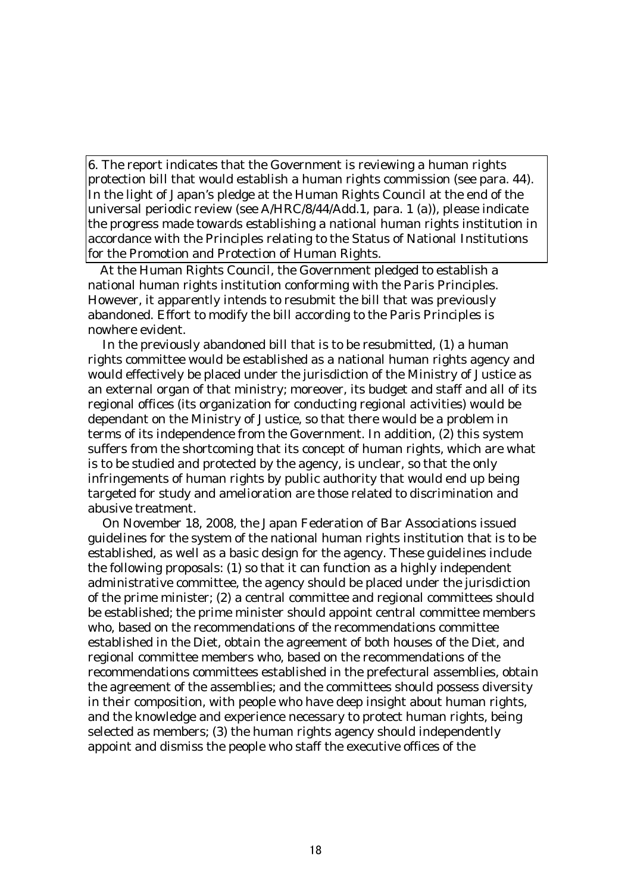6. The report indicates that the Government is reviewing a human rights protection bill that would establish a human rights commission (see para. 44). In the light of Japan's pledge at the Human Rights Council at the end of the universal periodic review (see A/HRC/8/44/Add.1, para. 1 (a)), please indicate the progress made towards establishing a national human rights institution in accordance with the Principles relating to the Status of National Institutions for the Promotion and Protection of Human Rights.

At the Human Rights Council, the Government pledged to establish a national human rights institution conforming with the Paris Principles. However, it apparently intends to resubmit the bill that was previously abandoned. Effort to modify the bill according to the Paris Principles is nowhere evident.

In the previously abandoned bill that is to be resubmitted, (1) a human rights committee would be established as a national human rights agency and would effectively be placed under the jurisdiction of the Ministry of Justice as an external organ of that ministry; moreover, its budget and staff and all of its regional offices (its organization for conducting regional activities) would be dependant on the Ministry of Justice, so that there would be a problem in terms of its independence from the Government. In addition, (2) this system suffers from the shortcoming that its concept of human rights, which are what is to be studied and protected by the agency, is unclear, so that the only infringements of human rights by public authority that would end up being targeted for study and amelioration are those related to discrimination and abusive treatment.

On November 18, 2008, the Japan Federation of Bar Associations issued guidelines for the system of the national human rights institution that is to be established, as well as a basic design for the agency. These guidelines include the following proposals: (1) so that it can function as a highly independent administrative committee, the agency should be placed under the jurisdiction of the prime minister; (2) a central committee and regional committees should be established; the prime minister should appoint central committee members who, based on the recommendations of the recommendations committee established in the Diet, obtain the agreement of both houses of the Diet, and regional committee members who, based on the recommendations of the recommendations committees established in the prefectural assemblies, obtain the agreement of the assemblies; and the committees should possess diversity in their composition, with people who have deep insight about human rights, and the knowledge and experience necessary to protect human rights, being selected as members; (3) the human rights agency should independently appoint and dismiss the people who staff the executive offices of the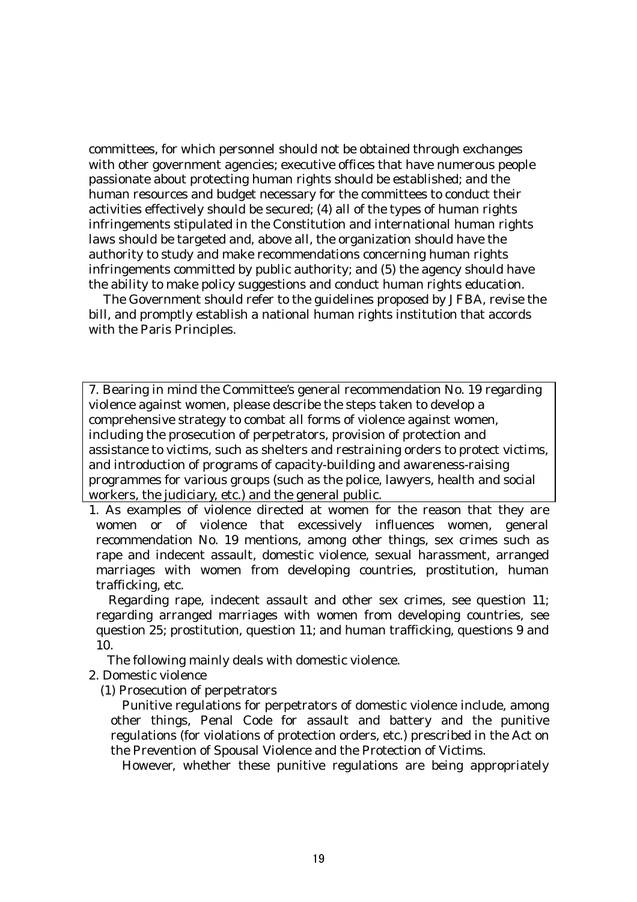committees, for which personnel should not be obtained through exchanges with other government agencies; executive offices that have numerous people passionate about protecting human rights should be established; and the human resources and budget necessary for the committees to conduct their activities effectively should be secured; (4) all of the types of human rights infringements stipulated in the Constitution and international human rights laws should be targeted and, above all, the organization should have the authority to study and make recommendations concerning human rights infringements committed by public authority; and (5) the agency should have the ability to make policy suggestions and conduct human rights education.

The Government should refer to the guidelines proposed by JFBA, revise the bill, and promptly establish a national human rights institution that accords with the Paris Principles.

> 7. Bearing in mind the Committee's general recommendation No. 19 regarding violence against women, please describe the steps taken to develop a comprehensive strategy to combat all forms of violence against women, including the prosecution of perpetrators, provision of protection and assistance to victims, such as shelters and restraining orders to protect victims, and introduction of programs of capacity-building and awareness-raising programmes for various groups (such as the police, lawyers, health and social workers, the judiciary, etc.) and the general public.

1. As examples of violence directed at women for the reason that they are women or of violence that excessively influences women, general recommendation No. 19 mentions, among other things, sex crimes such as rape and indecent assault, domestic violence, sexual harassment, arranged marriages with women from developing countries, prostitution, human trafficking, etc.

   Regarding rape, indecent assault and other sex crimes, see question 11; regarding arranged marriages with women from developing countries, see question 25; prostitution, question 11; and human trafficking, questions 9 and 10.

   The following mainly deals with domestic violence.

2. Domestic violence

   (1) Prosecution of perpetrators

   Punitive regulations for perpetrators of domestic violence include, among other things, Penal Code for assault and battery and the punitive regulations (for violations of protection orders, etc.) prescribed in the Act on the Prevention of Spousal Violence and the Protection of Victims.

   However, whether these punitive regulations are being appropriately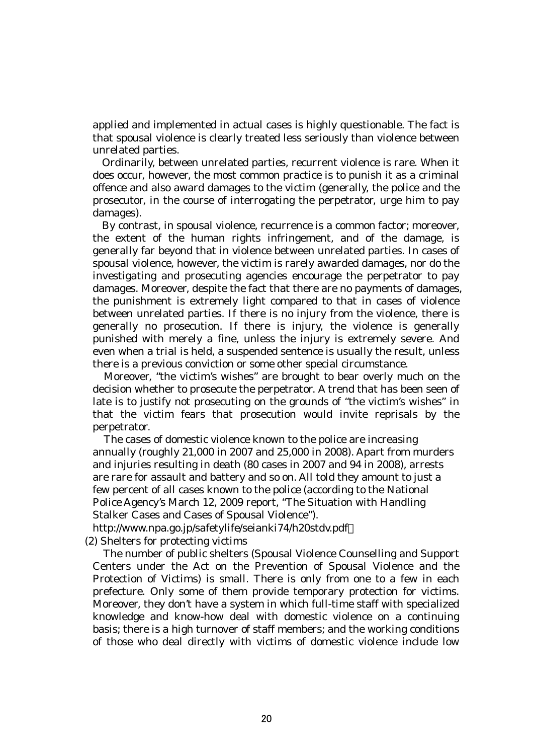applied and implemented in actual cases is highly questionable. The fact is that spousal violence is clearly treated less seriously than violence between unrelated parties.

Ordinarily, between unrelated parties, recurrent violence is rare. When it does occur, however, the most common practice is to punish it as a criminal offence and also award damages to the victim (generally, the police and the prosecutor, in the course of interrogating the perpetrator, urge him to pay damages).

By contrast, in spousal violence, recurrence is a common factor; moreover, the extent of the human rights infringement, and of the damage, is generally far beyond that in violence between unrelated parties. In cases of spousal violence, however, the victim is rarely awarded damages, nor do the investigating and prosecuting agencies encourage the perpetrator to pay damages. Moreover, despite the fact that there are no payments of damages, the punishment is extremely light compared to that in cases of violence between unrelated parties. If there is no injury from the violence, there is generally no prosecution. If there is injury, the violence is generally punished with merely a fine, unless the injury is extremely severe. And even when a trial is held, a suspended sentence is usually the result, unless there is a previous conviction or some other special circumstance.

Moreover, "the victim's wishes" are brought to bear overly much on the decision whether to prosecute the perpetrator. A trend that has been seen of late is to justify not prosecuting on the grounds of "the victim's wishes" in that the victim fears that prosecution would invite reprisals by the perpetrator.

The cases of domestic violence known to the police are increasing annually (roughly 21,000 in 2007 and 25,000 in 2008). Apart from murders and injuries resulting in death (80 cases in 2007 and 94 in 2008), arrests are rare for assault and battery and so on. All told they amount to just a few percent of all cases known to the police (according to the National Police Agency's March 12, 2009 report, "The Situation with Handling Stalker Cases and Cases of Spousal Violence").

http://www.npa.go.jp/safetylife/seianki74/h20stdv.pdf）

(2) Shelters for protecting victims

The number of public shelters (Spousal Violence Counselling and Support Centers under the Act on the Prevention of Spousal Violence and the Protection of Victims) is small. There is only from one to a few in each prefecture. Only some of them provide temporary protection for victims. Moreover, they don't have a system in which full-time staff with specialized knowledge and know-how deal with domestic violence on a continuing basis; there is a high turnover of staff members; and the working conditions of those who deal directly with victims of domestic violence include low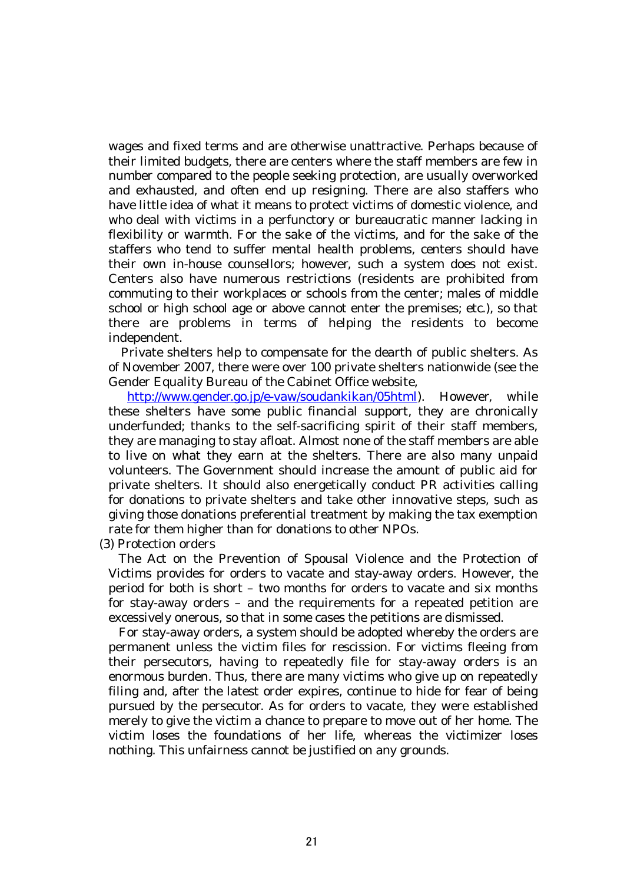wages and fixed terms and are otherwise unattractive. Perhaps because of their limited budgets, there are centers where the staff members are few in number compared to the people seeking protection, are usually overworked and exhausted, and often end up resigning. There are also staffers who have little idea of what it means to protect victims of domestic violence, and who deal with victims in a perfunctory or bureaucratic manner lacking in flexibility or warmth. For the sake of the victims, and for the sake of the staffers who tend to suffer mental health problems, centers should have their own in-house counsellors; however, such a system does not exist. Centers also have numerous restrictions (residents are prohibited from commuting to their workplaces or schools from the center; males of middle school or high school age or above cannot enter the premises; etc.), so that there are problems in terms of helping the residents to become independent.

Private shelters help to compensate for the dearth of public shelters. As of November 2007, there were over 100 private shelters nationwide (see the Gender Equality Bureau of the Cabinet Office website, [http://www.gender.go.jp/e-vaw/soudankikan/05html](http://www.gender.go.jp/e-vaw/soudankikan/05html)). However, while these shelters have some public financial support, they are chronically underfunded; thanks to the self-sacrificing spirit of their staff members, they are managing to stay afloat. Almost none of the staff members are able to live on what they earn at the shelters. There are also many unpaid volunteers. The Government should increase the amount of public aid for private shelters. It should also energetically conduct PR activities calling for donations to private shelters and take other innovative steps, such as giving those donations preferential treatment by making the tax exemption rate for them higher than for donations to other NPOs.

(3) Protection orders

The Act on the Prevention of Spousal Violence and the Protection of Victims provides for orders to vacate and stay-away orders. However, the period for both is short – two months for orders to vacate and six months for stay-away orders – and the requirements for a repeated petition are excessively onerous, so that in some cases the petitions are dismissed.

For stay-away orders, a system should be adopted whereby the orders are permanent unless the victim files for rescission. For victims fleeing from their persecutors, having to repeatedly file for stay-away orders is an enormous burden. Thus, there are many victims who give up on repeatedly filing and, after the latest order expires, continue to hide for fear of being pursued by the persecutor. As for orders to vacate, they were established merely to give the victim a chance to prepare to move out of her home. The victim loses the foundations of her life, whereas the victimizer loses nothing. This unfairness cannot be justified on any grounds.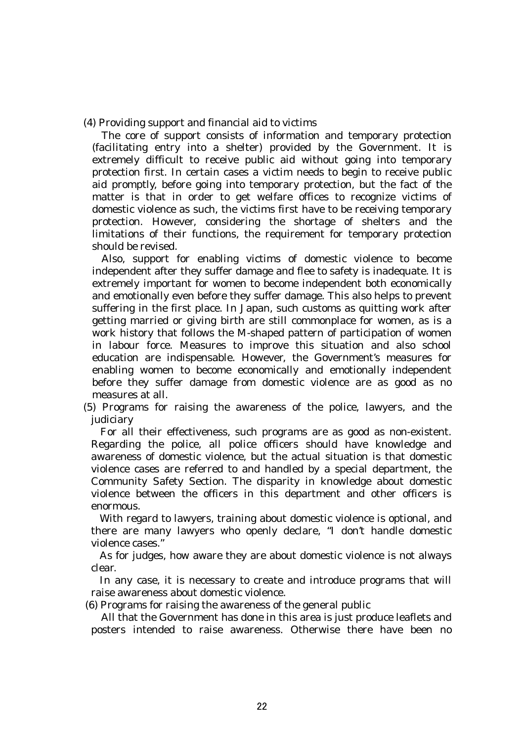(4) Providing support and financial aid to victims

The core of support consists of information and temporary protection (facilitating entry into a shelter) provided by the Government. It is extremely difficult to receive public aid without going into temporary protection first. In certain cases a victim needs to begin to receive public aid promptly, before going into temporary protection, but the fact of the matter is that in order to get welfare offices to recognize victims of domestic violence as such, the victims first have to be receiving temporary protection. However, considering the shortage of shelters and the limitations of their functions, the requirement for temporary protection should be revised.

Also, support for enabling victims of domestic violence to become independent after they suffer damage and flee to safety is inadequate. It is extremely important for women to become independent both economically and emotionally even before they suffer damage. This also helps to prevent suffering in the first place. In Japan, such customs as quitting work after getting married or giving birth are still commonplace for women, as is a work history that follows the M-shaped pattern of participation of women in labour force. Measures to improve this situation and also school education are indispensable. However, the Government's measures for enabling women to become economically and emotionally independent before they suffer damage from domestic violence are as good as no measures at all.

(5) Programs for raising the awareness of the police, lawyers, and the judiciary

For all their effectiveness, such programs are as good as non-existent. Regarding the police, all police officers should have knowledge and awareness of domestic violence, but the actual situation is that domestic violence cases are referred to and handled by a special department, the Community Safety Section. The disparity in knowledge about domestic violence between the officers in this department and other officers is enormous.

With regard to lawyers, training about domestic violence is optional, and there are many lawyers who openly declare, "I don't handle domestic violence cases."

As for judges, how aware they are about domestic violence is not always clear.

In any case, it is necessary to create and introduce programs that will raise awareness about domestic violence.

(6) Programs for raising the awareness of the general public

All that the Government has done in this area is just produce leaflets and posters intended to raise awareness. Otherwise there have been no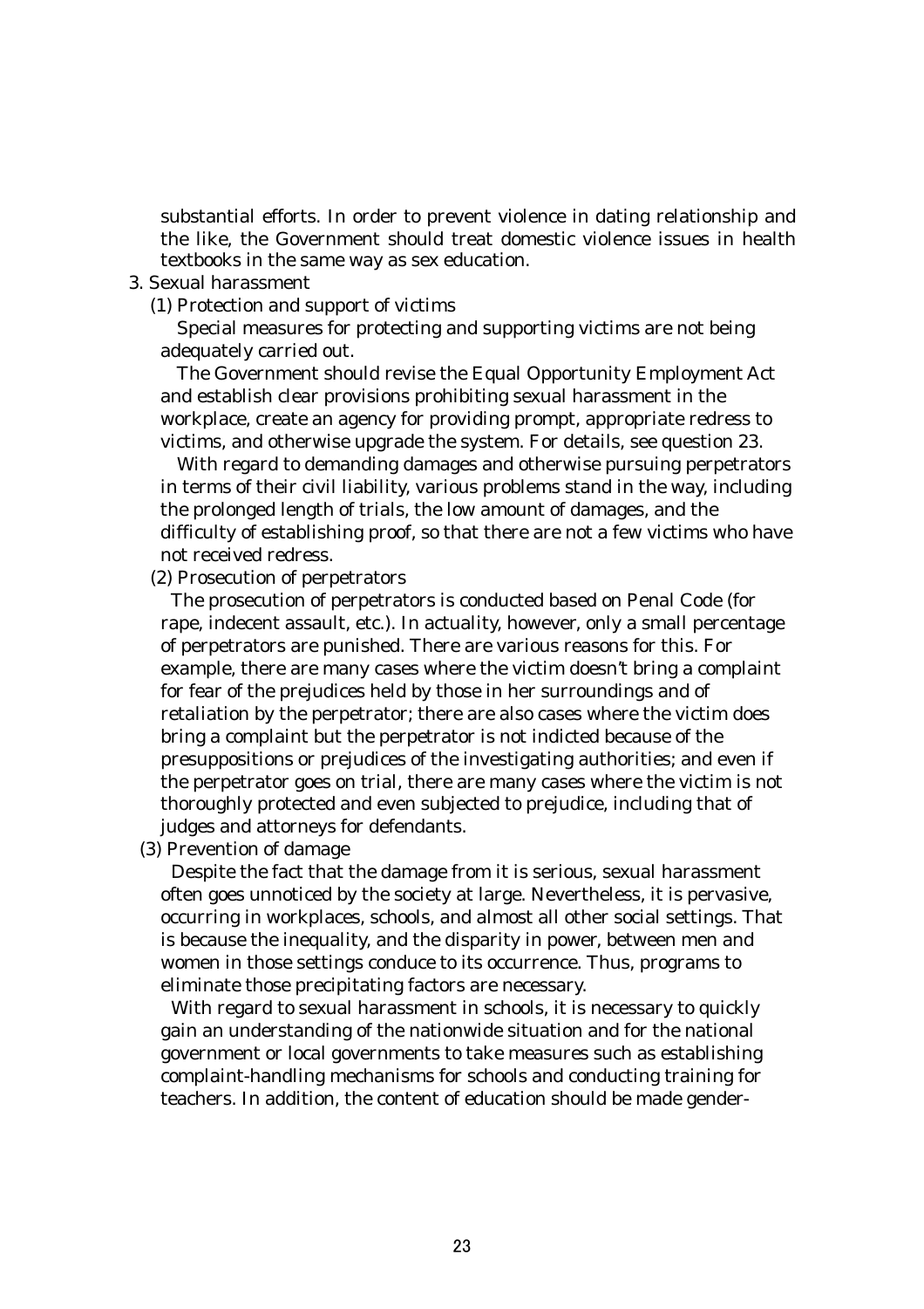substantial efforts. In order to prevent violence in dating relationship and the like, the Government should treat domestic violence issues in health textbooks in the same way as sex education.

3. Sexual harassment

(1) Protection and support of victims

Special measures for protecting and supporting victims are not being adequately carried out.

The Government should revise the Equal Opportunity Employment Act and establish clear provisions prohibiting sexual harassment in the workplace, create an agency for providing prompt, appropriate redress to victims, and otherwise upgrade the system. For details, see question 23.

With regard to demanding damages and otherwise pursuing perpetrators in terms of their civil liability, various problems stand in the way, including the prolonged length of trials, the low amount of damages, and the difficulty of establishing proof, so that there are not a few victims who have not received redress.

(2) Prosecution of perpetrators

The prosecution of perpetrators is conducted based on Penal Code (for rape, indecent assault, etc.). In actuality, however, only a small percentage of perpetrators are punished. There are various reasons for this. For example, there are many cases where the victim doesn't bring a complaint for fear of the prejudices held by those in her surroundings and of retaliation by the perpetrator; there are also cases where the victim does bring a complaint but the perpetrator is not indicted because of the presuppositions or prejudices of the investigating authorities; and even if the perpetrator goes on trial, there are many cases where the victim is not thoroughly protected and even subjected to prejudice, including that of judges and attorneys for defendants.

(3) Prevention of damage

Despite the fact that the damage from it is serious, sexual harassment often goes unnoticed by the society at large. Nevertheless, it is pervasive, occurring in workplaces, schools, and almost all other social settings. That is because the inequality, and the disparity in power, between men and women in those settings conduce to its occurrence. Thus, programs to eliminate those precipitating factors are necessary.

With regard to sexual harassment in schools, it is necessary to quickly gain an understanding of the nationwide situation and for the national government or local governments to take measures such as establishing complaint-handling mechanisms for schools and conducting training for teachers. In addition, the content of education should be made gender-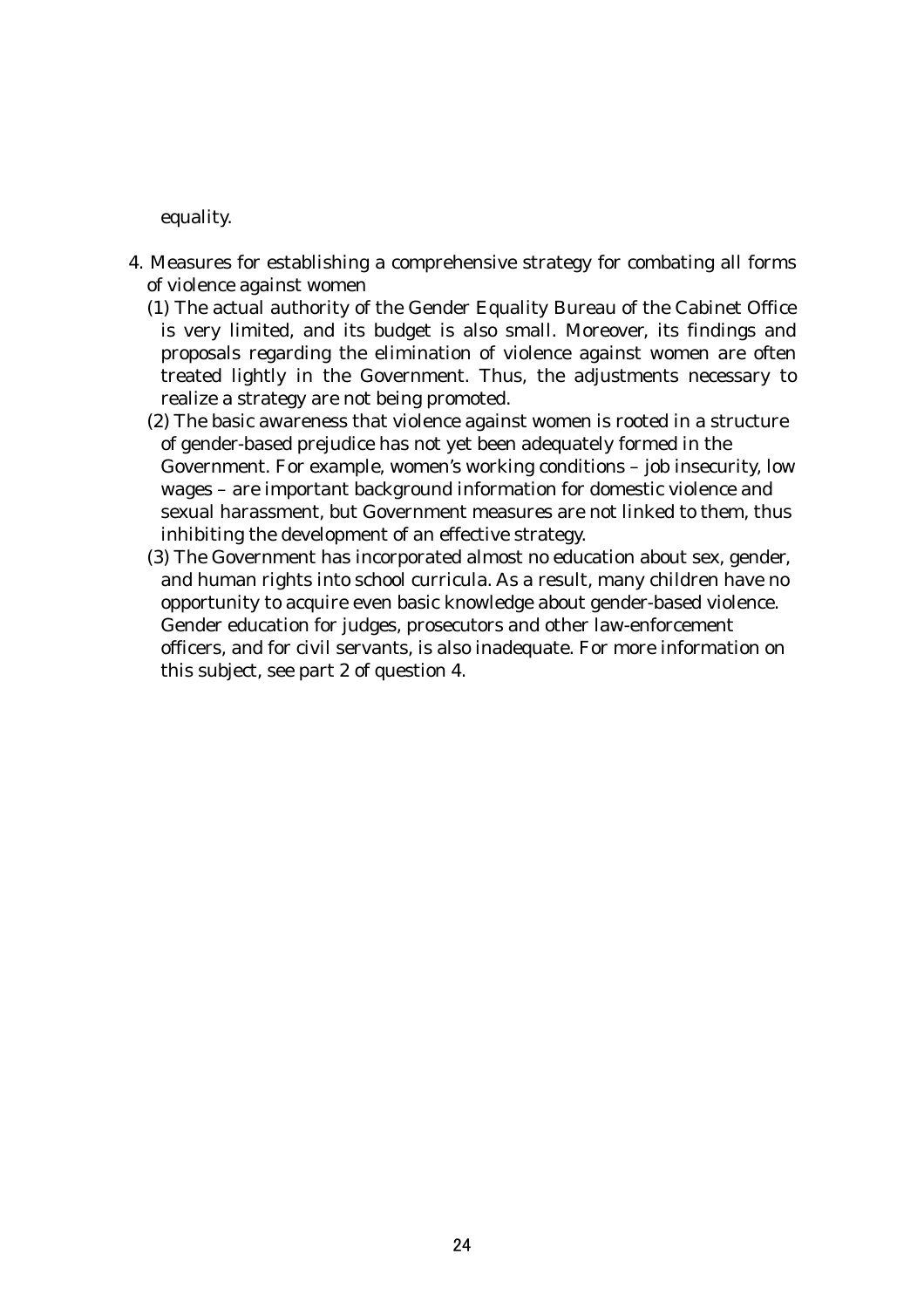equality.

4. Measures for establishing a comprehensive strategy for combating all forms of violence against women
   (1) The actual authority of the Gender Equality Bureau of the Cabinet Office is very limited, and its budget is also small. Moreover, its findings and proposals regarding the elimination of violence against women are often treated lightly in the Government. Thus, the adjustments necessary to realize a strategy are not being promoted.
   (2) The basic awareness that violence against women is rooted in a structure of gender-based prejudice has not yet been adequately formed in the Government. For example, women's working conditions – job insecurity, low wages – are important background information for domestic violence and sexual harassment, but Government measures are not linked to them, thus inhibiting the development of an effective strategy.
   (3) The Government has incorporated almost no education about sex, gender, and human rights into school curricula. As a result, many children have no opportunity to acquire even basic knowledge about gender-based violence. Gender education for judges, prosecutors and other law-enforcement officers, and for civil servants, is also inadequate. For more information on this subject, see part 2 of question 4.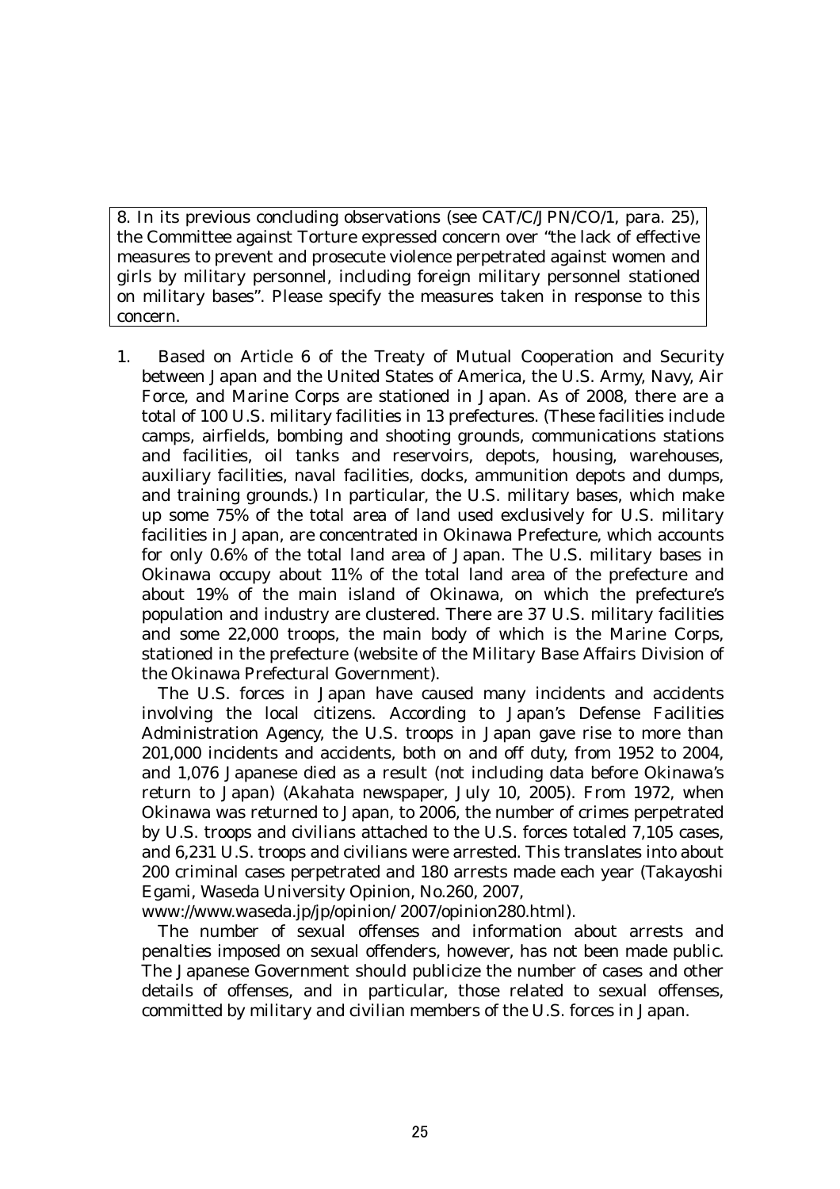8. In its previous concluding observations (see CAT/C/JPN/CO/1, para. 25), the Committee against Torture expressed concern over "the lack of effective measures to prevent and prosecute violence perpetrated against women and girls by military personnel, including foreign military personnel stationed on military bases". Please specify the measures taken in response to this concern.

1. Based on Article 6 of the Treaty of Mutual Cooperation and Security between Japan and the United States of America, the U.S. Army, Navy, Air Force, and Marine Corps are stationed in Japan. As of 2008, there are a total of 100 U.S. military facilities in 13 prefectures. (These facilities include camps, airfields, bombing and shooting grounds, communications stations and facilities, oil tanks and reservoirs, depots, housing, warehouses, auxiliary facilities, naval facilities, docks, ammunition depots and dumps, and training grounds.) In particular, the U.S. military bases, which make up some 75% of the total area of land used exclusively for U.S. military facilities in Japan, are concentrated in Okinawa Prefecture, which accounts for only 0.6% of the total land area of Japan. The U.S. military bases in Okinawa occupy about 11% of the total land area of the prefecture and about 19% of the main island of Okinawa, on which the prefecture's population and industry are clustered. There are 37 U.S. military facilities and some 22,000 troops, the main body of which is the Marine Corps, stationed in the prefecture (website of the Military Base Affairs Division of the Okinawa Prefectural Government).

   The U.S. forces in Japan have caused many incidents and accidents involving the local citizens. According to Japan's Defense Facilities Administration Agency, the U.S. troops in Japan gave rise to more than 201,000 incidents and accidents, both on and off duty, from 1952 to 2004, and 1,076 Japanese died as a result (not including data before Okinawa's return to Japan) (Akahata newspaper, July 10, 2005). From 1972, when Okinawa was returned to Japan, to 2006, the number of crimes perpetrated by U.S. troops and civilians attached to the U.S. forces totaled 7,105 cases, and 6,231 U.S. troops and civilians were arrested. This translates into about 200 criminal cases perpetrated and 180 arrests made each year (Takayoshi Egami, Waseda University Opinion, No.260, 2007, www://www.waseda.jp/jp/opinion/ 2007/opinion280.html).

   The number of sexual offenses and information about arrests and penalties imposed on sexual offenders, however, has not been made public. The Japanese Government should publicize the number of cases and other details of offenses, and in particular, those related to sexual offenses, committed by military and civilian members of the U.S. forces in Japan.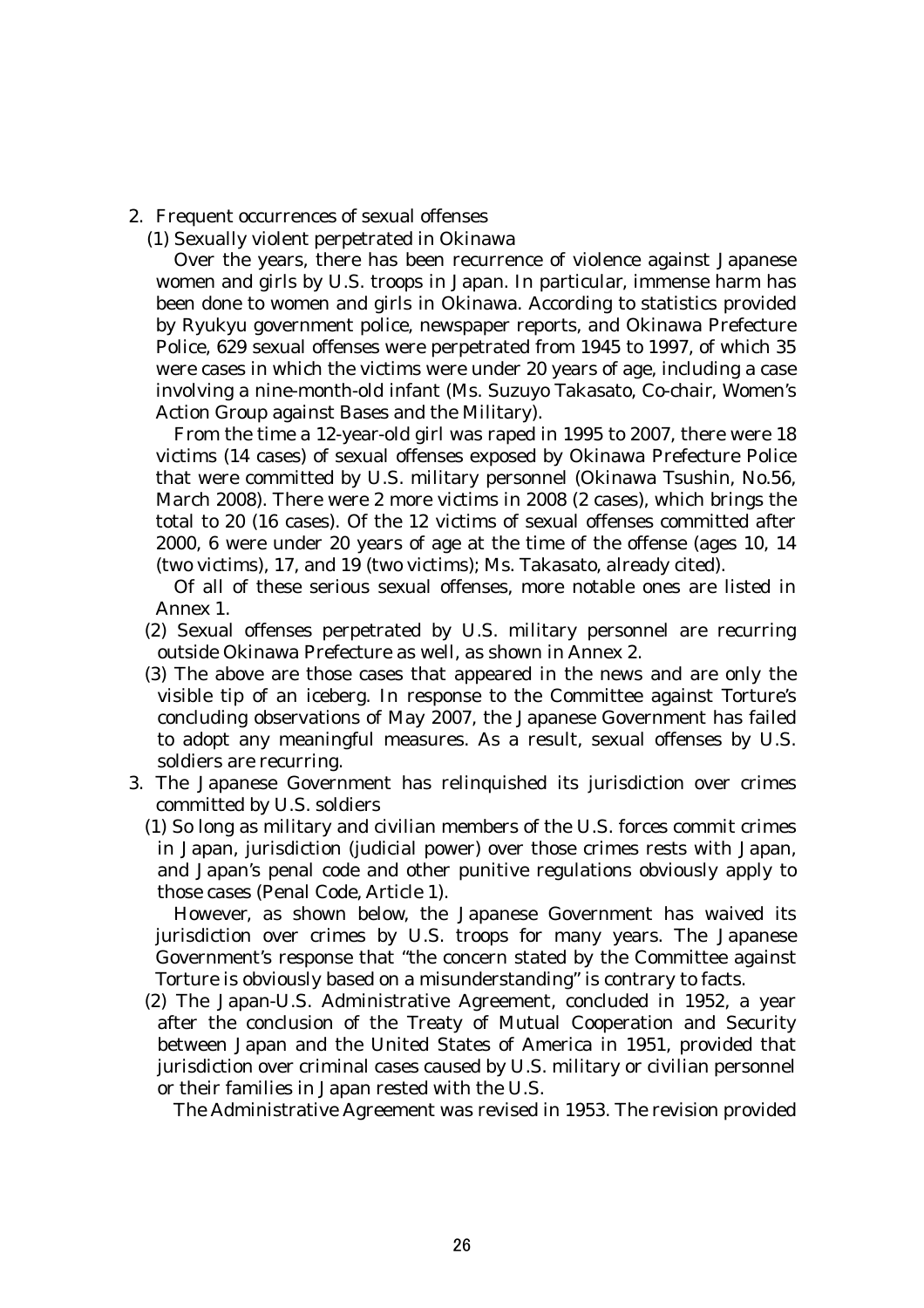2. Frequent occurrences of sexual offenses

(1) Sexually violent perpetrated in Okinawa

Over the years, there has been recurrence of violence against Japanese women and girls by U.S. troops in Japan. In particular, immense harm has been done to women and girls in Okinawa. According to statistics provided by Ryukyu government police, newspaper reports, and Okinawa Prefecture Police, 629 sexual offenses were perpetrated from 1945 to 1997, of which 35 were cases in which the victims were under 20 years of age, including a case involving a nine-month-old infant (Ms. Suzuyo Takasato, Co-chair, Women's Action Group against Bases and the Military).

From the time a 12-year-old girl was raped in 1995 to 2007, there were 18 victims (14 cases) of sexual offenses exposed by Okinawa Prefecture Police that were committed by U.S. military personnel (Okinawa Tsushin, No.56, March 2008). There were 2 more victims in 2008 (2 cases), which brings the total to 20 (16 cases). Of the 12 victims of sexual offenses committed after 2000, 6 were under 20 years of age at the time of the offense (ages 10, 14 (two victims), 17, and 19 (two victims); Ms. Takasato, already cited).

Of all of these serious sexual offenses, more notable ones are listed in Annex 1.

(2) Sexual offenses perpetrated by U.S. military personnel are recurring outside Okinawa Prefecture as well, as shown in Annex 2.

(3) The above are those cases that appeared in the news and are only the visible tip of an iceberg. In response to the Committee against Torture's concluding observations of May 2007, the Japanese Government has failed to adopt any meaningful measures. As a result, sexual offenses by U.S. soldiers are recurring.

3. The Japanese Government has relinquished its jurisdiction over crimes committed by U.S. soldiers

(1) So long as military and civilian members of the U.S. forces commit crimes in Japan, jurisdiction (judicial power) over those crimes rests with Japan, and Japan's penal code and other punitive regulations obviously apply to those cases (Penal Code, Article 1).

However, as shown below, the Japanese Government has waived its jurisdiction over crimes by U.S. troops for many years. The Japanese Government's response that "the concern stated by the Committee against Torture is obviously based on a misunderstanding" is contrary to facts.

(2) The Japan-U.S. Administrative Agreement, concluded in 1952, a year after the conclusion of the Treaty of Mutual Cooperation and Security between Japan and the United States of America in 1951, provided that jurisdiction over criminal cases caused by U.S. military or civilian personnel or their families in Japan rested with the U.S.

The Administrative Agreement was revised in 1953. The revision provided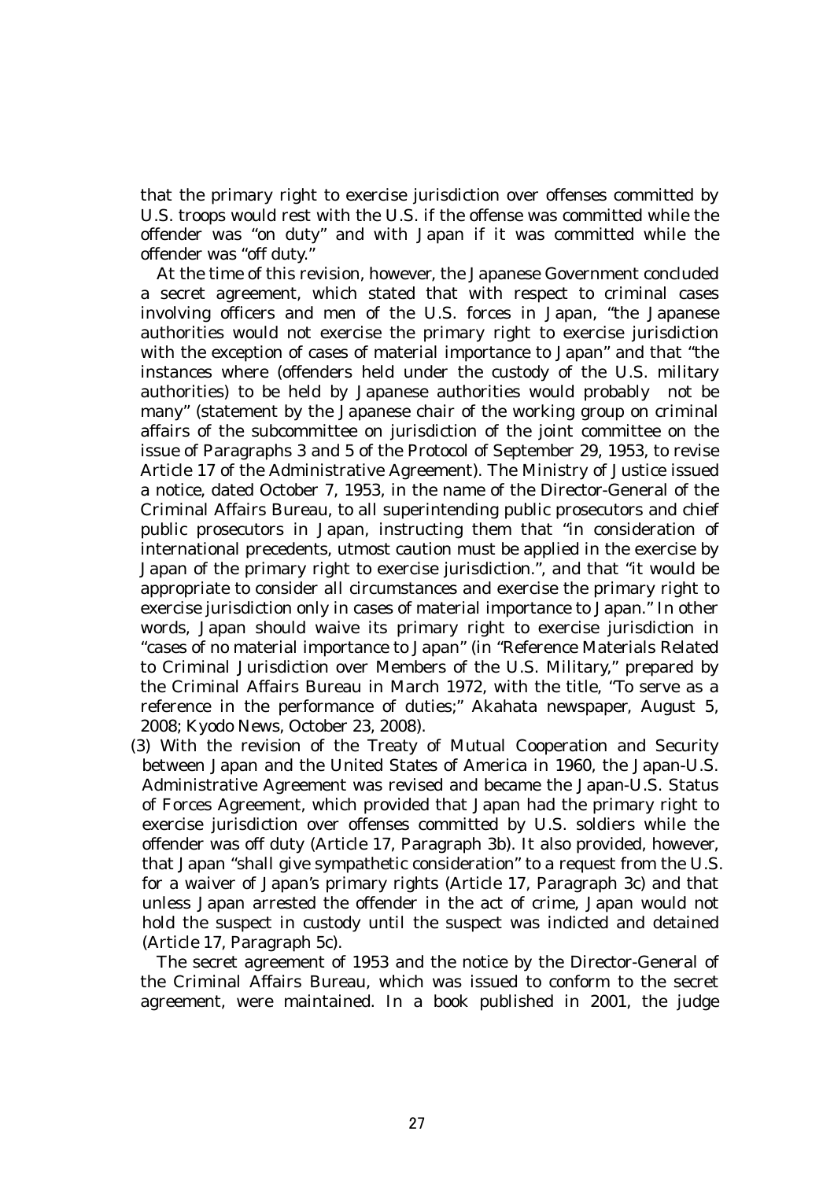that the primary right to exercise jurisdiction over offenses committed by U.S. troops would rest with the U.S. if the offense was committed while the offender was "on duty" and with Japan if it was committed while the offender was "off duty."

At the time of this revision, however, the Japanese Government concluded a secret agreement, which stated that with respect to criminal cases involving officers and men of the U.S. forces in Japan, "the Japanese authorities would not exercise the primary right to exercise jurisdiction with the exception of cases of material importance to Japan" and that "the instances where (offenders held under the custody of the U.S. military authorities) to be held by Japanese authorities would probably not be many" (statement by the Japanese chair of the working group on criminal affairs of the subcommittee on jurisdiction of the joint committee on the issue of Paragraphs 3 and 5 of the Protocol of September 29, 1953, to revise Article 17 of the Administrative Agreement). The Ministry of Justice issued a notice, dated October 7, 1953, in the name of the Director-General of the Criminal Affairs Bureau, to all superintending public prosecutors and chief public prosecutors in Japan, instructing them that "in consideration of international precedents, utmost caution must be applied in the exercise by Japan of the primary right to exercise jurisdiction.", and that "it would be appropriate to consider all circumstances and exercise the primary right to exercise jurisdiction only in cases of material importance to Japan." In other words, Japan should waive its primary right to exercise jurisdiction in "cases of no material importance to Japan" (in "Reference Materials Related to Criminal Jurisdiction over Members of the U.S. Military," prepared by the Criminal Affairs Bureau in March 1972, with the title, "To serve as a reference in the performance of duties;" Akahata newspaper, August 5, 2008; Kyodo News, October 23, 2008).

(3) With the revision of the Treaty of Mutual Cooperation and Security between Japan and the United States of America in 1960, the Japan-U.S. Administrative Agreement was revised and became the Japan-U.S. Status of Forces Agreement, which provided that Japan had the primary right to exercise jurisdiction over offenses committed by U.S. soldiers while the offender was off duty (Article 17, Paragraph 3b). It also provided, however, that Japan "shall give sympathetic consideration" to a request from the U.S. for a waiver of Japan's primary rights (Article 17, Paragraph 3c) and that unless Japan arrested the offender in the act of crime, Japan would not hold the suspect in custody until the suspect was indicted and detained (Article 17, Paragraph 5c).

The secret agreement of 1953 and the notice by the Director-General of the Criminal Affairs Bureau, which was issued to conform to the secret agreement, were maintained. In a book published in 2001, the judge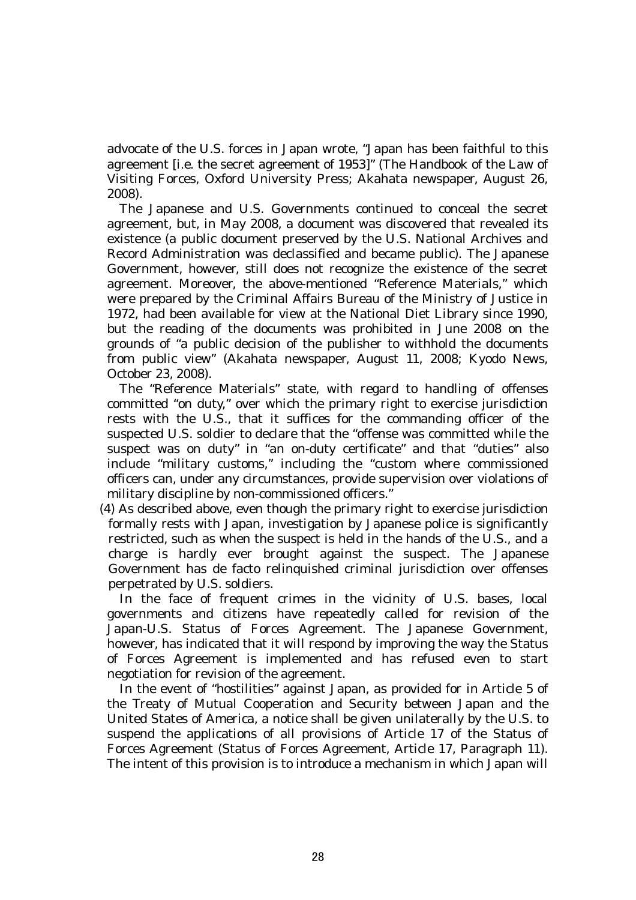advocate of the U.S. forces in Japan wrote, "Japan has been faithful to this agreement [i.e. the secret agreement of 1953]" (The Handbook of the Law of Visiting Forces, Oxford University Press; Akahata newspaper, August 26, 2008).

The Japanese and U.S. Governments continued to conceal the secret agreement, but, in May 2008, a document was discovered that revealed its existence (a public document preserved by the U.S. National Archives and Record Administration was declassified and became public). The Japanese Government, however, still does not recognize the existence of the secret agreement. Moreover, the above-mentioned "Reference Materials," which were prepared by the Criminal Affairs Bureau of the Ministry of Justice in 1972, had been available for view at the National Diet Library since 1990, but the reading of the documents was prohibited in June 2008 on the grounds of "a public decision of the publisher to withhold the documents from public view" (Akahata newspaper, August 11, 2008; Kyodo News, October 23, 2008).

The "Reference Materials" state, with regard to handling of offenses committed "on duty," over which the primary right to exercise jurisdiction rests with the U.S., that it suffices for the commanding officer of the suspected U.S. soldier to declare that the "offense was committed while the suspect was on duty" in "an on-duty certificate" and that "duties" also include "military customs," including the "custom where commissioned officers can, under any circumstances, provide supervision over violations of military discipline by non-commissioned officers."

(4) As described above, even though the primary right to exercise jurisdiction formally rests with Japan, investigation by Japanese police is significantly restricted, such as when the suspect is held in the hands of the U.S., and a charge is hardly ever brought against the suspect. The Japanese Government has de facto relinquished criminal jurisdiction over offenses perpetrated by U.S. soldiers.

In the face of frequent crimes in the vicinity of U.S. bases, local governments and citizens have repeatedly called for revision of the Japan-U.S. Status of Forces Agreement. The Japanese Government, however, has indicated that it will respond by improving the way the Status of Forces Agreement is implemented and has refused even to start negotiation for revision of the agreement.

In the event of "hostilities" against Japan, as provided for in Article 5 of the Treaty of Mutual Cooperation and Security between Japan and the United States of America, a notice shall be given unilaterally by the U.S. to suspend the applications of all provisions of Article 17 of the Status of Forces Agreement (Status of Forces Agreement, Article 17, Paragraph 11). The intent of this provision is to introduce a mechanism in which Japan will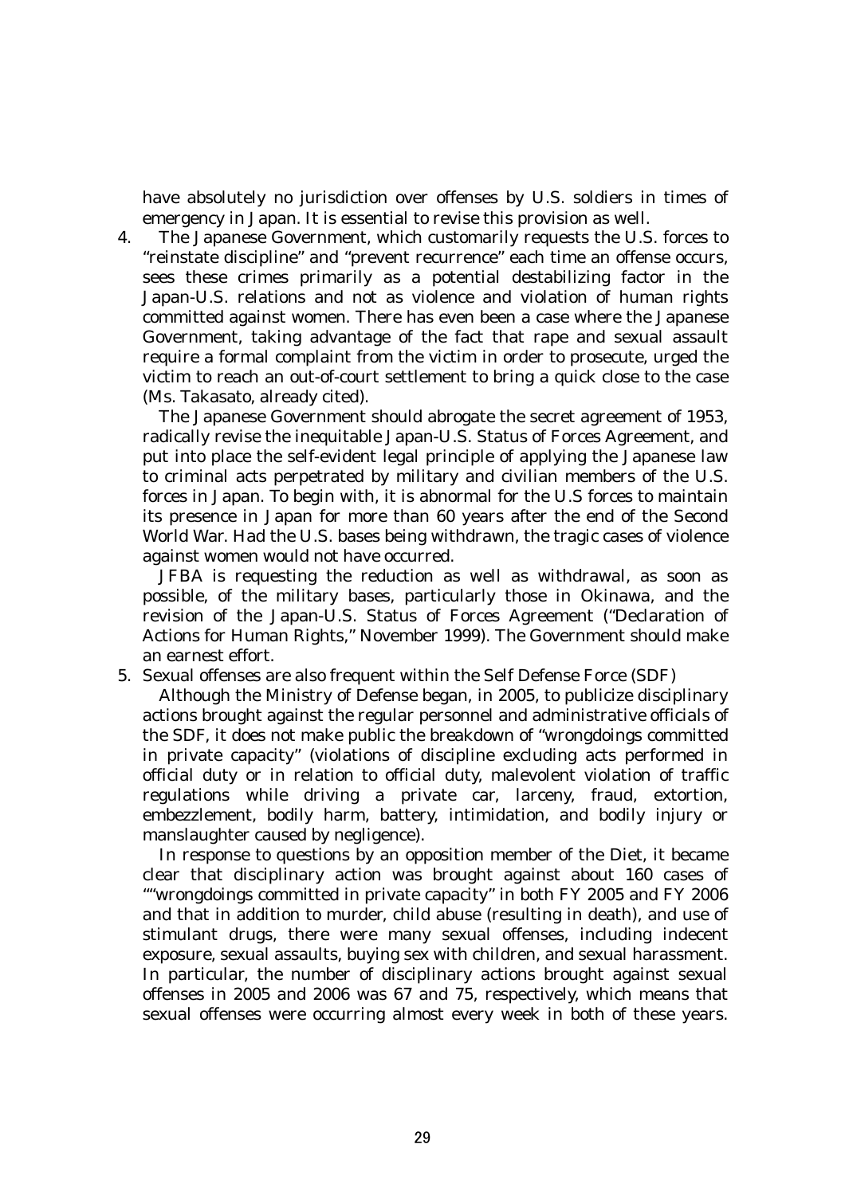have absolutely no jurisdiction over offenses by U.S. soldiers in times of emergency in Japan. It is essential to revise this provision as well.

4. The Japanese Government, which customarily requests the U.S. forces to "reinstate discipline" and "prevent recurrence" each time an offense occurs, sees these crimes primarily as a potential destabilizing factor in the Japan-U.S. relations and not as violence and violation of human rights committed against women. There has even been a case where the Japanese Government, taking advantage of the fact that rape and sexual assault require a formal complaint from the victim in order to prosecute, urged the victim to reach an out-of-court settlement to bring a quick close to the case (Ms. Takasato, already cited).

   The Japanese Government should abrogate the secret agreement of 1953, radically revise the inequitable Japan-U.S. Status of Forces Agreement, and put into place the self-evident legal principle of applying the Japanese law to criminal acts perpetrated by military and civilian members of the U.S. forces in Japan. To begin with, it is abnormal for the U.S forces to maintain its presence in Japan for more than 60 years after the end of the Second World War. Had the U.S. bases being withdrawn, the tragic cases of violence against women would not have occurred.

   JFBA is requesting the reduction as well as withdrawal, as soon as possible, of the military bases, particularly those in Okinawa, and the revision of the Japan-U.S. Status of Forces Agreement ("Declaration of Actions for Human Rights," November 1999). The Government should make an earnest effort.

5. Sexual offenses are also frequent within the Self Defense Force (SDF)

   Although the Ministry of Defense began, in 2005, to publicize disciplinary actions brought against the regular personnel and administrative officials of the SDF, it does not make public the breakdown of "wrongdoings committed in private capacity" (violations of discipline excluding acts performed in official duty or in relation to official duty, malevolent violation of traffic regulations while driving a private car, larceny, fraud, extortion, embezzlement, bodily harm, battery, intimidation, and bodily injury or manslaughter caused by negligence).

   In response to questions by an opposition member of the Diet, it became clear that disciplinary action was brought against about 160 cases of ""wrongdoings committed in private capacity" in both FY 2005 and FY 2006 and that in addition to murder, child abuse (resulting in death), and use of stimulant drugs, there were many sexual offenses, including indecent exposure, sexual assaults, buying sex with children, and sexual harassment. In particular, the number of disciplinary actions brought against sexual offenses in 2005 and 2006 was 67 and 75, respectively, which means that sexual offenses were occurring almost every week in both of these years.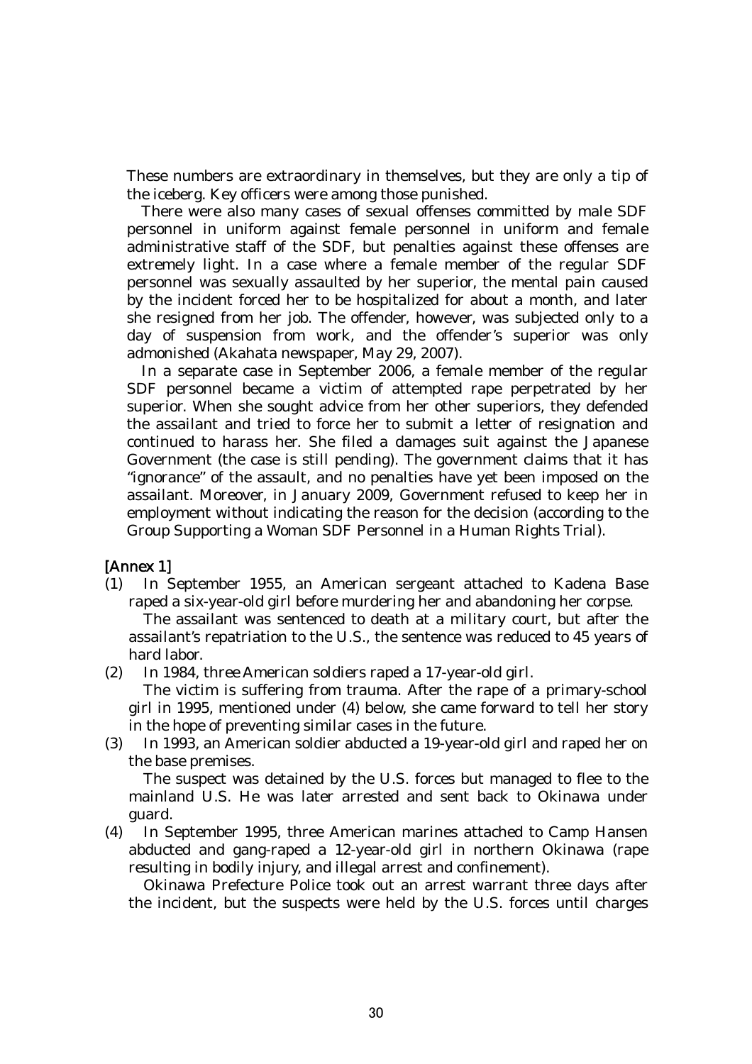These numbers are extraordinary in themselves, but they are only a tip of the iceberg. Key officers were among those punished.

There were also many cases of sexual offenses committed by male SDF personnel in uniform against female personnel in uniform and female administrative staff of the SDF, but penalties against these offenses are extremely light. In a case where a female member of the regular SDF personnel was sexually assaulted by her superior, the mental pain caused by the incident forced her to be hospitalized for about a month, and later she resigned from her job. The offender, however, was subjected only to a day of suspension from work, and the offender's superior was only admonished (Akahata newspaper, May 29, 2007).

In a separate case in September 2006, a female member of the regular SDF personnel became a victim of attempted rape perpetrated by her superior. When she sought advice from her other superiors, they defended the assailant and tried to force her to submit a letter of resignation and continued to harass her. She filed a damages suit against the Japanese Government (the case is still pending). The government claims that it has "ignorance" of the assault, and no penalties have yet been imposed on the assailant. Moreover, in January 2009, Government refused to keep her in employment without indicating the reason for the decision (according to the Group Supporting a Woman SDF Personnel in a Human Rights Trial).

**[Annex 1]**

(1) In September 1955, an American sergeant attached to Kadena Base raped a six-year-old girl before murdering her and abandoning her corpse.
The assailant was sentenced to death at a military court, but after the assailant's repatriation to the U.S., the sentence was reduced to 45 years of hard labor.

(2) In 1984, three American soldiers raped a 17-year-old girl.
The victim is suffering from trauma. After the rape of a primary-school girl in 1995, mentioned under (4) below, she came forward to tell her story in the hope of preventing similar cases in the future.

(3) In 1993, an American soldier abducted a 19-year-old girl and raped her on the base premises.
The suspect was detained by the U.S. forces but managed to flee to the mainland U.S. He was later arrested and sent back to Okinawa under guard.

(4) In September 1995, three American marines attached to Camp Hansen abducted and gang-raped a 12-year-old girl in northern Okinawa (rape resulting in bodily injury, and illegal arrest and confinement).
Okinawa Prefecture Police took out an arrest warrant three days after the incident, but the suspects were held by the U.S. forces until charges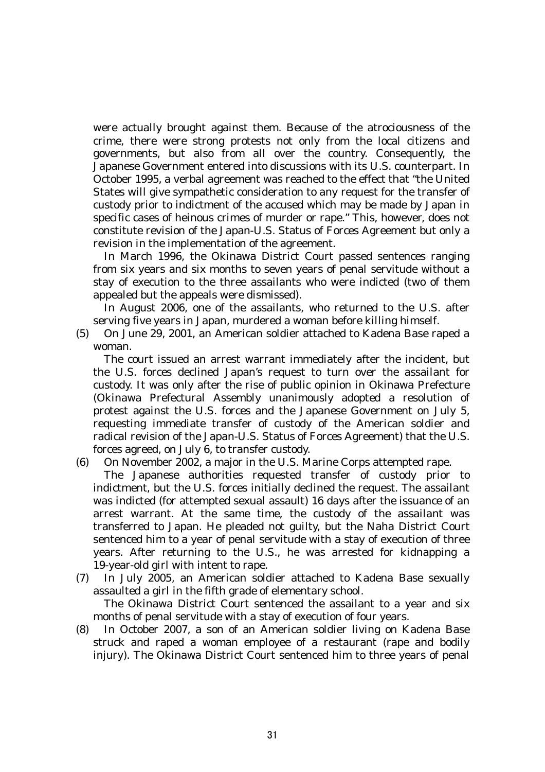were actually brought against them. Because of the atrociousness of the crime, there were strong protests not only from the local citizens and governments, but also from all over the country. Consequently, the Japanese Government entered into discussions with its U.S. counterpart. In October 1995, a verbal agreement was reached to the effect that "the United States will give sympathetic consideration to any request for the transfer of custody prior to indictment of the accused which may be made by Japan in specific cases of heinous crimes of murder or rape." This, however, does not constitute revision of the Japan-U.S. Status of Forces Agreement but only a revision in the implementation of the agreement.

In March 1996, the Okinawa District Court passed sentences ranging from six years and six months to seven years of penal servitude without a stay of execution to the three assailants who were indicted (two of them appealed but the appeals were dismissed).

In August 2006, one of the assailants, who returned to the U.S. after serving five years in Japan, murdered a woman before killing himself.

(5) On June 29, 2001, an American soldier attached to Kadena Base raped a woman.

The court issued an arrest warrant immediately after the incident, but the U.S. forces declined Japan's request to turn over the assailant for custody. It was only after the rise of public opinion in Okinawa Prefecture (Okinawa Prefectural Assembly unanimously adopted a resolution of protest against the U.S. forces and the Japanese Government on July 5, requesting immediate transfer of custody of the American soldier and radical revision of the Japan-U.S. Status of Forces Agreement) that the U.S. forces agreed, on July 6, to transfer custody.

(6) On November 2002, a major in the U.S. Marine Corps attempted rape.

The Japanese authorities requested transfer of custody prior to indictment, but the U.S. forces initially declined the request. The assailant was indicted (for attempted sexual assault) 16 days after the issuance of an arrest warrant. At the same time, the custody of the assailant was transferred to Japan. He pleaded not guilty, but the Naha District Court sentenced him to a year of penal servitude with a stay of execution of three years. After returning to the U.S., he was arrested for kidnapping a 19-year-old girl with intent to rape.

(7) In July 2005, an American soldier attached to Kadena Base sexually assaulted a girl in the fifth grade of elementary school.

The Okinawa District Court sentenced the assailant to a year and six months of penal servitude with a stay of execution of four years.

(8) In October 2007, a son of an American soldier living on Kadena Base struck and raped a woman employee of a restaurant (rape and bodily injury). The Okinawa District Court sentenced him to three years of penal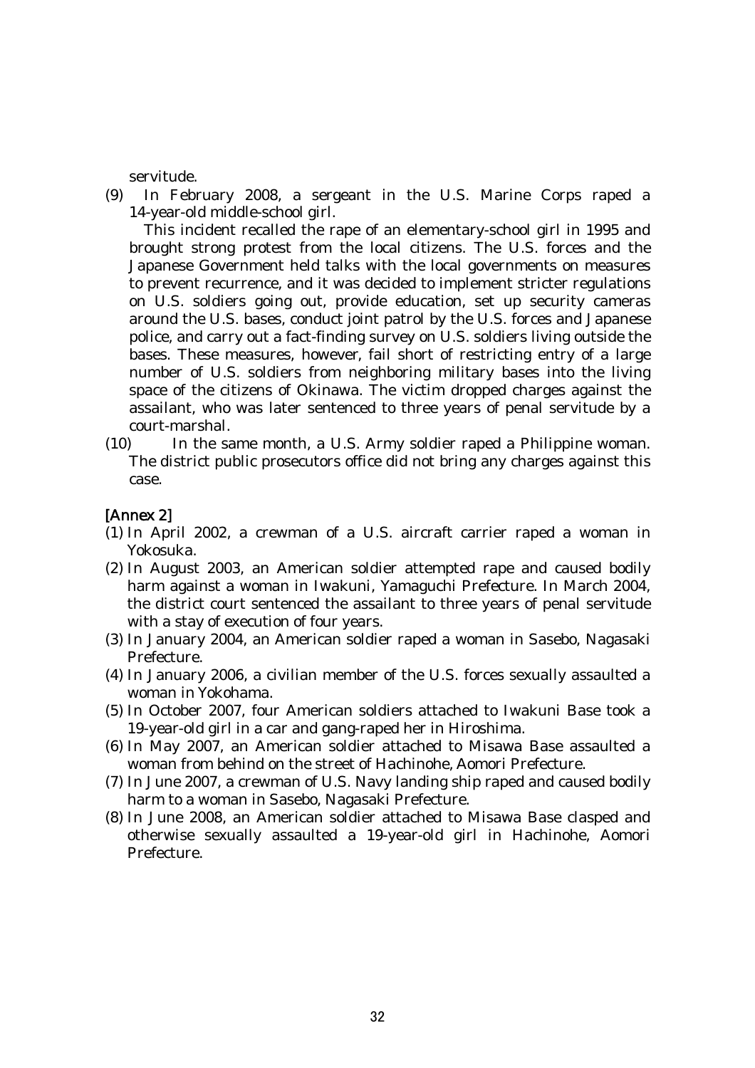servitude.

(9) In February 2008, a sergeant in the U.S. Marine Corps raped a 14-year-old middle-school girl.

This incident recalled the rape of an elementary-school girl in 1995 and brought strong protest from the local citizens. The U.S. forces and the Japanese Government held talks with the local governments on measures to prevent recurrence, and it was decided to implement stricter regulations on U.S. soldiers going out, provide education, set up security cameras around the U.S. bases, conduct joint patrol by the U.S. forces and Japanese police, and carry out a fact-finding survey on U.S. soldiers living outside the bases. These measures, however, fail short of restricting entry of a large number of U.S. soldiers from neighboring military bases into the living space of the citizens of Okinawa. The victim dropped charges against the assailant, who was later sentenced to three years of penal servitude by a court-marshal.

(10) In the same month, a U.S. Army soldier raped a Philippine woman. The district public prosecutors office did not bring any charges against this case.

[Annex 2]

(1) In April 2002, a crewman of a U.S. aircraft carrier raped a woman in Yokosuka.
(2) In August 2003, an American soldier attempted rape and caused bodily harm against a woman in Iwakuni, Yamaguchi Prefecture. In March 2004, the district court sentenced the assailant to three years of penal servitude with a stay of execution of four years.
(3) In January 2004, an American soldier raped a woman in Sasebo, Nagasaki Prefecture.
(4) In January 2006, a civilian member of the U.S. forces sexually assaulted a woman in Yokohama.
(5) In October 2007, four American soldiers attached to Iwakuni Base took a 19-year-old girl in a car and gang-raped her in Hiroshima.
(6) In May 2007, an American soldier attached to Misawa Base assaulted a woman from behind on the street of Hachinohe, Aomori Prefecture.
(7) In June 2007, a crewman of U.S. Navy landing ship raped and caused bodily harm to a woman in Sasebo, Nagasaki Prefecture.
(8) In June 2008, an American soldier attached to Misawa Base clasped and otherwise sexually assaulted a 19-year-old girl in Hachinohe, Aomori Prefecture.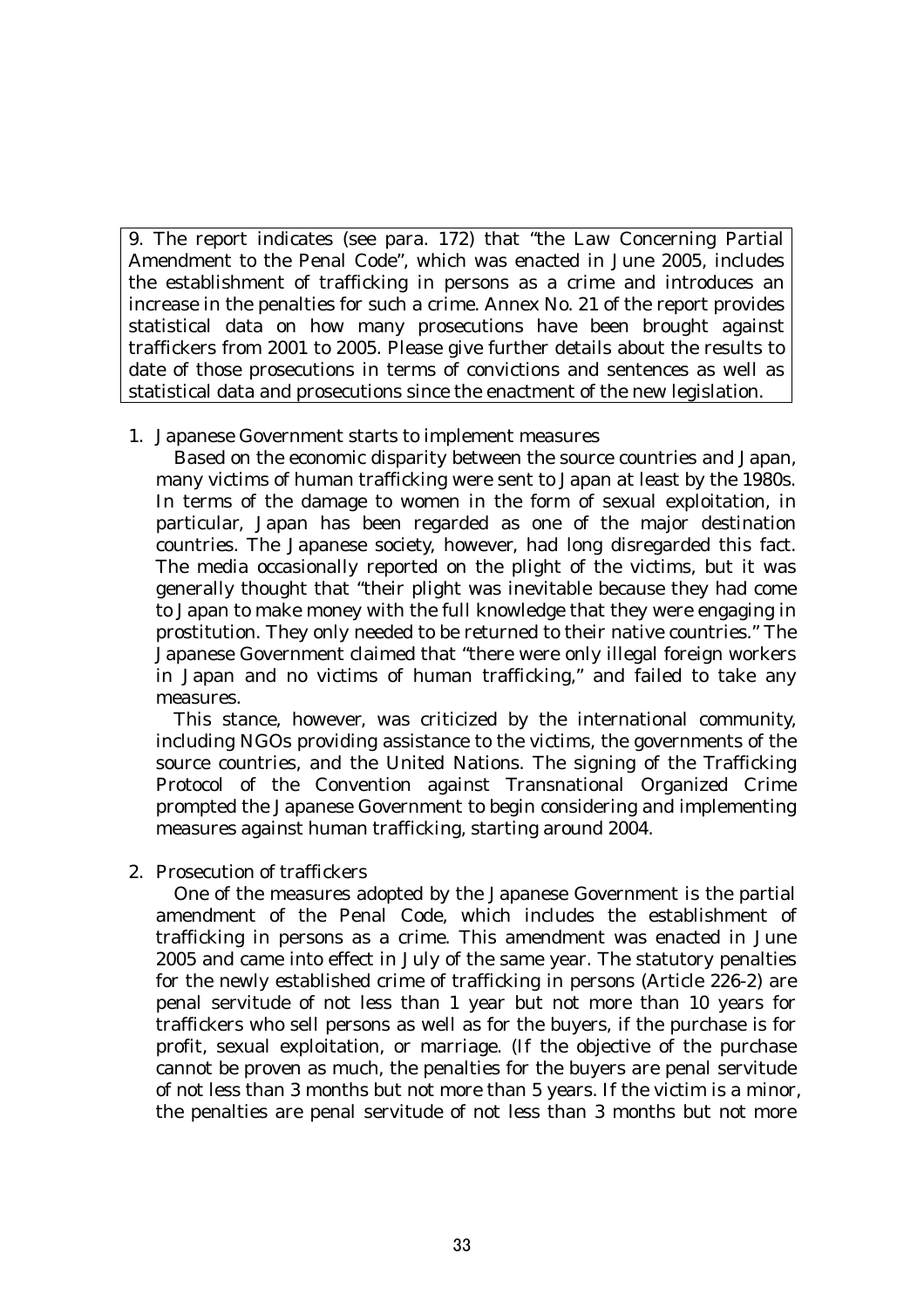9. The report indicates (see para. 172) that "the Law Concerning Partial Amendment to the Penal Code", which was enacted in June 2005, includes the establishment of trafficking in persons as a crime and introduces an increase in the penalties for such a crime. Annex No. 21 of the report provides statistical data on how many prosecutions have been brought against traffickers from 2001 to 2005. Please give further details about the results to date of those prosecutions in terms of convictions and sentences as well as statistical data and prosecutions since the enactment of the new legislation.

1. Japanese Government starts to implement measures

   Based on the economic disparity between the source countries and Japan, many victims of human trafficking were sent to Japan at least by the 1980s. In terms of the damage to women in the form of sexual exploitation, in particular, Japan has been regarded as one of the major destination countries. The Japanese society, however, had long disregarded this fact. The media occasionally reported on the plight of the victims, but it was generally thought that "their plight was inevitable because they had come to Japan to make money with the full knowledge that they were engaging in prostitution. They only needed to be returned to their native countries." The Japanese Government claimed that "there were only illegal foreign workers in Japan and no victims of human trafficking," and failed to take any measures.

   This stance, however, was criticized by the international community, including NGOs providing assistance to the victims, the governments of the source countries, and the United Nations. The signing of the Trafficking Protocol of the Convention against Transnational Organized Crime prompted the Japanese Government to begin considering and implementing measures against human trafficking, starting around 2004.

2. Prosecution of traffickers

   One of the measures adopted by the Japanese Government is the partial amendment of the Penal Code, which includes the establishment of trafficking in persons as a crime. This amendment was enacted in June 2005 and came into effect in July of the same year. The statutory penalties for the newly established crime of trafficking in persons (Article 226-2) are penal servitude of not less than 1 year but not more than 10 years for traffickers who sell persons as well as for the buyers, if the purchase is for profit, sexual exploitation, or marriage. (If the objective of the purchase cannot be proven as much, the penalties for the buyers are penal servitude of not less than 3 months but not more than 5 years. If the victim is a minor, the penalties are penal servitude of not less than 3 months but not more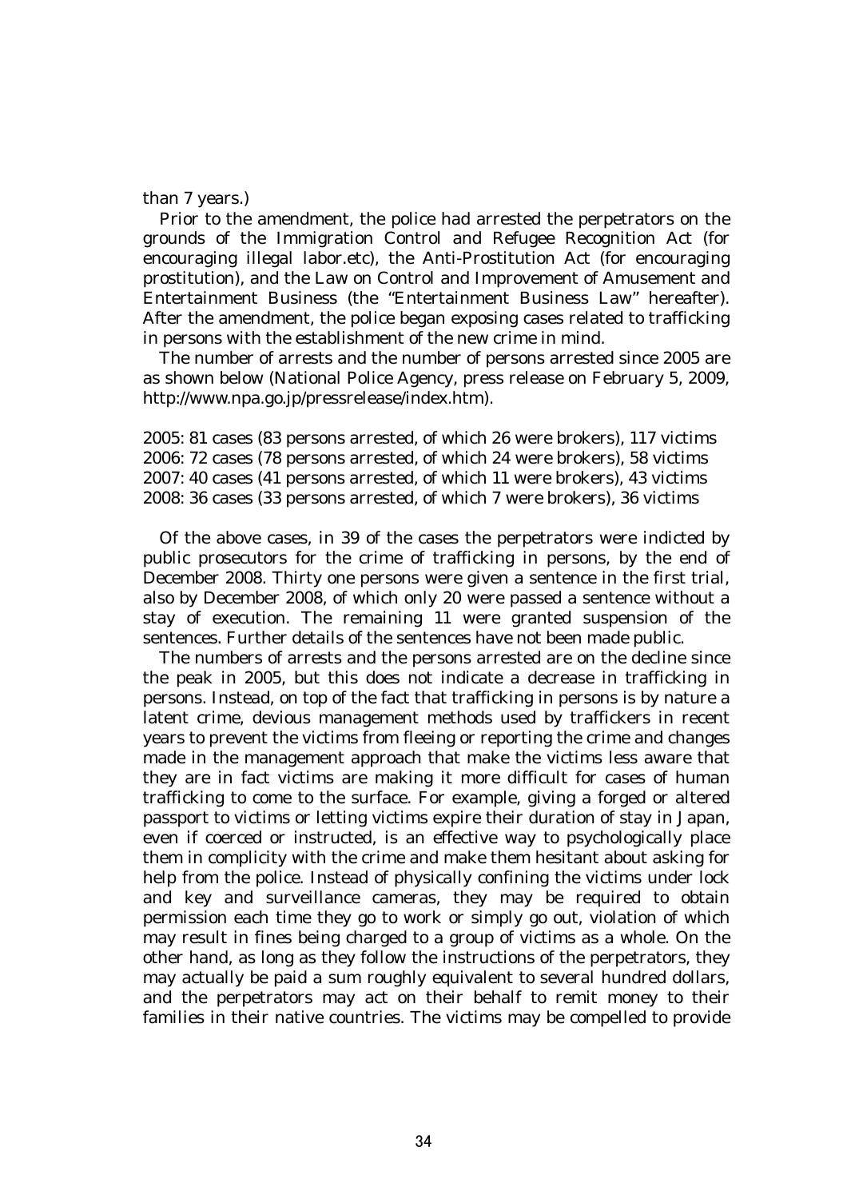than 7 years.)

Prior to the amendment, the police had arrested the perpetrators on the grounds of the Immigration Control and Refugee Recognition Act (for encouraging illegal labor.etc), the Anti-Prostitution Act (for encouraging prostitution), and the Law on Control and Improvement of Amusement and Entertainment Business (the "Entertainment Business Law" hereafter). After the amendment, the police began exposing cases related to trafficking in persons with the establishment of the new crime in mind.

The number of arrests and the number of persons arrested since 2005 are as shown below (National Police Agency, press release on February 5, 2009, http://www.npa.go.jp/pressrelease/index.htm).

2005: 81 cases (83 persons arrested, of which 26 were brokers), 117 victims
2006: 72 cases (78 persons arrested, of which 24 were brokers), 58 victims
2007: 40 cases (41 persons arrested, of which 11 were brokers), 43 victims
2008: 36 cases (33 persons arrested, of which 7 were brokers), 36 victims

Of the above cases, in 39 of the cases the perpetrators were indicted by public prosecutors for the crime of trafficking in persons, by the end of December 2008. Thirty one persons were given a sentence in the first trial, also by December 2008, of which only 20 were passed a sentence without a stay of execution. The remaining 11 were granted suspension of the sentences. Further details of the sentences have not been made public.

The numbers of arrests and the persons arrested are on the decline since the peak in 2005, but this does not indicate a decrease in trafficking in persons. Instead, on top of the fact that trafficking in persons is by nature a latent crime, devious management methods used by traffickers in recent years to prevent the victims from fleeing or reporting the crime and changes made in the management approach that make the victims less aware that they are in fact victims are making it more difficult for cases of human trafficking to come to the surface. For example, giving a forged or altered passport to victims or letting victims expire their duration of stay in Japan, even if coerced or instructed, is an effective way to psychologically place them in complicity with the crime and make them hesitant about asking for help from the police. Instead of physically confining the victims under lock and key and surveillance cameras, they may be required to obtain permission each time they go to work or simply go out, violation of which may result in fines being charged to a group of victims as a whole. On the other hand, as long as they follow the instructions of the perpetrators, they may actually be paid a sum roughly equivalent to several hundred dollars, and the perpetrators may act on their behalf to remit money to their families in their native countries. The victims may be compelled to provide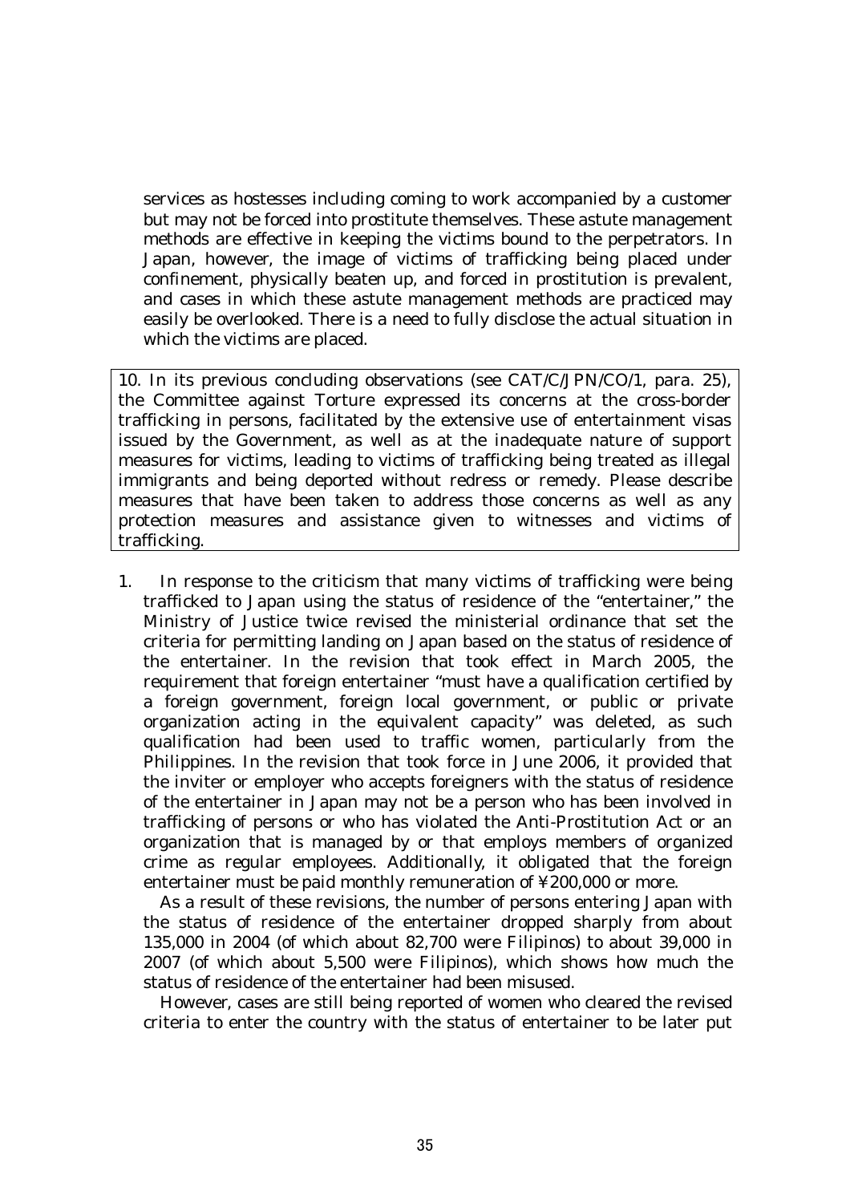services as hostesses including coming to work accompanied by a customer but may not be forced into prostitute themselves. These astute management methods are effective in keeping the victims bound to the perpetrators. In Japan, however, the image of victims of trafficking being placed under confinement, physically beaten up, and forced in prostitution is prevalent, and cases in which these astute management methods are practiced may easily be overlooked. There is a need to fully disclose the actual situation in which the victims are placed.

> 10. In its previous concluding observations (see CAT/C/JPN/CO/1, para. 25), the Committee against Torture expressed its concerns at the cross-border trafficking in persons, facilitated by the extensive use of entertainment visas issued by the Government, as well as at the inadequate nature of support measures for victims, leading to victims of trafficking being treated as illegal immigrants and being deported without redress or remedy. Please describe measures that have been taken to address those concerns as well as any protection measures and assistance given to witnesses and victims of trafficking.

1. In response to the criticism that many victims of trafficking were being trafficked to Japan using the status of residence of the "entertainer," the Ministry of Justice twice revised the ministerial ordinance that set the criteria for permitting landing on Japan based on the status of residence of the entertainer. In the revision that took effect in March 2005, the requirement that foreign entertainer "must have a qualification certified by a foreign government, foreign local government, or public or private organization acting in the equivalent capacity" was deleted, as such qualification had been used to traffic women, particularly from the Philippines. In the revision that took force in June 2006, it provided that the inviter or employer who accepts foreigners with the status of residence of the entertainer in Japan may not be a person who has been involved in trafficking of persons or who has violated the Anti-Prostitution Act or an organization that is managed by or that employs members of organized crime as regular employees. Additionally, it obligated that the foreign entertainer must be paid monthly remuneration of ¥200,000 or more.

   As a result of these revisions, the number of persons entering Japan with the status of residence of the entertainer dropped sharply from about 135,000 in 2004 (of which about 82,700 were Filipinos) to about 39,000 in 2007 (of which about 5,500 were Filipinos), which shows how much the status of residence of the entertainer had been misused.

   However, cases are still being reported of women who cleared the revised criteria to enter the country with the status of entertainer to be later put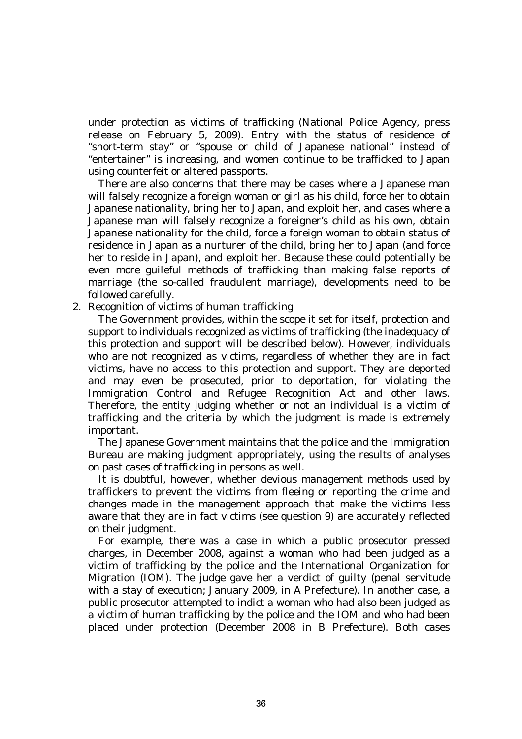under protection as victims of trafficking (National Police Agency, press release on February 5, 2009). Entry with the status of residence of "short-term stay" or "spouse or child of Japanese national" instead of "entertainer" is increasing, and women continue to be trafficked to Japan using counterfeit or altered passports.

There are also concerns that there may be cases where a Japanese man will falsely recognize a foreign woman or girl as his child, force her to obtain Japanese nationality, bring her to Japan, and exploit her, and cases where a Japanese man will falsely recognize a foreigner's child as his own, obtain Japanese nationality for the child, force a foreign woman to obtain status of residence in Japan as a nurturer of the child, bring her to Japan (and force her to reside in Japan), and exploit her. Because these could potentially be even more guileful methods of trafficking than making false reports of marriage (the so-called fraudulent marriage), developments need to be followed carefully.

2. Recognition of victims of human trafficking

The Government provides, within the scope it set for itself, protection and support to individuals recognized as victims of trafficking (the inadequacy of this protection and support will be described below). However, individuals who are not recognized as victims, regardless of whether they are in fact victims, have no access to this protection and support. They are deported and may even be prosecuted, prior to deportation, for violating the Immigration Control and Refugee Recognition Act and other laws. Therefore, the entity judging whether or not an individual is a victim of trafficking and the criteria by which the judgment is made is extremely important.

The Japanese Government maintains that the police and the Immigration Bureau are making judgment appropriately, using the results of analyses on past cases of trafficking in persons as well.

It is doubtful, however, whether devious management methods used by traffickers to prevent the victims from fleeing or reporting the crime and changes made in the management approach that make the victims less aware that they are in fact victims (see question 9) are accurately reflected on their judgment.

For example, there was a case in which a public prosecutor pressed charges, in December 2008, against a woman who had been judged as a victim of trafficking by the police and the International Organization for Migration (IOM). The judge gave her a verdict of guilty (penal servitude with a stay of execution; January 2009, in A Prefecture). In another case, a public prosecutor attempted to indict a woman who had also been judged as a victim of human trafficking by the police and the IOM and who had been placed under protection (December 2008 in B Prefecture). Both cases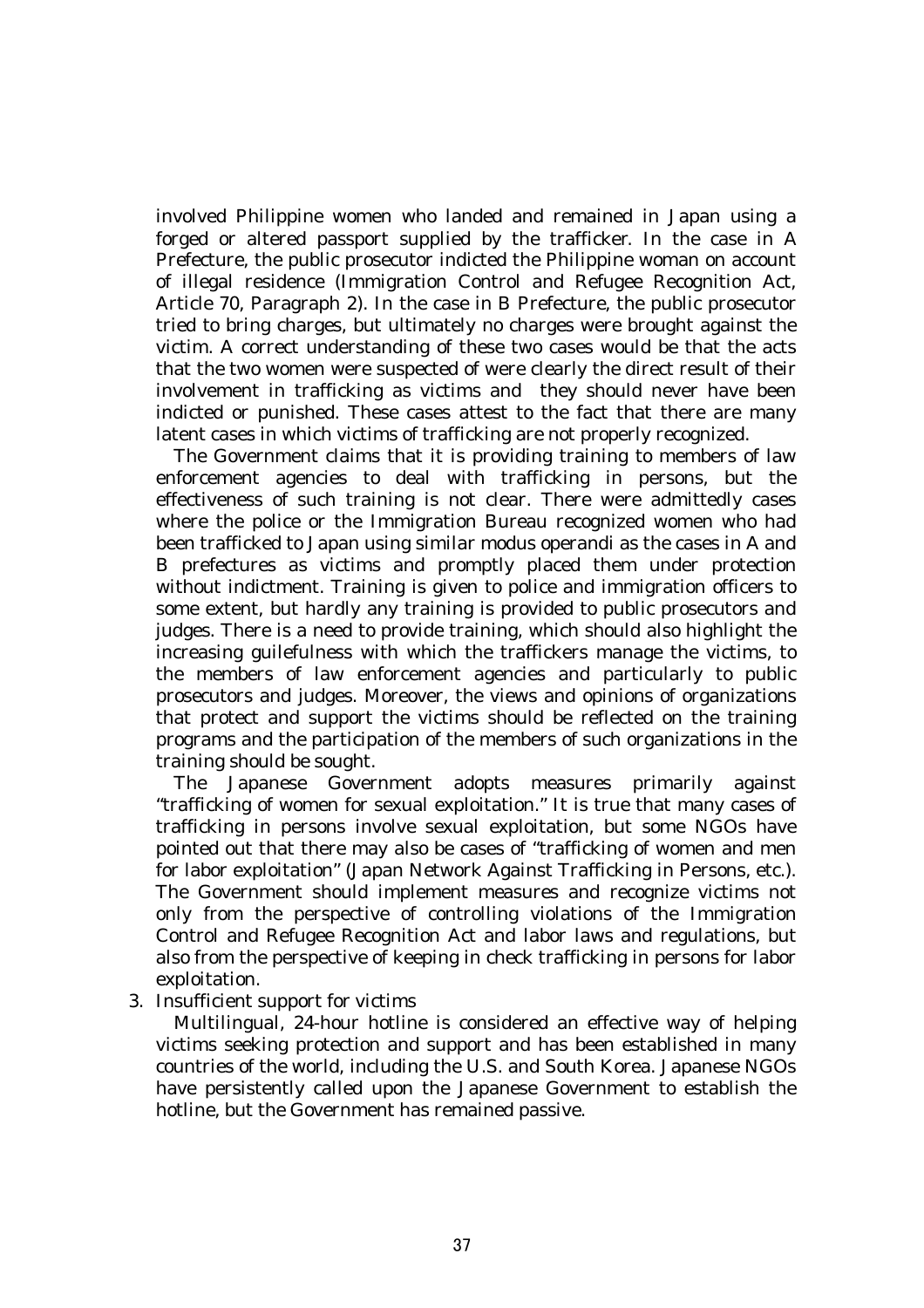involved Philippine women who landed and remained in Japan using a forged or altered passport supplied by the trafficker. In the case in A Prefecture, the public prosecutor indicted the Philippine woman on account of illegal residence (Immigration Control and Refugee Recognition Act, Article 70, Paragraph 2). In the case in B Prefecture, the public prosecutor tried to bring charges, but ultimately no charges were brought against the victim. A correct understanding of these two cases would be that the acts that the two women were suspected of were clearly the direct result of their involvement in trafficking as victims and they should never have been indicted or punished. These cases attest to the fact that there are many latent cases in which victims of trafficking are not properly recognized.

The Government claims that it is providing training to members of law enforcement agencies to deal with trafficking in persons, but the effectiveness of such training is not clear. There were admittedly cases where the police or the Immigration Bureau recognized women who had been trafficked to Japan using similar modus operandi as the cases in A and B prefectures as victims and promptly placed them under protection without indictment. Training is given to police and immigration officers to some extent, but hardly any training is provided to public prosecutors and judges. There is a need to provide training, which should also highlight the increasing guilefulness with which the traffickers manage the victims, to the members of law enforcement agencies and particularly to public prosecutors and judges. Moreover, the views and opinions of organizations that protect and support the victims should be reflected on the training programs and the participation of the members of such organizations in the training should be sought.

The Japanese Government adopts measures primarily against "trafficking of women for sexual exploitation." It is true that many cases of trafficking in persons involve sexual exploitation, but some NGOs have pointed out that there may also be cases of "trafficking of women and men for labor exploitation" (Japan Network Against Trafficking in Persons, etc.). The Government should implement measures and recognize victims not only from the perspective of controlling violations of the Immigration Control and Refugee Recognition Act and labor laws and regulations, but also from the perspective of keeping in check trafficking in persons for labor exploitation.

3. Insufficient support for victims

Multilingual, 24-hour hotline is considered an effective way of helping victims seeking protection and support and has been established in many countries of the world, including the U.S. and South Korea. Japanese NGOs have persistently called upon the Japanese Government to establish the hotline, but the Government has remained passive.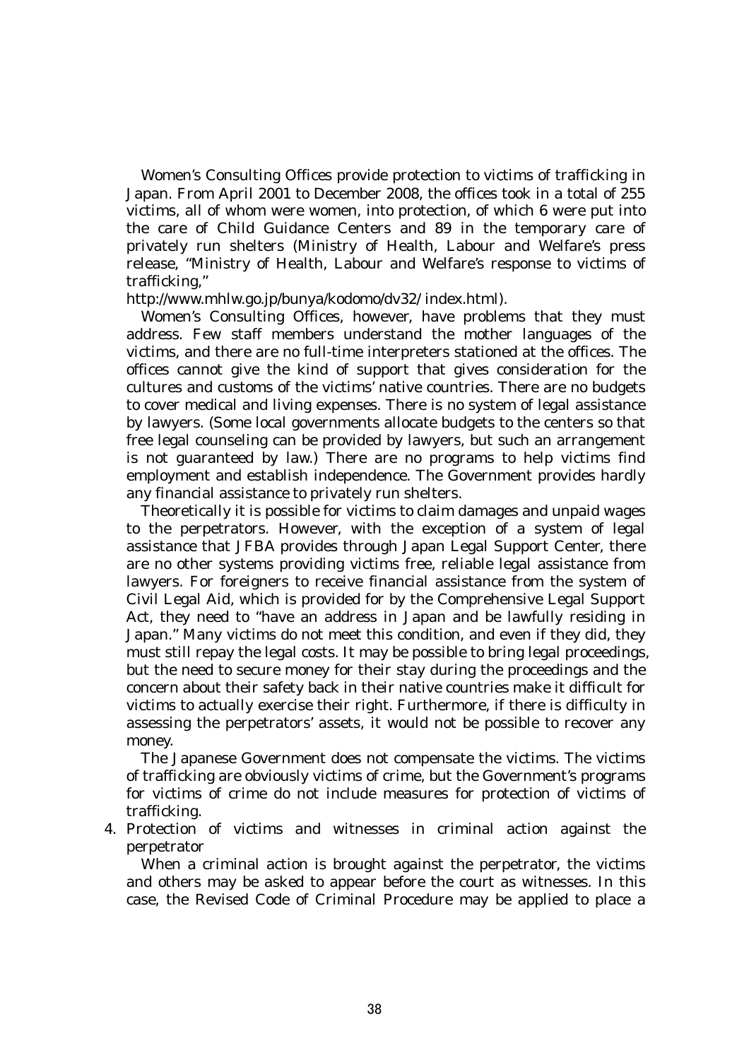Women's Consulting Offices provide protection to victims of trafficking in Japan. From April 2001 to December 2008, the offices took in a total of 255 victims, all of whom were women, into protection, of which 6 were put into the care of Child Guidance Centers and 89 in the temporary care of privately run shelters (Ministry of Health, Labour and Welfare's press release, "Ministry of Health, Labour and Welfare's response to victims of trafficking,"
http://www.mhlw.go.jp/bunya/kodomo/dv32/index.html).

Women's Consulting Offices, however, have problems that they must address. Few staff members understand the mother languages of the victims, and there are no full-time interpreters stationed at the offices. The offices cannot give the kind of support that gives consideration for the cultures and customs of the victims' native countries. There are no budgets to cover medical and living expenses. There is no system of legal assistance by lawyers. (Some local governments allocate budgets to the centers so that free legal counseling can be provided by lawyers, but such an arrangement is not guaranteed by law.) There are no programs to help victims find employment and establish independence. The Government provides hardly any financial assistance to privately run shelters.

Theoretically it is possible for victims to claim damages and unpaid wages to the perpetrators. However, with the exception of a system of legal assistance that JFBA provides through Japan Legal Support Center, there are no other systems providing victims free, reliable legal assistance from lawyers. For foreigners to receive financial assistance from the system of Civil Legal Aid, which is provided for by the Comprehensive Legal Support Act, they need to "have an address in Japan and be lawfully residing in Japan." Many victims do not meet this condition, and even if they did, they must still repay the legal costs. It may be possible to bring legal proceedings, but the need to secure money for their stay during the proceedings and the concern about their safety back in their native countries make it difficult for victims to actually exercise their right. Furthermore, if there is difficulty in assessing the perpetrators' assets, it would not be possible to recover any money.

The Japanese Government does not compensate the victims. The victims of trafficking are obviously victims of crime, but the Government's programs for victims of crime do not include measures for protection of victims of trafficking.

4. Protection of victims and witnesses in criminal action against the perpetrator

When a criminal action is brought against the perpetrator, the victims and others may be asked to appear before the court as witnesses. In this case, the Revised Code of Criminal Procedure may be applied to place a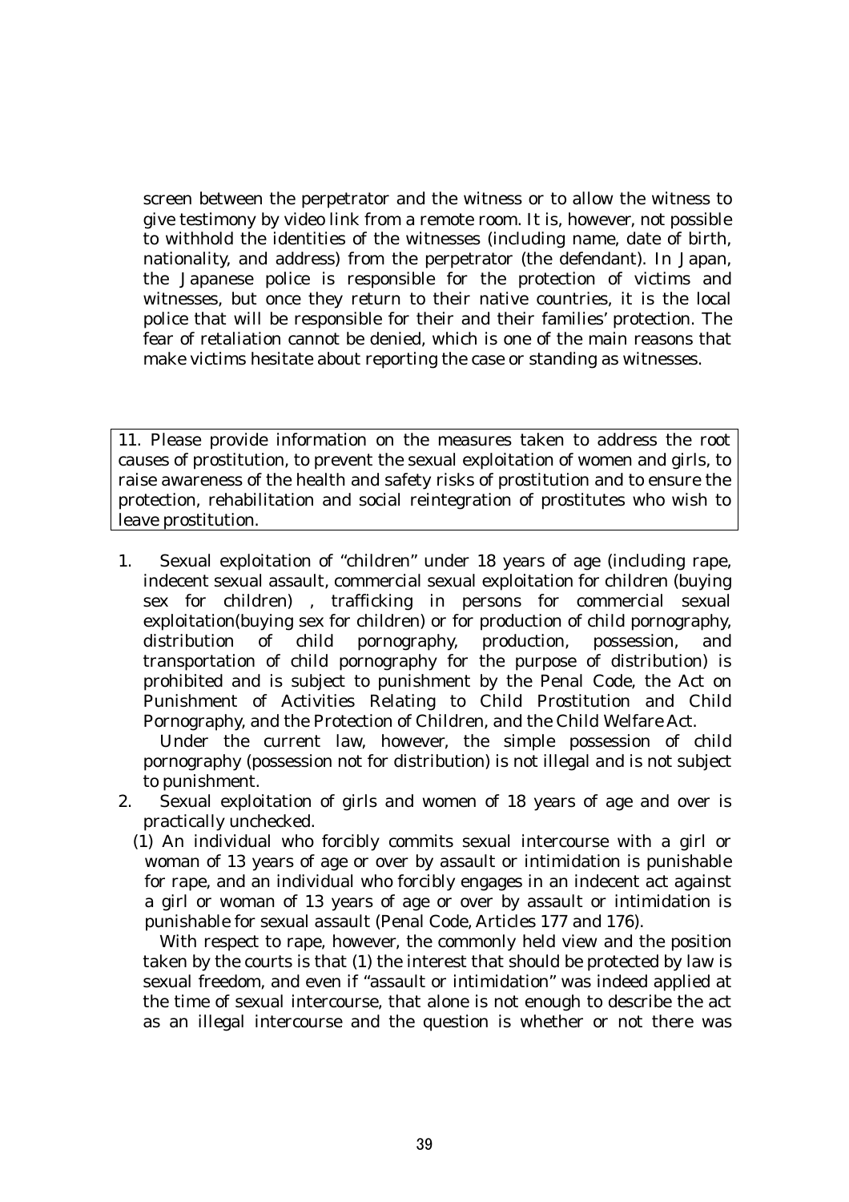screen between the perpetrator and the witness or to allow the witness to give testimony by video link from a remote room. It is, however, not possible to withhold the identities of the witnesses (including name, date of birth, nationality, and address) from the perpetrator (the defendant). In Japan, the Japanese police is responsible for the protection of victims and witnesses, but once they return to their native countries, it is the local police that will be responsible for their and their families' protection. The fear of retaliation cannot be denied, which is one of the main reasons that make victims hesitate about reporting the case or standing as witnesses.

> 11. Please provide information on the measures taken to address the root causes of prostitution, to prevent the sexual exploitation of women and girls, to raise awareness of the health and safety risks of prostitution and to ensure the protection, rehabilitation and social reintegration of prostitutes who wish to leave prostitution.

1. Sexual exploitation of "children" under 18 years of age (including rape, indecent sexual assault, commercial sexual exploitation for children (buying sex for children) , trafficking in persons for commercial sexual exploitation(buying sex for children) or for production of child pornography, distribution of child pornography, production, possession, and transportation of child pornography for the purpose of distribution) is prohibited and is subject to punishment by the Penal Code, the Act on Punishment of Activities Relating to Child Prostitution and Child Pornography, and the Protection of Children, and the Child Welfare Act.

   Under the current law, however, the simple possession of child pornography (possession not for distribution) is not illegal and is not subject to punishment.

2. Sexual exploitation of girls and women of 18 years of age and over is practically unchecked.

   (1) An individual who forcibly commits sexual intercourse with a girl or woman of 13 years of age or over by assault or intimidation is punishable for rape, and an individual who forcibly engages in an indecent act against a girl or woman of 13 years of age or over by assault or intimidation is punishable for sexual assault (Penal Code, Articles 177 and 176).

   With respect to rape, however, the commonly held view and the position taken by the courts is that (1) the interest that should be protected by law is sexual freedom, and even if "assault or intimidation" was indeed applied at the time of sexual intercourse, that alone is not enough to describe the act as an illegal intercourse and the question is whether or not there was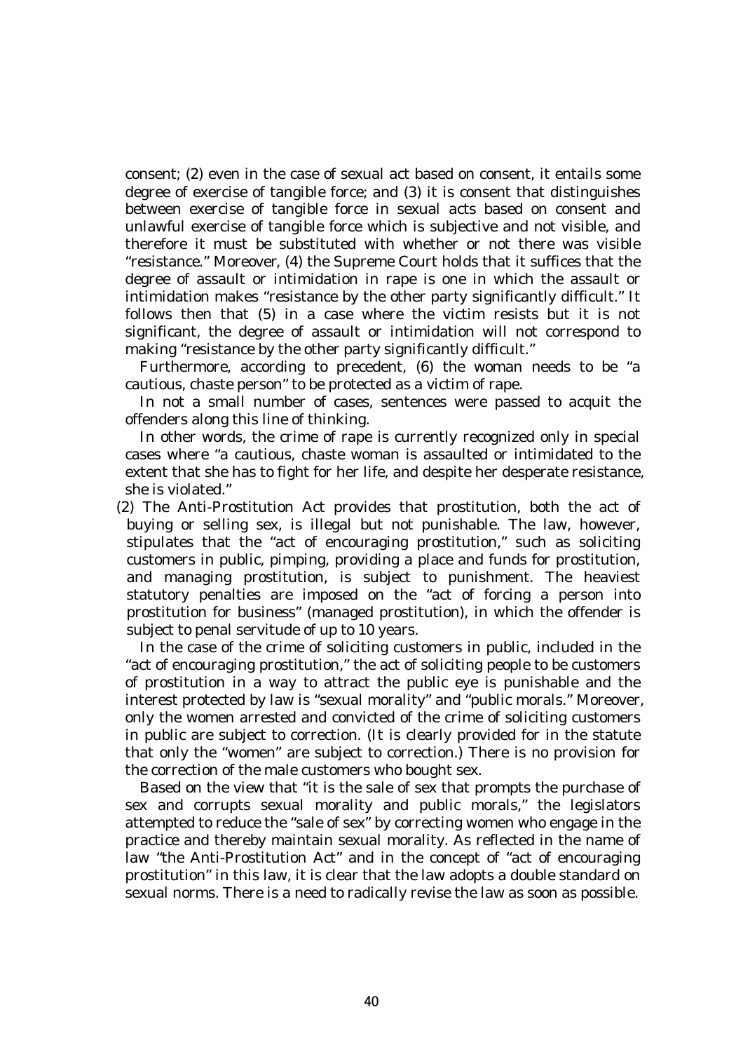consent; (2) even in the case of sexual act based on consent, it entails some degree of exercise of tangible force; and (3) it is consent that distinguishes between exercise of tangible force in sexual acts based on consent and unlawful exercise of tangible force which is subjective and not visible, and therefore it must be substituted with whether or not there was visible "resistance." Moreover, (4) the Supreme Court holds that it suffices that the degree of assault or intimidation in rape is one in which the assault or intimidation makes "resistance by the other party significantly difficult." It follows then that (5) in a case where the victim resists but it is not significant, the degree of assault or intimidation will not correspond to making "resistance by the other party significantly difficult."

Furthermore, according to precedent, (6) the woman needs to be "a cautious, chaste person" to be protected as a victim of rape.

In not a small number of cases, sentences were passed to acquit the offenders along this line of thinking.

In other words, the crime of rape is currently recognized only in special cases where "a cautious, chaste woman is assaulted or intimidated to the extent that she has to fight for her life, and despite her desperate resistance, she is violated."

(2) The Anti-Prostitution Act provides that prostitution, both the act of buying or selling sex, is illegal but not punishable. The law, however, stipulates that the "act of encouraging prostitution," such as soliciting customers in public, pimping, providing a place and funds for prostitution, and managing prostitution, is subject to punishment. The heaviest statutory penalties are imposed on the "act of forcing a person into prostitution for business" (managed prostitution), in which the offender is subject to penal servitude of up to 10 years.

In the case of the crime of soliciting customers in public, included in the "act of encouraging prostitution," the act of soliciting people to be customers of prostitution in a way to attract the public eye is punishable and the interest protected by law is "sexual morality" and "public morals." Moreover, only the women arrested and convicted of the crime of soliciting customers in public are subject to correction. (It is clearly provided for in the statute that only the "women" are subject to correction.) There is no provision for the correction of the male customers who bought sex.

Based on the view that "it is the sale of sex that prompts the purchase of sex and corrupts sexual morality and public morals," the legislators attempted to reduce the "sale of sex" by correcting women who engage in the practice and thereby maintain sexual morality. As reflected in the name of law "the Anti-Prostitution Act" and in the concept of "act of encouraging prostitution" in this law, it is clear that the law adopts a double standard on sexual norms. There is a need to radically revise the law as soon as possible.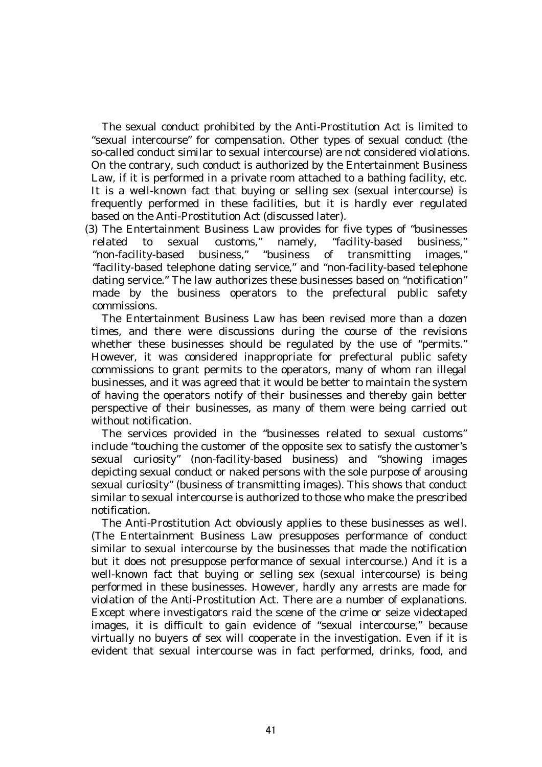The sexual conduct prohibited by the Anti-Prostitution Act is limited to "sexual intercourse" for compensation. Other types of sexual conduct (the so-called conduct similar to sexual intercourse) are not considered violations. On the contrary, such conduct is authorized by the Entertainment Business Law, if it is performed in a private room attached to a bathing facility, etc. It is a well-known fact that buying or selling sex (sexual intercourse) is frequently performed in these facilities, but it is hardly ever regulated based on the Anti-Prostitution Act (discussed later).

(3) The Entertainment Business Law provides for five types of "businesses related to sexual customs," namely, "facility-based business," "non-facility-based business," "business of transmitting images," "facility-based telephone dating service," and "non-facility-based telephone dating service." The law authorizes these businesses based on "notification" made by the business operators to the prefectural public safety commissions.

The Entertainment Business Law has been revised more than a dozen times, and there were discussions during the course of the revisions whether these businesses should be regulated by the use of "permits." However, it was considered inappropriate for prefectural public safety commissions to grant permits to the operators, many of whom ran illegal businesses, and it was agreed that it would be better to maintain the system of having the operators notify of their businesses and thereby gain better perspective of their businesses, as many of them were being carried out without notification.

The services provided in the "businesses related to sexual customs" include "touching the customer of the opposite sex to satisfy the customer's sexual curiosity" (non-facility-based business) and "showing images depicting sexual conduct or naked persons with the sole purpose of arousing sexual curiosity" (business of transmitting images). This shows that conduct similar to sexual intercourse is authorized to those who make the prescribed notification.

The Anti-Prostitution Act obviously applies to these businesses as well. (The Entertainment Business Law presupposes performance of conduct similar to sexual intercourse by the businesses that made the notification but it does not presuppose performance of sexual intercourse.) And it is a well-known fact that buying or selling sex (sexual intercourse) is being performed in these businesses. However, hardly any arrests are made for violation of the Anti-Prostitution Act. There are a number of explanations. Except where investigators raid the scene of the crime or seize videotaped images, it is difficult to gain evidence of "sexual intercourse," because virtually no buyers of sex will cooperate in the investigation. Even if it is evident that sexual intercourse was in fact performed, drinks, food, and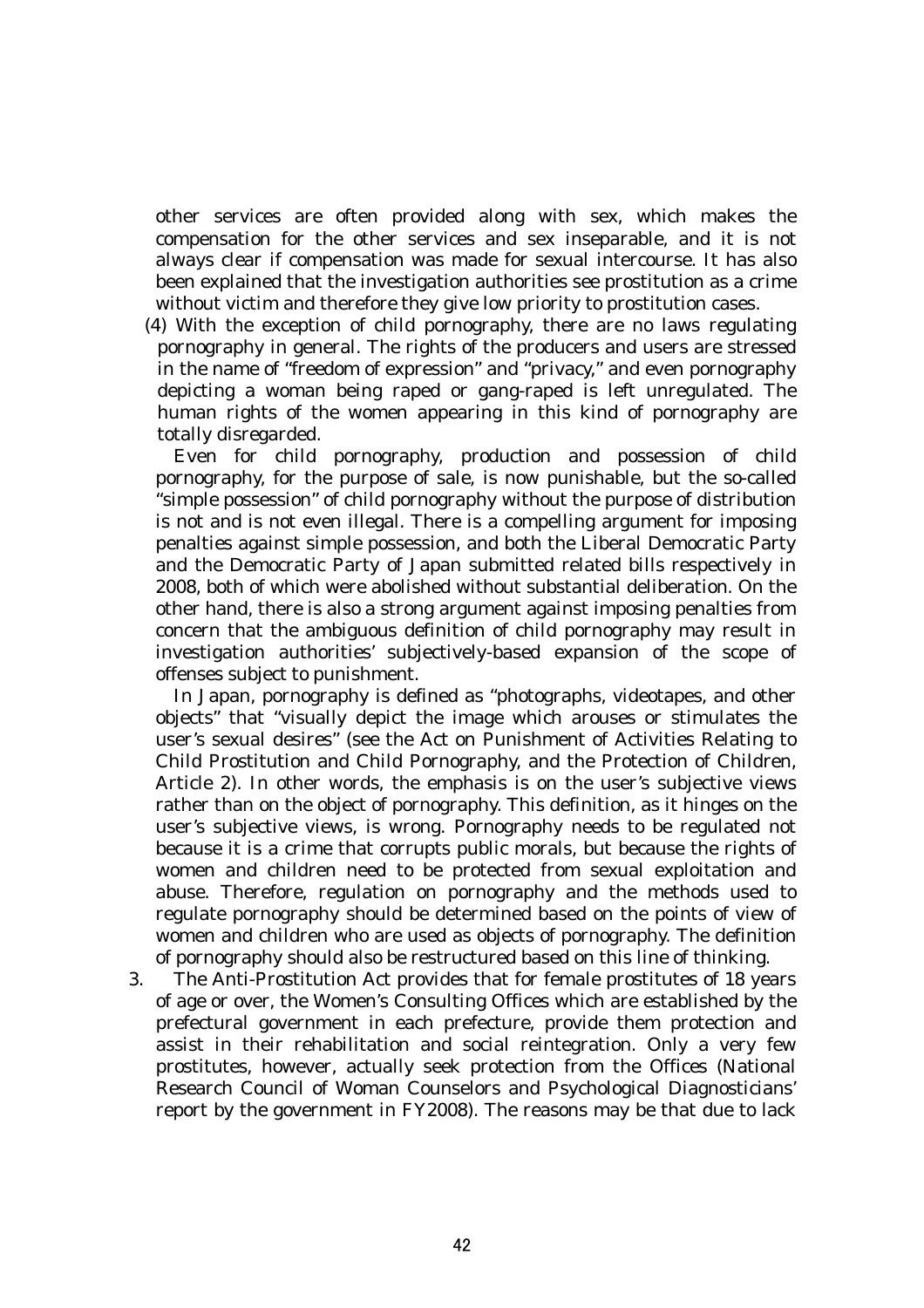other services are often provided along with sex, which makes the compensation for the other services and sex inseparable, and it is not always clear if compensation was made for sexual intercourse. It has also been explained that the investigation authorities see prostitution as a crime without victim and therefore they give low priority to prostitution cases.

(4) With the exception of child pornography, there are no laws regulating pornography in general. The rights of the producers and users are stressed in the name of "freedom of expression" and "privacy," and even pornography depicting a woman being raped or gang-raped is left unregulated. The human rights of the women appearing in this kind of pornography are totally disregarded.

Even for child pornography, production and possession of child pornography, for the purpose of sale, is now punishable, but the so-called "simple possession" of child pornography without the purpose of distribution is not and is not even illegal. There is a compelling argument for imposing penalties against simple possession, and both the Liberal Democratic Party and the Democratic Party of Japan submitted related bills respectively in 2008, both of which were abolished without substantial deliberation. On the other hand, there is also a strong argument against imposing penalties from concern that the ambiguous definition of child pornography may result in investigation authorities' subjectively-based expansion of the scope of offenses subject to punishment.

In Japan, pornography is defined as "photographs, videotapes, and other objects" that "visually depict the image which arouses or stimulates the user's sexual desires" (see the Act on Punishment of Activities Relating to Child Prostitution and Child Pornography, and the Protection of Children, Article 2). In other words, the emphasis is on the user's subjective views rather than on the object of pornography. This definition, as it hinges on the user's subjective views, is wrong. Pornography needs to be regulated not because it is a crime that corrupts public morals, but because the rights of women and children need to be protected from sexual exploitation and abuse. Therefore, regulation on pornography and the methods used to regulate pornography should be determined based on the points of view of women and children who are used as objects of pornography. The definition of pornography should also be restructured based on this line of thinking.

3. The Anti-Prostitution Act provides that for female prostitutes of 18 years of age or over, the Women's Consulting Offices which are established by the prefectural government in each prefecture, provide them protection and assist in their rehabilitation and social reintegration. Only a very few prostitutes, however, actually seek protection from the Offices (National Research Council of Woman Counselors and Psychological Diagnosticians' report by the government in FY2008). The reasons may be that due to lack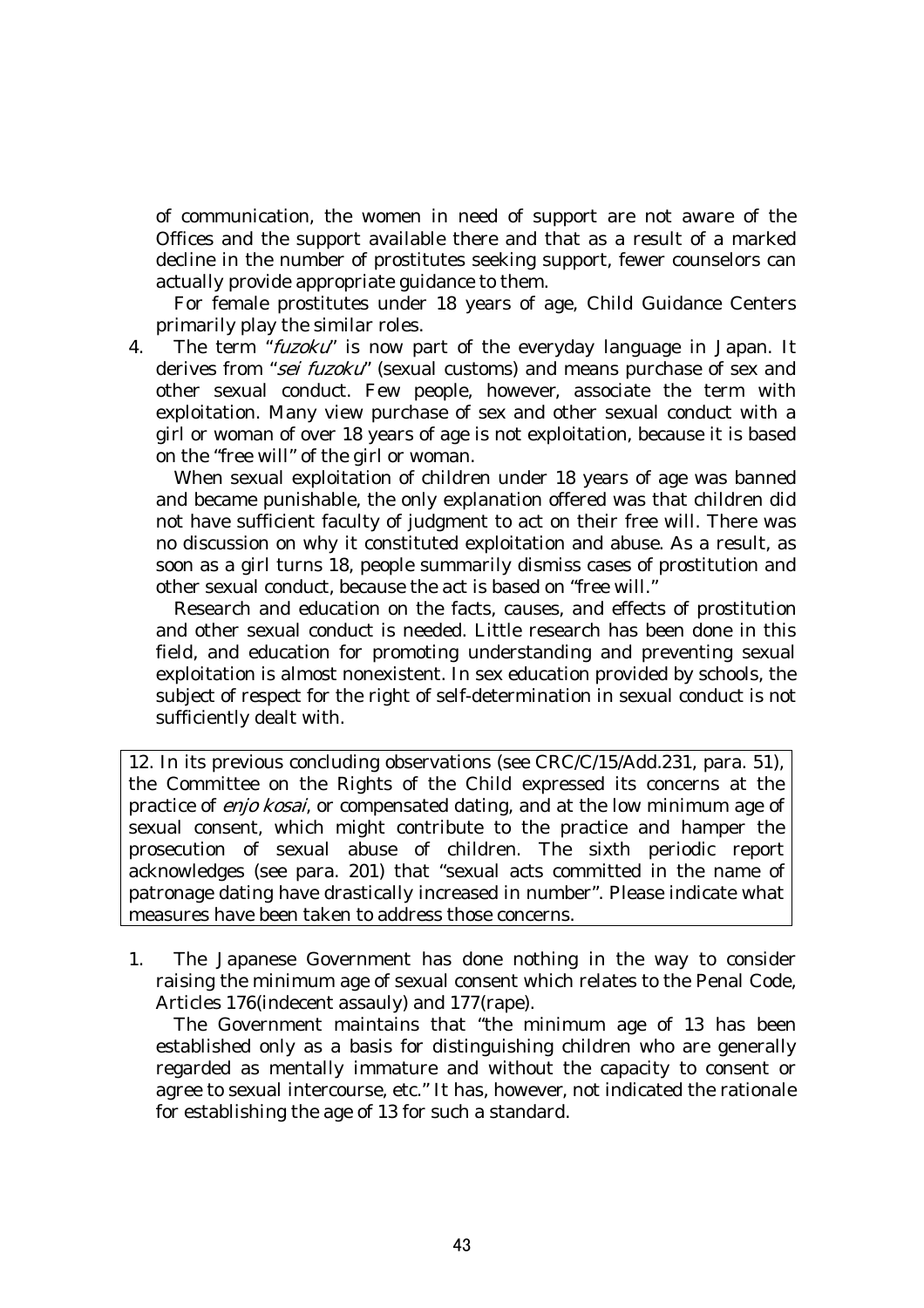of communication, the women in need of support are not aware of the Offices and the support available there and that as a result of a marked decline in the number of prostitutes seeking support, fewer counselors can actually provide appropriate guidance to them.

For female prostitutes under 18 years of age, Child Guidance Centers primarily play the similar roles.

4. The term "*fuzoku*" is now part of the everyday language in Japan. It derives from "*sei fuzoku*" (sexual customs) and means purchase of sex and other sexual conduct. Few people, however, associate the term with exploitation. Many view purchase of sex and other sexual conduct with a girl or woman of over 18 years of age is not exploitation, because it is based on the "free will" of the girl or woman.

   When sexual exploitation of children under 18 years of age was banned and became punishable, the only explanation offered was that children did not have sufficient faculty of judgment to act on their free will. There was no discussion on why it constituted exploitation and abuse. As a result, as soon as a girl turns 18, people summarily dismiss cases of prostitution and other sexual conduct, because the act is based on "free will."

   Research and education on the facts, causes, and effects of prostitution and other sexual conduct is needed. Little research has been done in this field, and education for promoting understanding and preventing sexual exploitation is almost nonexistent. In sex education provided by schools, the subject of respect for the right of self-determination in sexual conduct is not sufficiently dealt with.

> 12. In its previous concluding observations (see CRC/C/15/Add.231, para. 51), the Committee on the Rights of the Child expressed its concerns at the practice of *enjo kosai*, or compensated dating, and at the low minimum age of sexual consent, which might contribute to the practice and hamper the prosecution of sexual abuse of children. The sixth periodic report acknowledges (see para. 201) that "sexual acts committed in the name of patronage dating have drastically increased in number". Please indicate what measures have been taken to address those concerns.

1. The Japanese Government has done nothing in the way to consider raising the minimum age of sexual consent which relates to the Penal Code, Articles 176(indecent assauly) and 177(rape).

   The Government maintains that "the minimum age of 13 has been established only as a basis for distinguishing children who are generally regarded as mentally immature and without the capacity to consent or agree to sexual intercourse, etc." It has, however, not indicated the rationale for establishing the age of 13 for such a standard.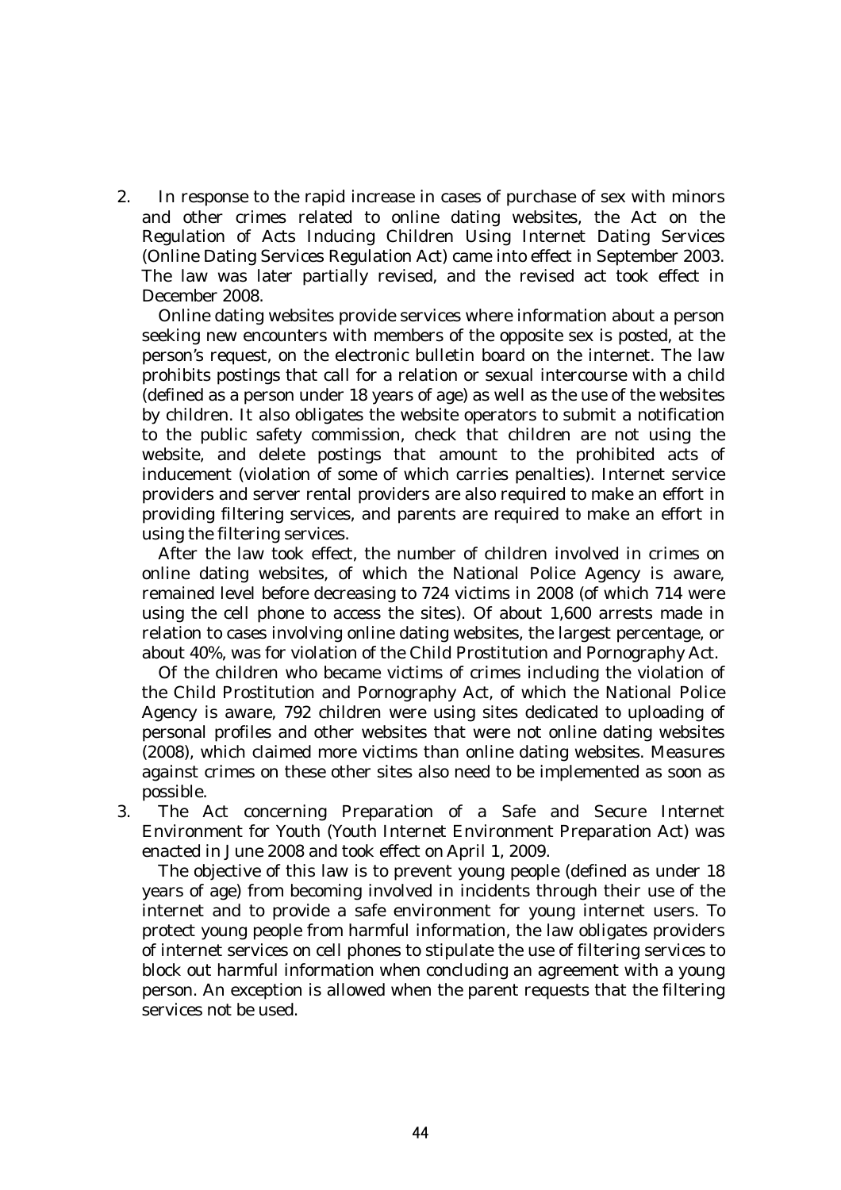2. In response to the rapid increase in cases of purchase of sex with minors and other crimes related to online dating websites, the Act on the Regulation of Acts Inducing Children Using Internet Dating Services (Online Dating Services Regulation Act) came into effect in September 2003. The law was later partially revised, and the revised act took effect in December 2008.

   Online dating websites provide services where information about a person seeking new encounters with members of the opposite sex is posted, at the person's request, on the electronic bulletin board on the internet. The law prohibits postings that call for a relation or sexual intercourse with a child (defined as a person under 18 years of age) as well as the use of the websites by children. It also obligates the website operators to submit a notification to the public safety commission, check that children are not using the website, and delete postings that amount to the prohibited acts of inducement (violation of some of which carries penalties). Internet service providers and server rental providers are also required to make an effort in providing filtering services, and parents are required to make an effort in using the filtering services.

   After the law took effect, the number of children involved in crimes on online dating websites, of which the National Police Agency is aware, remained level before decreasing to 724 victims in 2008 (of which 714 were using the cell phone to access the sites). Of about 1,600 arrests made in relation to cases involving online dating websites, the largest percentage, or about 40%, was for violation of the Child Prostitution and Pornography Act.

   Of the children who became victims of crimes including the violation of the Child Prostitution and Pornography Act, of which the National Police Agency is aware, 792 children were using sites dedicated to uploading of personal profiles and other websites that were not online dating websites (2008), which claimed more victims than online dating websites. Measures against crimes on these other sites also need to be implemented as soon as possible.

3. The Act concerning Preparation of a Safe and Secure Internet Environment for Youth (Youth Internet Environment Preparation Act) was enacted in June 2008 and took effect on April 1, 2009.

   The objective of this law is to prevent young people (defined as under 18 years of age) from becoming involved in incidents through their use of the internet and to provide a safe environment for young internet users. To protect young people from harmful information, the law obligates providers of internet services on cell phones to stipulate the use of filtering services to block out harmful information when concluding an agreement with a young person. An exception is allowed when the parent requests that the filtering services not be used.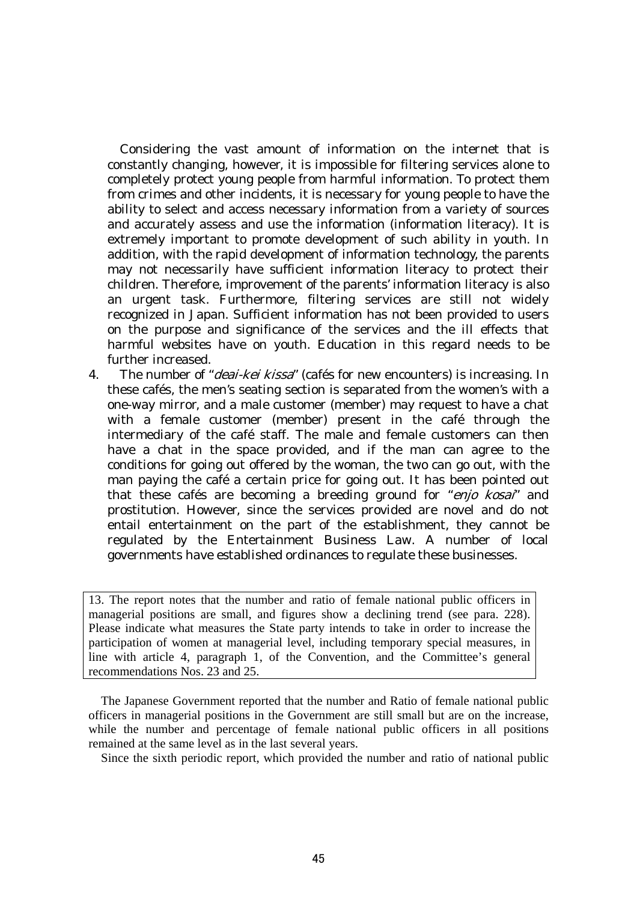Considering the vast amount of information on the internet that is constantly changing, however, it is impossible for filtering services alone to completely protect young people from harmful information. To protect them from crimes and other incidents, it is necessary for young people to have the ability to select and access necessary information from a variety of sources and accurately assess and use the information (information literacy). It is extremely important to promote development of such ability in youth. In addition, with the rapid development of information technology, the parents may not necessarily have sufficient information literacy to protect their children. Therefore, improvement of the parents' information literacy is also an urgent task. Furthermore, filtering services are still not widely recognized in Japan. Sufficient information has not been provided to users on the purpose and significance of the services and the ill effects that harmful websites have on youth. Education in this regard needs to be further increased.

4. The number of "*deai-kei kissa*" (cafés for new encounters) is increasing. In these cafés, the men's seating section is separated from the women's with a one-way mirror, and a male customer (member) may request to have a chat with a female customer (member) present in the café through the intermediary of the café staff. The male and female customers can then have a chat in the space provided, and if the man can agree to the conditions for going out offered by the woman, the two can go out, with the man paying the café a certain price for going out. It has been pointed out that these cafés are becoming a breeding ground for "*enjo kosai*" and prostitution. However, since the services provided are novel and do not entail entertainment on the part of the establishment, they cannot be regulated by the Entertainment Business Law. A number of local governments have established ordinances to regulate these businesses.

> 13. The report notes that the number and ratio of female national public officers in managerial positions are small, and figures show a declining trend (see para. 228). Please indicate what measures the State party intends to take in order to increase the participation of women at managerial level, including temporary special measures, in line with article 4, paragraph 1, of the Convention, and the Committee's general recommendations Nos. 23 and 25.

The Japanese Government reported that the number and Ratio of female national public officers in managerial positions in the Government are still small but are on the increase, while the number and percentage of female national public officers in all positions remained at the same level as in the last several years.

Since the sixth periodic report, which provided the number and ratio of national public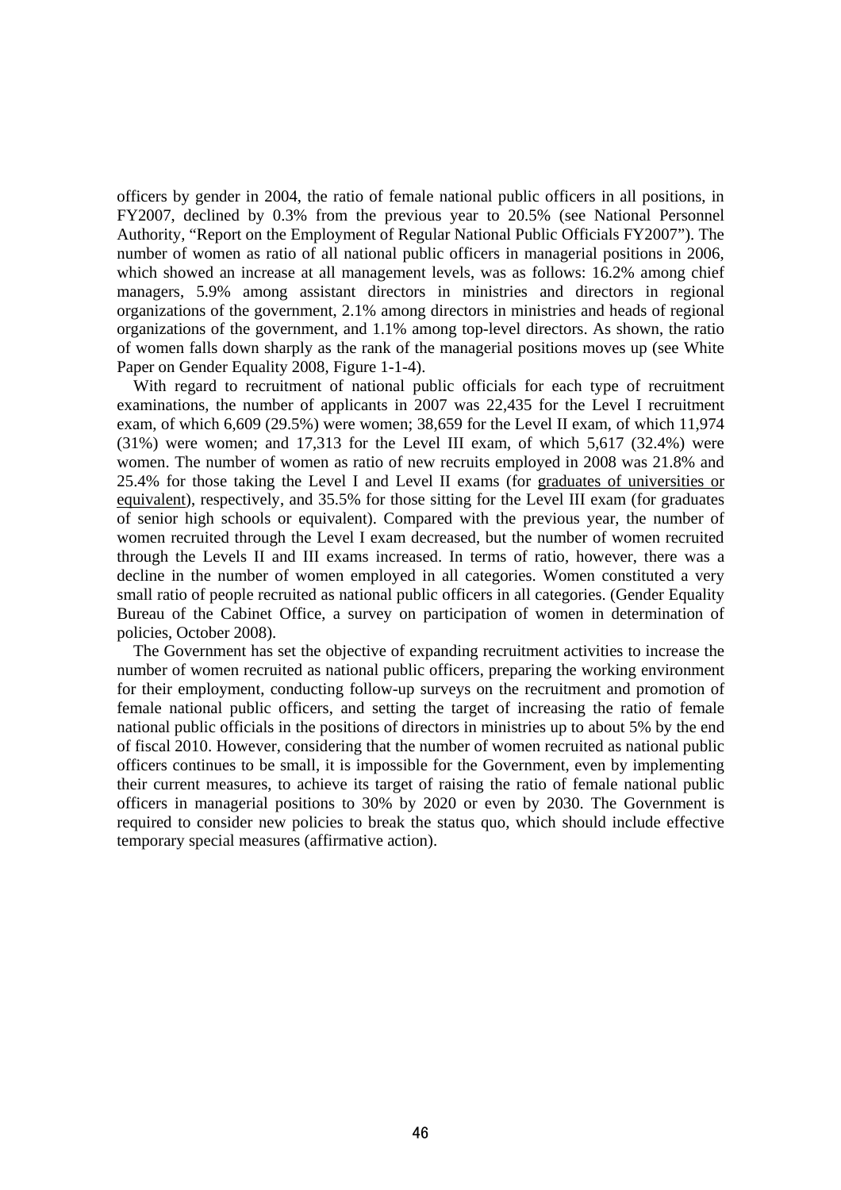officers by gender in 2004, the ratio of female national public officers in all positions, in FY2007, declined by 0.3% from the previous year to 20.5% (see National Personnel Authority, "Report on the Employment of Regular National Public Officials FY2007"). The number of women as ratio of all national public officers in managerial positions in 2006, which showed an increase at all management levels, was as follows: 16.2% among chief managers, 5.9% among assistant directors in ministries and directors in regional organizations of the government, 2.1% among directors in ministries and heads of regional organizations of the government, and 1.1% among top-level directors. As shown, the ratio of women falls down sharply as the rank of the managerial positions moves up (see White Paper on Gender Equality 2008, Figure 1-1-4).

With regard to recruitment of national public officials for each type of recruitment examinations, the number of applicants in 2007 was 22,435 for the Level I recruitment exam, of which 6,609 (29.5%) were women; 38,659 for the Level II exam, of which 11,974 (31%) were women; and 17,313 for the Level III exam, of which 5,617 (32.4%) were women. The number of women as ratio of new recruits employed in 2008 was 21.8% and 25.4% for those taking the Level I and Level II exams (for graduates of universities or equivalent), respectively, and 35.5% for those sitting for the Level III exam (for graduates of senior high schools or equivalent). Compared with the previous year, the number of women recruited through the Level I exam decreased, but the number of women recruited through the Levels II and III exams increased. In terms of ratio, however, there was a decline in the number of women employed in all categories. Women constituted a very small ratio of people recruited as national public officers in all categories. (Gender Equality Bureau of the Cabinet Office, a survey on participation of women in determination of policies, October 2008).

The Government has set the objective of expanding recruitment activities to increase the number of women recruited as national public officers, preparing the working environment for their employment, conducting follow-up surveys on the recruitment and promotion of female national public officers, and setting the target of increasing the ratio of female national public officials in the positions of directors in ministries up to about 5% by the end of fiscal 2010. However, considering that the number of women recruited as national public officers continues to be small, it is impossible for the Government, even by implementing their current measures, to achieve its target of raising the ratio of female national public officers in managerial positions to 30% by 2020 or even by 2030. The Government is required to consider new policies to break the status quo, which should include effective temporary special measures (affirmative action).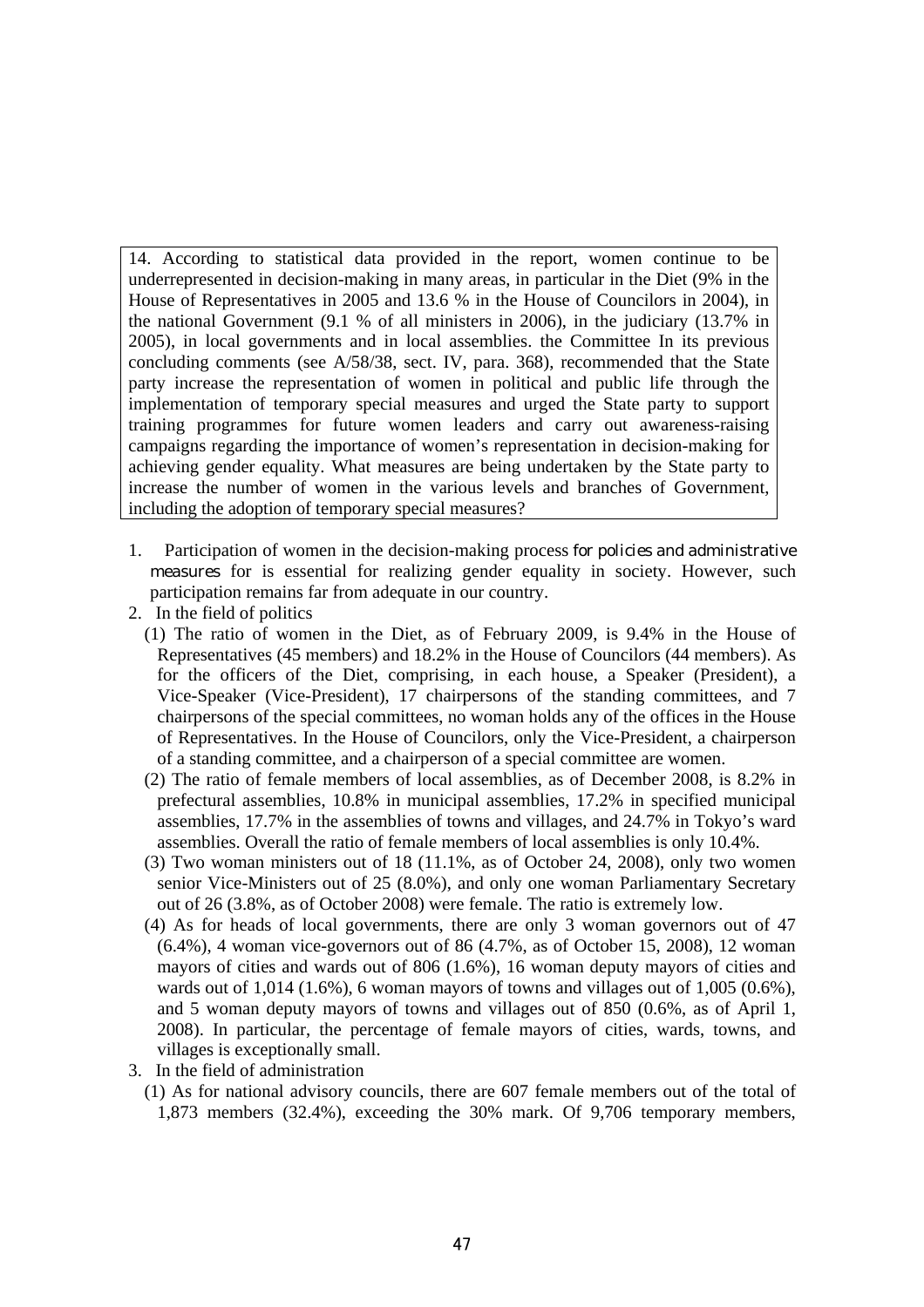> 14. According to statistical data provided in the report, women continue to be underrepresented in decision-making in many areas, in particular in the Diet (9% in the House of Representatives in 2005 and 13.6 % in the House of Councilors in 2004), in the national Government (9.1 % of all ministers in 2006), in the judiciary (13.7% in 2005), in local governments and in local assemblies. the Committee In its previous concluding comments (see A/58/38, sect. IV, para. 368), recommended that the State party increase the representation of women in political and public life through the implementation of temporary special measures and urged the State party to support training programmes for future women leaders and carry out awareness-raising campaigns regarding the importance of women's representation in decision-making for achieving gender equality. What measures are being undertaken by the State party to increase the number of women in the various levels and branches of Government, including the adoption of temporary special measures?

1. Participation of women in the decision-making process for policies and administrative measures for is essential for realizing gender equality in society. However, such participation remains far from adequate in our country.
2. In the field of politics
   (1) The ratio of women in the Diet, as of February 2009, is 9.4% in the House of Representatives (45 members) and 18.2% in the House of Councilors (44 members). As for the officers of the Diet, comprising, in each house, a Speaker (President), a Vice-Speaker (Vice-President), 17 chairpersons of the standing committees, and 7 chairpersons of the special committees, no woman holds any of the offices in the House of Representatives. In the House of Councilors, only the Vice-President, a chairperson of a standing committee, and a chairperson of a special committee are women.
   (2) The ratio of female members of local assemblies, as of December 2008, is 8.2% in prefectural assemblies, 10.8% in municipal assemblies, 17.2% in specified municipal assemblies, 17.7% in the assemblies of towns and villages, and 24.7% in Tokyo's ward assemblies. Overall the ratio of female members of local assemblies is only 10.4%.
   (3) Two woman ministers out of 18 (11.1%, as of October 24, 2008), only two women senior Vice-Ministers out of 25 (8.0%), and only one woman Parliamentary Secretary out of 26 (3.8%, as of October 2008) were female. The ratio is extremely low.
   (4) As for heads of local governments, there are only 3 woman governors out of 47 (6.4%), 4 woman vice-governors out of 86 (4.7%, as of October 15, 2008), 12 woman mayors of cities and wards out of 806 (1.6%), 16 woman deputy mayors of cities and wards out of 1,014 (1.6%), 6 woman mayors of towns and villages out of 1,005 (0.6%), and 5 woman deputy mayors of towns and villages out of 850 (0.6%, as of April 1, 2008). In particular, the percentage of female mayors of cities, wards, towns, and villages is exceptionally small.
3. In the field of administration
   (1) As for national advisory councils, there are 607 female members out of the total of 1,873 members (32.4%), exceeding the 30% mark. Of 9,706 temporary members,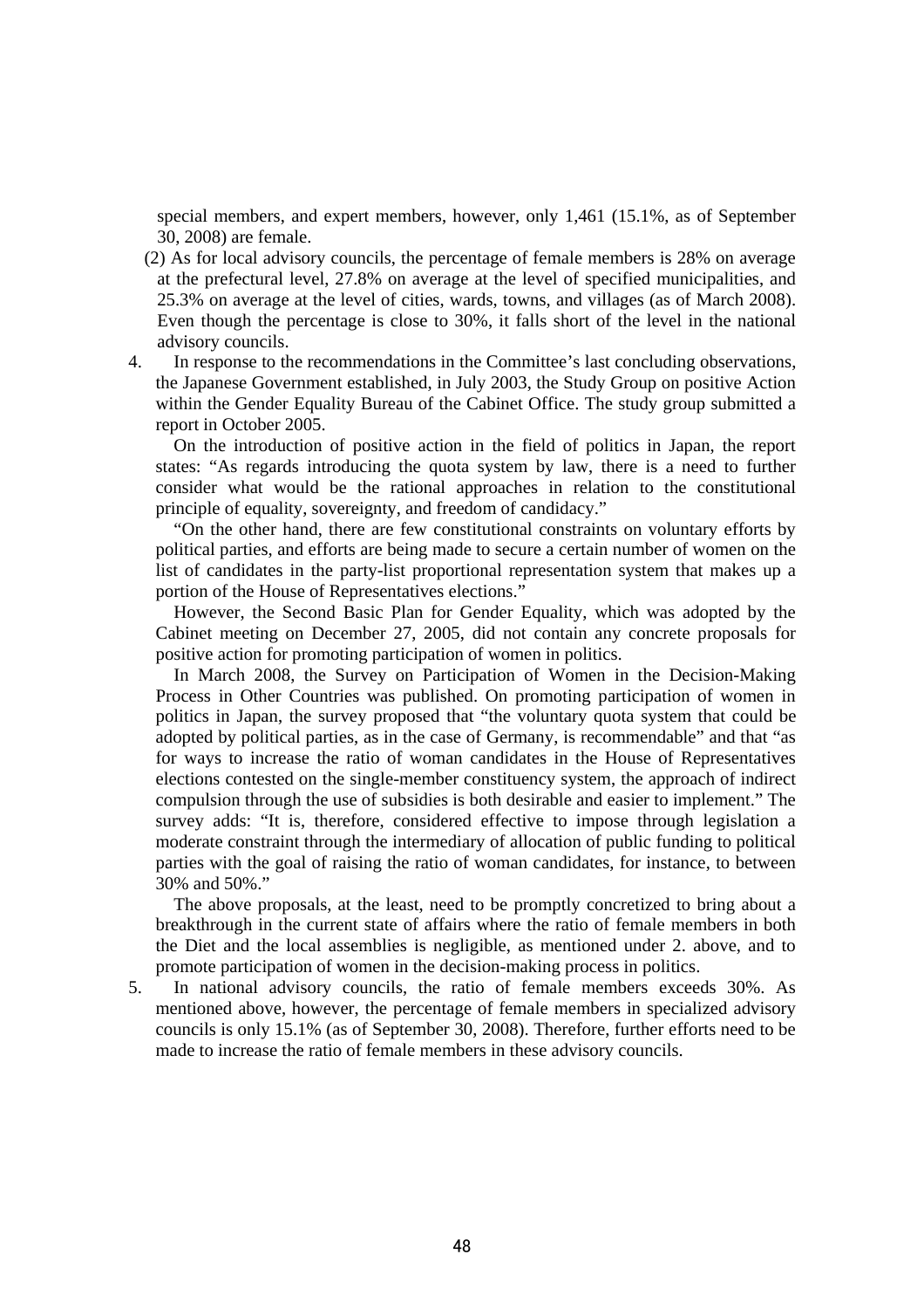special members, and expert members, however, only 1,461 (15.1%, as of September 30, 2008) are female.

(2) As for local advisory councils, the percentage of female members is 28% on average at the prefectural level, 27.8% on average at the level of specified municipalities, and 25.3% on average at the level of cities, wards, towns, and villages (as of March 2008). Even though the percentage is close to 30%, it falls short of the level in the national advisory councils.

4. In response to the recommendations in the Committee's last concluding observations, the Japanese Government established, in July 2003, the Study Group on positive Action within the Gender Equality Bureau of the Cabinet Office. The study group submitted a report in October 2005.

   On the introduction of positive action in the field of politics in Japan, the report states: "As regards introducing the quota system by law, there is a need to further consider what would be the rational approaches in relation to the constitutional principle of equality, sovereignty, and freedom of candidacy."

   "On the other hand, there are few constitutional constraints on voluntary efforts by political parties, and efforts are being made to secure a certain number of women on the list of candidates in the party-list proportional representation system that makes up a portion of the House of Representatives elections."

   However, the Second Basic Plan for Gender Equality, which was adopted by the Cabinet meeting on December 27, 2005, did not contain any concrete proposals for positive action for promoting participation of women in politics.

   In March 2008, the Survey on Participation of Women in the Decision-Making Process in Other Countries was published. On promoting participation of women in politics in Japan, the survey proposed that "the voluntary quota system that could be adopted by political parties, as in the case of Germany, is recommendable" and that "as for ways to increase the ratio of woman candidates in the House of Representatives elections contested on the single-member constituency system, the approach of indirect compulsion through the use of subsidies is both desirable and easier to implement." The survey adds: "It is, therefore, considered effective to impose through legislation a moderate constraint through the intermediary of allocation of public funding to political parties with the goal of raising the ratio of woman candidates, for instance, to between 30% and 50%."

   The above proposals, at the least, need to be promptly concretized to bring about a breakthrough in the current state of affairs where the ratio of female members in both the Diet and the local assemblies is negligible, as mentioned under 2. above, and to promote participation of women in the decision-making process in politics.

5. In national advisory councils, the ratio of female members exceeds 30%. As mentioned above, however, the percentage of female members in specialized advisory councils is only 15.1% (as of September 30, 2008). Therefore, further efforts need to be made to increase the ratio of female members in these advisory councils.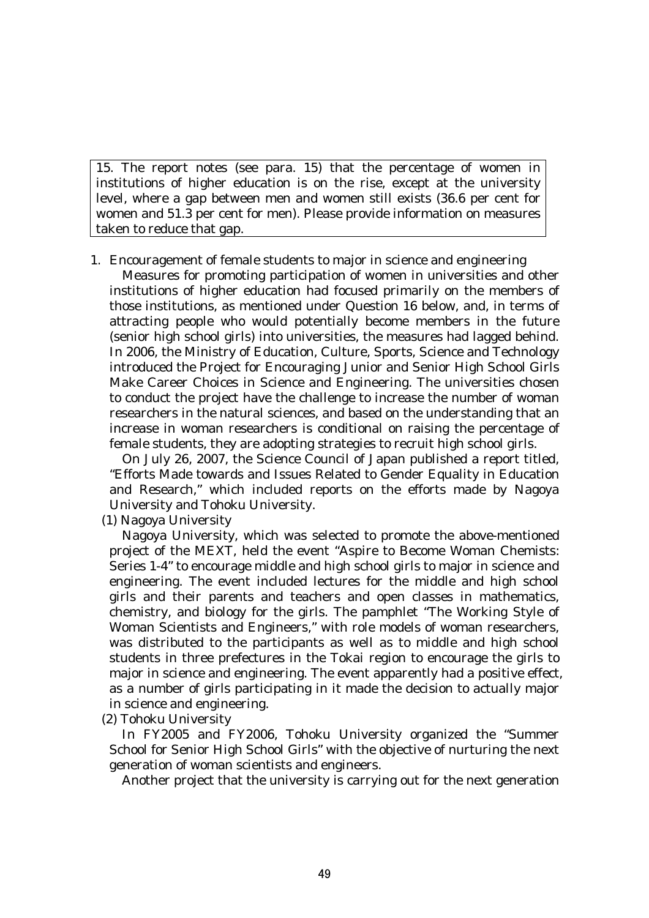15. The report notes (see para. 15) that the percentage of women in institutions of higher education is on the rise, except at the university level, where a gap between men and women still exists (36.6 per cent for women and 51.3 per cent for men). Please provide information on measures taken to reduce that gap.

1. Encouragement of female students to major in science and engineering

   Measures for promoting participation of women in universities and other institutions of higher education had focused primarily on the members of those institutions, as mentioned under Question 16 below, and, in terms of attracting people who would potentially become members in the future (senior high school girls) into universities, the measures had lagged behind. In 2006, the Ministry of Education, Culture, Sports, Science and Technology introduced the Project for Encouraging Junior and Senior High School Girls Make Career Choices in Science and Engineering. The universities chosen to conduct the project have the challenge to increase the number of woman researchers in the natural sciences, and based on the understanding that an increase in woman researchers is conditional on raising the percentage of female students, they are adopting strategies to recruit high school girls.

   On July 26, 2007, the Science Council of Japan published a report titled, "Efforts Made towards and Issues Related to Gender Equality in Education and Research," which included reports on the efforts made by Nagoya University and Tohoku University.

   (1) Nagoya University

   Nagoya University, which was selected to promote the above-mentioned project of the MEXT, held the event "Aspire to Become Woman Chemists: Series 1-4" to encourage middle and high school girls to major in science and engineering. The event included lectures for the middle and high school girls and their parents and teachers and open classes in mathematics, chemistry, and biology for the girls. The pamphlet "The Working Style of Woman Scientists and Engineers," with role models of woman researchers, was distributed to the participants as well as to middle and high school students in three prefectures in the Tokai region to encourage the girls to major in science and engineering. The event apparently had a positive effect, as a number of girls participating in it made the decision to actually major in science and engineering.

   (2) Tohoku University

   In FY2005 and FY2006, Tohoku University organized the "Summer School for Senior High School Girls" with the objective of nurturing the next generation of woman scientists and engineers.

   Another project that the university is carrying out for the next generation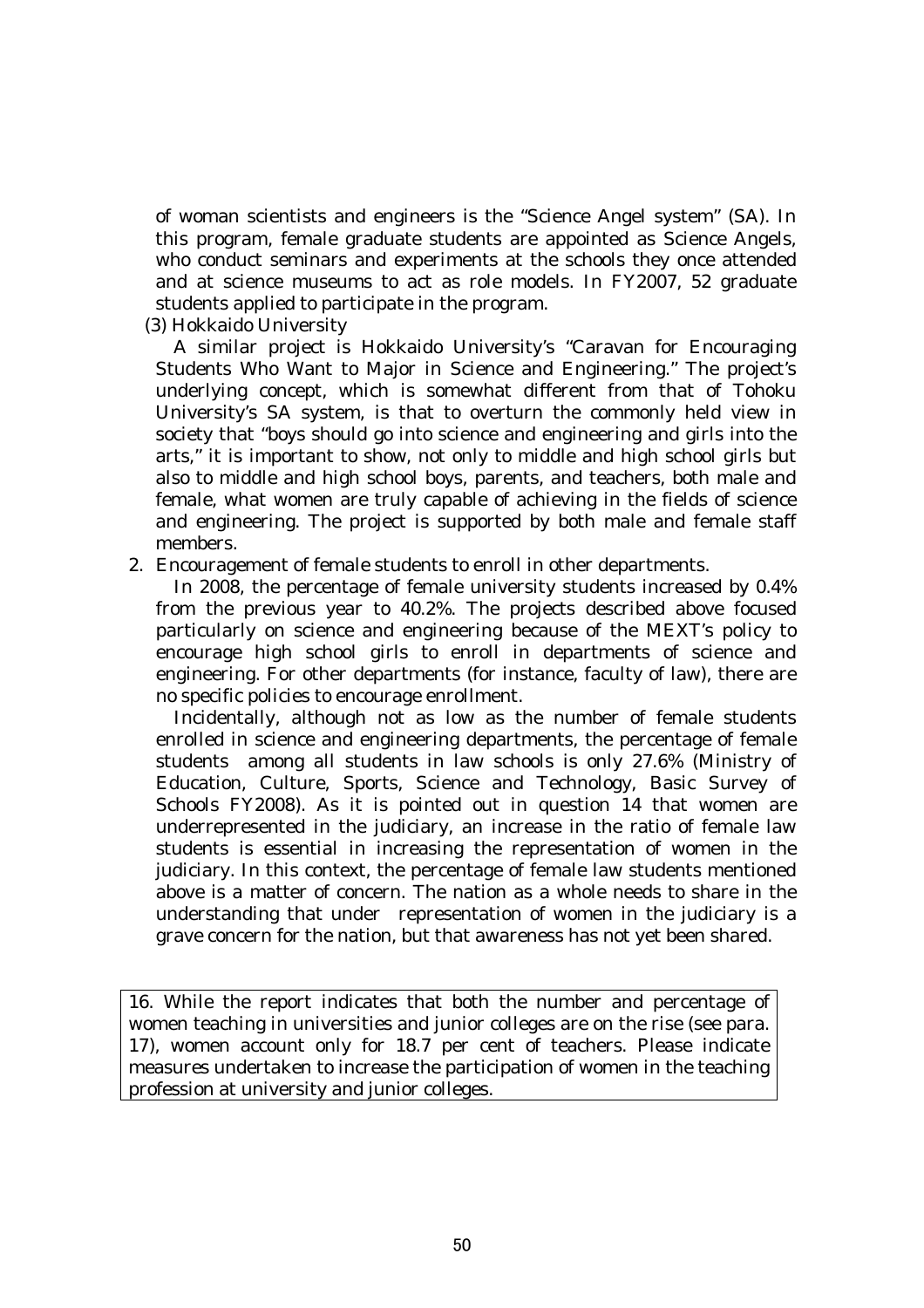of woman scientists and engineers is the "Science Angel system" (SA). In this program, female graduate students are appointed as Science Angels, who conduct seminars and experiments at the schools they once attended and at science museums to act as role models. In FY2007, 52 graduate students applied to participate in the program.

(3) Hokkaido University

A similar project is Hokkaido University's "Caravan for Encouraging Students Who Want to Major in Science and Engineering." The project's underlying concept, which is somewhat different from that of Tohoku University's SA system, is that to overturn the commonly held view in society that "boys should go into science and engineering and girls into the arts," it is important to show, not only to middle and high school girls but also to middle and high school boys, parents, and teachers, both male and female, what women are truly capable of achieving in the fields of science and engineering. The project is supported by both male and female staff members.

2. Encouragement of female students to enroll in other departments.

In 2008, the percentage of female university students increased by 0.4% from the previous year to 40.2%. The projects described above focused particularly on science and engineering because of the MEXT's policy to encourage high school girls to enroll in departments of science and engineering. For other departments (for instance, faculty of law), there are no specific policies to encourage enrollment.

Incidentally, although not as low as the number of female students enrolled in science and engineering departments, the percentage of female students among all students in law schools is only 27.6% (Ministry of Education, Culture, Sports, Science and Technology, Basic Survey of Schools FY2008). As it is pointed out in question 14 that women are underrepresented in the judiciary, an increase in the ratio of female law students is essential in increasing the representation of women in the judiciary. In this context, the percentage of female law students mentioned above is a matter of concern. The nation as a whole needs to share in the understanding that under representation of women in the judiciary is a grave concern for the nation, but that awareness has not yet been shared.

| 16. While the report indicates that both the number and percentage of women teaching in universities and junior colleges are on the rise (see para. 17), women account only for 18.7 per cent of teachers. Please indicate measures undertaken to increase the participation of women in the teaching profession at university and junior colleges. |
|---|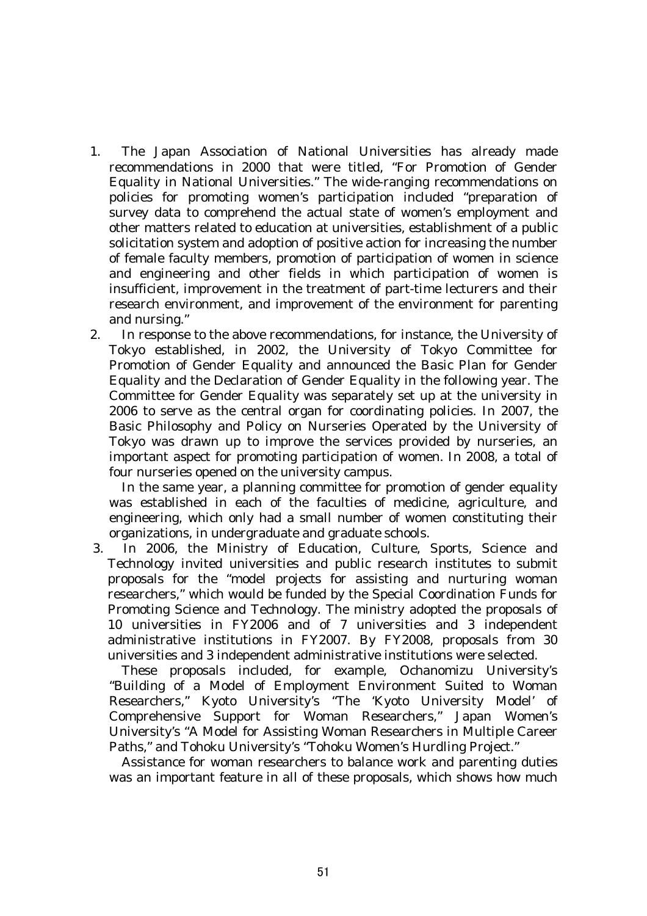1. The Japan Association of National Universities has already made recommendations in 2000 that were titled, "For Promotion of Gender Equality in National Universities." The wide-ranging recommendations on policies for promoting women's participation included "preparation of survey data to comprehend the actual state of women's employment and other matters related to education at universities, establishment of a public solicitation system and adoption of positive action for increasing the number of female faculty members, promotion of participation of women in science and engineering and other fields in which participation of women is insufficient, improvement in the treatment of part-time lecturers and their research environment, and improvement of the environment for parenting and nursing."

2. In response to the above recommendations, for instance, the University of Tokyo established, in 2002, the University of Tokyo Committee for Promotion of Gender Equality and announced the Basic Plan for Gender Equality and the Declaration of Gender Equality in the following year. The Committee for Gender Equality was separately set up at the university in 2006 to serve as the central organ for coordinating policies. In 2007, the Basic Philosophy and Policy on Nurseries Operated by the University of Tokyo was drawn up to improve the services provided by nurseries, an important aspect for promoting participation of women. In 2008, a total of four nurseries opened on the university campus.

   In the same year, a planning committee for promotion of gender equality was established in each of the faculties of medicine, agriculture, and engineering, which only had a small number of women constituting their organizations, in undergraduate and graduate schools.

3. In 2006, the Ministry of Education, Culture, Sports, Science and Technology invited universities and public research institutes to submit proposals for the "model projects for assisting and nurturing woman researchers," which would be funded by the Special Coordination Funds for Promoting Science and Technology. The ministry adopted the proposals of 10 universities in FY2006 and of 7 universities and 3 independent administrative institutions in FY2007. By FY2008, proposals from 30 universities and 3 independent administrative institutions were selected.

   These proposals included, for example, Ochanomizu University's "Building of a Model of Employment Environment Suited to Woman Researchers," Kyoto University's "The 'Kyoto University Model' of Comprehensive Support for Woman Researchers," Japan Women's University's "A Model for Assisting Woman Researchers in Multiple Career Paths," and Tohoku University's "Tohoku Women's Hurdling Project."

   Assistance for woman researchers to balance work and parenting duties was an important feature in all of these proposals, which shows how much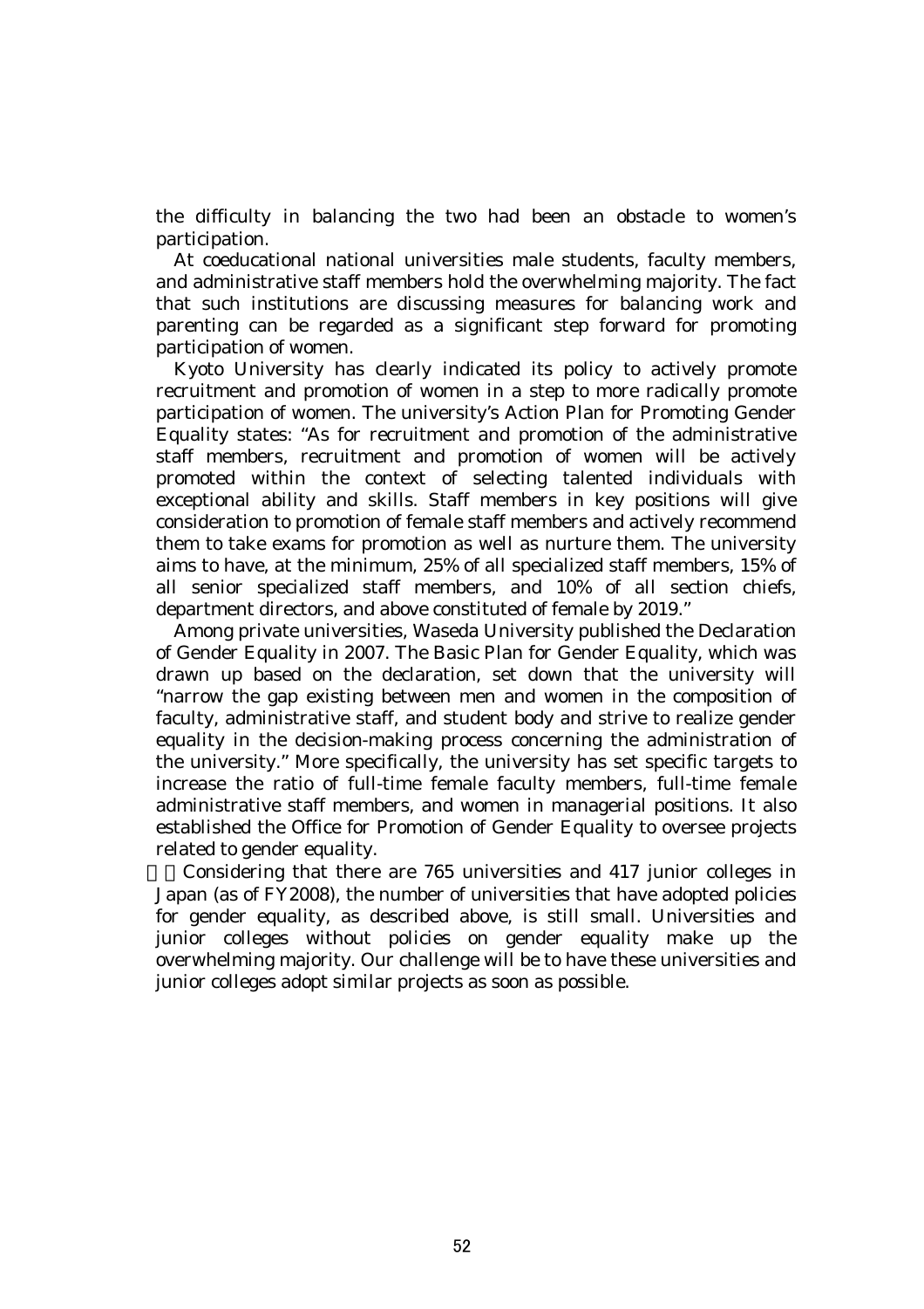the difficulty in balancing the two had been an obstacle to women's participation.

At coeducational national universities male students, faculty members, and administrative staff members hold the overwhelming majority. The fact that such institutions are discussing measures for balancing work and parenting can be regarded as a significant step forward for promoting participation of women.

Kyoto University has clearly indicated its policy to actively promote recruitment and promotion of women in a step to more radically promote participation of women. The university's Action Plan for Promoting Gender Equality states: "As for recruitment and promotion of the administrative staff members, recruitment and promotion of women will be actively promoted within the context of selecting talented individuals with exceptional ability and skills. Staff members in key positions will give consideration to promotion of female staff members and actively recommend them to take exams for promotion as well as nurture them. The university aims to have, at the minimum, 25% of all specialized staff members, 15% of all senior specialized staff members, and 10% of all section chiefs, department directors, and above constituted of female by 2019."

Among private universities, Waseda University published the Declaration of Gender Equality in 2007. The Basic Plan for Gender Equality, which was drawn up based on the declaration, set down that the university will "narrow the gap existing between men and women in the composition of faculty, administrative staff, and student body and strive to realize gender equality in the decision-making process concerning the administration of the university." More specifically, the university has set specific targets to increase the ratio of full-time female faculty members, full-time female administrative staff members, and women in managerial positions. It also established the Office for Promotion of Gender Equality to oversee projects related to gender equality.

Considering that there are 765 universities and 417 junior colleges in Japan (as of FY2008), the number of universities that have adopted policies for gender equality, as described above, is still small. Universities and junior colleges without policies on gender equality make up the overwhelming majority. Our challenge will be to have these universities and junior colleges adopt similar projects as soon as possible.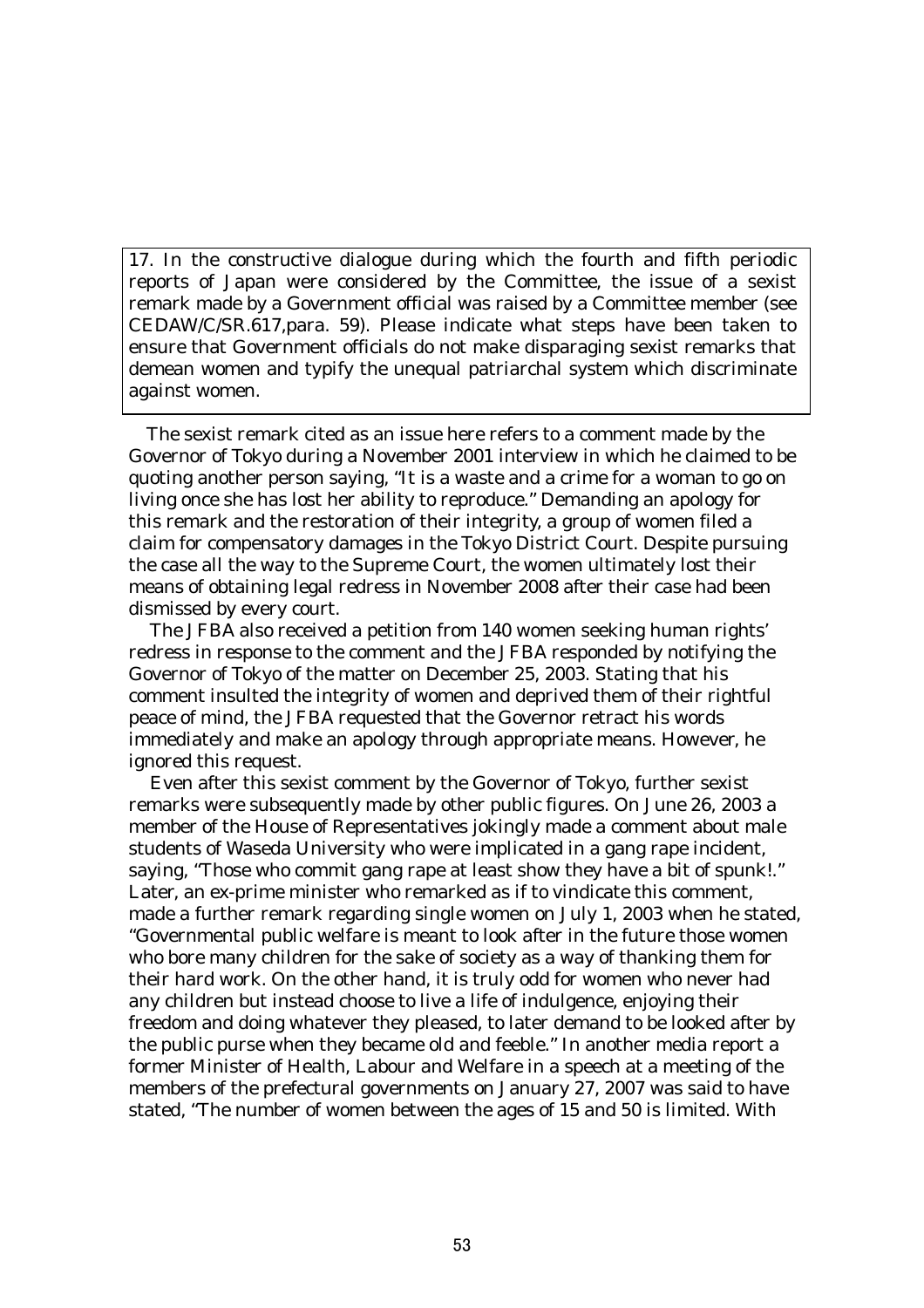17. In the constructive dialogue during which the fourth and fifth periodic reports of Japan were considered by the Committee, the issue of a sexist remark made by a Government official was raised by a Committee member (see CEDAW/C/SR.617,para. 59). Please indicate what steps have been taken to ensure that Government officials do not make disparaging sexist remarks that demean women and typify the unequal patriarchal system which discriminate against women.

The sexist remark cited as an issue here refers to a comment made by the Governor of Tokyo during a November 2001 interview in which he claimed to be quoting another person saying, "It is a waste and a crime for a woman to go on living once she has lost her ability to reproduce." Demanding an apology for this remark and the restoration of their integrity, a group of women filed a claim for compensatory damages in the Tokyo District Court. Despite pursuing the case all the way to the Supreme Court, the women ultimately lost their means of obtaining legal redress in November 2008 after their case had been dismissed by every court.

The JFBA also received a petition from 140 women seeking human rights' redress in response to the comment and the JFBA responded by notifying the Governor of Tokyo of the matter on December 25, 2003. Stating that his comment insulted the integrity of women and deprived them of their rightful peace of mind, the JFBA requested that the Governor retract his words immediately and make an apology through appropriate means. However, he ignored this request.

Even after this sexist comment by the Governor of Tokyo, further sexist remarks were subsequently made by other public figures. On June 26, 2003 a member of the House of Representatives jokingly made a comment about male students of Waseda University who were implicated in a gang rape incident, saying, "Those who commit gang rape at least show they have a bit of spunk!." Later, an ex-prime minister who remarked as if to vindicate this comment, made a further remark regarding single women on July 1, 2003 when he stated, "Governmental public welfare is meant to look after in the future those women who bore many children for the sake of society as a way of thanking them for their hard work. On the other hand, it is truly odd for women who never had any children but instead choose to live a life of indulgence, enjoying their freedom and doing whatever they pleased, to later demand to be looked after by the public purse when they became old and feeble." In another media report a former Minister of Health, Labour and Welfare in a speech at a meeting of the members of the prefectural governments on January 27, 2007 was said to have stated, "The number of women between the ages of 15 and 50 is limited. With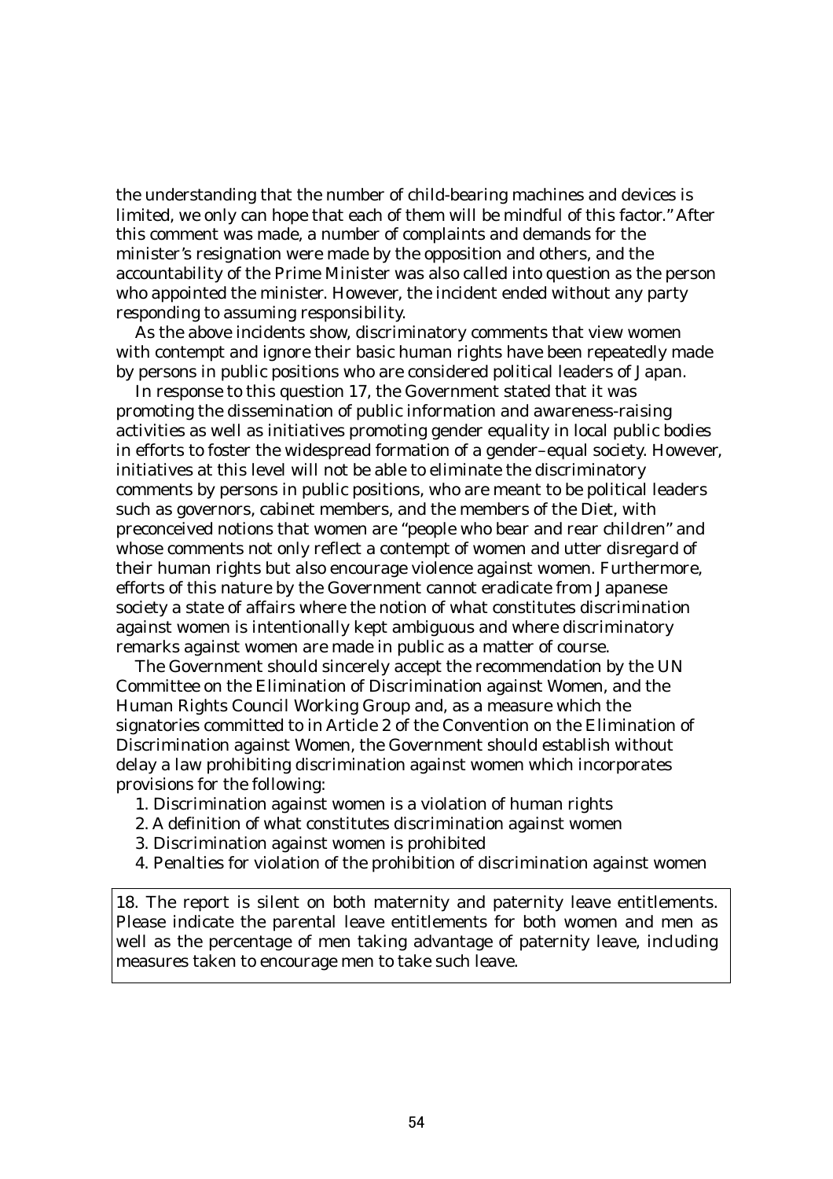the understanding that the number of child-bearing machines and devices is limited, we only can hope that each of them will be mindful of this factor." After this comment was made, a number of complaints and demands for the minister's resignation were made by the opposition and others, and the accountability of the Prime Minister was also called into question as the person who appointed the minister. However, the incident ended without any party responding to assuming responsibility.

As the above incidents show, discriminatory comments that view women with contempt and ignore their basic human rights have been repeatedly made by persons in public positions who are considered political leaders of Japan.

In response to this question 17, the Government stated that it was promoting the dissemination of public information and awareness-raising activities as well as initiatives promoting gender equality in local public bodies in efforts to foster the widespread formation of a gender–equal society. However, initiatives at this level will not be able to eliminate the discriminatory comments by persons in public positions, who are meant to be political leaders such as governors, cabinet members, and the members of the Diet, with preconceived notions that women are "people who bear and rear children" and whose comments not only reflect a contempt of women and utter disregard of their human rights but also encourage violence against women. Furthermore, efforts of this nature by the Government cannot eradicate from Japanese society a state of affairs where the notion of what constitutes discrimination against women is intentionally kept ambiguous and where discriminatory remarks against women are made in public as a matter of course.

The Government should sincerely accept the recommendation by the UN Committee on the Elimination of Discrimination against Women, and the Human Rights Council Working Group and, as a measure which the signatories committed to in Article 2 of the Convention on the Elimination of Discrimination against Women, the Government should establish without delay a law prohibiting discrimination against women which incorporates provisions for the following:

1. Discrimination against women is a violation of human rights
2. A definition of what constitutes discrimination against women
3. Discrimination against women is prohibited
4. Penalties for violation of the prohibition of discrimination against women

18. The report is silent on both maternity and paternity leave entitlements. Please indicate the parental leave entitlements for both women and men as well as the percentage of men taking advantage of paternity leave, including measures taken to encourage men to take such leave.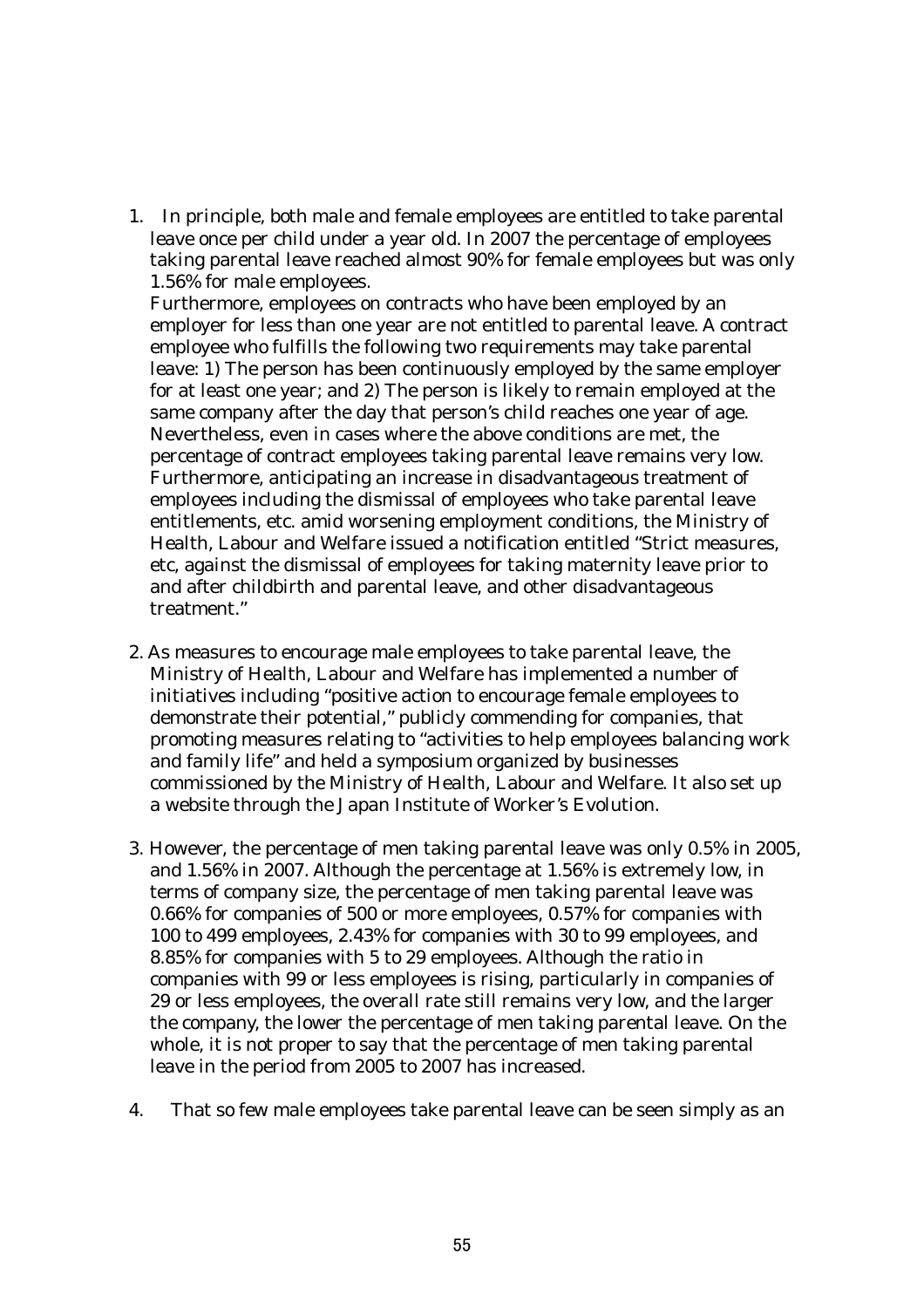1. In principle, both male and female employees are entitled to take parental leave once per child under a year old. In 2007 the percentage of employees taking parental leave reached almost 90% for female employees but was only 1.56% for male employees.
   Furthermore, employees on contracts who have been employed by an employer for less than one year are not entitled to parental leave. A contract employee who fulfills the following two requirements may take parental leave: 1) The person has been continuously employed by the same employer for at least one year; and 2) The person is likely to remain employed at the same company after the day that person's child reaches one year of age. Nevertheless, even in cases where the above conditions are met, the percentage of contract employees taking parental leave remains very low. Furthermore, anticipating an increase in disadvantageous treatment of employees including the dismissal of employees who take parental leave entitlements, etc. amid worsening employment conditions, the Ministry of Health, Labour and Welfare issued a notification entitled "Strict measures, etc, against the dismissal of employees for taking maternity leave prior to and after childbirth and parental leave, and other disadvantageous treatment."

2. As measures to encourage male employees to take parental leave, the Ministry of Health, Labour and Welfare has implemented a number of initiatives including "positive action to encourage female employees to demonstrate their potential," publicly commending for companies, that promoting measures relating to "activities to help employees balancing work and family life" and held a symposium organized by businesses commissioned by the Ministry of Health, Labour and Welfare. It also set up a website through the Japan Institute of Worker's Evolution.

3. However, the percentage of men taking parental leave was only 0.5% in 2005, and 1.56% in 2007. Although the percentage at 1.56% is extremely low, in terms of company size, the percentage of men taking parental leave was 0.66% for companies of 500 or more employees, 0.57% for companies with 100 to 499 employees, 2.43% for companies with 30 to 99 employees, and 8.85% for companies with 5 to 29 employees. Although the ratio in companies with 99 or less employees is rising, particularly in companies of 29 or less employees, the overall rate still remains very low, and the larger the company, the lower the percentage of men taking parental leave. On the whole, it is not proper to say that the percentage of men taking parental leave in the period from 2005 to 2007 has increased.

4. That so few male employees take parental leave can be seen simply as an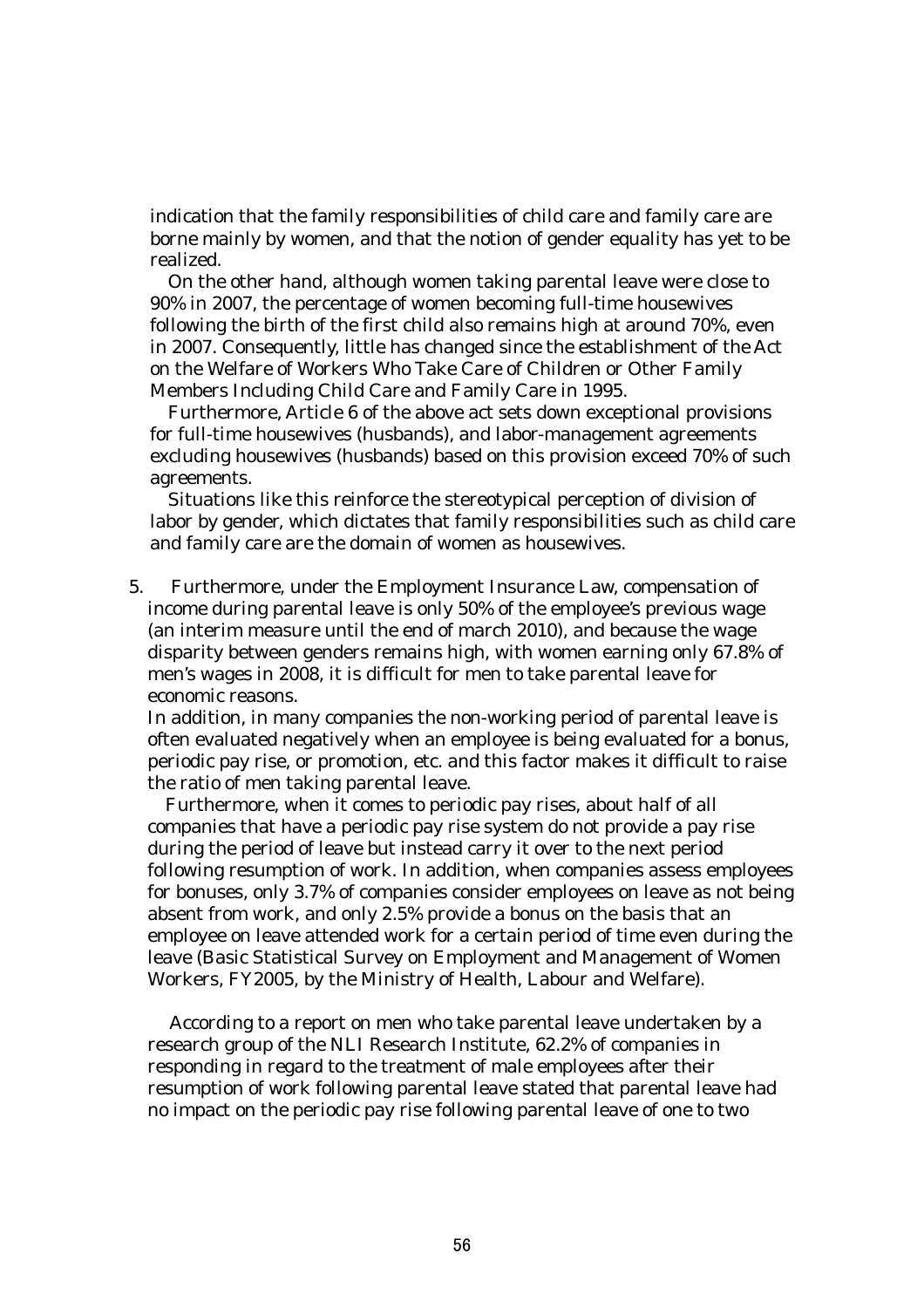indication that the family responsibilities of child care and family care are borne mainly by women, and that the notion of gender equality has yet to be realized.

On the other hand, although women taking parental leave were close to 90% in 2007, the percentage of women becoming full-time housewives following the birth of the first child also remains high at around 70%, even in 2007. Consequently, little has changed since the establishment of the Act on the Welfare of Workers Who Take Care of Children or Other Family Members Including Child Care and Family Care in 1995.

Furthermore, Article 6 of the above act sets down exceptional provisions for full-time housewives (husbands), and labor-management agreements excluding housewives (husbands) based on this provision exceed 70% of such agreements.

Situations like this reinforce the stereotypical perception of division of labor by gender, which dictates that family responsibilities such as child care and family care are the domain of women as housewives.

5. Furthermore, under the Employment Insurance Law, compensation of income during parental leave is only 50% of the employee's previous wage (an interim measure until the end of march 2010), and because the wage disparity between genders remains high, with women earning only 67.8% of men's wages in 2008, it is difficult for men to take parental leave for economic reasons.

In addition, in many companies the non-working period of parental leave is often evaluated negatively when an employee is being evaluated for a bonus, periodic pay rise, or promotion, etc. and this factor makes it difficult to raise the ratio of men taking parental leave.

Furthermore, when it comes to periodic pay rises, about half of all companies that have a periodic pay rise system do not provide a pay rise during the period of leave but instead carry it over to the next period following resumption of work. In addition, when companies assess employees for bonuses, only 3.7% of companies consider employees on leave as not being absent from work, and only 2.5% provide a bonus on the basis that an employee on leave attended work for a certain period of time even during the leave (Basic Statistical Survey on Employment and Management of Women Workers, FY2005, by the Ministry of Health, Labour and Welfare).

According to a report on men who take parental leave undertaken by a research group of the NLI Research Institute, 62.2% of companies in responding in regard to the treatment of male employees after their resumption of work following parental leave stated that parental leave had no impact on the periodic pay rise following parental leave of one to two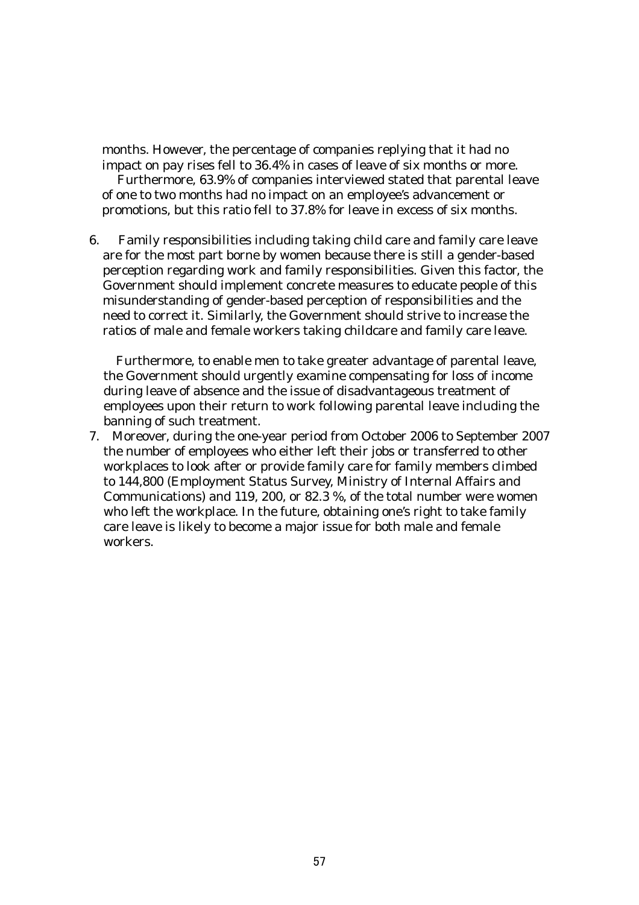months. However, the percentage of companies replying that it had no impact on pay rises fell to 36.4% in cases of leave of six months or more.

Furthermore, 63.9% of companies interviewed stated that parental leave of one to two months had no impact on an employee's advancement or promotions, but this ratio fell to 37.8% for leave in excess of six months.

6. Family responsibilities including taking child care and family care leave are for the most part borne by women because there is still a gender-based perception regarding work and family responsibilities. Given this factor, the Government should implement concrete measures to educate people of this misunderstanding of gender-based perception of responsibilities and the need to correct it. Similarly, the Government should strive to increase the ratios of male and female workers taking childcare and family care leave.

   Furthermore, to enable men to take greater advantage of parental leave, the Government should urgently examine compensating for loss of income during leave of absence and the issue of disadvantageous treatment of employees upon their return to work following parental leave including the banning of such treatment.

7. Moreover, during the one-year period from October 2006 to September 2007 the number of employees who either left their jobs or transferred to other workplaces to look after or provide family care for family members climbed to 144,800 (Employment Status Survey, Ministry of Internal Affairs and Communications) and 119, 200, or 82.3 %, of the total number were women who left the workplace. In the future, obtaining one's right to take family care leave is likely to become a major issue for both male and female workers.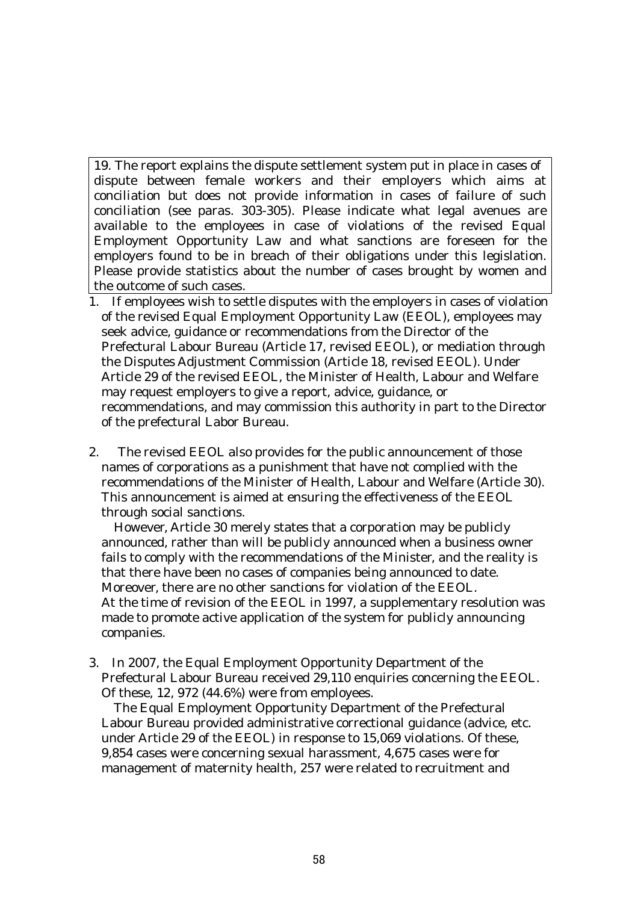19. The report explains the dispute settlement system put in place in cases of dispute between female workers and their employers which aims at conciliation but does not provide information in cases of failure of such conciliation (see paras. 303-305). Please indicate what legal avenues are available to the employees in case of violations of the revised Equal Employment Opportunity Law and what sanctions are foreseen for the employers found to be in breach of their obligations under this legislation. Please provide statistics about the number of cases brought by women and the outcome of such cases.

1. If employees wish to settle disputes with the employers in cases of violation of the revised Equal Employment Opportunity Law (EEOL), employees may seek advice, guidance or recommendations from the Director of the Prefectural Labour Bureau (Article 17, revised EEOL), or mediation through the Disputes Adjustment Commission (Article 18, revised EEOL). Under Article 29 of the revised EEOL, the Minister of Health, Labour and Welfare may request employers to give a report, advice, guidance, or recommendations, and may commission this authority in part to the Director of the prefectural Labor Bureau.

2. The revised EEOL also provides for the public announcement of those names of corporations as a punishment that have not complied with the recommendations of the Minister of Health, Labour and Welfare (Article 30). This announcement is aimed at ensuring the effectiveness of the EEOL through social sanctions.
   However, Article 30 merely states that a corporation may be publicly announced, rather than will be publicly announced when a business owner fails to comply with the recommendations of the Minister, and the reality is that there have been no cases of companies being announced to date. Moreover, there are no other sanctions for violation of the EEOL.
   At the time of revision of the EEOL in 1997, a supplementary resolution was made to promote active application of the system for publicly announcing companies.

3. In 2007, the Equal Employment Opportunity Department of the Prefectural Labour Bureau received 29,110 enquiries concerning the EEOL. Of these, 12, 972 (44.6%) were from employees.
   The Equal Employment Opportunity Department of the Prefectural Labour Bureau provided administrative correctional guidance (advice, etc. under Article 29 of the EEOL) in response to 15,069 violations. Of these, 9,854 cases were concerning sexual harassment, 4,675 cases were for management of maternity health, 257 were related to recruitment and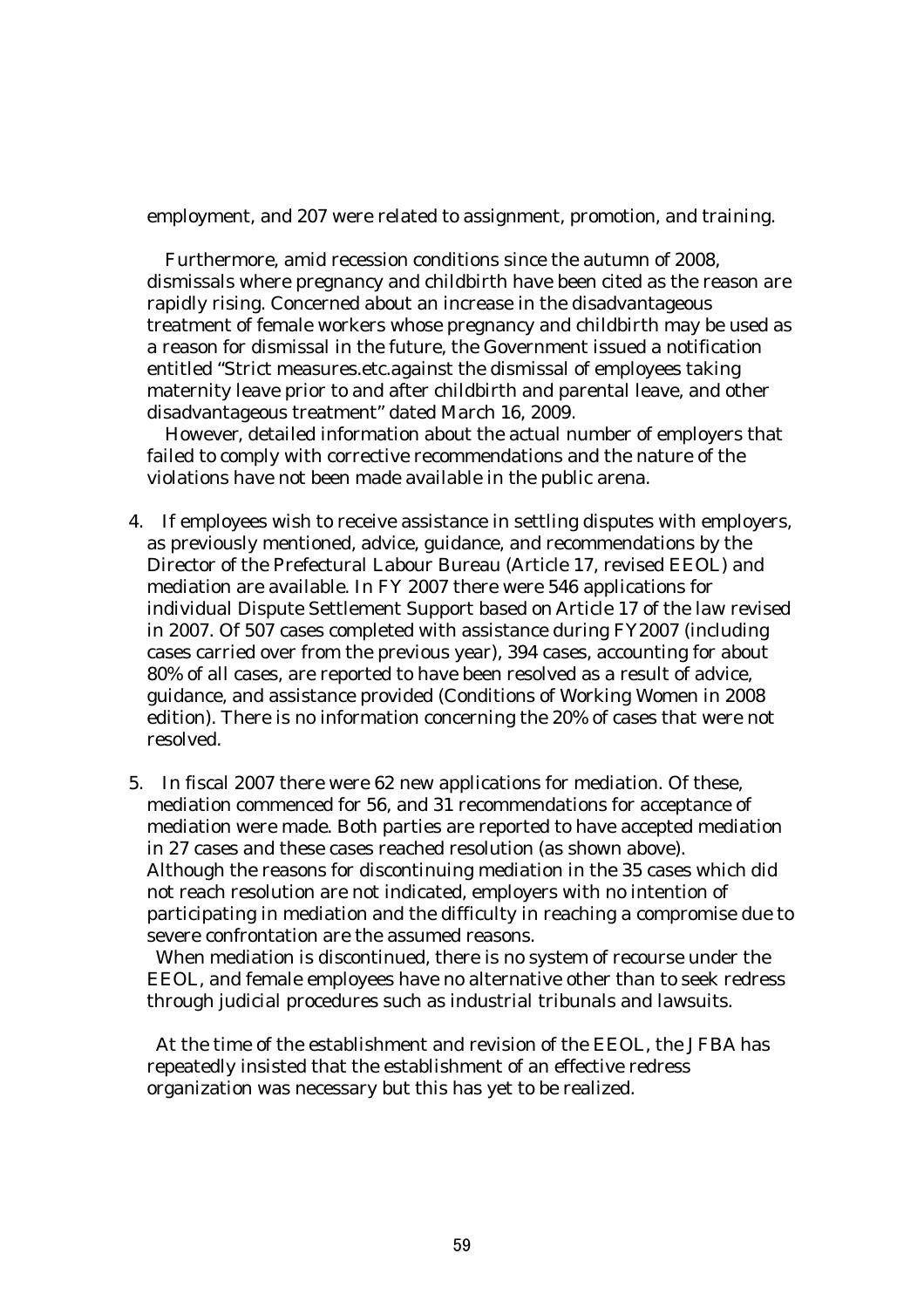employment, and 207 were related to assignment, promotion, and training.

Furthermore, amid recession conditions since the autumn of 2008, dismissals where pregnancy and childbirth have been cited as the reason are rapidly rising. Concerned about an increase in the disadvantageous treatment of female workers whose pregnancy and childbirth may be used as a reason for dismissal in the future, the Government issued a notification entitled "Strict measures.etc.against the dismissal of employees taking maternity leave prior to and after childbirth and parental leave, and other disadvantageous treatment" dated March 16, 2009.

However, detailed information about the actual number of employers that failed to comply with corrective recommendations and the nature of the violations have not been made available in the public arena.

4. If employees wish to receive assistance in settling disputes with employers, as previously mentioned, advice, guidance, and recommendations by the Director of the Prefectural Labour Bureau (Article 17, revised EEOL) and mediation are available. In FY 2007 there were 546 applications for individual Dispute Settlement Support based on Article 17 of the law revised in 2007. Of 507 cases completed with assistance during FY2007 (including cases carried over from the previous year), 394 cases, accounting for about 80% of all cases, are reported to have been resolved as a result of advice, guidance, and assistance provided (Conditions of Working Women in 2008 edition). There is no information concerning the 20% of cases that were not resolved.

5. In fiscal 2007 there were 62 new applications for mediation. Of these, mediation commenced for 56, and 31 recommendations for acceptance of mediation were made. Both parties are reported to have accepted mediation in 27 cases and these cases reached resolution (as shown above). Although the reasons for discontinuing mediation in the 35 cases which did not reach resolution are not indicated, employers with no intention of participating in mediation and the difficulty in reaching a compromise due to severe confrontation are the assumed reasons.

   When mediation is discontinued, there is no system of recourse under the EEOL, and female employees have no alternative other than to seek redress through judicial procedures such as industrial tribunals and lawsuits.

   At the time of the establishment and revision of the EEOL, the JFBA has repeatedly insisted that the establishment of an effective redress organization was necessary but this has yet to be realized.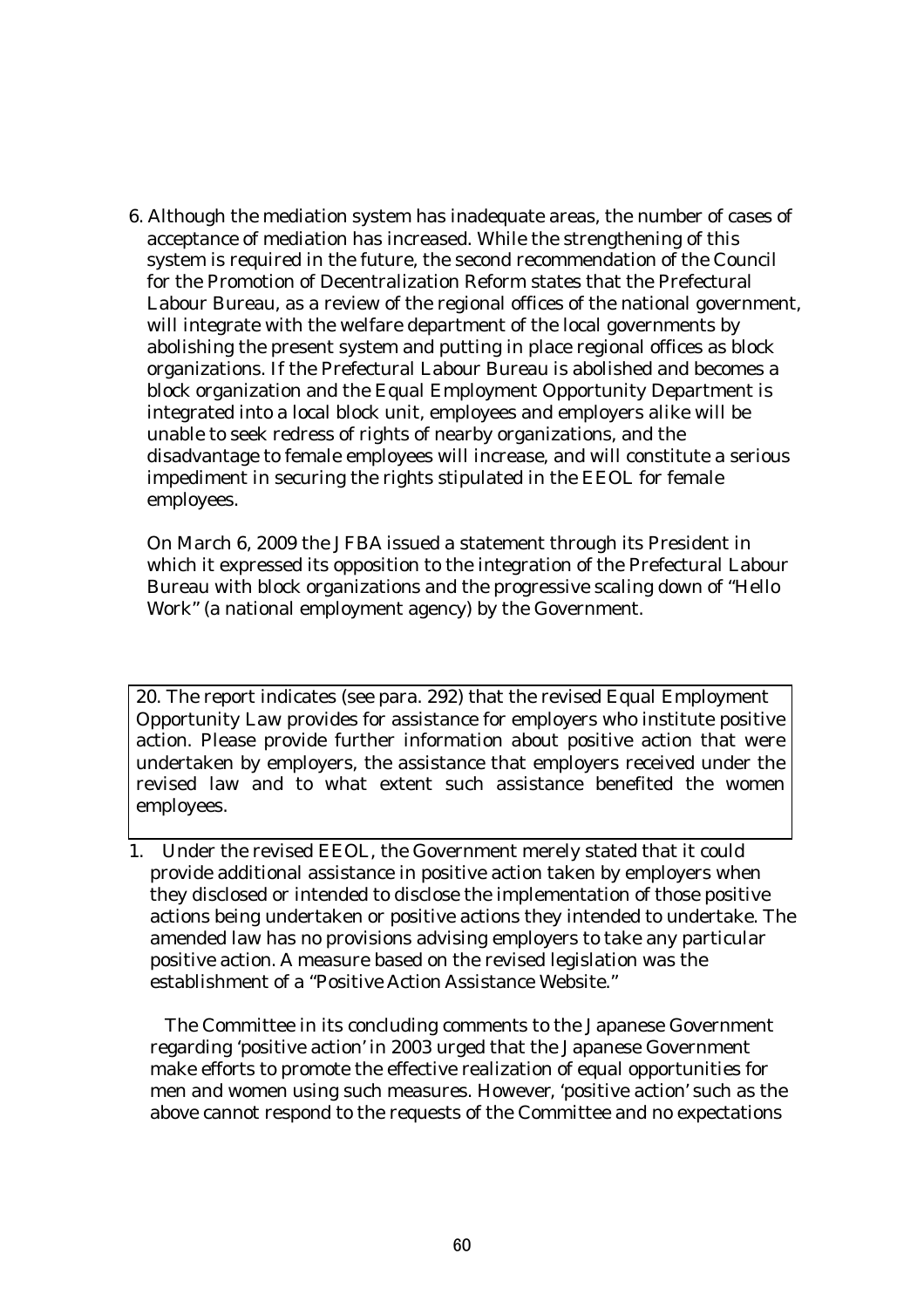6. Although the mediation system has inadequate areas, the number of cases of acceptance of mediation has increased. While the strengthening of this system is required in the future, the second recommendation of the Council for the Promotion of Decentralization Reform states that the Prefectural Labour Bureau, as a review of the regional offices of the national government, will integrate with the welfare department of the local governments by abolishing the present system and putting in place regional offices as block organizations. If the Prefectural Labour Bureau is abolished and becomes a block organization and the Equal Employment Opportunity Department is integrated into a local block unit, employees and employers alike will be unable to seek redress of rights of nearby organizations, and the disadvantage to female employees will increase, and will constitute a serious impediment in securing the rights stipulated in the EEOL for female employees.

   On March 6, 2009 the JFBA issued a statement through its President in which it expressed its opposition to the integration of the Prefectural Labour Bureau with block organizations and the progressive scaling down of "Hello Work" (a national employment agency) by the Government.

> 20. The report indicates (see para. 292) that the revised Equal Employment Opportunity Law provides for assistance for employers who institute positive action. Please provide further information about positive action that were undertaken by employers, the assistance that employers received under the revised law and to what extent such assistance benefited the women employees.

1. Under the revised EEOL, the Government merely stated that it could provide additional assistance in positive action taken by employers when they disclosed or intended to disclose the implementation of those positive actions being undertaken or positive actions they intended to undertake. The amended law has no provisions advising employers to take any particular positive action. A measure based on the revised legislation was the establishment of a "Positive Action Assistance Website."

   The Committee in its concluding comments to the Japanese Government regarding 'positive action' in 2003 urged that the Japanese Government make efforts to promote the effective realization of equal opportunities for men and women using such measures. However, 'positive action' such as the above cannot respond to the requests of the Committee and no expectations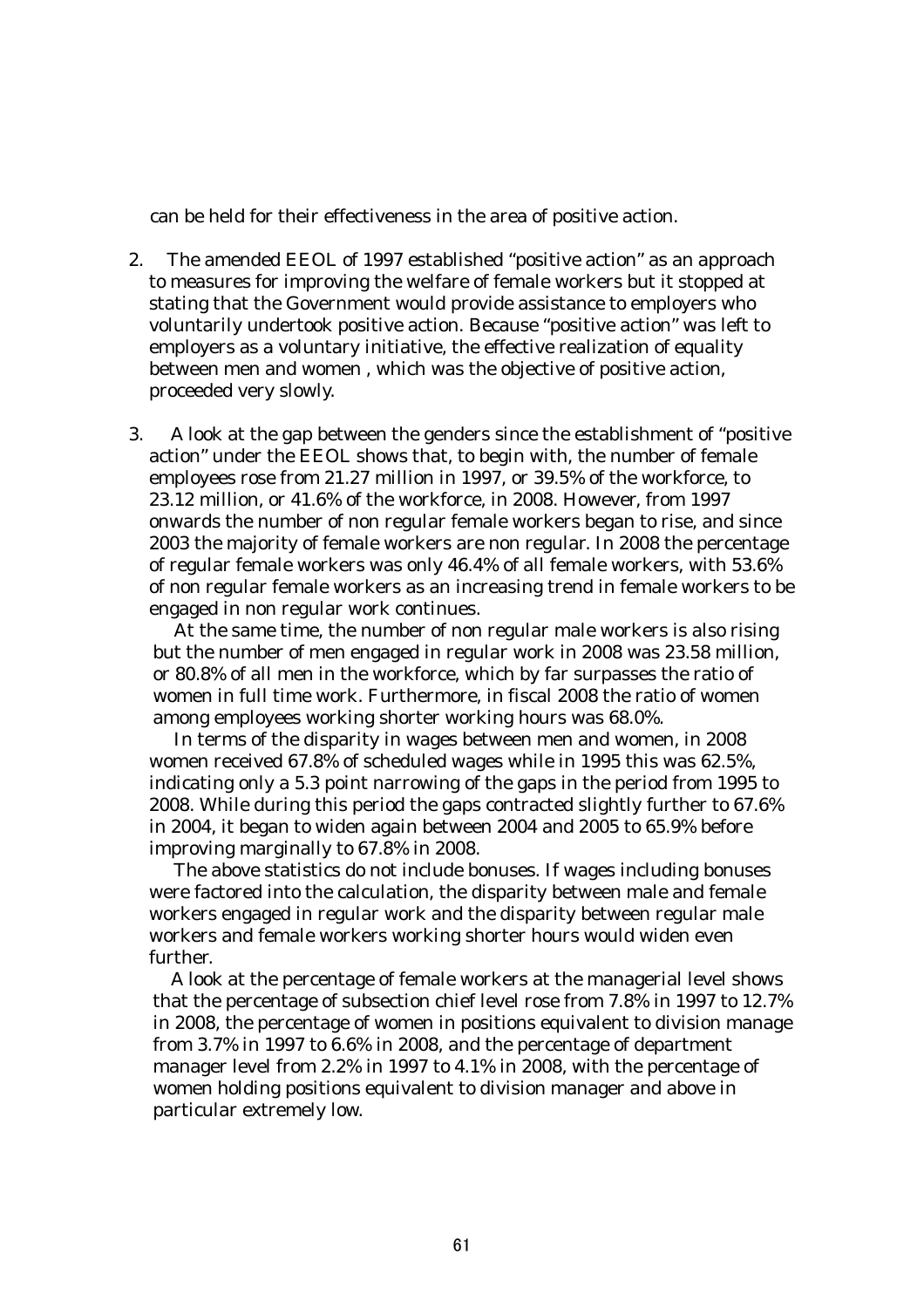can be held for their effectiveness in the area of positive action.

2. The amended EEOL of 1997 established "positive action" as an approach to measures for improving the welfare of female workers but it stopped at stating that the Government would provide assistance to employers who voluntarily undertook positive action. Because "positive action" was left to employers as a voluntary initiative, the effective realization of equality between men and women , which was the objective of positive action, proceeded very slowly.

3. A look at the gap between the genders since the establishment of "positive action" under the EEOL shows that, to begin with, the number of female employees rose from 21.27 million in 1997, or 39.5% of the workforce, to 23.12 million, or 41.6% of the workforce, in 2008. However, from 1997 onwards the number of non regular female workers began to rise, and since 2003 the majority of female workers are non regular. In 2008 the percentage of regular female workers was only 46.4% of all female workers, with 53.6% of non regular female workers as an increasing trend in female workers to be engaged in non regular work continues.

   At the same time, the number of non regular male workers is also rising but the number of men engaged in regular work in 2008 was 23.58 million, or 80.8% of all men in the workforce, which by far surpasses the ratio of women in full time work. Furthermore, in fiscal 2008 the ratio of women among employees working shorter working hours was 68.0%.

   In terms of the disparity in wages between men and women, in 2008 women received 67.8% of scheduled wages while in 1995 this was 62.5%, indicating only a 5.3 point narrowing of the gaps in the period from 1995 to 2008. While during this period the gaps contracted slightly further to 67.6% in 2004, it began to widen again between 2004 and 2005 to 65.9% before improving marginally to 67.8% in 2008.

   The above statistics do not include bonuses. If wages including bonuses were factored into the calculation, the disparity between male and female workers engaged in regular work and the disparity between regular male workers and female workers working shorter hours would widen even further.

   A look at the percentage of female workers at the managerial level shows that the percentage of subsection chief level rose from 7.8% in 1997 to 12.7% in 2008, the percentage of women in positions equivalent to division manage from 3.7% in 1997 to 6.6% in 2008, and the percentage of department manager level from 2.2% in 1997 to 4.1% in 2008, with the percentage of women holding positions equivalent to division manager and above in particular extremely low.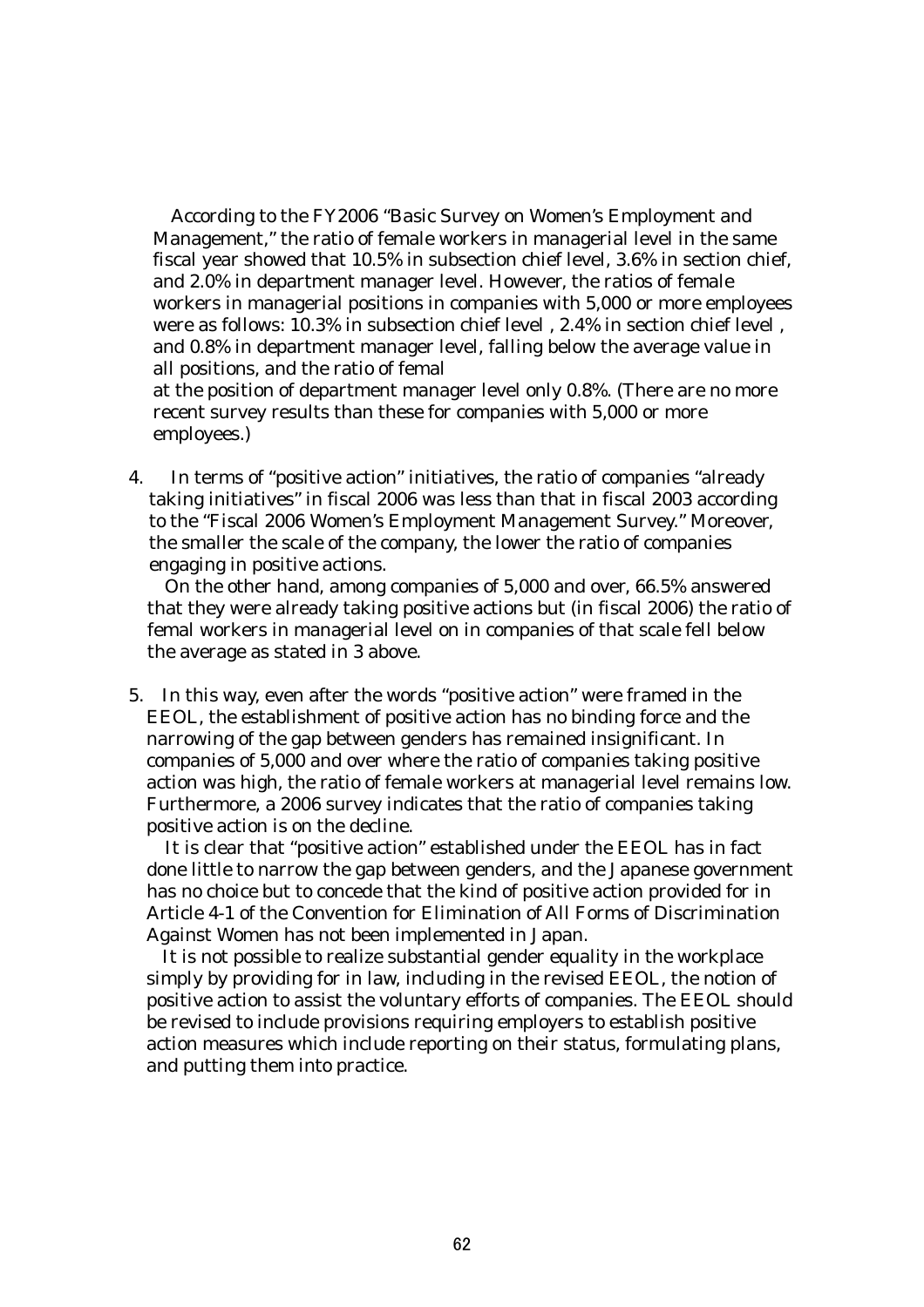According to the FY2006 "Basic Survey on Women's Employment and Management," the ratio of female workers in managerial level in the same fiscal year showed that 10.5% in subsection chief level, 3.6% in section chief, and 2.0% in department manager level. However, the ratios of female workers in managerial positions in companies with 5,000 or more employees were as follows: 10.3% in subsection chief level , 2.4% in section chief level , and 0.8% in department manager level, falling below the average value in all positions, and the ratio of femal
at the position of department manager level only 0.8%. (There are no more recent survey results than these for companies with 5,000 or more employees.)

4. In terms of "positive action" initiatives, the ratio of companies "already taking initiatives" in fiscal 2006 was less than that in fiscal 2003 according to the "Fiscal 2006 Women's Employment Management Survey." Moreover, the smaller the scale of the company, the lower the ratio of companies engaging in positive actions.

   On the other hand, among companies of 5,000 and over, 66.5% answered that they were already taking positive actions but (in fiscal 2006) the ratio of femal workers in managerial level on in companies of that scale fell below the average as stated in 3 above.

5. In this way, even after the words "positive action" were framed in the EEOL, the establishment of positive action has no binding force and the narrowing of the gap between genders has remained insignificant. In companies of 5,000 and over where the ratio of companies taking positive action was high, the ratio of female workers at managerial level remains low. Furthermore, a 2006 survey indicates that the ratio of companies taking positive action is on the decline.

   It is clear that "positive action" established under the EEOL has in fact done little to narrow the gap between genders, and the Japanese government has no choice but to concede that the kind of positive action provided for in Article 4-1 of the Convention for Elimination of All Forms of Discrimination Against Women has not been implemented in Japan.

   It is not possible to realize substantial gender equality in the workplace simply by providing for in law, including in the revised EEOL, the notion of positive action to assist the voluntary efforts of companies. The EEOL should be revised to include provisions requiring employers to establish positive action measures which include reporting on their status, formulating plans, and putting them into practice.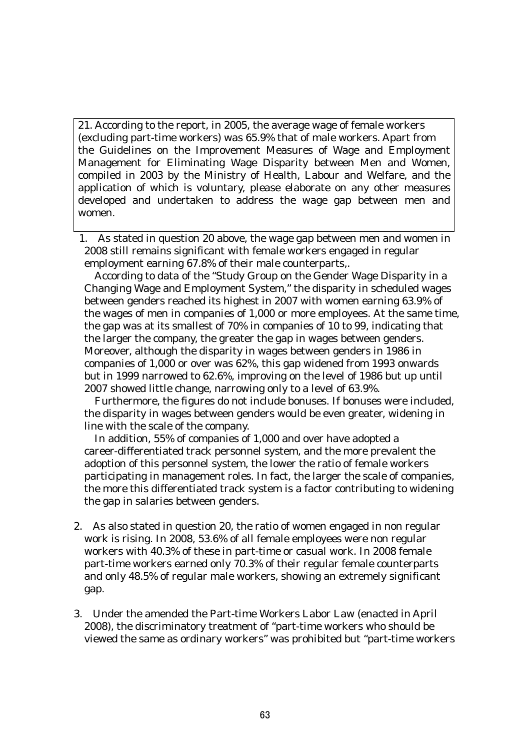21. According to the report, in 2005, the average wage of female workers (excluding part-time workers) was 65.9% that of male workers. Apart from the Guidelines on the Improvement Measures of Wage and Employment Management for Eliminating Wage Disparity between Men and Women, compiled in 2003 by the Ministry of Health, Labour and Welfare, and the application of which is voluntary, please elaborate on any other measures developed and undertaken to address the wage gap between men and women.

1. As stated in question 20 above, the wage gap between men and women in 2008 still remains significant with female workers engaged in regular employment earning 67.8% of their male counterparts,.

   According to data of the "Study Group on the Gender Wage Disparity in a Changing Wage and Employment System," the disparity in scheduled wages between genders reached its highest in 2007 with women earning 63.9% of the wages of men in companies of 1,000 or more employees. At the same time, the gap was at its smallest of 70% in companies of 10 to 99, indicating that the larger the company, the greater the gap in wages between genders. Moreover, although the disparity in wages between genders in 1986 in companies of 1,000 or over was 62%, this gap widened from 1993 onwards but in 1999 narrowed to 62.6%, improving on the level of 1986 but up until 2007 showed little change, narrowing only to a level of 63.9%.

   Furthermore, the figures do not include bonuses. If bonuses were included, the disparity in wages between genders would be even greater, widening in line with the scale of the company.

   In addition, 55% of companies of 1,000 and over have adopted a career-differentiated track personnel system, and the more prevalent the adoption of this personnel system, the lower the ratio of female workers participating in management roles. In fact, the larger the scale of companies, the more this differentiated track system is a factor contributing to widening the gap in salaries between genders.

2. As also stated in question 20, the ratio of women engaged in non regular work is rising. In 2008, 53.6% of all female employees were non regular workers with 40.3% of these in part-time or casual work. In 2008 female part-time workers earned only 70.3% of their regular female counterparts and only 48.5% of regular male workers, showing an extremely significant gap.

3. Under the amended the Part-time Workers Labor Law (enacted in April 2008), the discriminatory treatment of "part-time workers who should be viewed the same as ordinary workers" was prohibited but "part-time workers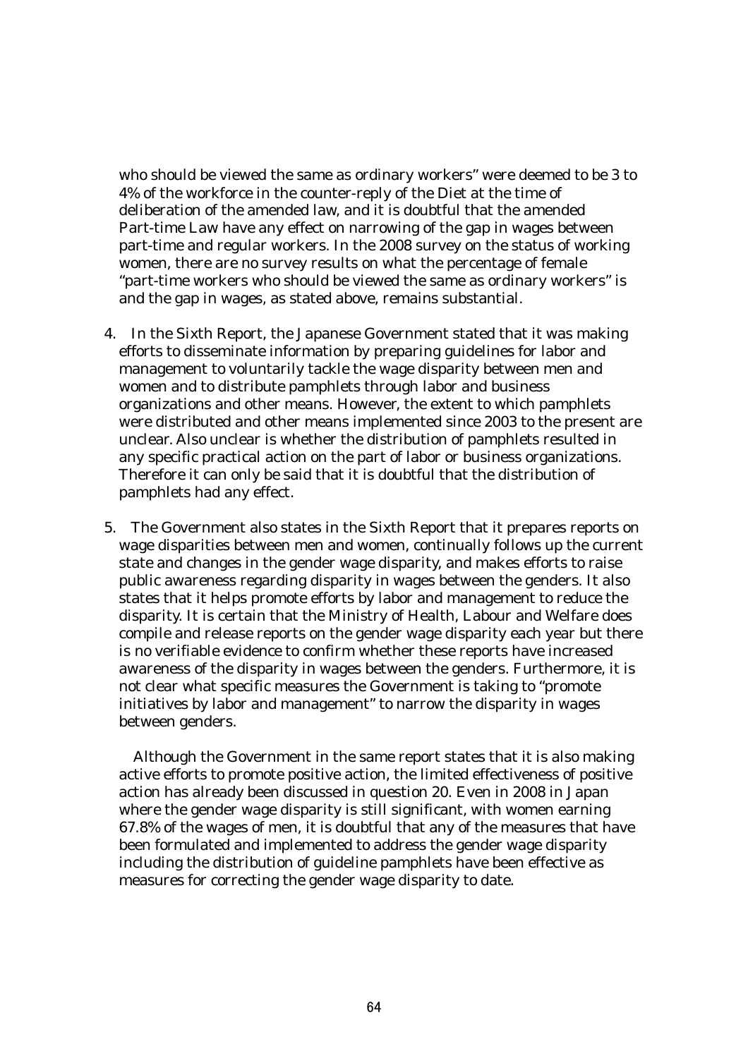who should be viewed the same as ordinary workers" were deemed to be 3 to 4% of the workforce in the counter-reply of the Diet at the time of deliberation of the amended law, and it is doubtful that the amended Part-time Law have any effect on narrowing of the gap in wages between part-time and regular workers. In the 2008 survey on the status of working women, there are no survey results on what the percentage of female "part-time workers who should be viewed the same as ordinary workers" is and the gap in wages, as stated above, remains substantial.

4. In the Sixth Report, the Japanese Government stated that it was making efforts to disseminate information by preparing guidelines for labor and management to voluntarily tackle the wage disparity between men and women and to distribute pamphlets through labor and business organizations and other means. However, the extent to which pamphlets were distributed and other means implemented since 2003 to the present are unclear. Also unclear is whether the distribution of pamphlets resulted in any specific practical action on the part of labor or business organizations. Therefore it can only be said that it is doubtful that the distribution of pamphlets had any effect.

5. The Government also states in the Sixth Report that it prepares reports on wage disparities between men and women, continually follows up the current state and changes in the gender wage disparity, and makes efforts to raise public awareness regarding disparity in wages between the genders. It also states that it helps promote efforts by labor and management to reduce the disparity. It is certain that the Ministry of Health, Labour and Welfare does compile and release reports on the gender wage disparity each year but there is no verifiable evidence to confirm whether these reports have increased awareness of the disparity in wages between the genders. Furthermore, it is not clear what specific measures the Government is taking to "promote initiatives by labor and management" to narrow the disparity in wages between genders.

   Although the Government in the same report states that it is also making active efforts to promote positive action, the limited effectiveness of positive action has already been discussed in question 20. Even in 2008 in Japan where the gender wage disparity is still significant, with women earning 67.8% of the wages of men, it is doubtful that any of the measures that have been formulated and implemented to address the gender wage disparity including the distribution of guideline pamphlets have been effective as measures for correcting the gender wage disparity to date.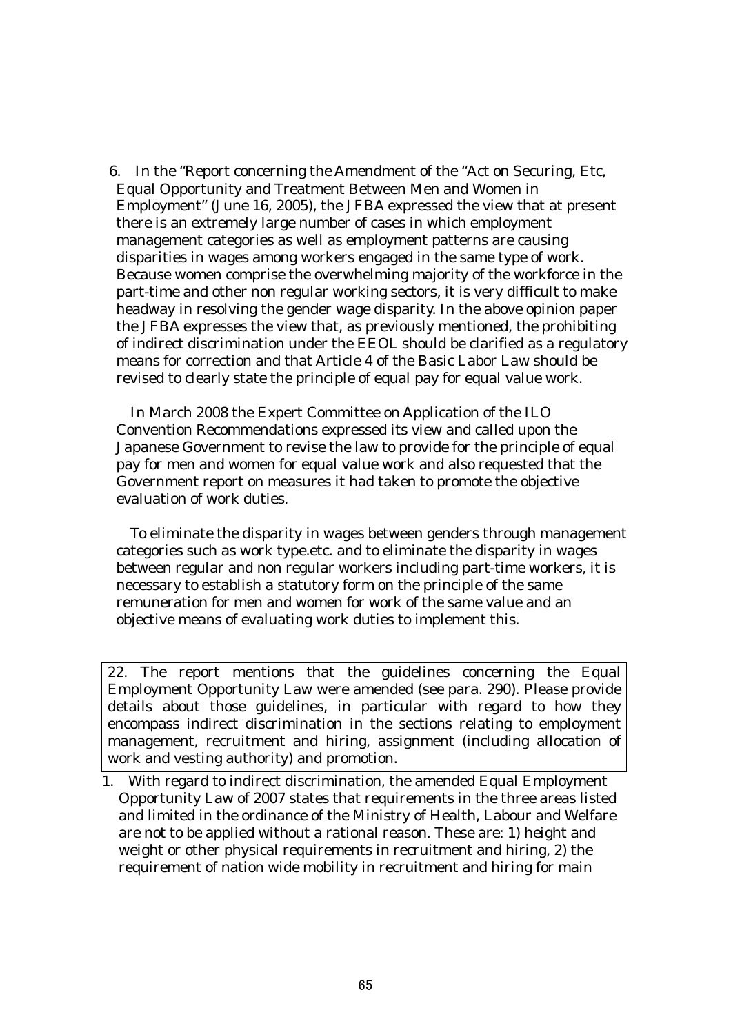6. In the "Report concerning the Amendment of the "Act on Securing, Etc, Equal Opportunity and Treatment Between Men and Women in Employment" (June 16, 2005), the JFBA expressed the view that at present there is an extremely large number of cases in which employment management categories as well as employment patterns are causing disparities in wages among workers engaged in the same type of work. Because women comprise the overwhelming majority of the workforce in the part-time and other non regular working sectors, it is very difficult to make headway in resolving the gender wage disparity. In the above opinion paper the JFBA expresses the view that, as previously mentioned, the prohibiting of indirect discrimination under the EEOL should be clarified as a regulatory means for correction and that Article 4 of the Basic Labor Law should be revised to clearly state the principle of equal pay for equal value work.

In March 2008 the Expert Committee on Application of the ILO Convention Recommendations expressed its view and called upon the Japanese Government to revise the law to provide for the principle of equal pay for men and women for equal value work and also requested that the Government report on measures it had taken to promote the objective evaluation of work duties.

To eliminate the disparity in wages between genders through management categories such as work type.etc. and to eliminate the disparity in wages between regular and non regular workers including part-time workers, it is necessary to establish a statutory form on the principle of the same remuneration for men and women for work of the same value and an objective means of evaluating work duties to implement this.

| 22. The report mentions that the guidelines concerning the Equal Employment Opportunity Law were amended (see para. 290). Please provide details about those guidelines, in particular with regard to how they encompass indirect discrimination in the sections relating to employment management, recruitment and hiring, assignment (including allocation of work and vesting authority) and promotion. |
|---|

1. With regard to indirect discrimination, the amended Equal Employment Opportunity Law of 2007 states that requirements in the three areas listed and limited in the ordinance of the Ministry of Health, Labour and Welfare are not to be applied without a rational reason. These are: 1) height and weight or other physical requirements in recruitment and hiring, 2) the requirement of nation wide mobility in recruitment and hiring for main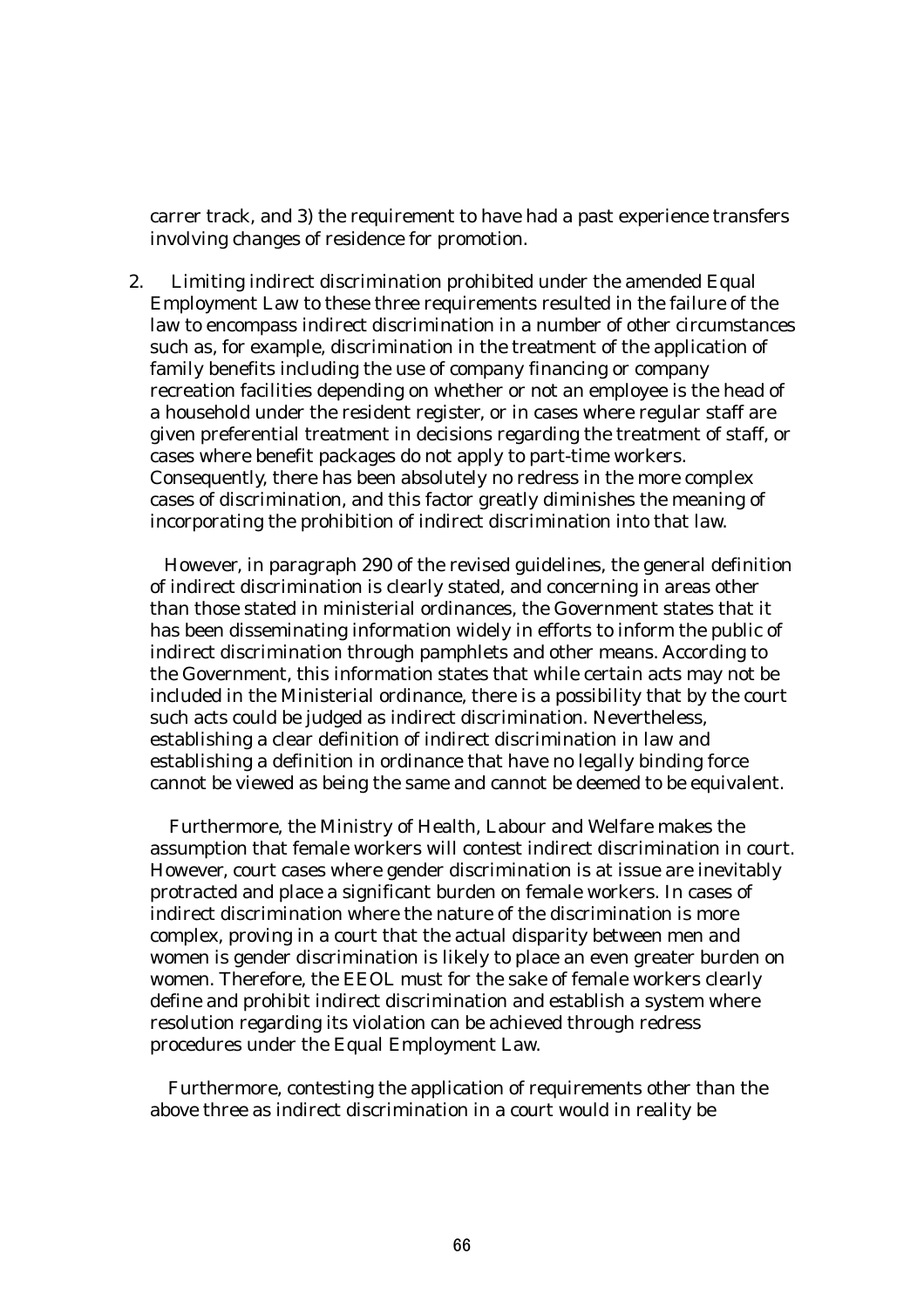carrer track, and 3) the requirement to have had a past experience transfers involving changes of residence for promotion.

2. Limiting indirect discrimination prohibited under the amended Equal Employment Law to these three requirements resulted in the failure of the law to encompass indirect discrimination in a number of other circumstances such as, for example, discrimination in the treatment of the application of family benefits including the use of company financing or company recreation facilities depending on whether or not an employee is the head of a household under the resident register, or in cases where regular staff are given preferential treatment in decisions regarding the treatment of staff, or cases where benefit packages do not apply to part-time workers. Consequently, there has been absolutely no redress in the more complex cases of discrimination, and this factor greatly diminishes the meaning of incorporating the prohibition of indirect discrimination into that law.

However, in paragraph 290 of the revised guidelines, the general definition of indirect discrimination is clearly stated, and concerning in areas other than those stated in ministerial ordinances, the Government states that it has been disseminating information widely in efforts to inform the public of indirect discrimination through pamphlets and other means. According to the Government, this information states that while certain acts may not be included in the Ministerial ordinance, there is a possibility that by the court such acts could be judged as indirect discrimination. Nevertheless, establishing a clear definition of indirect discrimination in law and establishing a definition in ordinance that have no legally binding force cannot be viewed as being the same and cannot be deemed to be equivalent.

Furthermore, the Ministry of Health, Labour and Welfare makes the assumption that female workers will contest indirect discrimination in court. However, court cases where gender discrimination is at issue are inevitably protracted and place a significant burden on female workers. In cases of indirect discrimination where the nature of the discrimination is more complex, proving in a court that the actual disparity between men and women is gender discrimination is likely to place an even greater burden on women. Therefore, the EEOL must for the sake of female workers clearly define and prohibit indirect discrimination and establish a system where resolution regarding its violation can be achieved through redress procedures under the Equal Employment Law.

Furthermore, contesting the application of requirements other than the above three as indirect discrimination in a court would in reality be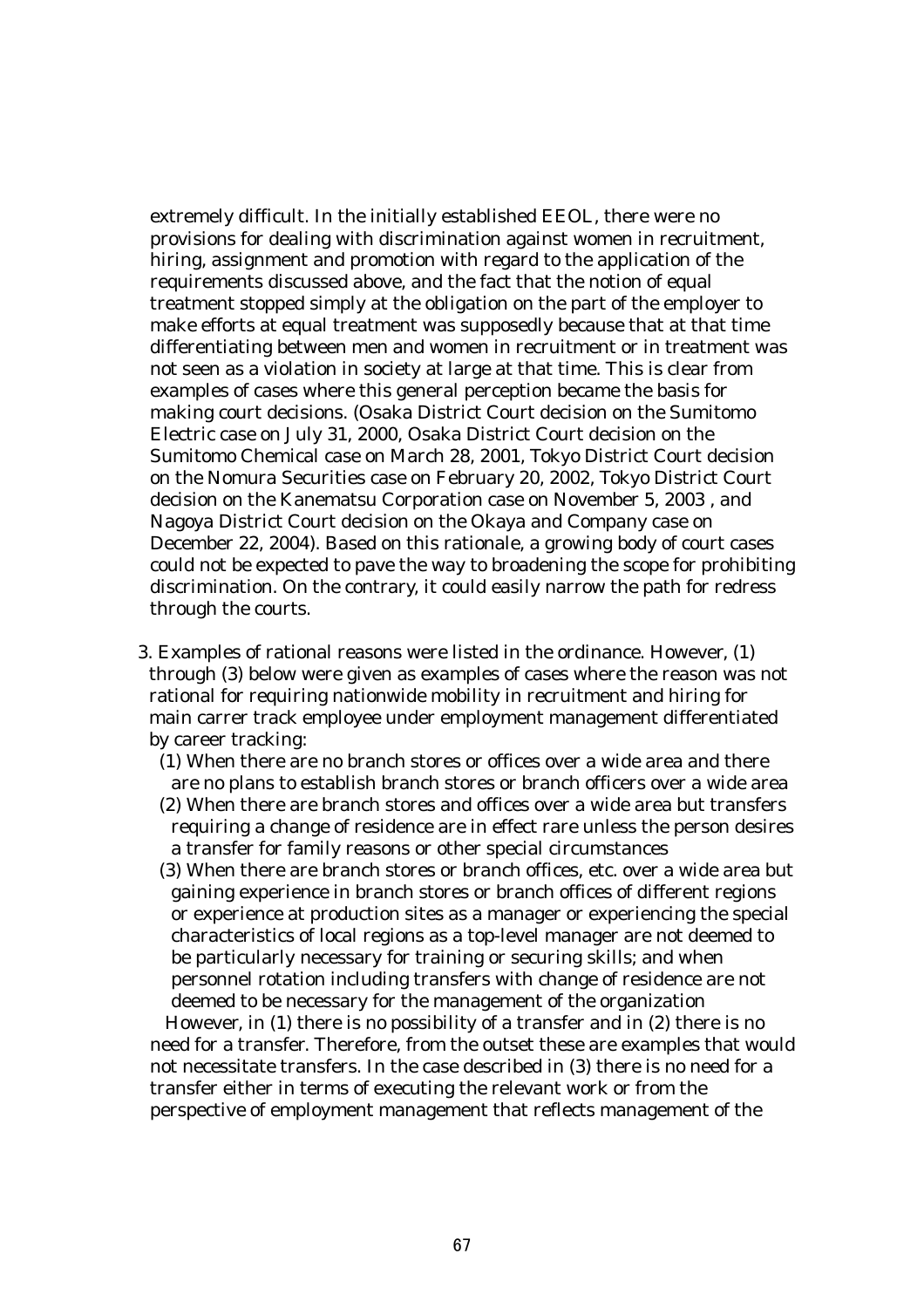extremely difficult. In the initially established EEOL, there were no provisions for dealing with discrimination against women in recruitment, hiring, assignment and promotion with regard to the application of the requirements discussed above, and the fact that the notion of equal treatment stopped simply at the obligation on the part of the employer to make efforts at equal treatment was supposedly because that at that time differentiating between men and women in recruitment or in treatment was not seen as a violation in society at large at that time. This is clear from examples of cases where this general perception became the basis for making court decisions. (Osaka District Court decision on the Sumitomo Electric case on July 31, 2000, Osaka District Court decision on the Sumitomo Chemical case on March 28, 2001, Tokyo District Court decision on the Nomura Securities case on February 20, 2002, Tokyo District Court decision on the Kanematsu Corporation case on November 5, 2003 , and Nagoya District Court decision on the Okaya and Company case on December 22, 2004). Based on this rationale, a growing body of court cases could not be expected to pave the way to broadening the scope for prohibiting discrimination. On the contrary, it could easily narrow the path for redress through the courts.

3. Examples of rational reasons were listed in the ordinance. However, (1) through (3) below were given as examples of cases where the reason was not rational for requiring nationwide mobility in recruitment and hiring for main carrer track employee under employment management differentiated by career tracking:

   (1) When there are no branch stores or offices over a wide area and there are no plans to establish branch stores or branch officers over a wide area

   (2) When there are branch stores and offices over a wide area but transfers requiring a change of residence are in effect rare unless the person desires a transfer for family reasons or other special circumstances

   (3) When there are branch stores or branch offices, etc. over a wide area but gaining experience in branch stores or branch offices of different regions or experience at production sites as a manager or experiencing the special characteristics of local regions as a top-level manager are not deemed to be particularly necessary for training or securing skills; and when personnel rotation including transfers with change of residence are not deemed to be necessary for the management of the organization

   However, in (1) there is no possibility of a transfer and in (2) there is no need for a transfer. Therefore, from the outset these are examples that would not necessitate transfers. In the case described in (3) there is no need for a transfer either in terms of executing the relevant work or from the perspective of employment management that reflects management of the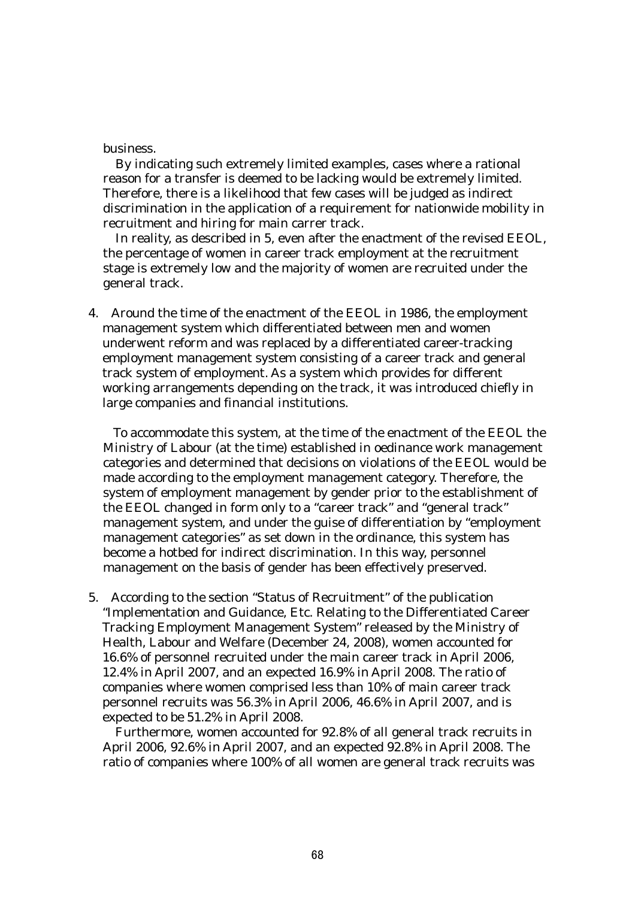business.

By indicating such extremely limited examples, cases where a rational reason for a transfer is deemed to be lacking would be extremely limited. Therefore, there is a likelihood that few cases will be judged as indirect discrimination in the application of a requirement for nationwide mobility in recruitment and hiring for main carrer track.

In reality, as described in 5, even after the enactment of the revised EEOL, the percentage of women in career track employment at the recruitment stage is extremely low and the majority of women are recruited under the general track.

4. Around the time of the enactment of the EEOL in 1986, the employment management system which differentiated between men and women underwent reform and was replaced by a differentiated career-tracking employment management system consisting of a career track and general track system of employment. As a system which provides for different working arrangements depending on the track, it was introduced chiefly in large companies and financial institutions.

   To accommodate this system, at the time of the enactment of the EEOL the Ministry of Labour (at the time) established in oedinance work management categories and determined that decisions on violations of the EEOL would be made according to the employment management category. Therefore, the system of employment management by gender prior to the establishment of the EEOL changed in form only to a "career track" and "general track" management system, and under the guise of differentiation by "employment management categories" as set down in the ordinance, this system has become a hotbed for indirect discrimination. In this way, personnel management on the basis of gender has been effectively preserved.

5. According to the section "Status of Recruitment" of the publication "Implementation and Guidance, Etc. Relating to the Differentiated Career Tracking Employment Management System" released by the Ministry of Health, Labour and Welfare (December 24, 2008), women accounted for 16.6% of personnel recruited under the main career track in April 2006, 12.4% in April 2007, and an expected 16.9% in April 2008. The ratio of companies where women comprised less than 10% of main career track personnel recruits was 56.3% in April 2006, 46.6% in April 2007, and is expected to be 51.2% in April 2008.

   Furthermore, women accounted for 92.8% of all general track recruits in April 2006, 92.6% in April 2007, and an expected 92.8% in April 2008. The ratio of companies where 100% of all women are general track recruits was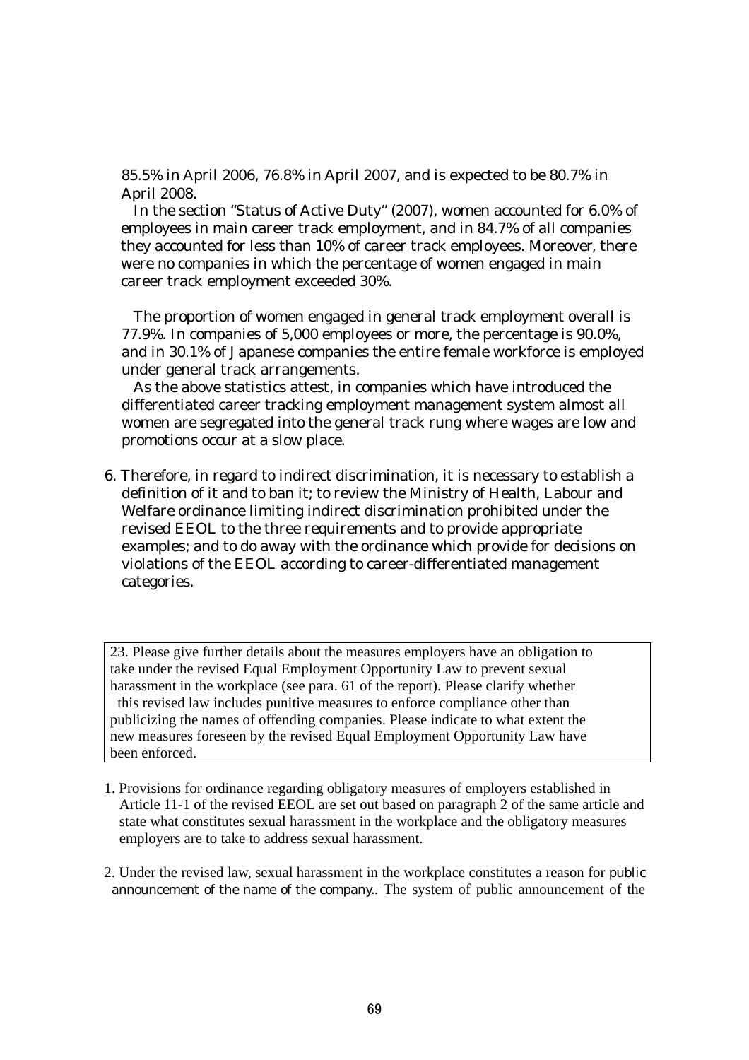85.5% in April 2006, 76.8% in April 2007, and is expected to be 80.7% in April 2008.

In the section "Status of Active Duty" (2007), women accounted for 6.0% of employees in main career track employment, and in 84.7% of all companies they accounted for less than 10% of career track employees. Moreover, there were no companies in which the percentage of women engaged in main career track employment exceeded 30%.

The proportion of women engaged in general track employment overall is 77.9%. In companies of 5,000 employees or more, the percentage is 90.0%, and in 30.1% of Japanese companies the entire female workforce is employed under general track arrangements.

As the above statistics attest, in companies which have introduced the differentiated career tracking employment management system almost all women are segregated into the general track rung where wages are low and promotions occur at a slow place.

6. Therefore, in regard to indirect discrimination, it is necessary to establish a definition of it and to ban it; to review the Ministry of Health, Labour and Welfare ordinance limiting indirect discrimination prohibited under the revised EEOL to the three requirements and to provide appropriate examples; and to do away with the ordinance which provide for decisions on violations of the EEOL according to career-differentiated management categories.

> 23. Please give further details about the measures employers have an obligation to take under the revised Equal Employment Opportunity Law to prevent sexual harassment in the workplace (see para. 61 of the report). Please clarify whether this revised law includes punitive measures to enforce compliance other than publicizing the names of offending companies. Please indicate to what extent the new measures foreseen by the revised Equal Employment Opportunity Law have been enforced.

1. Provisions for ordinance regarding obligatory measures of employers established in Article 11-1 of the revised EEOL are set out based on paragraph 2 of the same article and state what constitutes sexual harassment in the workplace and the obligatory measures employers are to take to address sexual harassment.

2. Under the revised law, sexual harassment in the workplace constitutes a reason for public announcement of the name of the company.. The system of public announcement of the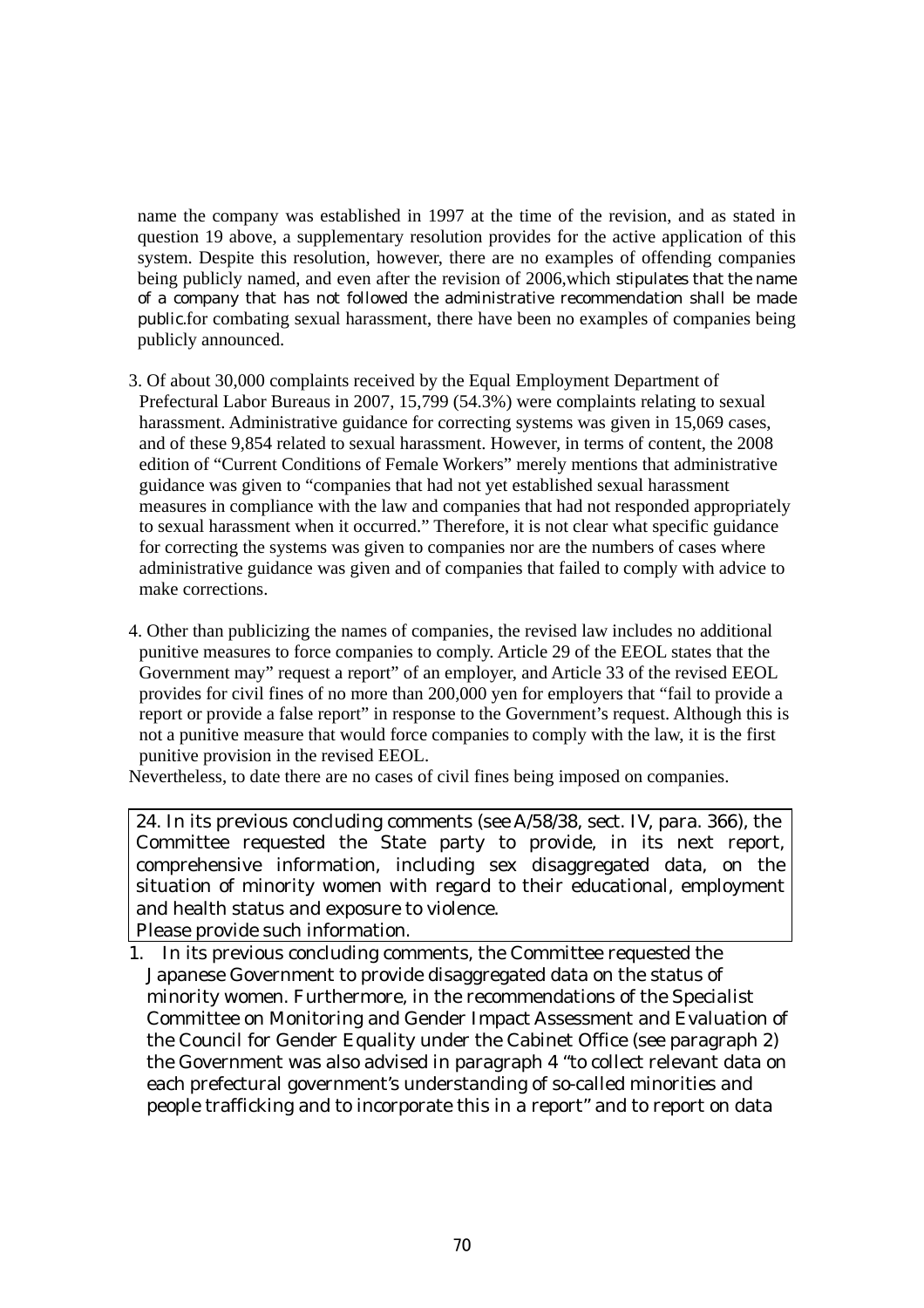name the company was established in 1997 at the time of the revision, and as stated in question 19 above, a supplementary resolution provides for the active application of this system. Despite this resolution, however, there are no examples of offending companies being publicly named, and even after the revision of 2006,which stipulates that the name of a company that has not followed the administrative recommendation shall be made public.for combating sexual harassment, there have been no examples of companies being publicly announced.

3. Of about 30,000 complaints received by the Equal Employment Department of Prefectural Labor Bureaus in 2007, 15,799 (54.3%) were complaints relating to sexual harassment. Administrative guidance for correcting systems was given in 15,069 cases, and of these 9,854 related to sexual harassment. However, in terms of content, the 2008 edition of "Current Conditions of Female Workers" merely mentions that administrative guidance was given to "companies that had not yet established sexual harassment measures in compliance with the law and companies that had not responded appropriately to sexual harassment when it occurred." Therefore, it is not clear what specific guidance for correcting the systems was given to companies nor are the numbers of cases where administrative guidance was given and of companies that failed to comply with advice to make corrections.

4. Other than publicizing the names of companies, the revised law includes no additional punitive measures to force companies to comply. Article 29 of the EEOL states that the Government may" request a report" of an employer, and Article 33 of the revised EEOL provides for civil fines of no more than 200,000 yen for employers that "fail to provide a report or provide a false report" in response to the Government's request. Although this is not a punitive measure that would force companies to comply with the law, it is the first punitive provision in the revised EEOL.

Nevertheless, to date there are no cases of civil fines being imposed on companies.

24. In its previous concluding comments (see A/58/38, sect. IV, para. 366), the Committee requested the State party to provide, in its next report, comprehensive information, including sex disaggregated data, on the situation of minority women with regard to their educational, employment and health status and exposure to violence.
Please provide such information.

1. In its previous concluding comments, the Committee requested the Japanese Government to provide disaggregated data on the status of minority women. Furthermore, in the recommendations of the Specialist Committee on Monitoring and Gender Impact Assessment and Evaluation of the Council for Gender Equality under the Cabinet Office (see paragraph 2) the Government was also advised in paragraph 4 "to collect relevant data on each prefectural government's understanding of so-called minorities and people trafficking and to incorporate this in a report" and to report on data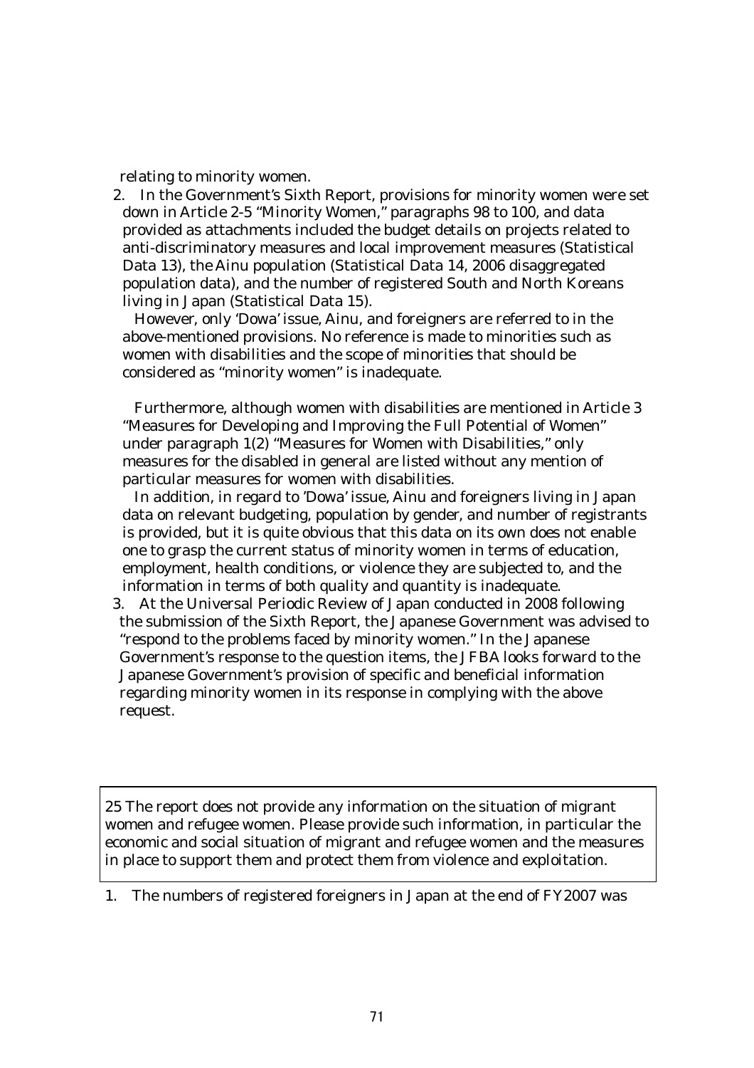relating to minority women.

2. In the Government's Sixth Report, provisions for minority women were set down in Article 2-5 "Minority Women," paragraphs 98 to 100, and data provided as attachments included the budget details on projects related to anti-discriminatory measures and local improvement measures (Statistical Data 13), the Ainu population (Statistical Data 14, 2006 disaggregated population data), and the number of registered South and North Koreans living in Japan (Statistical Data 15).

However, only 'Dowa' issue, Ainu, and foreigners are referred to in the above-mentioned provisions. No reference is made to minorities such as women with disabilities and the scope of minorities that should be considered as "minority women" is inadequate.

Furthermore, although women with disabilities are mentioned in Article 3 "Measures for Developing and Improving the Full Potential of Women" under paragraph 1(2) "Measures for Women with Disabilities," only measures for the disabled in general are listed without any mention of particular measures for women with disabilities.

In addition, in regard to 'Dowa' issue, Ainu and foreigners living in Japan data on relevant budgeting, population by gender, and number of registrants is provided, but it is quite obvious that this data on its own does not enable one to grasp the current status of minority women in terms of education, employment, health conditions, or violence they are subjected to, and the information in terms of both quality and quantity is inadequate.

3. At the Universal Periodic Review of Japan conducted in 2008 following the submission of the Sixth Report, the Japanese Government was advised to "respond to the problems faced by minority women." In the Japanese Government's response to the question items, the JFBA looks forward to the Japanese Government's provision of specific and beneficial information regarding minority women in its response in complying with the above request.

> 25 The report does not provide any information on the situation of migrant women and refugee women. Please provide such information, in particular the economic and social situation of migrant and refugee women and the measures in place to support them and protect them from violence and exploitation.

1. The numbers of registered foreigners in Japan at the end of FY2007 was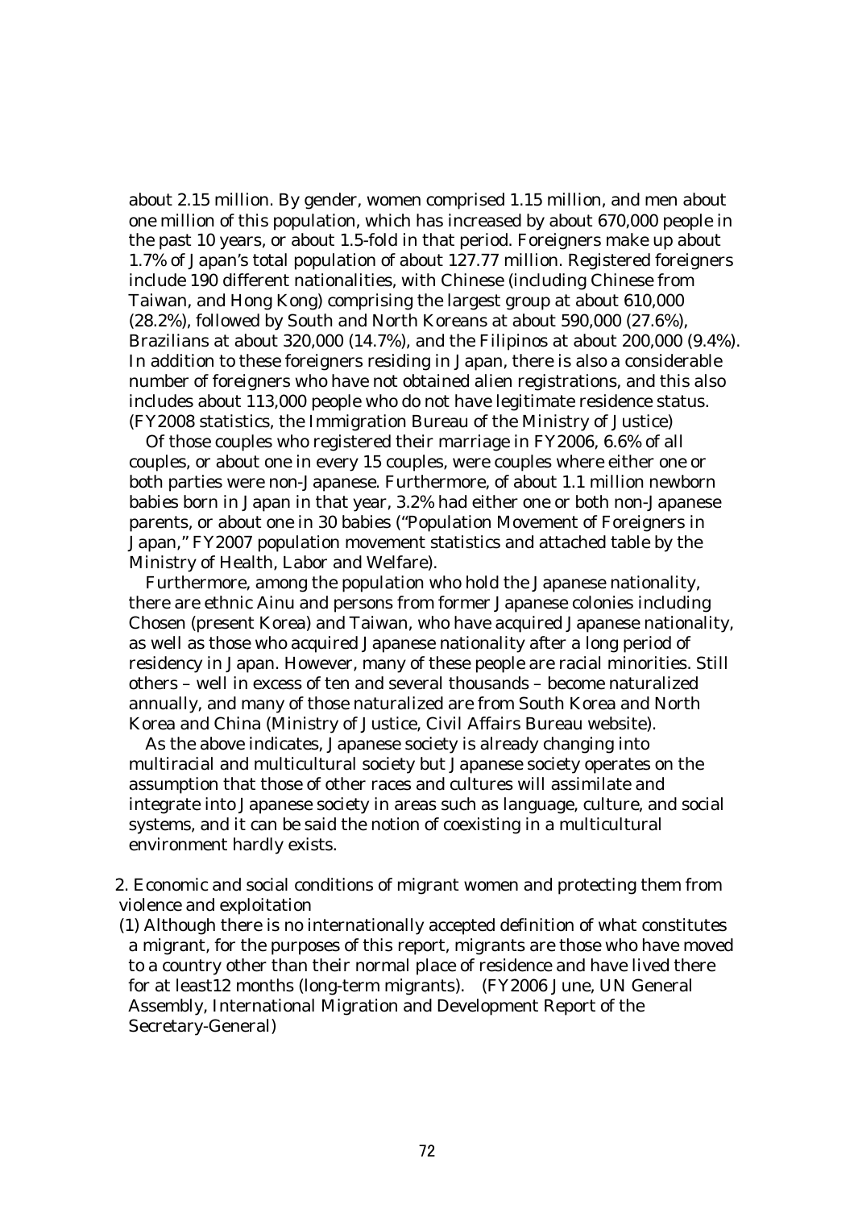about 2.15 million. By gender, women comprised 1.15 million, and men about one million of this population, which has increased by about 670,000 people in the past 10 years, or about 1.5-fold in that period. Foreigners make up about 1.7% of Japan's total population of about 127.77 million. Registered foreigners include 190 different nationalities, with Chinese (including Chinese from Taiwan, and Hong Kong) comprising the largest group at about 610,000 (28.2%), followed by South and North Koreans at about 590,000 (27.6%), Brazilians at about 320,000 (14.7%), and the Filipinos at about 200,000 (9.4%). In addition to these foreigners residing in Japan, there is also a considerable number of foreigners who have not obtained alien registrations, and this also includes about 113,000 people who do not have legitimate residence status. (FY2008 statistics, the Immigration Bureau of the Ministry of Justice)

Of those couples who registered their marriage in FY2006, 6.6% of all couples, or about one in every 15 couples, were couples where either one or both parties were non-Japanese. Furthermore, of about 1.1 million newborn babies born in Japan in that year, 3.2% had either one or both non-Japanese parents, or about one in 30 babies ("Population Movement of Foreigners in Japan," FY2007 population movement statistics and attached table by the Ministry of Health, Labor and Welfare).

Furthermore, among the population who hold the Japanese nationality, there are ethnic Ainu and persons from former Japanese colonies including Chosen (present Korea) and Taiwan, who have acquired Japanese nationality, as well as those who acquired Japanese nationality after a long period of residency in Japan. However, many of these people are racial minorities. Still others – well in excess of ten and several thousands – become naturalized annually, and many of those naturalized are from South Korea and North Korea and China (Ministry of Justice, Civil Affairs Bureau website).

As the above indicates, Japanese society is already changing into multiracial and multicultural society but Japanese society operates on the assumption that those of other races and cultures will assimilate and integrate into Japanese society in areas such as language, culture, and social systems, and it can be said the notion of coexisting in a multicultural environment hardly exists.

2. Economic and social conditions of migrant women and protecting them from violence and exploitation

(1) Although there is no internationally accepted definition of what constitutes a migrant, for the purposes of this report, migrants are those who have moved to a country other than their normal place of residence and have lived there for at least12 months (long-term migrants). (FY2006 June, UN General Assembly, International Migration and Development Report of the Secretary-General)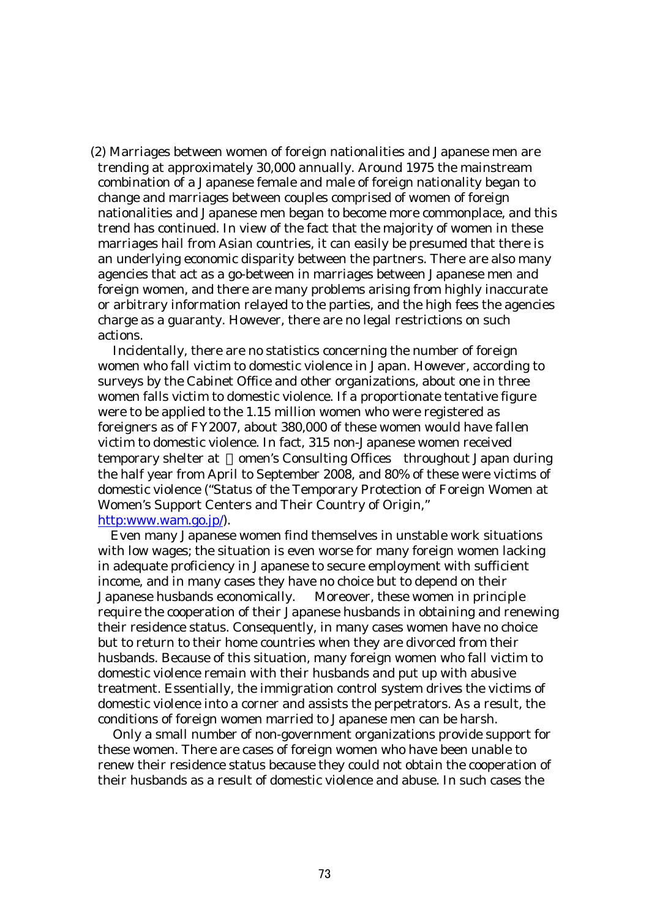(2) Marriages between women of foreign nationalities and Japanese men are trending at approximately 30,000 annually. Around 1975 the mainstream combination of a Japanese female and male of foreign nationality began to change and marriages between couples comprised of women of foreign nationalities and Japanese men began to become more commonplace, and this trend has continued. In view of the fact that the majority of women in these marriages hail from Asian countries, it can easily be presumed that there is an underlying economic disparity between the partners. There are also many agencies that act as a go-between in marriages between Japanese men and foreign women, and there are many problems arising from highly inaccurate or arbitrary information relayed to the parties, and the high fees the agencies charge as a guaranty. However, there are no legal restrictions on such actions.

Incidentally, there are no statistics concerning the number of foreign women who fall victim to domestic violence in Japan. However, according to surveys by the Cabinet Office and other organizations, about one in three women falls victim to domestic violence. If a proportionate tentative figure were to be applied to the 1.15 million women who were registered as foreigners as of FY2007, about 380,000 of these women would have fallen victim to domestic violence. In fact, 315 non-Japanese women received temporary shelter at omen's Consulting Offices throughout Japan during the half year from April to September 2008, and 80% of these were victims of domestic violence ("Status of the Temporary Protection of Foreign Women at Women's Support Centers and Their Country of Origin," http:www.wam.go.jp/).

Even many Japanese women find themselves in unstable work situations with low wages; the situation is even worse for many foreign women lacking in adequate proficiency in Japanese to secure employment with sufficient income, and in many cases they have no choice but to depend on their Japanese husbands economically. Moreover, these women in principle require the cooperation of their Japanese husbands in obtaining and renewing their residence status. Consequently, in many cases women have no choice but to return to their home countries when they are divorced from their husbands. Because of this situation, many foreign women who fall victim to domestic violence remain with their husbands and put up with abusive treatment. Essentially, the immigration control system drives the victims of domestic violence into a corner and assists the perpetrators. As a result, the conditions of foreign women married to Japanese men can be harsh.

Only a small number of non-government organizations provide support for these women. There are cases of foreign women who have been unable to renew their residence status because they could not obtain the cooperation of their husbands as a result of domestic violence and abuse. In such cases the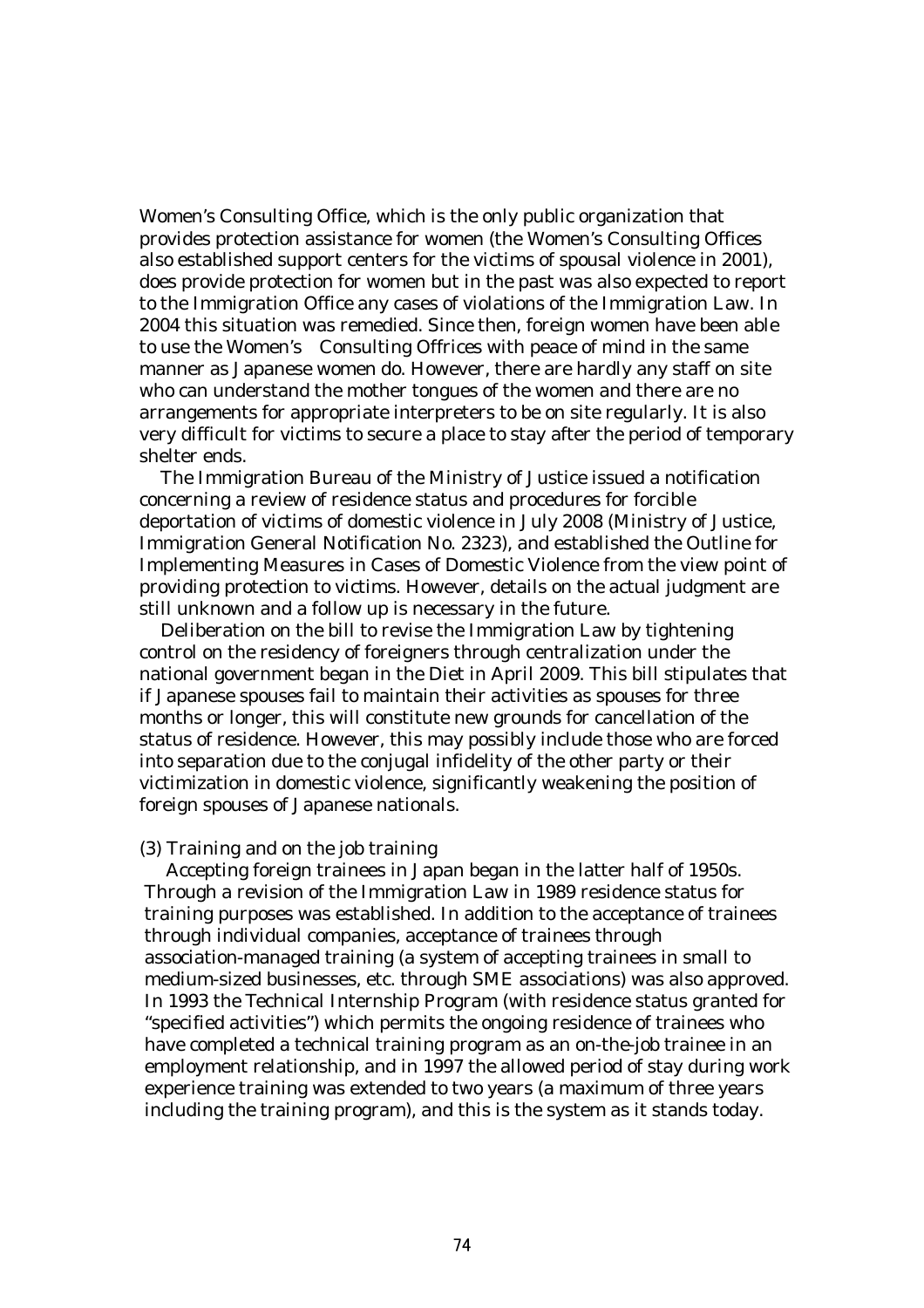Women's Consulting Office, which is the only public organization that provides protection assistance for women (the Women's Consulting Offices also established support centers for the victims of spousal violence in 2001), does provide protection for women but in the past was also expected to report to the Immigration Office any cases of violations of the Immigration Law. In 2004 this situation was remedied. Since then, foreign women have been able to use the Women's Consulting Offrices with peace of mind in the same manner as Japanese women do. However, there are hardly any staff on site who can understand the mother tongues of the women and there are no arrangements for appropriate interpreters to be on site regularly. It is also very difficult for victims to secure a place to stay after the period of temporary shelter ends.

The Immigration Bureau of the Ministry of Justice issued a notification concerning a review of residence status and procedures for forcible deportation of victims of domestic violence in July 2008 (Ministry of Justice, Immigration General Notification No. 2323), and established the Outline for Implementing Measures in Cases of Domestic Violence from the view point of providing protection to victims. However, details on the actual judgment are still unknown and a follow up is necessary in the future.

Deliberation on the bill to revise the Immigration Law by tightening control on the residency of foreigners through centralization under the national government began in the Diet in April 2009. This bill stipulates that if Japanese spouses fail to maintain their activities as spouses for three months or longer, this will constitute new grounds for cancellation of the status of residence. However, this may possibly include those who are forced into separation due to the conjugal infidelity of the other party or their victimization in domestic violence, significantly weakening the position of foreign spouses of Japanese nationals.

(3) Training and on the job training

Accepting foreign trainees in Japan began in the latter half of 1950s. Through a revision of the Immigration Law in 1989 residence status for training purposes was established. In addition to the acceptance of trainees through individual companies, acceptance of trainees through association-managed training (a system of accepting trainees in small to medium-sized businesses, etc. through SME associations) was also approved. In 1993 the Technical Internship Program (with residence status granted for "specified activities") which permits the ongoing residence of trainees who have completed a technical training program as an on-the-job trainee in an employment relationship, and in 1997 the allowed period of stay during work experience training was extended to two years (a maximum of three years including the training program), and this is the system as it stands today.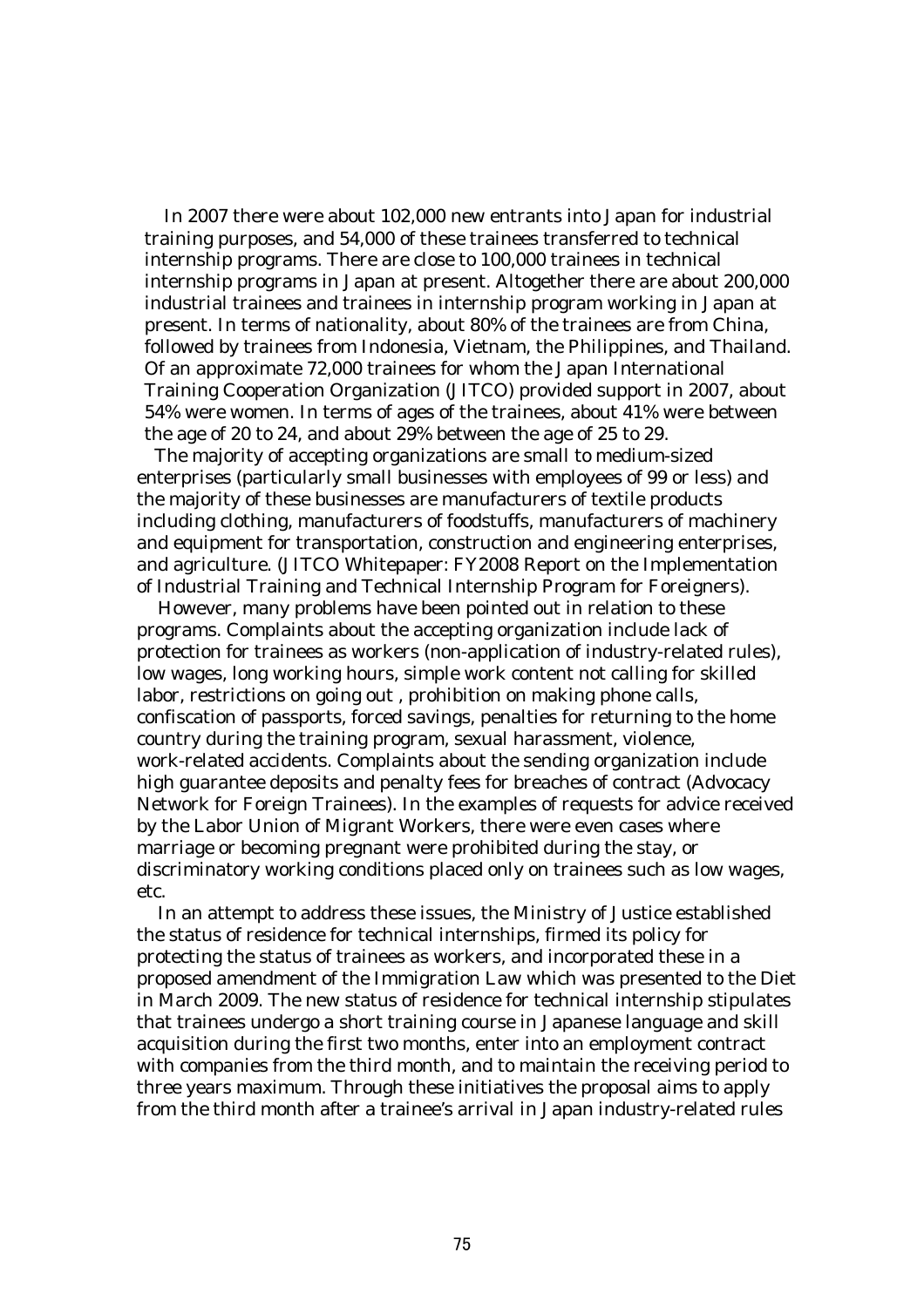In 2007 there were about 102,000 new entrants into Japan for industrial training purposes, and 54,000 of these trainees transferred to technical internship programs. There are close to 100,000 trainees in technical internship programs in Japan at present. Altogether there are about 200,000 industrial trainees and trainees in internship program working in Japan at present. In terms of nationality, about 80% of the trainees are from China, followed by trainees from Indonesia, Vietnam, the Philippines, and Thailand. Of an approximate 72,000 trainees for whom the Japan International Training Cooperation Organization (JITCO) provided support in 2007, about 54% were women. In terms of ages of the trainees, about 41% were between the age of 20 to 24, and about 29% between the age of 25 to 29.

The majority of accepting organizations are small to medium-sized enterprises (particularly small businesses with employees of 99 or less) and the majority of these businesses are manufacturers of textile products including clothing, manufacturers of foodstuffs, manufacturers of machinery and equipment for transportation, construction and engineering enterprises, and agriculture. (JITCO Whitepaper: FY2008 Report on the Implementation of Industrial Training and Technical Internship Program for Foreigners).

However, many problems have been pointed out in relation to these programs. Complaints about the accepting organization include lack of protection for trainees as workers (non-application of industry-related rules), low wages, long working hours, simple work content not calling for skilled labor, restrictions on going out , prohibition on making phone calls, confiscation of passports, forced savings, penalties for returning to the home country during the training program, sexual harassment, violence, work-related accidents. Complaints about the sending organization include high guarantee deposits and penalty fees for breaches of contract (Advocacy Network for Foreign Trainees). In the examples of requests for advice received by the Labor Union of Migrant Workers, there were even cases where marriage or becoming pregnant were prohibited during the stay, or discriminatory working conditions placed only on trainees such as low wages, etc.

In an attempt to address these issues, the Ministry of Justice established the status of residence for technical internships, firmed its policy for protecting the status of trainees as workers, and incorporated these in a proposed amendment of the Immigration Law which was presented to the Diet in March 2009. The new status of residence for technical internship stipulates that trainees undergo a short training course in Japanese language and skill acquisition during the first two months, enter into an employment contract with companies from the third month, and to maintain the receiving period to three years maximum. Through these initiatives the proposal aims to apply from the third month after a trainee's arrival in Japan industry-related rules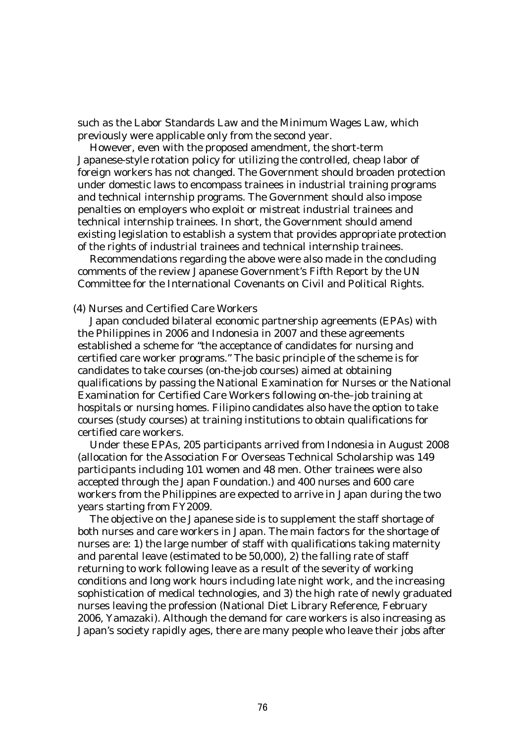such as the Labor Standards Law and the Minimum Wages Law, which previously were applicable only from the second year.

However, even with the proposed amendment, the short-term Japanese-style rotation policy for utilizing the controlled, cheap labor of foreign workers has not changed. The Government should broaden protection under domestic laws to encompass trainees in industrial training programs and technical internship programs. The Government should also impose penalties on employers who exploit or mistreat industrial trainees and technical internship trainees. In short, the Government should amend existing legislation to establish a system that provides appropriate protection of the rights of industrial trainees and technical internship trainees.

Recommendations regarding the above were also made in the concluding comments of the review Japanese Government's Fifth Report by the UN Committee for the International Covenants on Civil and Political Rights.

(4) Nurses and Certified Care Workers

Japan concluded bilateral economic partnership agreements (EPAs) with the Philippines in 2006 and Indonesia in 2007 and these agreements established a scheme for "the acceptance of candidates for nursing and certified care worker programs." The basic principle of the scheme is for candidates to take courses (on-the-job courses) aimed at obtaining qualifications by passing the National Examination for Nurses or the National Examination for Certified Care Workers following on-the–job training at hospitals or nursing homes. Filipino candidates also have the option to take courses (study courses) at training institutions to obtain qualifications for certified care workers.

Under these EPAs, 205 participants arrived from Indonesia in August 2008 (allocation for the Association For Overseas Technical Scholarship was 149 participants including 101 women and 48 men. Other trainees were also accepted through the Japan Foundation.) and 400 nurses and 600 care workers from the Philippines are expected to arrive in Japan during the two years starting from FY2009.

The objective on the Japanese side is to supplement the staff shortage of both nurses and care workers in Japan. The main factors for the shortage of nurses are: 1) the large number of staff with qualifications taking maternity and parental leave (estimated to be 50,000), 2) the falling rate of staff returning to work following leave as a result of the severity of working conditions and long work hours including late night work, and the increasing sophistication of medical technologies, and 3) the high rate of newly graduated nurses leaving the profession (National Diet Library Reference, February 2006, Yamazaki). Although the demand for care workers is also increasing as Japan's society rapidly ages, there are many people who leave their jobs after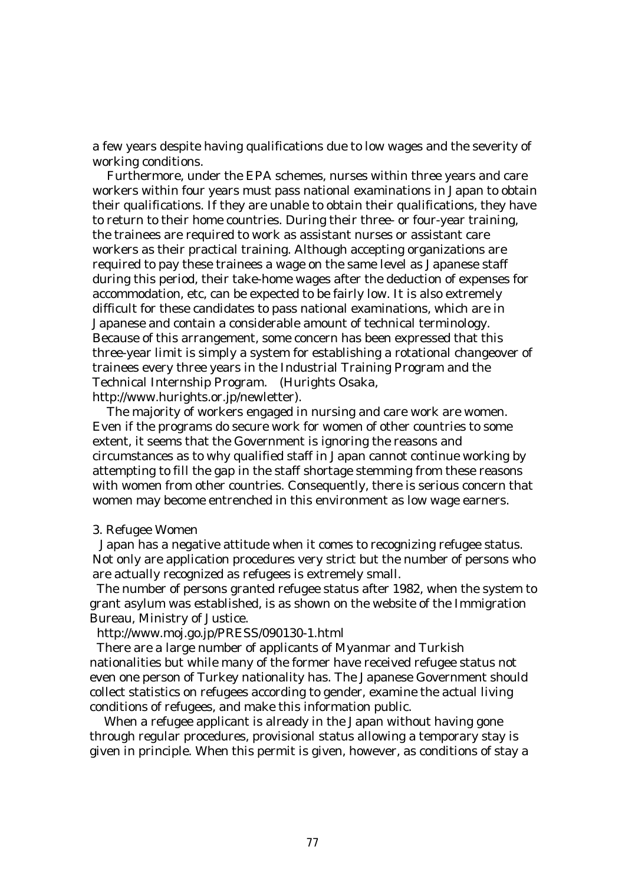a few years despite having qualifications due to low wages and the severity of working conditions.

Furthermore, under the EPA schemes, nurses within three years and care workers within four years must pass national examinations in Japan to obtain their qualifications. If they are unable to obtain their qualifications, they have to return to their home countries. During their three- or four-year training, the trainees are required to work as assistant nurses or assistant care workers as their practical training. Although accepting organizations are required to pay these trainees a wage on the same level as Japanese staff during this period, their take-home wages after the deduction of expenses for accommodation, etc, can be expected to be fairly low. It is also extremely difficult for these candidates to pass national examinations, which are in Japanese and contain a considerable amount of technical terminology. Because of this arrangement, some concern has been expressed that this three-year limit is simply a system for establishing a rotational changeover of trainees every three years in the Industrial Training Program and the Technical Internship Program. (Hurights Osaka, http://www.hurights.or.jp/newletter).

The majority of workers engaged in nursing and care work are women. Even if the programs do secure work for women of other countries to some extent, it seems that the Government is ignoring the reasons and circumstances as to why qualified staff in Japan cannot continue working by attempting to fill the gap in the staff shortage stemming from these reasons with women from other countries. Consequently, there is serious concern that women may become entrenched in this environment as low wage earners.

### 3. Refugee Women

Japan has a negative attitude when it comes to recognizing refugee status. Not only are application procedures very strict but the number of persons who are actually recognized as refugees is extremely small.

The number of persons granted refugee status after 1982, when the system to grant asylum was established, is as shown on the website of the Immigration Bureau, Ministry of Justice.

http://www.moj.go.jp/PRESS/090130-1.html

There are a large number of applicants of Myanmar and Turkish nationalities but while many of the former have received refugee status not even one person of Turkey nationality has. The Japanese Government should collect statistics on refugees according to gender, examine the actual living conditions of refugees, and make this information public.

When a refugee applicant is already in the Japan without having gone through regular procedures, provisional status allowing a temporary stay is given in principle. When this permit is given, however, as conditions of stay a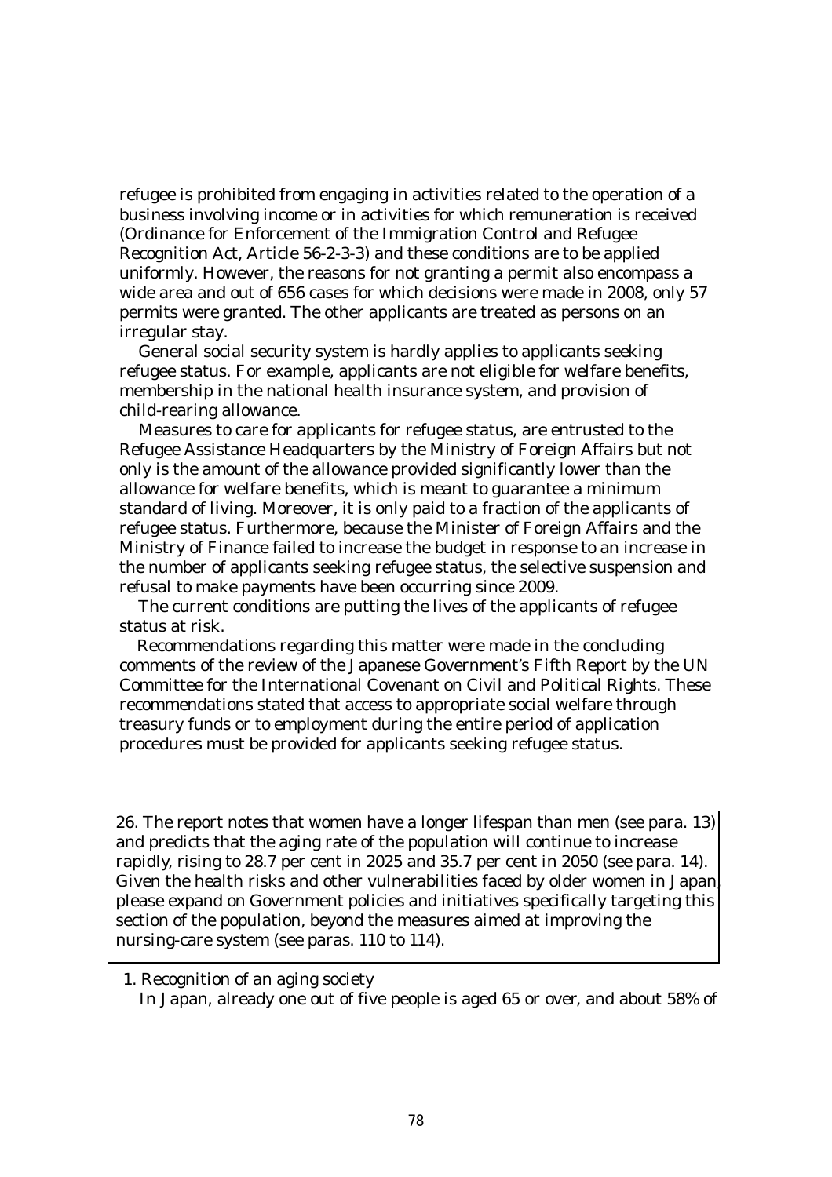refugee is prohibited from engaging in activities related to the operation of a business involving income or in activities for which remuneration is received (Ordinance for Enforcement of the Immigration Control and Refugee Recognition Act, Article 56-2-3-3) and these conditions are to be applied uniformly. However, the reasons for not granting a permit also encompass a wide area and out of 656 cases for which decisions were made in 2008, only 57 permits were granted. The other applicants are treated as persons on an irregular stay.

General social security system is hardly applies to applicants seeking refugee status. For example, applicants are not eligible for welfare benefits, membership in the national health insurance system, and provision of child-rearing allowance.

Measures to care for applicants for refugee status, are entrusted to the Refugee Assistance Headquarters by the Ministry of Foreign Affairs but not only is the amount of the allowance provided significantly lower than the allowance for welfare benefits, which is meant to guarantee a minimum standard of living. Moreover, it is only paid to a fraction of the applicants of refugee status. Furthermore, because the Minister of Foreign Affairs and the Ministry of Finance failed to increase the budget in response to an increase in the number of applicants seeking refugee status, the selective suspension and refusal to make payments have been occurring since 2009.

The current conditions are putting the lives of the applicants of refugee status at risk.

Recommendations regarding this matter were made in the concluding comments of the review of the Japanese Government's Fifth Report by the UN Committee for the International Covenant on Civil and Political Rights. These recommendations stated that access to appropriate social welfare through treasury funds or to employment during the entire period of application procedures must be provided for applicants seeking refugee status.

> 26. The report notes that women have a longer lifespan than men (see para. 13) and predicts that the aging rate of the population will continue to increase rapidly, rising to 28.7 per cent in 2025 and 35.7 per cent in 2050 (see para. 14). Given the health risks and other vulnerabilities faced by older women in Japan, please expand on Government policies and initiatives specifically targeting this section of the population, beyond the measures aimed at improving the nursing-care system (see paras. 110 to 114).

1. Recognition of an aging society

In Japan, already one out of five people is aged 65 or over, and about 58% of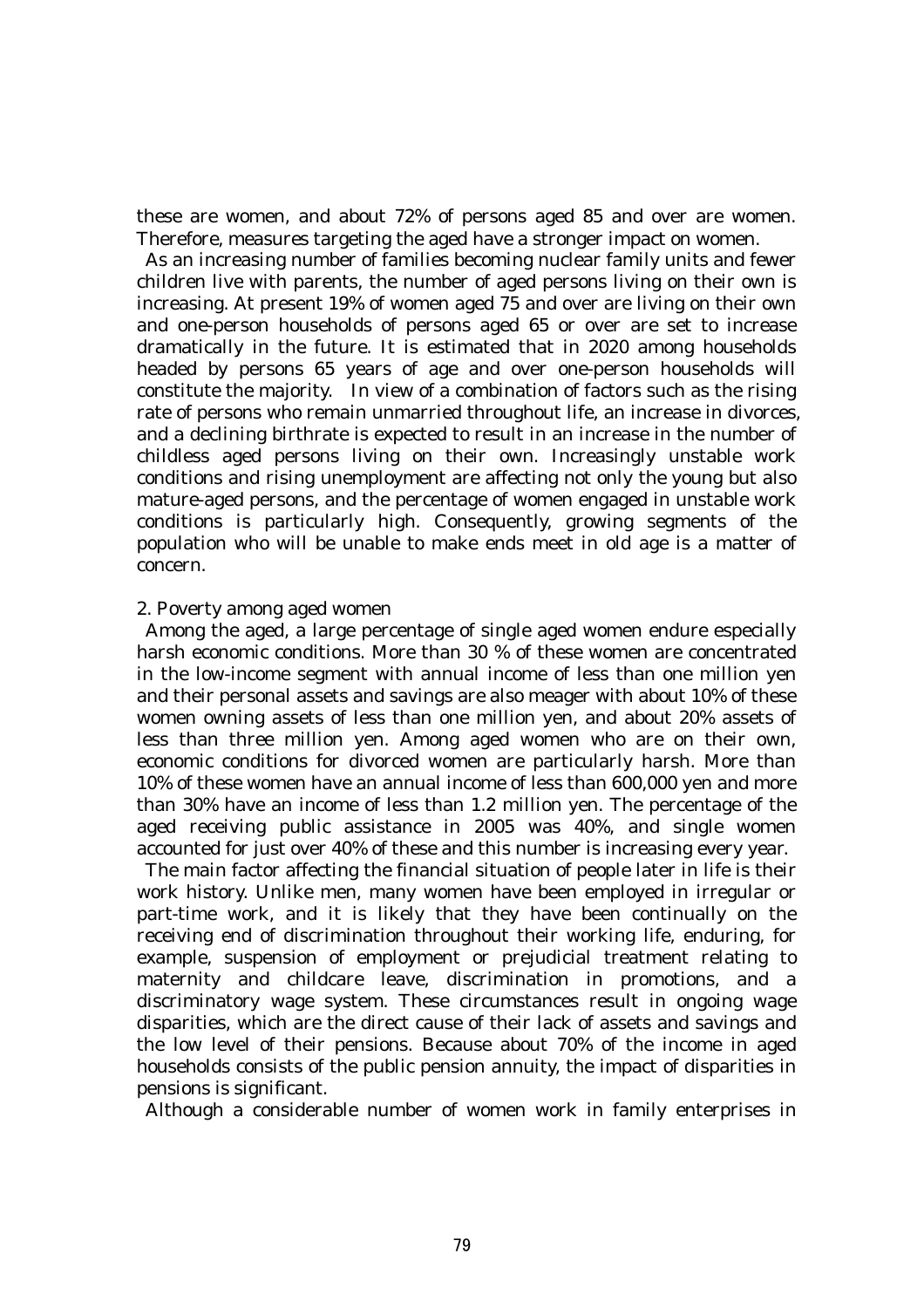these are women, and about 72% of persons aged 85 and over are women. Therefore, measures targeting the aged have a stronger impact on women.

As an increasing number of families becoming nuclear family units and fewer children live with parents, the number of aged persons living on their own is increasing. At present 19% of women aged 75 and over are living on their own and one-person households of persons aged 65 or over are set to increase dramatically in the future. It is estimated that in 2020 among households headed by persons 65 years of age and over one-person households will constitute the majority. In view of a combination of factors such as the rising rate of persons who remain unmarried throughout life, an increase in divorces, and a declining birthrate is expected to result in an increase in the number of childless aged persons living on their own. Increasingly unstable work conditions and rising unemployment are affecting not only the young but also mature-aged persons, and the percentage of women engaged in unstable work conditions is particularly high. Consequently, growing segments of the population who will be unable to make ends meet in old age is a matter of concern.

2. Poverty among aged women

Among the aged, a large percentage of single aged women endure especially harsh economic conditions. More than 30 % of these women are concentrated in the low-income segment with annual income of less than one million yen and their personal assets and savings are also meager with about 10% of these women owning assets of less than one million yen, and about 20% assets of less than three million yen. Among aged women who are on their own, economic conditions for divorced women are particularly harsh. More than 10% of these women have an annual income of less than 600,000 yen and more than 30% have an income of less than 1.2 million yen. The percentage of the aged receiving public assistance in 2005 was 40%, and single women accounted for just over 40% of these and this number is increasing every year.

The main factor affecting the financial situation of people later in life is their work history. Unlike men, many women have been employed in irregular or part-time work, and it is likely that they have been continually on the receiving end of discrimination throughout their working life, enduring, for example, suspension of employment or prejudicial treatment relating to maternity and childcare leave, discrimination in promotions, and a discriminatory wage system. These circumstances result in ongoing wage disparities, which are the direct cause of their lack of assets and savings and the low level of their pensions. Because about 70% of the income in aged households consists of the public pension annuity, the impact of disparities in pensions is significant.

Although a considerable number of women work in family enterprises in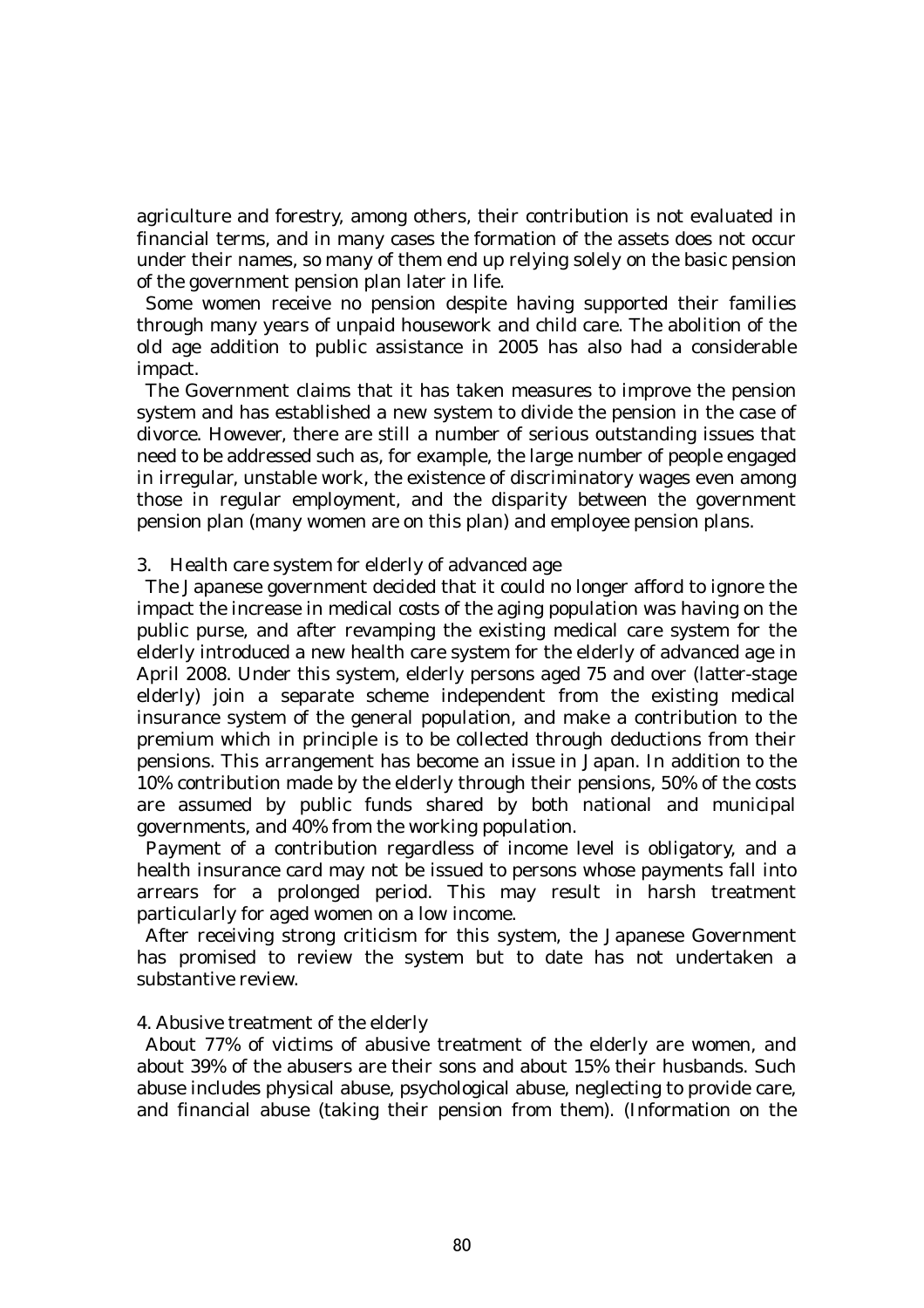agriculture and forestry, among others, their contribution is not evaluated in financial terms, and in many cases the formation of the assets does not occur under their names, so many of them end up relying solely on the basic pension of the government pension plan later in life.

Some women receive no pension despite having supported their families through many years of unpaid housework and child care. The abolition of the old age addition to public assistance in 2005 has also had a considerable impact.

The Government claims that it has taken measures to improve the pension system and has established a new system to divide the pension in the case of divorce. However, there are still a number of serious outstanding issues that need to be addressed such as, for example, the large number of people engaged in irregular, unstable work, the existence of discriminatory wages even among those in regular employment, and the disparity between the government pension plan (many women are on this plan) and employee pension plans.

### 3. Health care system for elderly of advanced age

The Japanese government decided that it could no longer afford to ignore the impact the increase in medical costs of the aging population was having on the public purse, and after revamping the existing medical care system for the elderly introduced a new health care system for the elderly of advanced age in April 2008. Under this system, elderly persons aged 75 and over (latter-stage elderly) join a separate scheme independent from the existing medical insurance system of the general population, and make a contribution to the premium which in principle is to be collected through deductions from their pensions. This arrangement has become an issue in Japan. In addition to the 10% contribution made by the elderly through their pensions, 50% of the costs are assumed by public funds shared by both national and municipal governments, and 40% from the working population.

Payment of a contribution regardless of income level is obligatory, and a health insurance card may not be issued to persons whose payments fall into arrears for a prolonged period. This may result in harsh treatment particularly for aged women on a low income.

After receiving strong criticism for this system, the Japanese Government has promised to review the system but to date has not undertaken a substantive review.

### 4. Abusive treatment of the elderly

About 77% of victims of abusive treatment of the elderly are women, and about 39% of the abusers are their sons and about 15% their husbands. Such abuse includes physical abuse, psychological abuse, neglecting to provide care, and financial abuse (taking their pension from them). (Information on the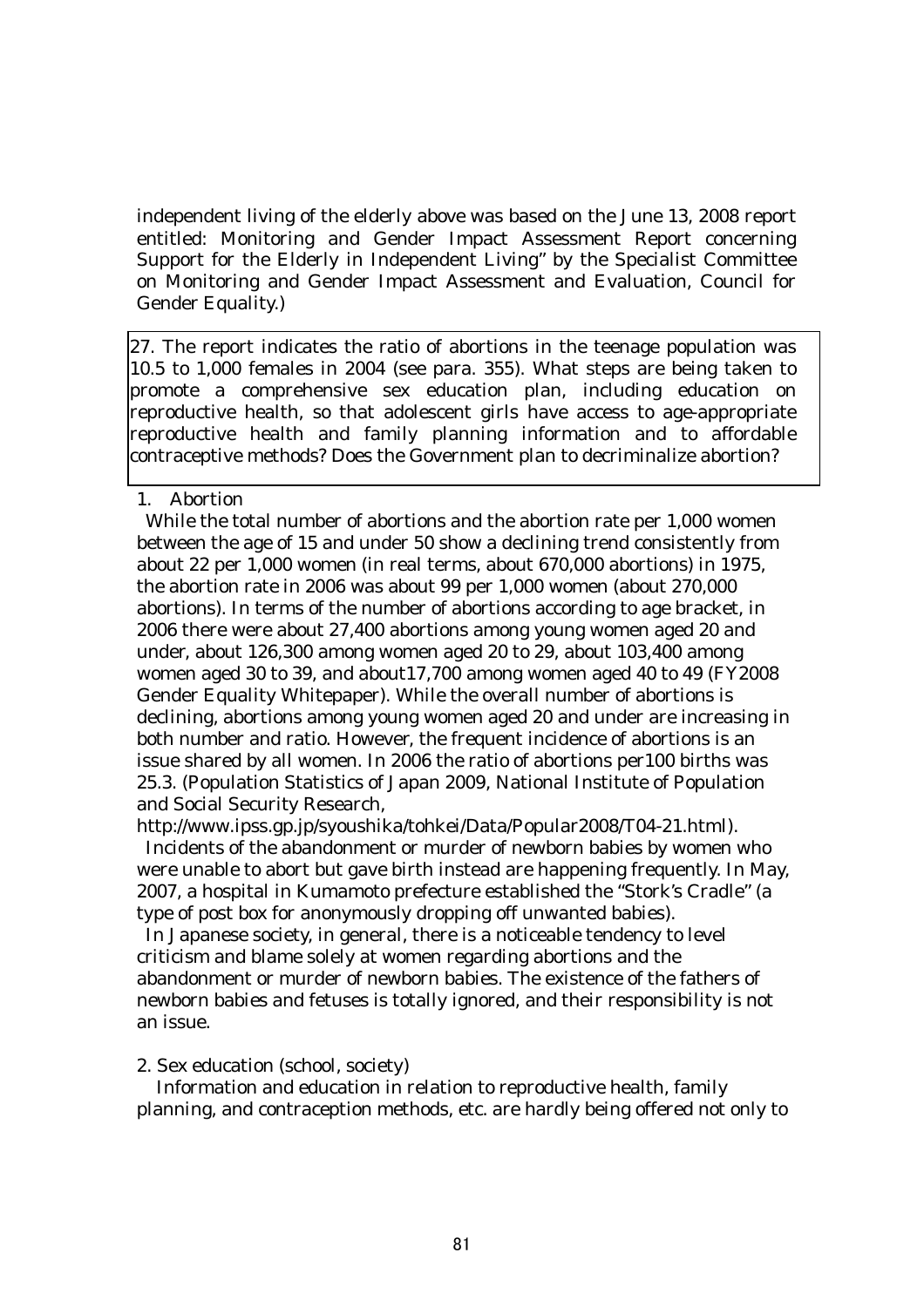independent living of the elderly above was based on the June 13, 2008 report entitled: Monitoring and Gender Impact Assessment Report concerning Support for the Elderly in Independent Living" by the Specialist Committee on Monitoring and Gender Impact Assessment and Evaluation, Council for Gender Equality.)

27. The report indicates the ratio of abortions in the teenage population was 10.5 to 1,000 females in 2004 (see para. 355). What steps are being taken to promote a comprehensive sex education plan, including education on reproductive health, so that adolescent girls have access to age-appropriate reproductive health and family planning information and to affordable contraceptive methods? Does the Government plan to decriminalize abortion?

1. Abortion

While the total number of abortions and the abortion rate per 1,000 women between the age of 15 and under 50 show a declining trend consistently from about 22 per 1,000 women (in real terms, about 670,000 abortions) in 1975, the abortion rate in 2006 was about 99 per 1,000 women (about 270,000 abortions). In terms of the number of abortions according to age bracket, in 2006 there were about 27,400 abortions among young women aged 20 and under, about 126,300 among women aged 20 to 29, about 103,400 among women aged 30 to 39, and about17,700 among women aged 40 to 49 (FY2008 Gender Equality Whitepaper). While the overall number of abortions is declining, abortions among young women aged 20 and under are increasing in both number and ratio. However, the frequent incidence of abortions is an issue shared by all women. In 2006 the ratio of abortions per100 births was 25.3. (Population Statistics of Japan 2009, National Institute of Population and Social Security Research, http://www.ipss.gp.jp/syoushika/tohkei/Data/Popular2008/T04-21.html).

Incidents of the abandonment or murder of newborn babies by women who were unable to abort but gave birth instead are happening frequently. In May, 2007, a hospital in Kumamoto prefecture established the "Stork's Cradle" (a type of post box for anonymously dropping off unwanted babies).

In Japanese society, in general, there is a noticeable tendency to level criticism and blame solely at women regarding abortions and the abandonment or murder of newborn babies. The existence of the fathers of newborn babies and fetuses is totally ignored, and their responsibility is not an issue.

2. Sex education (school, society)

Information and education in relation to reproductive health, family planning, and contraception methods, etc. are hardly being offered not only to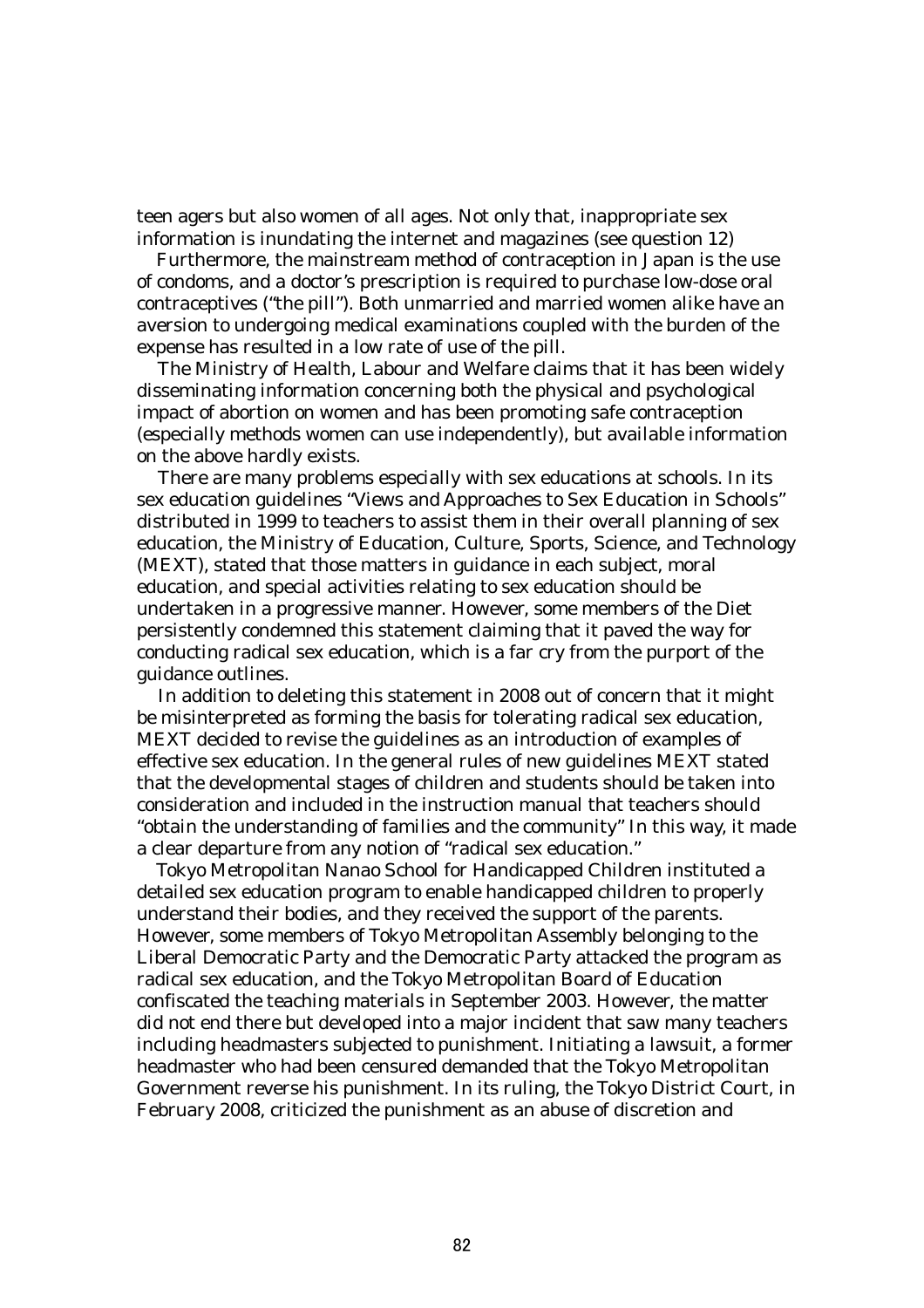teen agers but also women of all ages. Not only that, inappropriate sex information is inundating the internet and magazines (see question 12)

Furthermore, the mainstream method of contraception in Japan is the use of condoms, and a doctor's prescription is required to purchase low-dose oral contraceptives ("the pill"). Both unmarried and married women alike have an aversion to undergoing medical examinations coupled with the burden of the expense has resulted in a low rate of use of the pill.

The Ministry of Health, Labour and Welfare claims that it has been widely disseminating information concerning both the physical and psychological impact of abortion on women and has been promoting safe contraception (especially methods women can use independently), but available information on the above hardly exists.

There are many problems especially with sex educations at schools. In its sex education guidelines "Views and Approaches to Sex Education in Schools" distributed in 1999 to teachers to assist them in their overall planning of sex education, the Ministry of Education, Culture, Sports, Science, and Technology (MEXT), stated that those matters in guidance in each subject, moral education, and special activities relating to sex education should be undertaken in a progressive manner. However, some members of the Diet persistently condemned this statement claiming that it paved the way for conducting radical sex education, which is a far cry from the purport of the guidance outlines.

In addition to deleting this statement in 2008 out of concern that it might be misinterpreted as forming the basis for tolerating radical sex education, MEXT decided to revise the guidelines as an introduction of examples of effective sex education. In the general rules of new guidelines MEXT stated that the developmental stages of children and students should be taken into consideration and included in the instruction manual that teachers should "obtain the understanding of families and the community" In this way, it made a clear departure from any notion of "radical sex education."

Tokyo Metropolitan Nanao School for Handicapped Children instituted a detailed sex education program to enable handicapped children to properly understand their bodies, and they received the support of the parents. However, some members of Tokyo Metropolitan Assembly belonging to the Liberal Democratic Party and the Democratic Party attacked the program as radical sex education, and the Tokyo Metropolitan Board of Education confiscated the teaching materials in September 2003. However, the matter did not end there but developed into a major incident that saw many teachers including headmasters subjected to punishment. Initiating a lawsuit, a former headmaster who had been censured demanded that the Tokyo Metropolitan Government reverse his punishment. In its ruling, the Tokyo District Court, in February 2008, criticized the punishment as an abuse of discretion and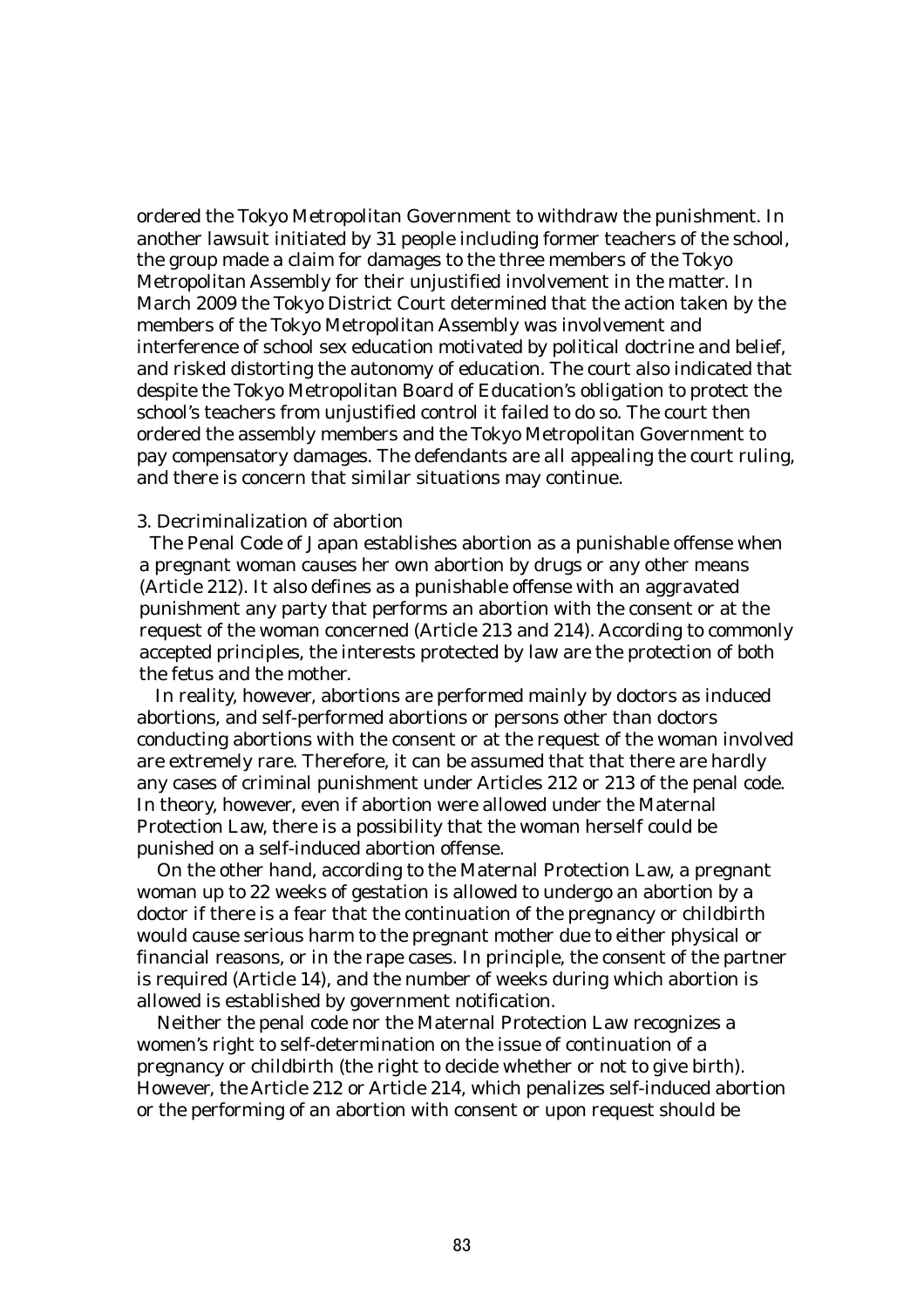ordered the Tokyo Metropolitan Government to withdraw the punishment. In another lawsuit initiated by 31 people including former teachers of the school, the group made a claim for damages to the three members of the Tokyo Metropolitan Assembly for their unjustified involvement in the matter. In March 2009 the Tokyo District Court determined that the action taken by the members of the Tokyo Metropolitan Assembly was involvement and interference of school sex education motivated by political doctrine and belief, and risked distorting the autonomy of education. The court also indicated that despite the Tokyo Metropolitan Board of Education's obligation to protect the school's teachers from unjustified control it failed to do so. The court then ordered the assembly members and the Tokyo Metropolitan Government to pay compensatory damages. The defendants are all appealing the court ruling, and there is concern that similar situations may continue.

3. Decriminalization of abortion

The Penal Code of Japan establishes abortion as a punishable offense when a pregnant woman causes her own abortion by drugs or any other means (Article 212). It also defines as a punishable offense with an aggravated punishment any party that performs an abortion with the consent or at the request of the woman concerned (Article 213 and 214). According to commonly accepted principles, the interests protected by law are the protection of both the fetus and the mother.

In reality, however, abortions are performed mainly by doctors as induced abortions, and self-performed abortions or persons other than doctors conducting abortions with the consent or at the request of the woman involved are extremely rare. Therefore, it can be assumed that that there are hardly any cases of criminal punishment under Articles 212 or 213 of the penal code. In theory, however, even if abortion were allowed under the Maternal Protection Law, there is a possibility that the woman herself could be punished on a self-induced abortion offense.

On the other hand, according to the Maternal Protection Law, a pregnant woman up to 22 weeks of gestation is allowed to undergo an abortion by a doctor if there is a fear that the continuation of the pregnancy or childbirth would cause serious harm to the pregnant mother due to either physical or financial reasons, or in the rape cases. In principle, the consent of the partner is required (Article 14), and the number of weeks during which abortion is allowed is established by government notification.

Neither the penal code nor the Maternal Protection Law recognizes a women's right to self-determination on the issue of continuation of a pregnancy or childbirth (the right to decide whether or not to give birth). However, the Article 212 or Article 214, which penalizes self-induced abortion or the performing of an abortion with consent or upon request should be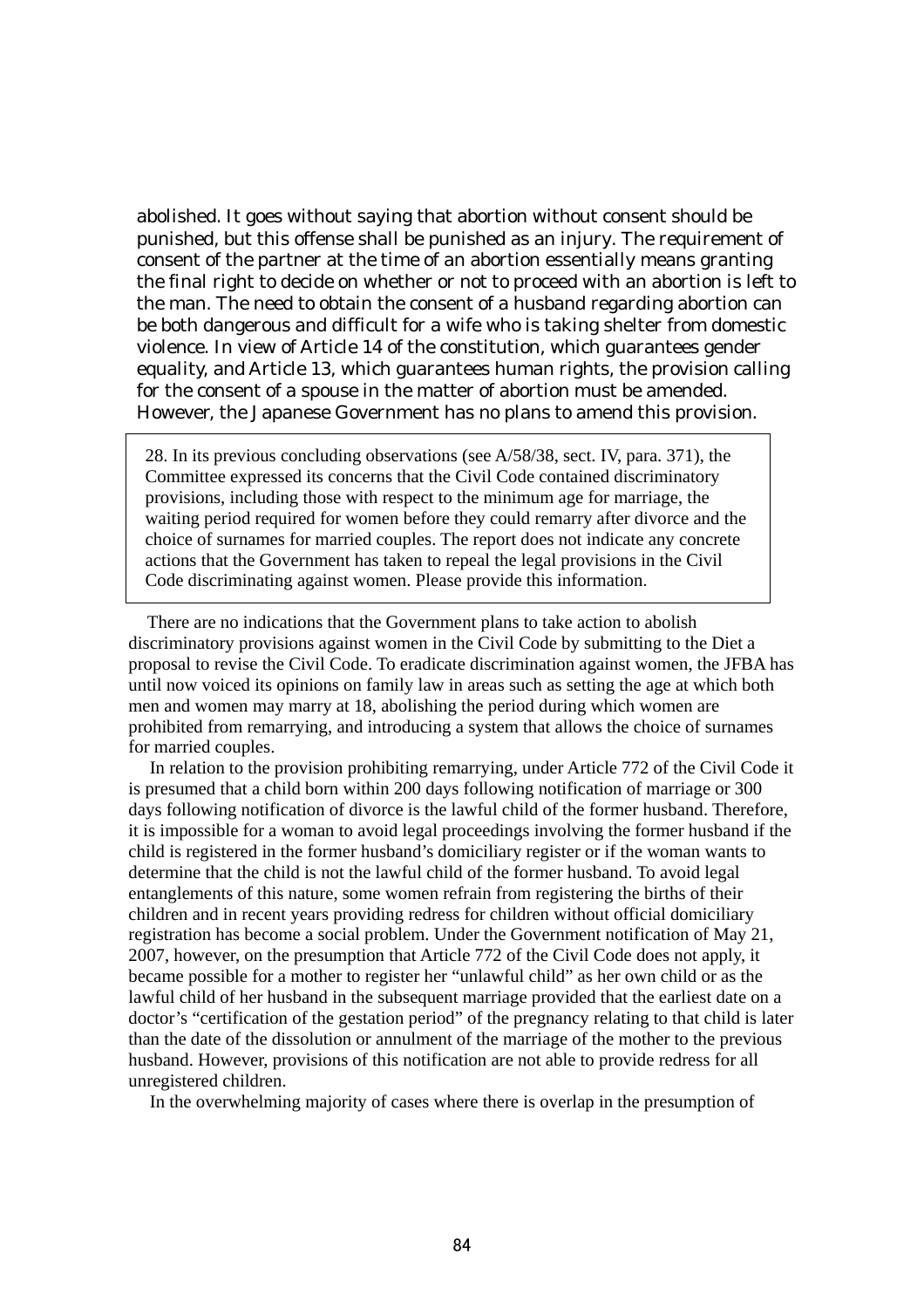abolished. It goes without saying that abortion without consent should be punished, but this offense shall be punished as an injury. The requirement of consent of the partner at the time of an abortion essentially means granting the final right to decide on whether or not to proceed with an abortion is left to the man. The need to obtain the consent of a husband regarding abortion can be both dangerous and difficult for a wife who is taking shelter from domestic violence. In view of Article 14 of the constitution, which guarantees gender equality, and Article 13, which guarantees human rights, the provision calling for the consent of a spouse in the matter of abortion must be amended. However, the Japanese Government has no plans to amend this provision.

> 28. In its previous concluding observations (see A/58/38, sect. IV, para. 371), the Committee expressed its concerns that the Civil Code contained discriminatory provisions, including those with respect to the minimum age for marriage, the waiting period required for women before they could remarry after divorce and the choice of surnames for married couples. The report does not indicate any concrete actions that the Government has taken to repeal the legal provisions in the Civil Code discriminating against women. Please provide this information.

There are no indications that the Government plans to take action to abolish discriminatory provisions against women in the Civil Code by submitting to the Diet a proposal to revise the Civil Code. To eradicate discrimination against women, the JFBA has until now voiced its opinions on family law in areas such as setting the age at which both men and women may marry at 18, abolishing the period during which women are prohibited from remarrying, and introducing a system that allows the choice of surnames for married couples.

In relation to the provision prohibiting remarrying, under Article 772 of the Civil Code it is presumed that a child born within 200 days following notification of marriage or 300 days following notification of divorce is the lawful child of the former husband. Therefore, it is impossible for a woman to avoid legal proceedings involving the former husband if the child is registered in the former husband's domiciliary register or if the woman wants to determine that the child is not the lawful child of the former husband. To avoid legal entanglements of this nature, some women refrain from registering the births of their children and in recent years providing redress for children without official domiciliary registration has become a social problem. Under the Government notification of May 21, 2007, however, on the presumption that Article 772 of the Civil Code does not apply, it became possible for a mother to register her "unlawful child" as her own child or as the lawful child of her husband in the subsequent marriage provided that the earliest date on a doctor's "certification of the gestation period" of the pregnancy relating to that child is later than the date of the dissolution or annulment of the marriage of the mother to the previous husband. However, provisions of this notification are not able to provide redress for all unregistered children.

In the overwhelming majority of cases where there is overlap in the presumption of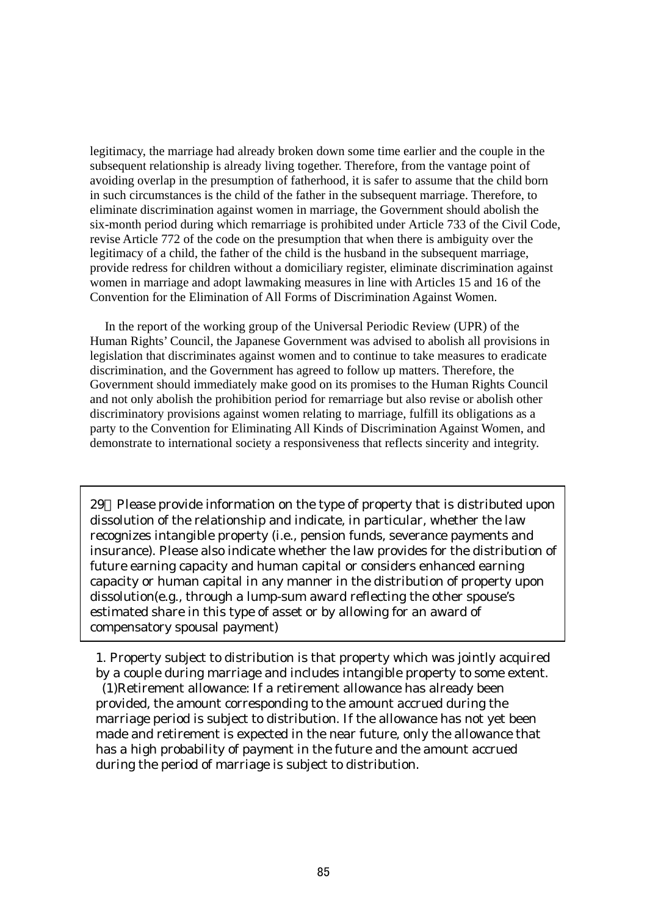legitimacy, the marriage had already broken down some time earlier and the couple in the subsequent relationship is already living together. Therefore, from the vantage point of avoiding overlap in the presumption of fatherhood, it is safer to assume that the child born in such circumstances is the child of the father in the subsequent marriage. Therefore, to eliminate discrimination against women in marriage, the Government should abolish the six-month period during which remarriage is prohibited under Article 733 of the Civil Code, revise Article 772 of the code on the presumption that when there is ambiguity over the legitimacy of a child, the father of the child is the husband in the subsequent marriage, provide redress for children without a domiciliary register, eliminate discrimination against women in marriage and adopt lawmaking measures in line with Articles 15 and 16 of the Convention for the Elimination of All Forms of Discrimination Against Women.

In the report of the working group of the Universal Periodic Review (UPR) of the Human Rights' Council, the Japanese Government was advised to abolish all provisions in legislation that discriminates against women and to continue to take measures to eradicate discrimination, and the Government has agreed to follow up matters. Therefore, the Government should immediately make good on its promises to the Human Rights Council and not only abolish the prohibition period for remarriage but also revise or abolish other discriminatory provisions against women relating to marriage, fulfill its obligations as a party to the Convention for Eliminating All Kinds of Discrimination Against Women, and demonstrate to international society a responsiveness that reflects sincerity and integrity.

> 29　Please provide information on the type of property that is distributed upon dissolution of the relationship and indicate, in particular, whether the law recognizes intangible property (i.e., pension funds, severance payments and insurance). Please also indicate whether the law provides for the distribution of future earning capacity and human capital or considers enhanced earning capacity or human capital in any manner in the distribution of property upon dissolution(e.g., through a lump-sum award reflecting the other spouse's estimated share in this type of asset or by allowing for an award of compensatory spousal payment)

1. Property subject to distribution is that property which was jointly acquired by a couple during marriage and includes intangible property to some extent.

(1)Retirement allowance: If a retirement allowance has already been provided, the amount corresponding to the amount accrued during the marriage period is subject to distribution. If the allowance has not yet been made and retirement is expected in the near future, only the allowance that has a high probability of payment in the future and the amount accrued during the period of marriage is subject to distribution.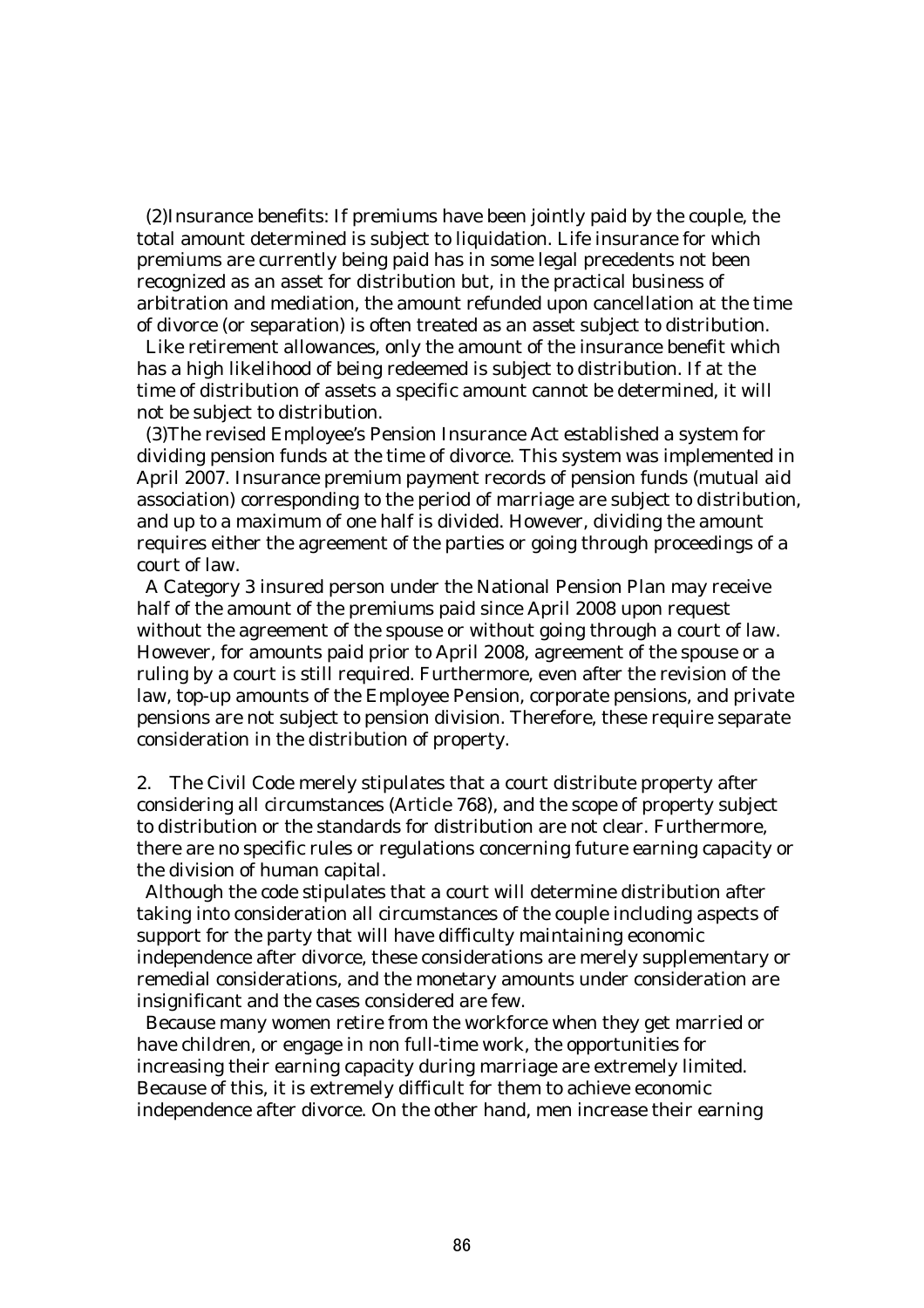(2)Insurance benefits: If premiums have been jointly paid by the couple, the total amount determined is subject to liquidation. Life insurance for which premiums are currently being paid has in some legal precedents not been recognized as an asset for distribution but, in the practical business of arbitration and mediation, the amount refunded upon cancellation at the time of divorce (or separation) is often treated as an asset subject to distribution.

Like retirement allowances, only the amount of the insurance benefit which has a high likelihood of being redeemed is subject to distribution. If at the time of distribution of assets a specific amount cannot be determined, it will not be subject to distribution.

(3)The revised Employee's Pension Insurance Act established a system for dividing pension funds at the time of divorce. This system was implemented in April 2007. Insurance premium payment records of pension funds (mutual aid association) corresponding to the period of marriage are subject to distribution, and up to a maximum of one half is divided. However, dividing the amount requires either the agreement of the parties or going through proceedings of a court of law.

A Category 3 insured person under the National Pension Plan may receive half of the amount of the premiums paid since April 2008 upon request without the agreement of the spouse or without going through a court of law. However, for amounts paid prior to April 2008, agreement of the spouse or a ruling by a court is still required. Furthermore, even after the revision of the law, top-up amounts of the Employee Pension, corporate pensions, and private pensions are not subject to pension division. Therefore, these require separate consideration in the distribution of property.

2. The Civil Code merely stipulates that a court distribute property after considering all circumstances (Article 768), and the scope of property subject to distribution or the standards for distribution are not clear. Furthermore, there are no specific rules or regulations concerning future earning capacity or the division of human capital.

Although the code stipulates that a court will determine distribution after taking into consideration all circumstances of the couple including aspects of support for the party that will have difficulty maintaining economic independence after divorce, these considerations are merely supplementary or remedial considerations, and the monetary amounts under consideration are insignificant and the cases considered are few.

Because many women retire from the workforce when they get married or have children, or engage in non full-time work, the opportunities for increasing their earning capacity during marriage are extremely limited. Because of this, it is extremely difficult for them to achieve economic independence after divorce. On the other hand, men increase their earning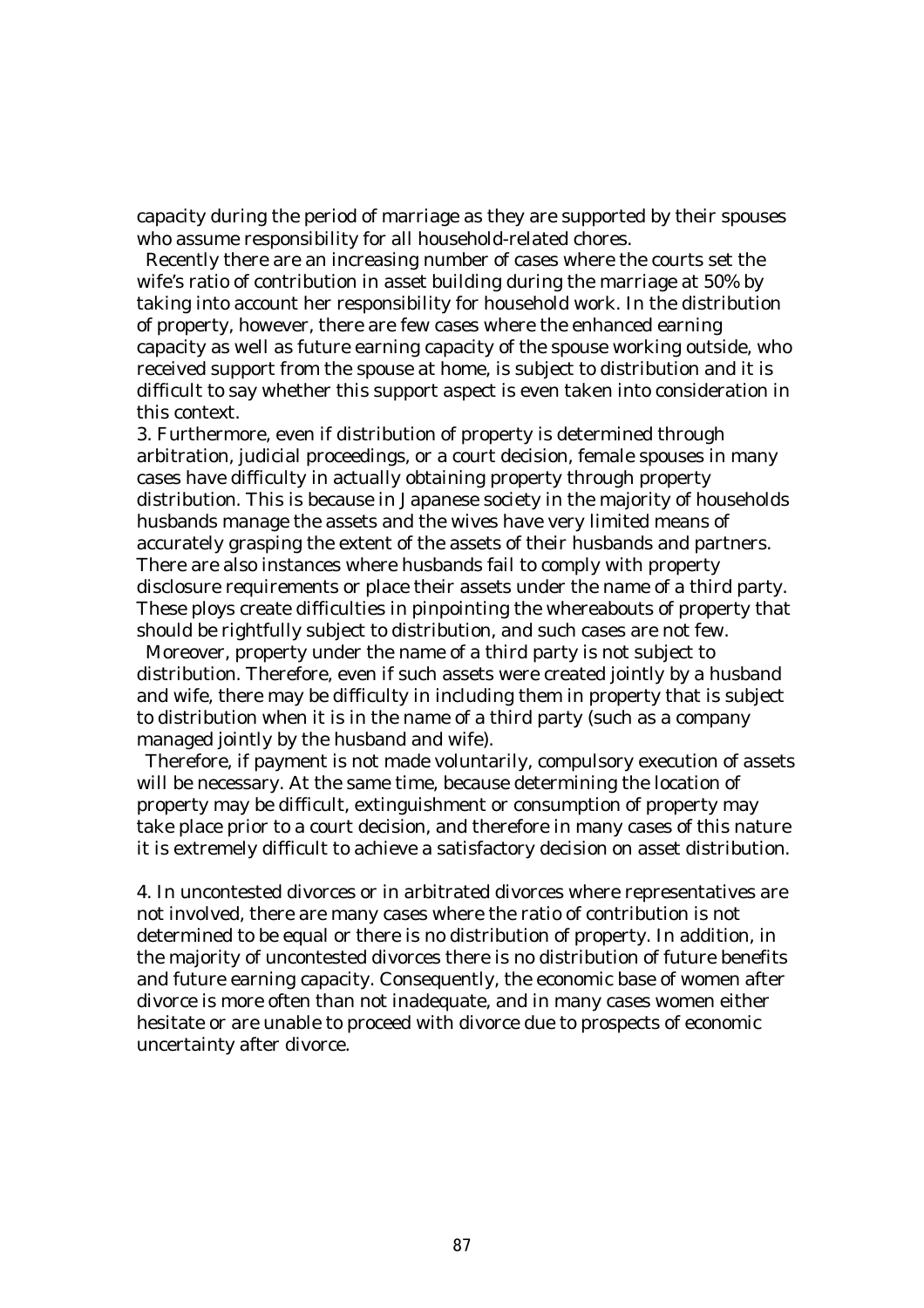capacity during the period of marriage as they are supported by their spouses who assume responsibility for all household-related chores.

Recently there are an increasing number of cases where the courts set the wife's ratio of contribution in asset building during the marriage at 50% by taking into account her responsibility for household work. In the distribution of property, however, there are few cases where the enhanced earning capacity as well as future earning capacity of the spouse working outside, who received support from the spouse at home, is subject to distribution and it is difficult to say whether this support aspect is even taken into consideration in this context.

3. Furthermore, even if distribution of property is determined through arbitration, judicial proceedings, or a court decision, female spouses in many cases have difficulty in actually obtaining property through property distribution. This is because in Japanese society in the majority of households husbands manage the assets and the wives have very limited means of accurately grasping the extent of the assets of their husbands and partners. There are also instances where husbands fail to comply with property disclosure requirements or place their assets under the name of a third party. These ploys create difficulties in pinpointing the whereabouts of property that should be rightfully subject to distribution, and such cases are not few.

Moreover, property under the name of a third party is not subject to distribution. Therefore, even if such assets were created jointly by a husband and wife, there may be difficulty in including them in property that is subject to distribution when it is in the name of a third party (such as a company managed jointly by the husband and wife).

Therefore, if payment is not made voluntarily, compulsory execution of assets will be necessary. At the same time, because determining the location of property may be difficult, extinguishment or consumption of property may take place prior to a court decision, and therefore in many cases of this nature it is extremely difficult to achieve a satisfactory decision on asset distribution.

4. In uncontested divorces or in arbitrated divorces where representatives are not involved, there are many cases where the ratio of contribution is not determined to be equal or there is no distribution of property. In addition, in the majority of uncontested divorces there is no distribution of future benefits and future earning capacity. Consequently, the economic base of women after divorce is more often than not inadequate, and in many cases women either hesitate or are unable to proceed with divorce due to prospects of economic uncertainty after divorce.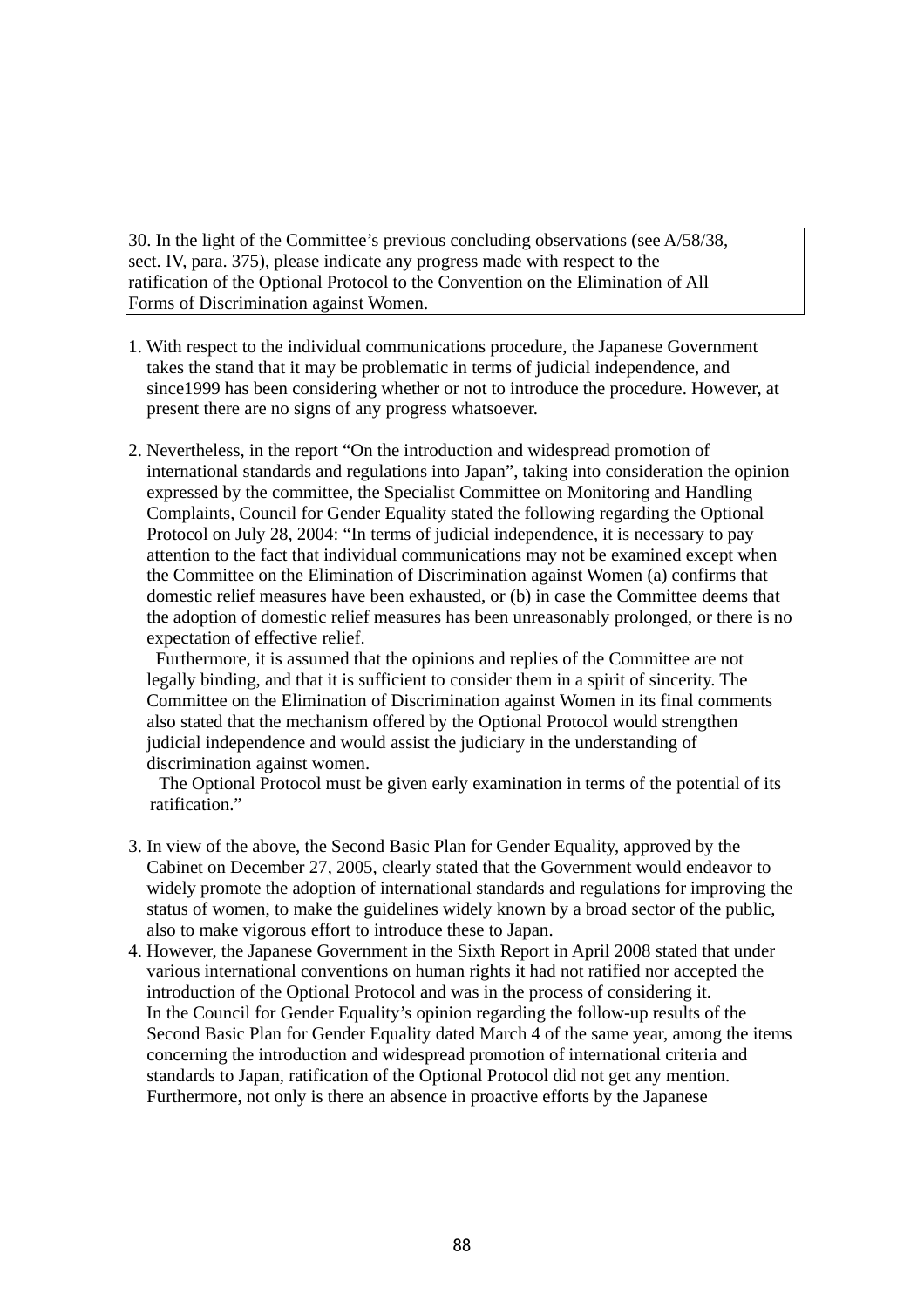| 30. In the light of the Committee's previous concluding observations (see A/58/38, sect. IV, para. 375), please indicate any progress made with respect to the ratification of the Optional Protocol to the Convention on the Elimination of All Forms of Discrimination against Women. |
|---|

1. With respect to the individual communications procedure, the Japanese Government takes the stand that it may be problematic in terms of judicial independence, and since1999 has been considering whether or not to introduce the procedure. However, at present there are no signs of any progress whatsoever.

2. Nevertheless, in the report "On the introduction and widespread promotion of international standards and regulations into Japan", taking into consideration the opinion expressed by the committee, the Specialist Committee on Monitoring and Handling Complaints, Council for Gender Equality stated the following regarding the Optional Protocol on July 28, 2004: "In terms of judicial independence, it is necessary to pay attention to the fact that individual communications may not be examined except when the Committee on the Elimination of Discrimination against Women (a) confirms that domestic relief measures have been exhausted, or (b) in case the Committee deems that the adoption of domestic relief measures has been unreasonably prolonged, or there is no expectation of effective relief.

   Furthermore, it is assumed that the opinions and replies of the Committee are not legally binding, and that it is sufficient to consider them in a spirit of sincerity. The Committee on the Elimination of Discrimination against Women in its final comments also stated that the mechanism offered by the Optional Protocol would strengthen judicial independence and would assist the judiciary in the understanding of discrimination against women.

   The Optional Protocol must be given early examination in terms of the potential of its ratification."

3. In view of the above, the Second Basic Plan for Gender Equality, approved by the Cabinet on December 27, 2005, clearly stated that the Government would endeavor to widely promote the adoption of international standards and regulations for improving the status of women, to make the guidelines widely known by a broad sector of the public, also to make vigorous effort to introduce these to Japan.
4. However, the Japanese Government in the Sixth Report in April 2008 stated that under various international conventions on human rights it had not ratified nor accepted the introduction of the Optional Protocol and was in the process of considering it.
   In the Council for Gender Equality's opinion regarding the follow-up results of the Second Basic Plan for Gender Equality dated March 4 of the same year, among the items concerning the introduction and widespread promotion of international criteria and standards to Japan, ratification of the Optional Protocol did not get any mention. Furthermore, not only is there an absence in proactive efforts by the Japanese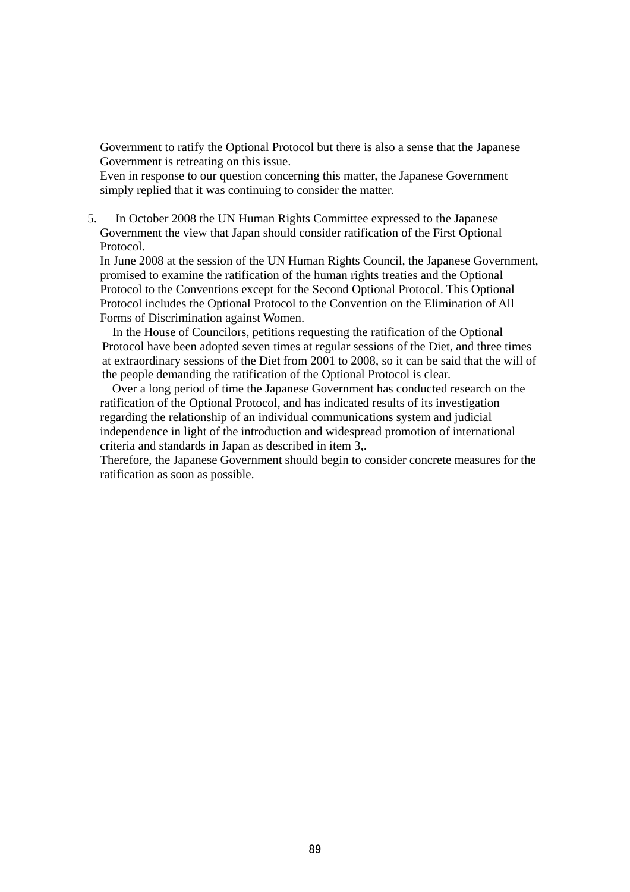Government to ratify the Optional Protocol but there is also a sense that the Japanese Government is retreating on this issue.
Even in response to our question concerning this matter, the Japanese Government simply replied that it was continuing to consider the matter.

5. In October 2008 the UN Human Rights Committee expressed to the Japanese Government the view that Japan should consider ratification of the First Optional Protocol.
In June 2008 at the session of the UN Human Rights Council, the Japanese Government, promised to examine the ratification of the human rights treaties and the Optional Protocol to the Conventions except for the Second Optional Protocol. This Optional Protocol includes the Optional Protocol to the Convention on the Elimination of All Forms of Discrimination against Women.
In the House of Councilors, petitions requesting the ratification of the Optional Protocol have been adopted seven times at regular sessions of the Diet, and three times at extraordinary sessions of the Diet from 2001 to 2008, so it can be said that the will of the people demanding the ratification of the Optional Protocol is clear.
Over a long period of time the Japanese Government has conducted research on the ratification of the Optional Protocol, and has indicated results of its investigation regarding the relationship of an individual communications system and judicial independence in light of the introduction and widespread promotion of international criteria and standards in Japan as described in item 3,.
Therefore, the Japanese Government should begin to consider concrete measures for the ratification as soon as possible.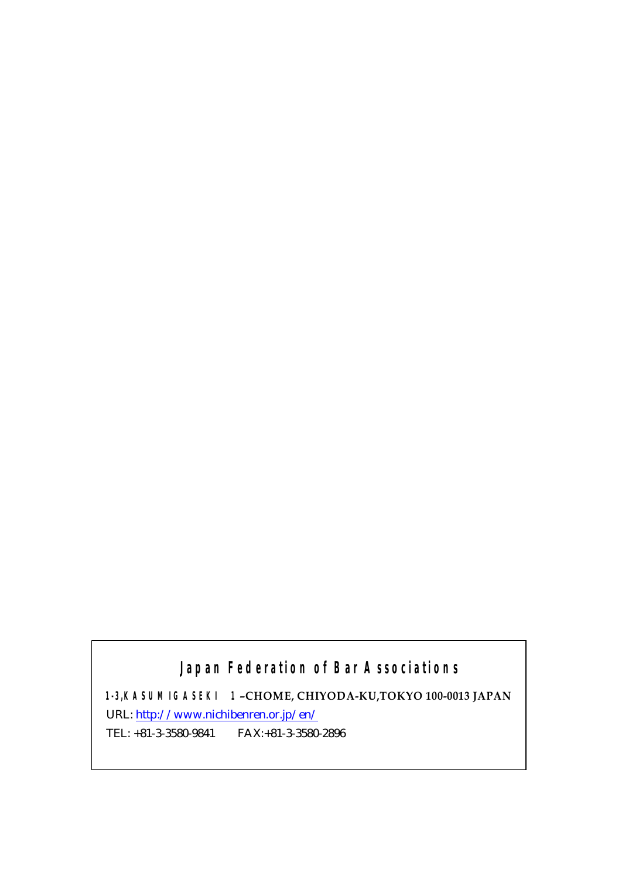## Japan Federation of Bar Associations

1-3,KASUMIGASEKI 1 –CHOME, CHIYODA-KU,TOKYO 100-0013 JAPAN

URL: http://www.nichibenren.or.jp/en/

TEL: +81-3-3580-9841 FAX:+81-3-3580-2896